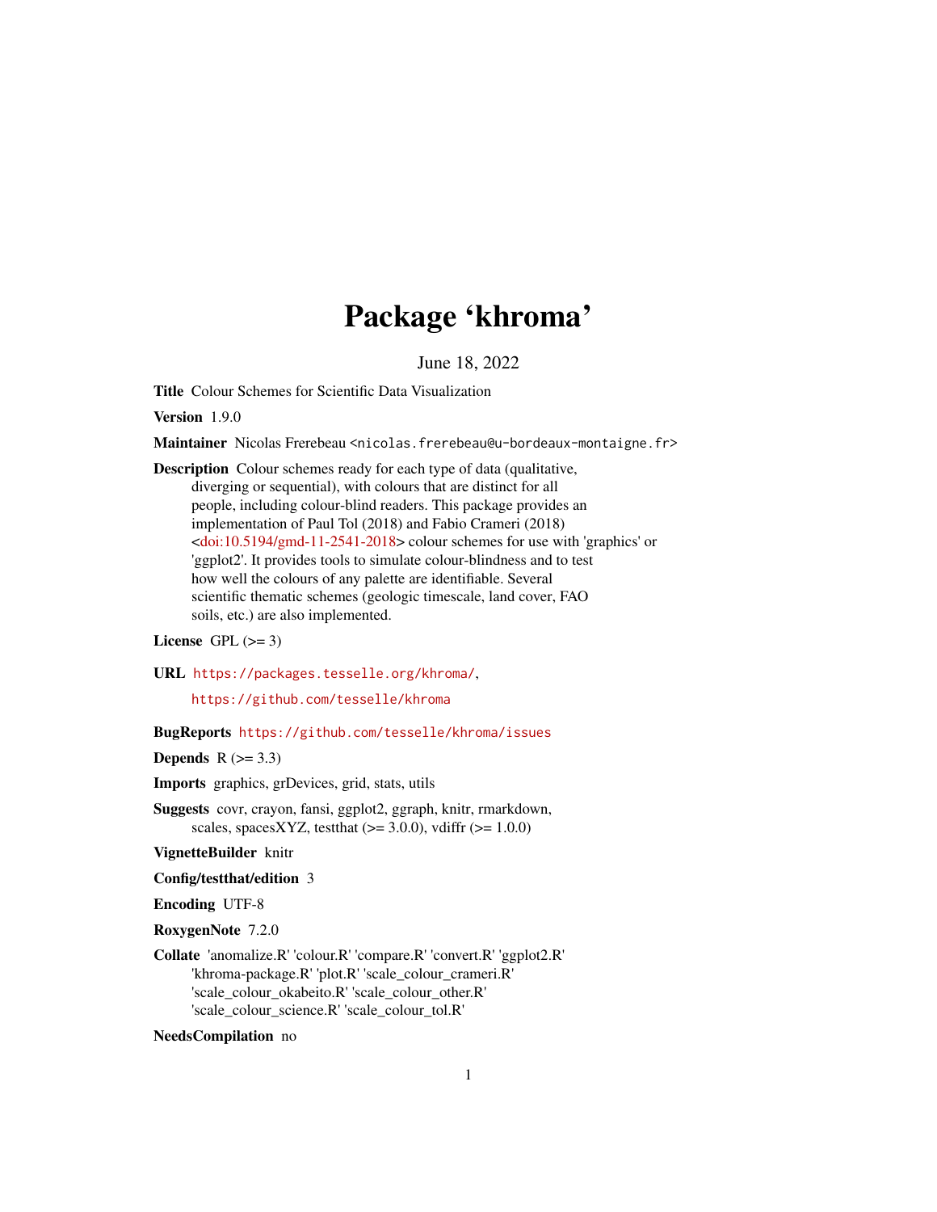# Package 'khroma'

June 18, 2022

**Title** Colour Schemes for Scientific Data Visualization

**Version** 1.9.0

**Maintainer** Nicolas Frerebeau <nicolas.frerebeau@u-bordeaux-montaigne.fr>

**Description** Colour schemes ready for each type of data (qualitative, diverging or sequential), with colours that are distinct for all people, including colour-blind readers. This package provides an implementation of Paul Tol (2018) and Fabio Crameri (2018) <doi:10.5194/gmd-11-2541-2018> colour schemes for use with 'graphics' or 'ggplot2'. It provides tools to simulate colour-blindness and to test how well the colours of any palette are identifiable. Several scientific thematic schemes (geologic timescale, land cover, FAO soils, etc.) are also implemented.

**License** GPL (>= 3)

**URL** https://packages.tesselle.org/khroma/, https://github.com/tesselle/khroma

**BugReports** https://github.com/tesselle/khroma/issues

**Depends** R (>= 3.3)

**Imports** graphics, grDevices, grid, stats, utils

**Suggests** covr, crayon, fansi, ggplot2, ggraph, knitr, rmarkdown, scales, spacesXYZ, testthat (>= 3.0.0), vdiffr (>= 1.0.0)

**VignetteBuilder** knitr

**Config/testthat/edition** 3

**Encoding** UTF-8

**RoxygenNote** 7.2.0

**Collate** 'anomalize.R' 'colour.R' 'compare.R' 'convert.R' 'ggplot2.R' 'khroma-package.R' 'plot.R' 'scale_colour_crameri.R' 'scale_colour_okabeito.R' 'scale_colour_other.R' 'scale_colour_science.R' 'scale_colour_tol.R'

**NeedsCompilation** no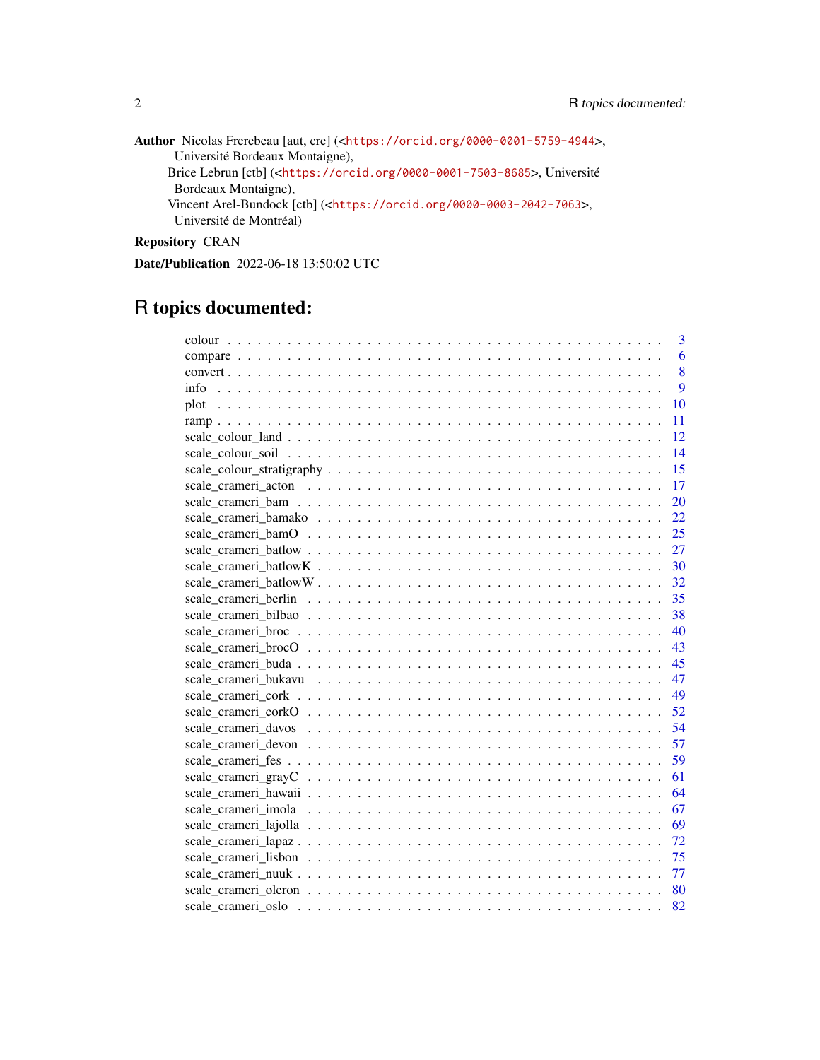**Author** Nicolas Frerebeau [aut, cre] (<https://orcid.org/0000-0001-5759-4944>, Université Bordeaux Montaigne),
Brice Lebrun [ctb] (<https://orcid.org/0000-0001-7503-8685>, Université Bordeaux Montaigne),
Vincent Arel-Bundock [ctb] (<https://orcid.org/0000-0003-2042-7063>, Université de Montréal)

**Repository** CRAN

**Date/Publication** 2022-06-18 13:50:02 UTC

# R topics documented:

| | |
|---|---|
| colour | 3 |
| compare | 6 |
| convert | 8 |
| info | 9 |
| plot | 10 |
| ramp | 11 |
| scale_colour_land | 12 |
| scale_colour_soil | 14 |
| scale_colour_stratigraphy | 15 |
| scale_crameri_acton | 17 |
| scale_crameri_bam | 20 |
| scale_crameri_bamako | 22 |
| scale_crameri_bamO | 25 |
| scale_crameri_batlow | 27 |
| scale_crameri_batlowK | 30 |
| scale_crameri_batlowW | 32 |
| scale_crameri_berlin | 35 |
| scale_crameri_bilbao | 38 |
| scale_crameri_broc | 40 |
| scale_crameri_brocO | 43 |
| scale_crameri_buda | 45 |
| scale_crameri_bukavu | 47 |
| scale_crameri_cork | 49 |
| scale_crameri_corkO | 52 |
| scale_crameri_davos | 54 |
| scale_crameri_devon | 57 |
| scale_crameri_fes | 59 |
| scale_crameri_grayC | 61 |
| scale_crameri_hawaii | 64 |
| scale_crameri_imola | 67 |
| scale_crameri_lajolla | 69 |
| scale_crameri_lapaz | 72 |
| scale_crameri_lisbon | 75 |
| scale_crameri_nuuk | 77 |
| scale_crameri_oleron | 80 |
| scale_crameri_oslo | 82 |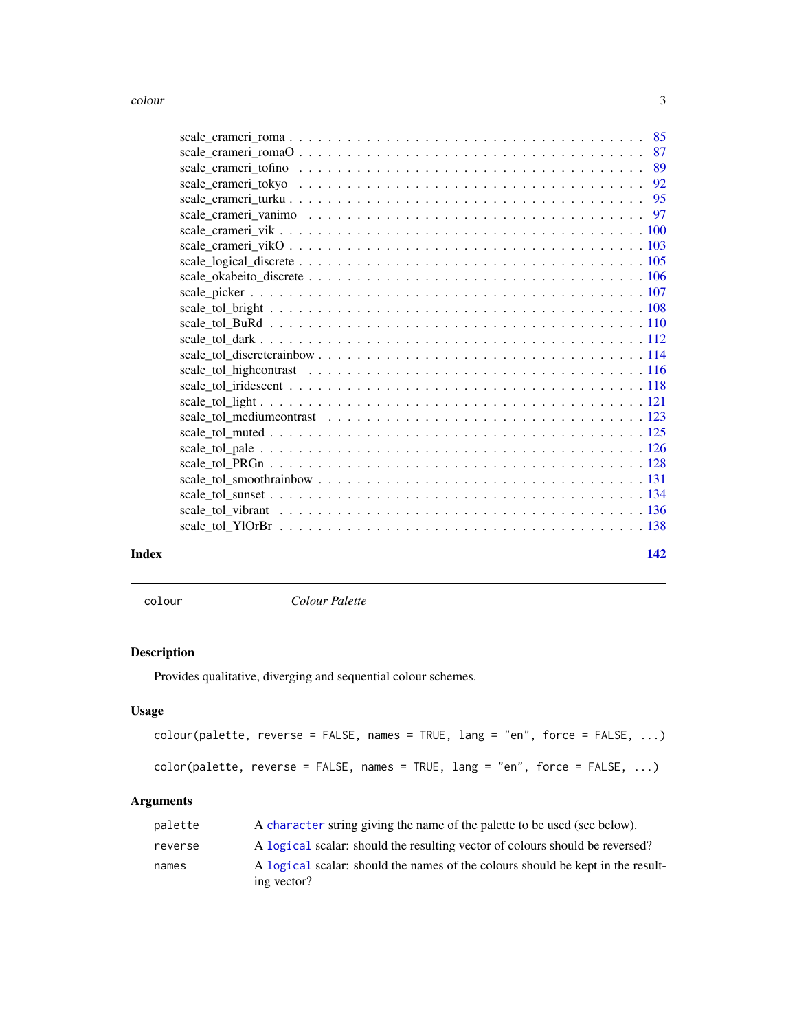scale_crameri_roma . . . . . . . . . . . . . . . . . . . . . . . . . . . . . . . . 85
scale_crameri_romaO . . . . . . . . . . . . . . . . . . . . . . . . . . . . . . . 87
scale_crameri_tofino . . . . . . . . . . . . . . . . . . . . . . . . . . . . . . . 89
scale_crameri_tokyo . . . . . . . . . . . . . . . . . . . . . . . . . . . . . . . 92
scale_crameri_turku . . . . . . . . . . . . . . . . . . . . . . . . . . . . . . . 95
scale_crameri_vanimo . . . . . . . . . . . . . . . . . . . . . . . . . . . . . . 97
scale_crameri_vik . . . . . . . . . . . . . . . . . . . . . . . . . . . . . . . . 100
scale_crameri_vikO . . . . . . . . . . . . . . . . . . . . . . . . . . . . . . . 103
scale_logical_discrete . . . . . . . . . . . . . . . . . . . . . . . . . . . . . . 105
scale_okabeito_discrete . . . . . . . . . . . . . . . . . . . . . . . . . . . . . 106
scale_picker . . . . . . . . . . . . . . . . . . . . . . . . . . . . . . . . . . . 107
scale_tol_bright . . . . . . . . . . . . . . . . . . . . . . . . . . . . . . . . . 108
scale_tol_BuRd . . . . . . . . . . . . . . . . . . . . . . . . . . . . . . . . . 110
scale_tol_dark . . . . . . . . . . . . . . . . . . . . . . . . . . . . . . . . . . 112
scale_tol_discreterainbow . . . . . . . . . . . . . . . . . . . . . . . . . . . . 114
scale_tol_highcontrast . . . . . . . . . . . . . . . . . . . . . . . . . . . . . . 116
scale_tol_iridescent . . . . . . . . . . . . . . . . . . . . . . . . . . . . . . . 118
scale_tol_light . . . . . . . . . . . . . . . . . . . . . . . . . . . . . . . . . . 121
scale_tol_mediumcontrast . . . . . . . . . . . . . . . . . . . . . . . . . . . . 123
scale_tol_muted . . . . . . . . . . . . . . . . . . . . . . . . . . . . . . . . . 125
scale_tol_pale . . . . . . . . . . . . . . . . . . . . . . . . . . . . . . . . . . 126
scale_tol_PRGn . . . . . . . . . . . . . . . . . . . . . . . . . . . . . . . . . 128
scale_tol_smoothrainbow . . . . . . . . . . . . . . . . . . . . . . . . . . . . . 131
scale_tol_sunset . . . . . . . . . . . . . . . . . . . . . . . . . . . . . . . . . 134
scale_tol_vibrant . . . . . . . . . . . . . . . . . . . . . . . . . . . . . . . . . 136
scale_tol_YlOrBr . . . . . . . . . . . . . . . . . . . . . . . . . . . . . . . . . 138

**Index** **142**

---

`colour` *Colour Palette*

---

## Description

Provides qualitative, diverging and sequential colour schemes.

## Usage

```
colour(palette, reverse = FALSE, names = TRUE, lang = "en", force = FALSE, ...)

color(palette, reverse = FALSE, names = TRUE, lang = "en", force = FALSE, ...)
```

## Arguments

| | |
|---|---|
| `palette` | A `character` string giving the name of the palette to be used (see below). |
| `reverse` | A `logical` scalar: should the resulting vector of colours should be reversed? |
| `names` | A `logical` scalar: should the names of the colours should be kept in the resulting vector? |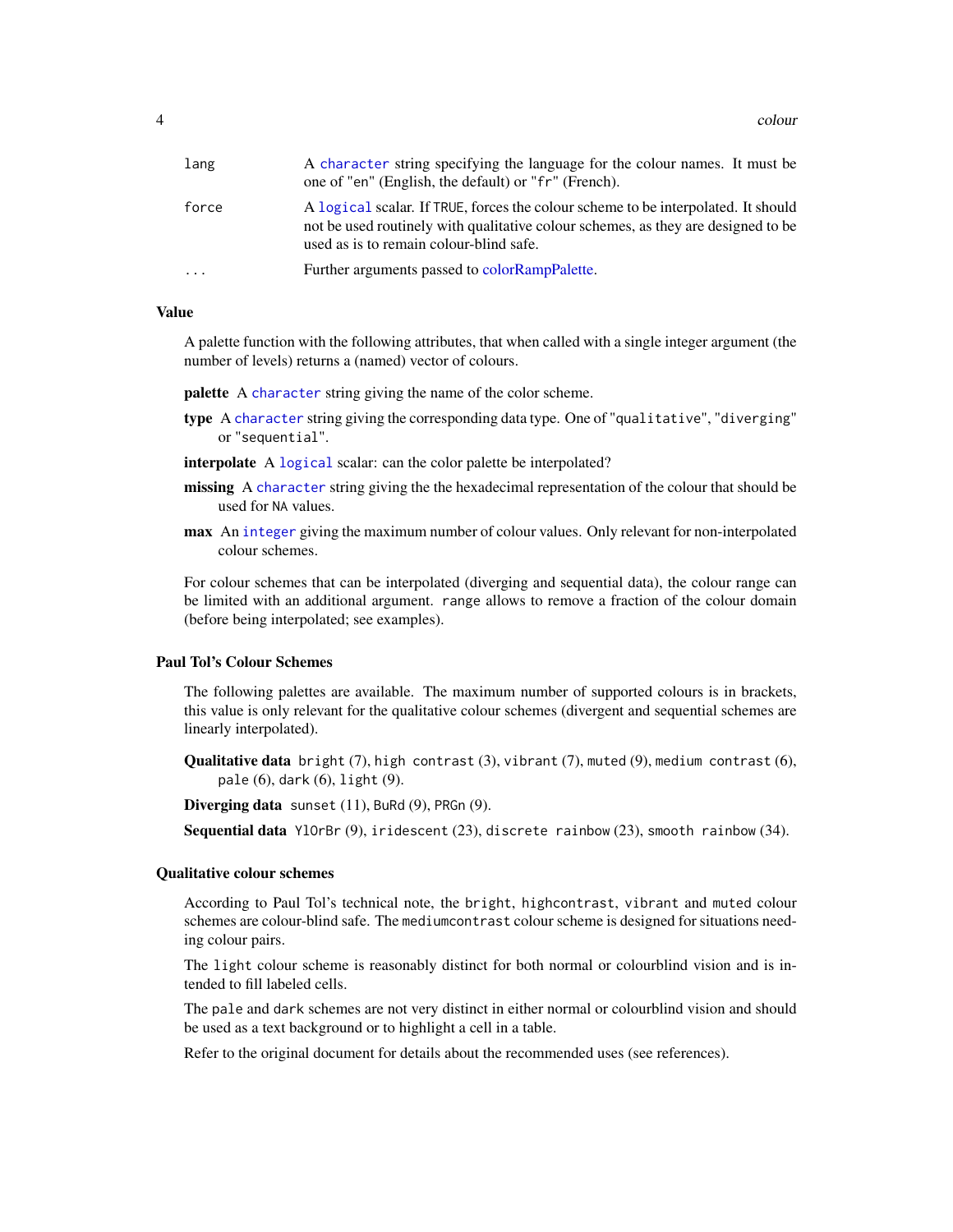| | |
|---|---|
| lang | A `character` string specifying the language for the colour names. It must be one of "en" (English, the default) or "fr" (French). |
| force | A `logical` scalar. If `TRUE`, forces the colour scheme to be interpolated. It should not be used routinely with qualitative colour schemes, as they are designed to be used as is to remain colour-blind safe. |
| ... | Further arguments passed to colorRampPalette. |

## Value

A palette function with the following attributes, that when called with a single integer argument (the number of levels) returns a (named) vector of colours.

**palette** A `character` string giving the name of the color scheme.

**type** A `character` string giving the corresponding data type. One of "`qualitative`", "`diverging`" or "`sequential`".

**interpolate** A `logical` scalar: can the color palette be interpolated?

**missing** A `character` string giving the the hexadecimal representation of the colour that should be used for `NA` values.

**max** An `integer` giving the maximum number of colour values. Only relevant for non-interpolated colour schemes.

For colour schemes that can be interpolated (diverging and sequential data), the colour range can be limited with an additional argument. `range` allows to remove a fraction of the colour domain (before being interpolated; see examples).

## Paul Tol's Colour Schemes

The following palettes are available. The maximum number of supported colours is in brackets, this value is only relevant for the qualitative colour schemes (divergent and sequential schemes are linearly interpolated).

**Qualitative data** `bright` (7), `high contrast` (3), `vibrant` (7), `muted` (9), `medium contrast` (6), `pale` (6), `dark` (6), `light` (9).

**Diverging data** `sunset` (11), `BuRd` (9), `PRGn` (9).

**Sequential data** `YlOrBr` (9), `iridescent` (23), `discrete rainbow` (23), `smooth rainbow` (34).

## Qualitative colour schemes

According to Paul Tol's technical note, the `bright`, `highcontrast`, `vibrant` and `muted` colour schemes are colour-blind safe. The `mediumcontrast` colour scheme is designed for situations needing colour pairs.

The `light` colour scheme is reasonably distinct for both normal or colourblind vision and is intended to fill labeled cells.

The `pale` and `dark` schemes are not very distinct in either normal or colourblind vision and should be used as a text background or to highlight a cell in a table.

Refer to the original document for details about the recommended uses (see references).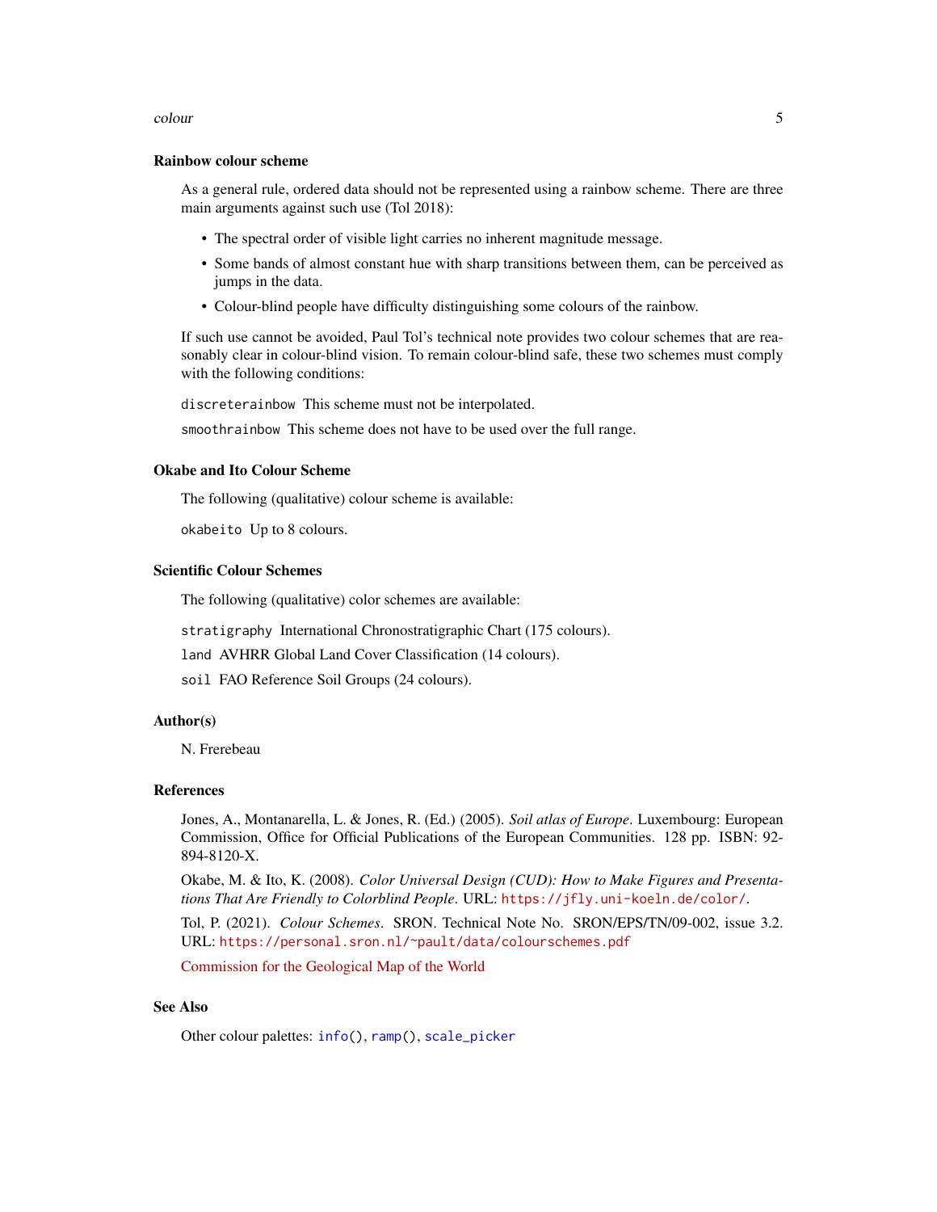### Rainbow colour scheme

As a general rule, ordered data should not be represented using a rainbow scheme. There are three main arguments against such use (Tol 2018):

- The spectral order of visible light carries no inherent magnitude message.
- Some bands of almost constant hue with sharp transitions between them, can be perceived as jumps in the data.
- Colour-blind people have difficulty distinguishing some colours of the rainbow.

If such use cannot be avoided, Paul Tol's technical note provides two colour schemes that are reasonably clear in colour-blind vision. To remain colour-blind safe, these two schemes must comply with the following conditions:

`discreterainbow` This scheme must not be interpolated.

`smoothrainbow` This scheme does not have to be used over the full range.

### Okabe and Ito Colour Scheme

The following (qualitative) colour scheme is available:

`okabeito` Up to 8 colours.

### Scientific Colour Schemes

The following (qualitative) color schemes are available:

`stratigraphy` International Chronostratigraphic Chart (175 colours).

`land` AVHRR Global Land Cover Classification (14 colours).

`soil` FAO Reference Soil Groups (24 colours).

### Author(s)

N. Frerebeau

### References

Jones, A., Montanarella, L. & Jones, R. (Ed.) (2005). *Soil atlas of Europe*. Luxembourg: European Commission, Office for Official Publications of the European Communities. 128 pp. ISBN: 92-894-8120-X.

Okabe, M. & Ito, K. (2008). *Color Universal Design (CUD): How to Make Figures and Presentations That Are Friendly to Colorblind People*. URL: https://jfly.uni-koeln.de/color/.

Tol, P. (2021). *Colour Schemes*. SRON. Technical Note No. SRON/EPS/TN/09-002, issue 3.2. URL: https://personal.sron.nl/~pault/data/colourschemes.pdf

Commission for the Geological Map of the World

### See Also

Other colour palettes: `info()`, `ramp()`, `scale_picker`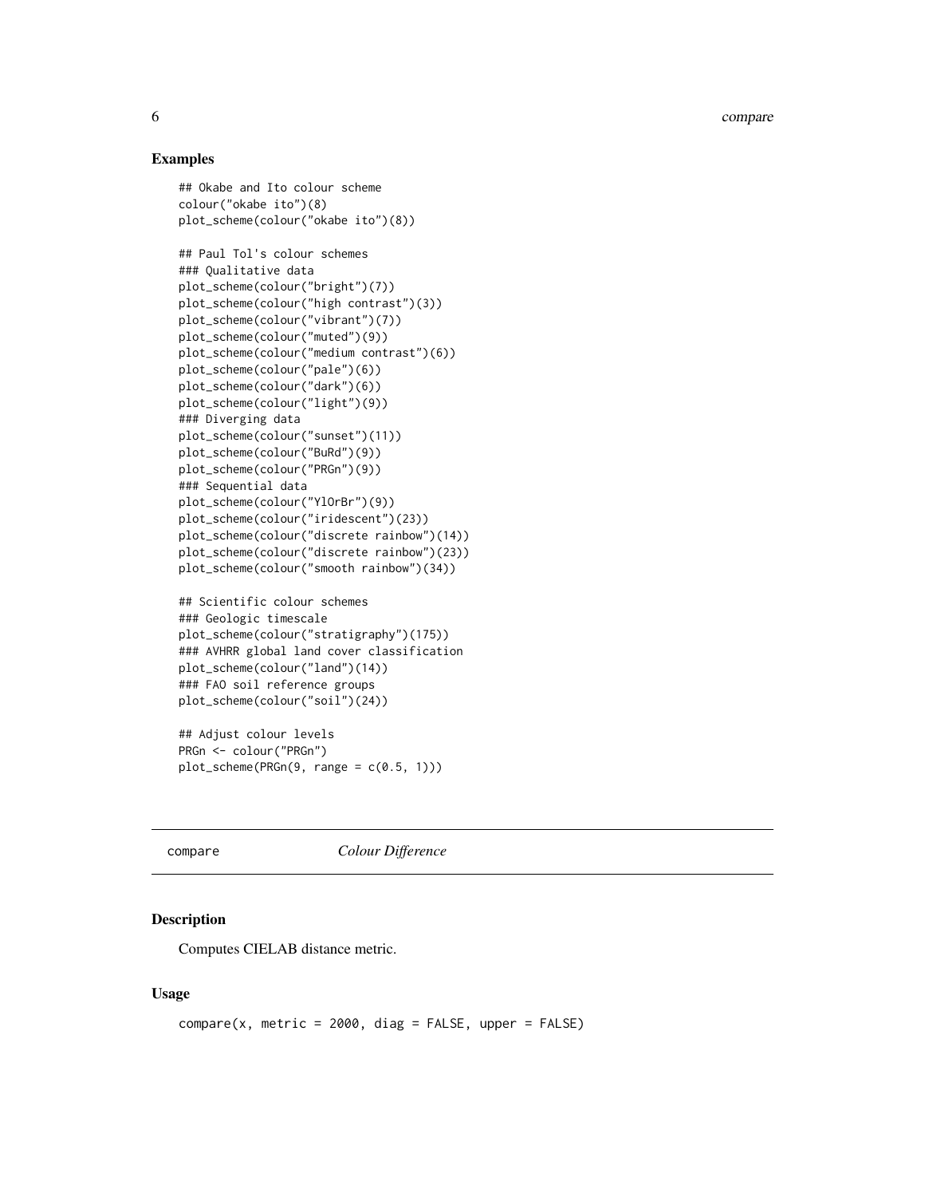## Examples

```
## Okabe and Ito colour scheme
colour("okabe ito")(8)
plot_scheme(colour("okabe ito")(8))

## Paul Tol's colour schemes
### Qualitative data
plot_scheme(colour("bright")(7))
plot_scheme(colour("high contrast")(3))
plot_scheme(colour("vibrant")(7))
plot_scheme(colour("muted")(9))
plot_scheme(colour("medium contrast")(6))
plot_scheme(colour("pale")(6))
plot_scheme(colour("dark")(6))
plot_scheme(colour("light")(9))
### Diverging data
plot_scheme(colour("sunset")(11))
plot_scheme(colour("BuRd")(9))
plot_scheme(colour("PRGn")(9))
### Sequential data
plot_scheme(colour("YlOrBr")(9))
plot_scheme(colour("iridescent")(23))
plot_scheme(colour("discrete rainbow")(14))
plot_scheme(colour("discrete rainbow")(23))
plot_scheme(colour("smooth rainbow")(34))

## Scientific colour schemes
### Geologic timescale
plot_scheme(colour("stratigraphy")(175))
### AVHRR global land cover classification
plot_scheme(colour("land")(14))
### FAO soil reference groups
plot_scheme(colour("soil")(24))

## Adjust colour levels
PRGn <- colour("PRGn")
plot_scheme(PRGn(9, range = c(0.5, 1)))
```

---

`compare` *Colour Difference*

---

## Description

Computes CIELAB distance metric.

## Usage

```
compare(x, metric = 2000, diag = FALSE, upper = FALSE)
```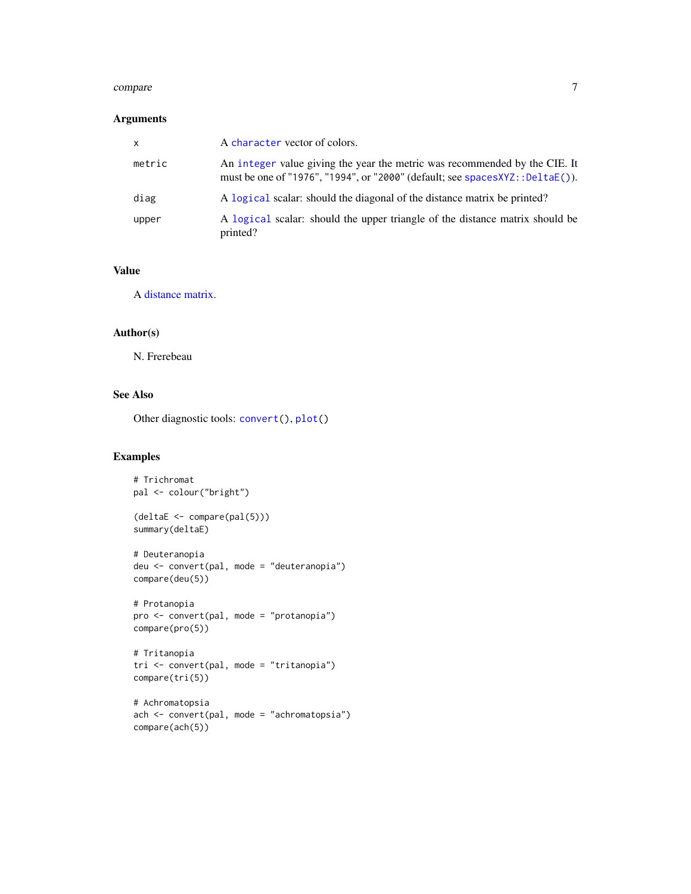### Arguments

| | |
|---|---|
| x | A `character` vector of colors. |
| metric | An `integer` value giving the year the metric was recommended by the CIE. It must be one of "1976", "1994", or "2000" (default; see `spacesXYZ::DeltaE()`). |
| diag | A `logical` scalar: should the diagonal of the distance matrix be printed? |
| upper | A `logical` scalar: should the upper triangle of the distance matrix should be printed? |

### Value

A distance matrix.

### Author(s)

N. Frerebeau

### See Also

Other diagnostic tools: `convert()`, `plot()`

### Examples

```
# Trichromat
pal <- colour("bright")

(deltaE <- compare(pal(5)))
summary(deltaE)

# Deuteranopia
deu <- convert(pal, mode = "deuteranopia")
compare(deu(5))

# Protanopia
pro <- convert(pal, mode = "protanopia")
compare(pro(5))

# Tritanopia
tri <- convert(pal, mode = "tritanopia")
compare(tri(5))

# Achromatopsia
ach <- convert(pal, mode = "achromatopsia")
compare(ach(5))
```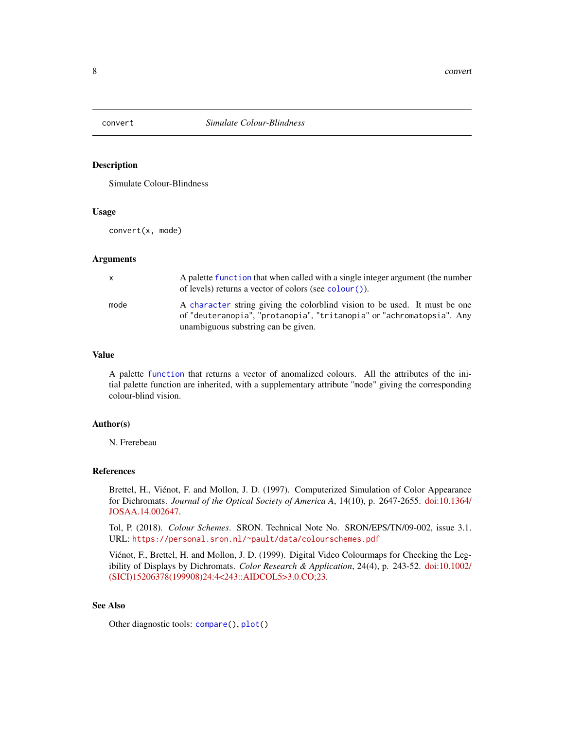# convert — *Simulate Colour-Blindness*

## Description

Simulate Colour-Blindness

## Usage

```
convert(x, mode)
```

## Arguments

| | |
|---|---|
| `x` | A palette `function` that when called with a single integer argument (the number of levels) returns a vector of colors (see `colour()`). |
| `mode` | A `character` string giving the colorblind vision to be used. It must be one of "`deuteranopia`", "`protanopia`", "`tritanopia`" or "`achromatopsia`". Any unambiguous substring can be given. |

## Value

A palette `function` that returns a vector of anomalized colours. All the attributes of the initial palette function are inherited, with a supplementary attribute "`mode`" giving the corresponding colour-blind vision.

## Author(s)

N. Frerebeau

## References

Brettel, H., Viénot, F. and Mollon, J. D. (1997). Computerized Simulation of Color Appearance for Dichromats. *Journal of the Optical Society of America A*, 14(10), p. 2647-2655. doi:10.1364/JOSAA.14.002647.

Tol, P. (2018). *Colour Schemes*. SRON. Technical Note No. SRON/EPS/TN/09-002, issue 3.1. URL: `https://personal.sron.nl/~pault/data/colourschemes.pdf`

Viénot, F., Brettel, H. and Mollon, J. D. (1999). Digital Video Colourmaps for Checking the Legibility of Displays by Dichromats. *Color Research & Application*, 24(4), p. 243-52. doi:10.1002/(SICI)15206378(199908)24:4<243::AIDCOL5>3.0.CO;23.

## See Also

Other diagnostic tools: `compare()`, `plot()`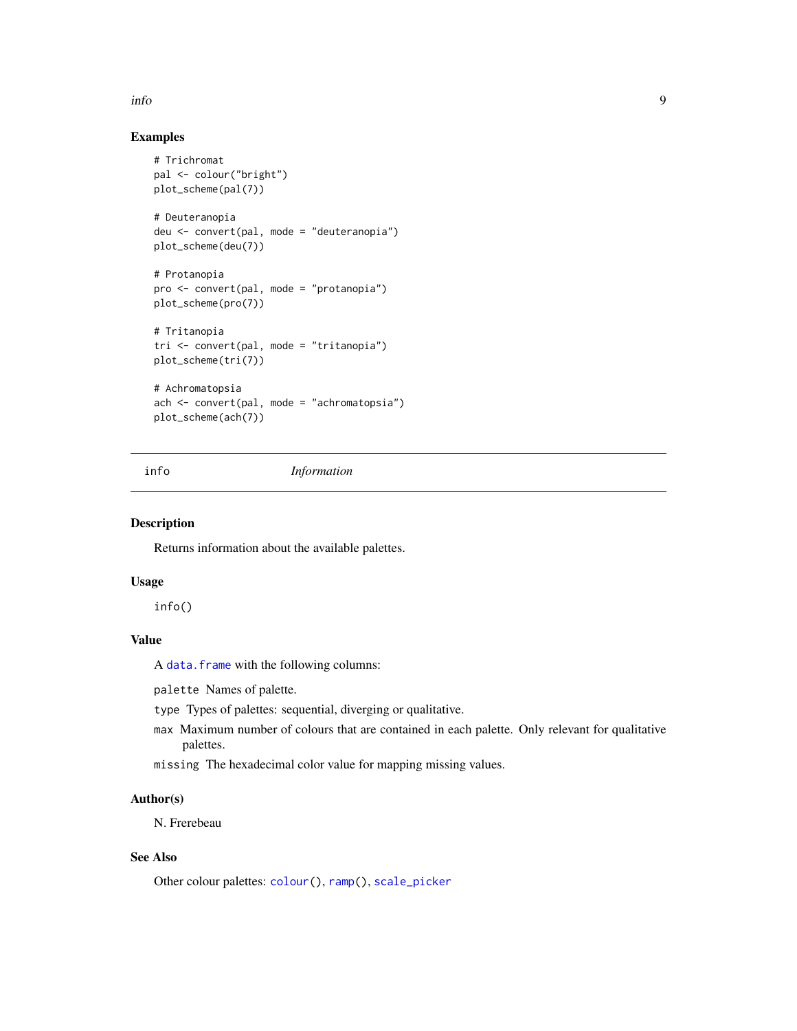### Examples

```
# Trichromat
pal <- colour("bright")
plot_scheme(pal(7))

# Deuteranopia
deu <- convert(pal, mode = "deuteranopia")
plot_scheme(deu(7))

# Protanopia
pro <- convert(pal, mode = "protanopia")
plot_scheme(pro(7))

# Tritanopia
tri <- convert(pal, mode = "tritanopia")
plot_scheme(tri(7))

# Achromatopsia
ach <- convert(pal, mode = "achromatopsia")
plot_scheme(ach(7))
```

## info — *Information*

### Description

Returns information about the available palettes.

### Usage

```
info()
```

### Value

A `data.frame` with the following columns:

- `palette` Names of palette.
- `type` Types of palettes: sequential, diverging or qualitative.
- `max` Maximum number of colours that are contained in each palette. Only relevant for qualitative palettes.
- `missing` The hexadecimal color value for mapping missing values.

### Author(s)

N. Frerebeau

### See Also

Other colour palettes: `colour()`, `ramp()`, `scale_picker`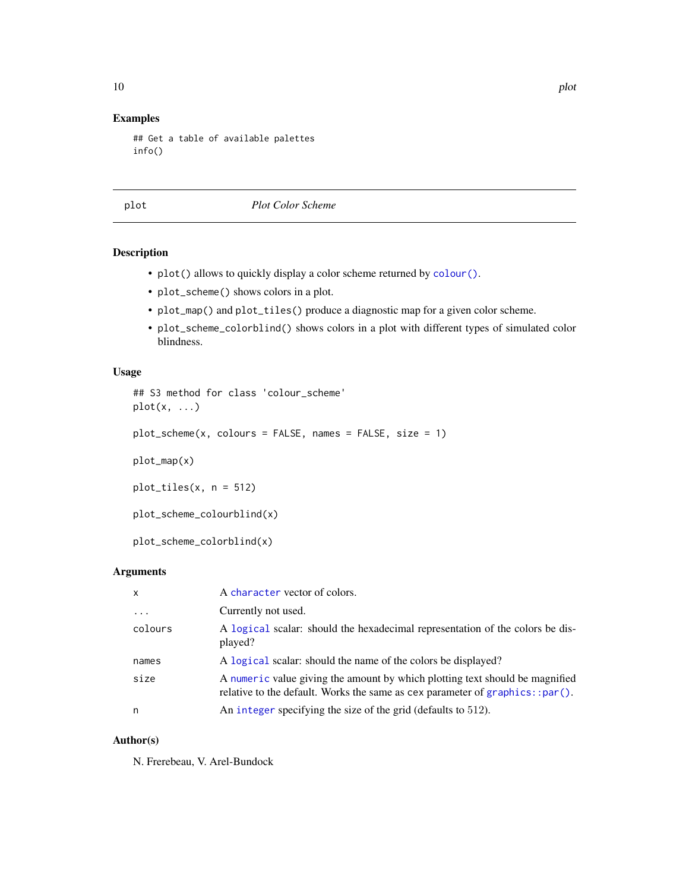## Examples

```
## Get a table of available palettes
info()
```

---

## plot — *Plot Color Scheme*

### Description

- `plot()` allows to quickly display a color scheme returned by `colour()`.
- `plot_scheme()` shows colors in a plot.
- `plot_map()` and `plot_tiles()` produce a diagnostic map for a given color scheme.
- `plot_scheme_colorblind()` shows colors in a plot with different types of simulated color blindness.

### Usage

```
## S3 method for class 'colour_scheme'
plot(x, ...)

plot_scheme(x, colours = FALSE, names = FALSE, size = 1)

plot_map(x)

plot_tiles(x, n = 512)

plot_scheme_colourblind(x)

plot_scheme_colorblind(x)
```

### Arguments

| | |
|---|---|
| `x` | A `character` vector of colors. |
| `...` | Currently not used. |
| `colours` | A `logical` scalar: should the hexadecimal representation of the colors be displayed? |
| `names` | A `logical` scalar: should the name of the colors be displayed? |
| `size` | A `numeric` value giving the amount by which plotting text should be magnified relative to the default. Works the same as `cex` parameter of `graphics::par()`. |
| `n` | An `integer` specifying the size of the grid (defaults to 512). |

### Author(s)

N. Frerebeau, V. Arel-Bundock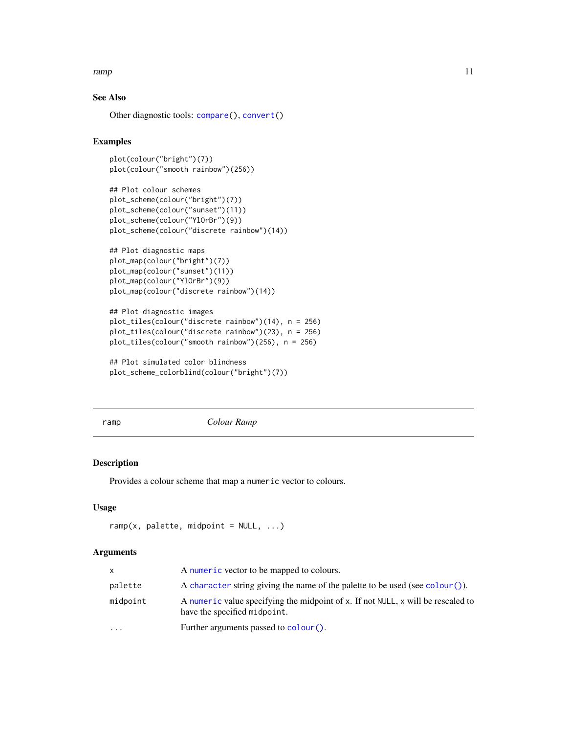### See Also

Other diagnostic tools: `compare()`, `convert()`

### Examples

```
plot(colour("bright")(7))
plot(colour("smooth rainbow")(256))

## Plot colour schemes
plot_scheme(colour("bright")(7))
plot_scheme(colour("sunset")(11))
plot_scheme(colour("YlOrBr")(9))
plot_scheme(colour("discrete rainbow")(14))

## Plot diagnostic maps
plot_map(colour("bright")(7))
plot_map(colour("sunset")(11))
plot_map(colour("YlOrBr")(9))
plot_map(colour("discrete rainbow")(14))

## Plot diagnostic images
plot_tiles(colour("discrete rainbow")(14), n = 256)
plot_tiles(colour("discrete rainbow")(23), n = 256)
plot_tiles(colour("smooth rainbow")(256), n = 256)

## Plot simulated color blindness
plot_scheme_colorblind(colour("bright")(7))
```

---

## ramp — *Colour Ramp*

### Description

Provides a colour scheme that map a `numeric` vector to colours.

### Usage

```
ramp(x, palette, midpoint = NULL, ...)
```

### Arguments

| | |
|---|---|
| `x` | A `numeric` vector to be mapped to colours. |
| `palette` | A `character` string giving the name of the palette to be used (see `colour()`). |
| `midpoint` | A `numeric` value specifying the midpoint of `x`. If not `NULL`, `x` will be rescaled to have the specified `midpoint`. |
| `...` | Further arguments passed to `colour()`. |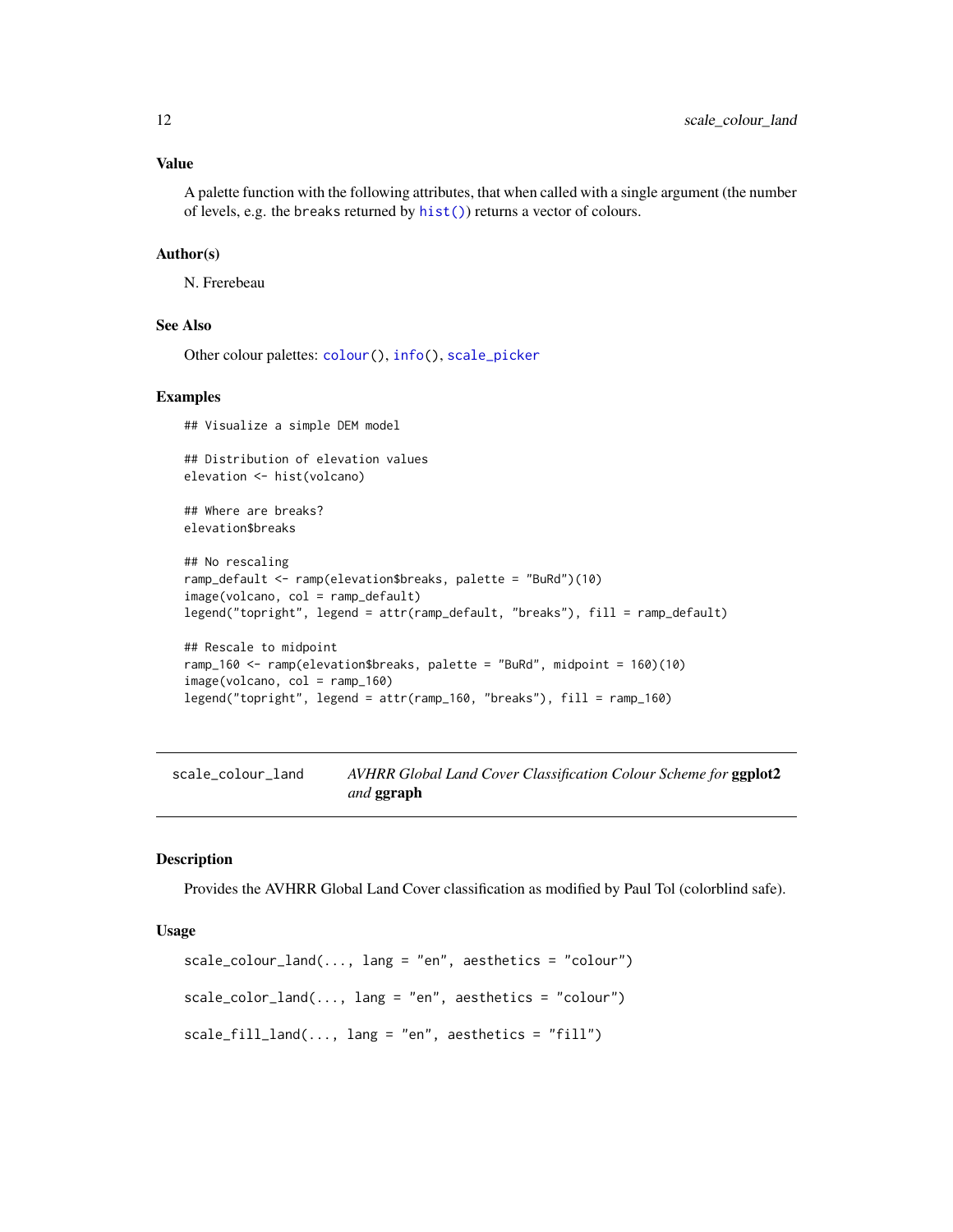### Value

A palette function with the following attributes, that when called with a single argument (the number of levels, e.g. the breaks returned by `hist()`) returns a vector of colours.

### Author(s)

N. Frerebeau

### See Also

Other colour palettes: `colour()`, `info()`, `scale_picker`

### Examples

```
## Visualize a simple DEM model

## Distribution of elevation values
elevation <- hist(volcano)

## Where are breaks?
elevation$breaks

## No rescaling
ramp_default <- ramp(elevation$breaks, palette = "BuRd")(10)
image(volcano, col = ramp_default)
legend("topright", legend = attr(ramp_default, "breaks"), fill = ramp_default)

## Rescale to midpoint
ramp_160 <- ramp(elevation$breaks, palette = "BuRd", midpoint = 160)(10)
image(volcano, col = ramp_160)
legend("topright", legend = attr(ramp_160, "breaks"), fill = ramp_160)
```

## scale_colour_land — *AVHRR Global Land Cover Classification Colour Scheme for* **ggplot2** *and* **ggraph**

### Description

Provides the AVHRR Global Land Cover classification as modified by Paul Tol (colorblind safe).

### Usage

```
scale_colour_land(..., lang = "en", aesthetics = "colour")

scale_color_land(..., lang = "en", aesthetics = "colour")

scale_fill_land(..., lang = "en", aesthetics = "fill")
```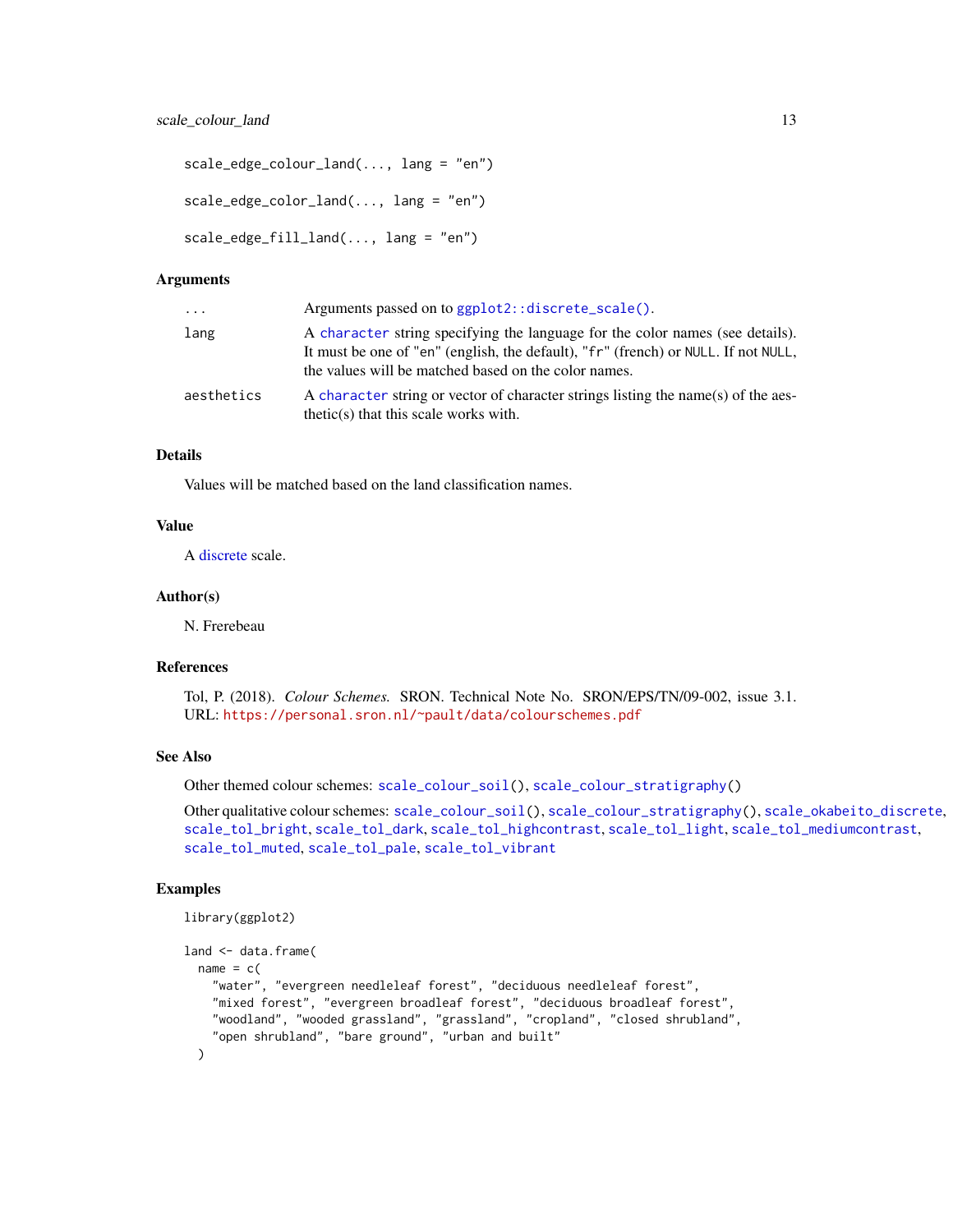```
scale_edge_colour_land(..., lang = "en")

scale_edge_color_land(..., lang = "en")

scale_edge_fill_land(..., lang = "en")
```

## Arguments

| | |
|---|---|
| `...` | Arguments passed on to `ggplot2::discrete_scale()`. |
| `lang` | A `character` string specifying the language for the color names (see details). It must be one of "en" (english, the default), "fr" (french) or `NULL`. If not `NULL`, the values will be matched based on the color names. |
| `aesthetics` | A `character` string or vector of character strings listing the name(s) of the aesthetic(s) that this scale works with. |

## Details

Values will be matched based on the land classification names.

## Value

A discrete scale.

## Author(s)

N. Frerebeau

## References

Tol, P. (2018). *Colour Schemes.* SRON. Technical Note No. SRON/EPS/TN/09-002, issue 3.1. URL: https://personal.sron.nl/~pault/data/colourschemes.pdf

## See Also

Other themed colour schemes: `scale_colour_soil()`, `scale_colour_stratigraphy()`

Other qualitative colour schemes: `scale_colour_soil()`, `scale_colour_stratigraphy()`, `scale_okabeito_discrete`, `scale_tol_bright`, `scale_tol_dark`, `scale_tol_highcontrast`, `scale_tol_light`, `scale_tol_mediumcontrast`, `scale_tol_muted`, `scale_tol_pale`, `scale_tol_vibrant`

## Examples

```
library(ggplot2)

land <- data.frame(
  name = c(
    "water", "evergreen needleleaf forest", "deciduous needleleaf forest",
    "mixed forest", "evergreen broadleaf forest", "deciduous broadleaf forest",
    "woodland", "wooded grassland", "grassland", "cropland", "closed shrubland",
    "open shrubland", "bare ground", "urban and built"
  )
```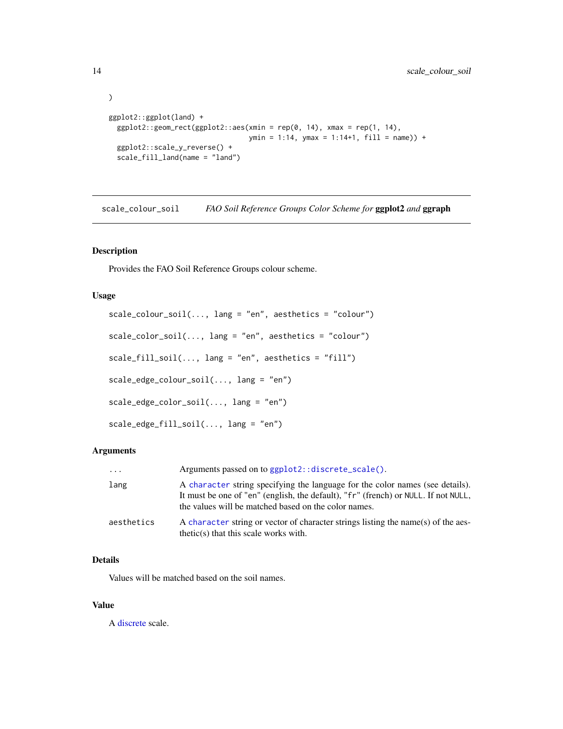```
)

ggplot2::ggplot(land) +
  ggplot2::geom_rect(ggplot2::aes(xmin = rep(0, 14), xmax = rep(1, 14),
                                  ymin = 1:14, ymax = 1:14+1, fill = name)) +
  ggplot2::scale_y_reverse() +
  scale_fill_land(name = "land")
```

## scale_colour_soil — *FAO Soil Reference Groups Color Scheme for* **ggplot2** *and* **ggraph**

### Description

Provides the FAO Soil Reference Groups colour scheme.

### Usage

```
scale_colour_soil(..., lang = "en", aesthetics = "colour")

scale_color_soil(..., lang = "en", aesthetics = "colour")

scale_fill_soil(..., lang = "en", aesthetics = "fill")

scale_edge_colour_soil(..., lang = "en")

scale_edge_color_soil(..., lang = "en")

scale_edge_fill_soil(..., lang = "en")
```

### Arguments

| | |
|---|---|
| `...` | Arguments passed on to `ggplot2::discrete_scale()`. |
| `lang` | A `character` string specifying the language for the color names (see details). It must be one of "en" (english, the default), "fr" (french) or `NULL`. If not `NULL`, the values will be matched based on the color names. |
| `aesthetics` | A `character` string or vector of character strings listing the name(s) of the aesthetic(s) that this scale works with. |

### Details

Values will be matched based on the soil names.

### Value

A discrete scale.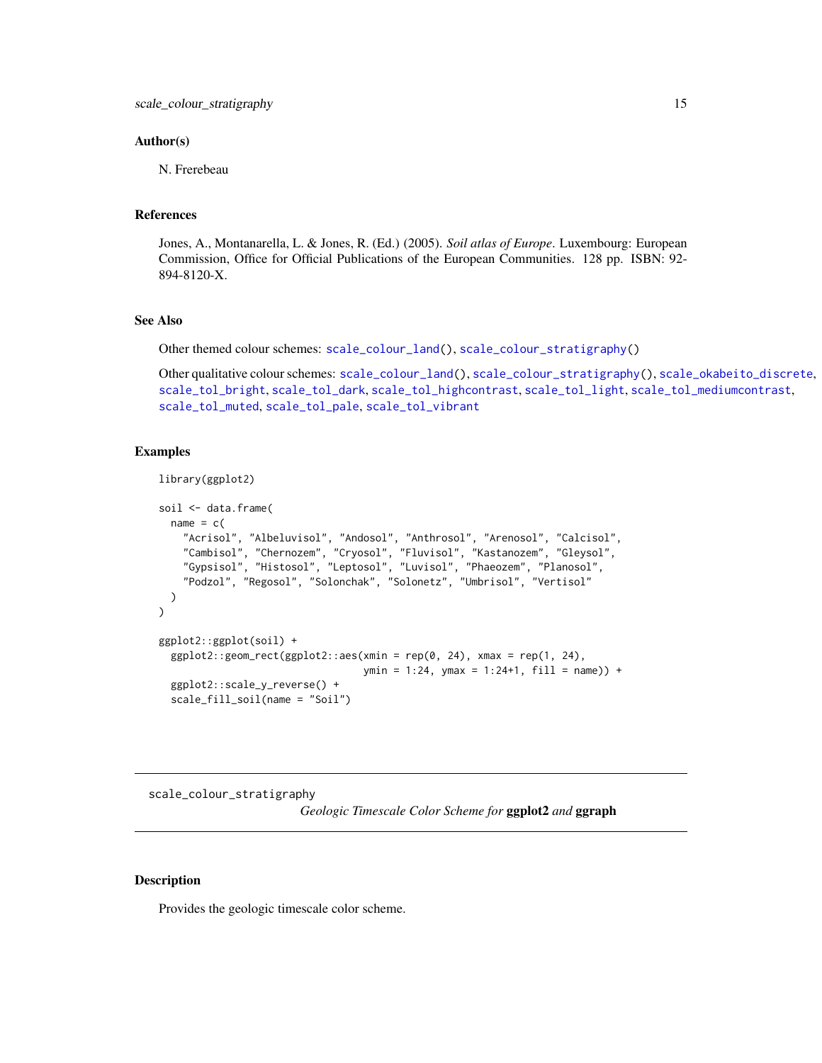### Author(s)

N. Frerebeau

### References

Jones, A., Montanarella, L. & Jones, R. (Ed.) (2005). *Soil atlas of Europe*. Luxembourg: European Commission, Office for Official Publications of the European Communities. 128 pp. ISBN: 92-894-8120-X.

### See Also

Other themed colour schemes: `scale_colour_land()`, `scale_colour_stratigraphy()`

Other qualitative colour schemes: `scale_colour_land()`, `scale_colour_stratigraphy()`, `scale_okabeito_discrete`, `scale_tol_bright`, `scale_tol_dark`, `scale_tol_highcontrast`, `scale_tol_light`, `scale_tol_mediumcontrast`, `scale_tol_muted`, `scale_tol_pale`, `scale_tol_vibrant`

### Examples

```
library(ggplot2)

soil <- data.frame(
  name = c(
    "Acrisol", "Albeluvisol", "Andosol", "Anthrosol", "Arenosol", "Calcisol",
    "Cambisol", "Chernozem", "Cryosol", "Fluvisol", "Kastanozem", "Gleysol",
    "Gypsisol", "Histosol", "Leptosol", "Luvisol", "Phaeozem", "Planosol",
    "Podzol", "Regosol", "Solonchak", "Solonetz", "Umbrisol", "Vertisol"
  )
)

ggplot2::ggplot(soil) +
  ggplot2::geom_rect(ggplot2::aes(xmin = rep(0, 24), xmax = rep(1, 24),
                                  ymin = 1:24, ymax = 1:24+1, fill = name)) +
  ggplot2::scale_y_reverse() +
  scale_fill_soil(name = "Soil")
```

---

## scale_colour_stratigraphy — *Geologic Timescale Color Scheme for* **ggplot2** *and* **ggraph**

### Description

Provides the geologic timescale color scheme.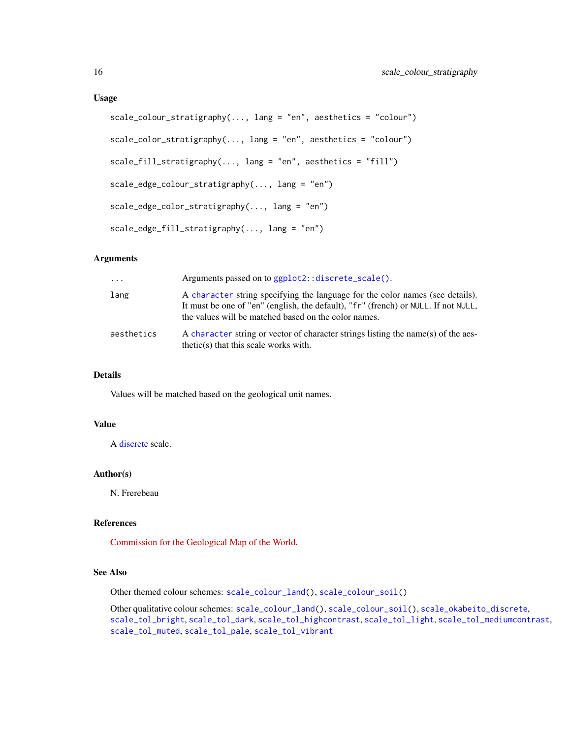### Usage

```
scale_colour_stratigraphy(..., lang = "en", aesthetics = "colour")

scale_color_stratigraphy(..., lang = "en", aesthetics = "colour")

scale_fill_stratigraphy(..., lang = "en", aesthetics = "fill")

scale_edge_colour_stratigraphy(..., lang = "en")

scale_edge_color_stratigraphy(..., lang = "en")

scale_edge_fill_stratigraphy(..., lang = "en")
```

### Arguments

| | |
|---|---|
| `...` | Arguments passed on to `ggplot2::discrete_scale()`. |
| `lang` | A `character` string specifying the language for the color names (see details). It must be one of "en" (english, the default), "fr" (french) or `NULL`. If not `NULL`, the values will be matched based on the color names. |
| `aesthetics` | A `character` string or vector of character strings listing the name(s) of the aesthetic(s) that this scale works with. |

### Details

Values will be matched based on the geological unit names.

### Value

A discrete scale.

### Author(s)

N. Frerebeau

### References

Commission for the Geological Map of the World.

### See Also

Other themed colour schemes: `scale_colour_land()`, `scale_colour_soil()`

Other qualitative colour schemes: `scale_colour_land()`, `scale_colour_soil()`, `scale_okabeito_discrete`, `scale_tol_bright`, `scale_tol_dark`, `scale_tol_highcontrast`, `scale_tol_light`, `scale_tol_mediumcontrast`, `scale_tol_muted`, `scale_tol_pale`, `scale_tol_vibrant`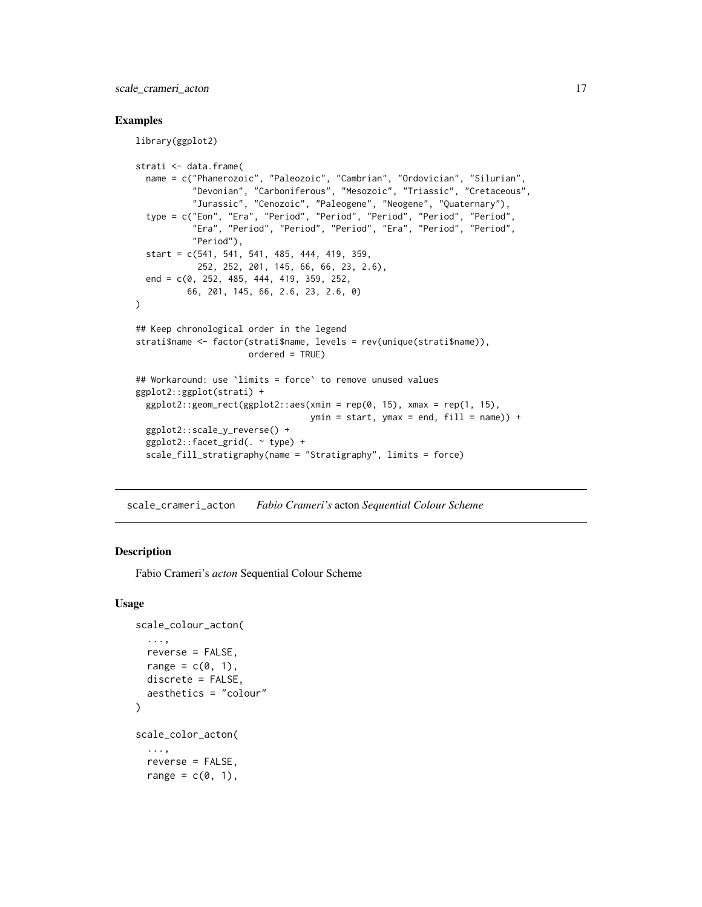### Examples

```
library(ggplot2)

strati <- data.frame(
  name = c("Phanerozoic", "Paleozoic", "Cambrian", "Ordovician", "Silurian",
           "Devonian", "Carboniferous", "Mesozoic", "Triassic", "Cretaceous",
           "Jurassic", "Cenozoic", "Paleogene", "Neogene", "Quaternary"),
  type = c("Eon", "Era", "Period", "Period", "Period", "Period", "Period",
           "Era", "Period", "Period", "Period", "Era", "Period", "Period",
           "Period"),
  start = c(541, 541, 541, 485, 444, 419, 359,
            252, 252, 201, 145, 66, 66, 23, 2.6),
  end = c(0, 252, 485, 444, 419, 359, 252,
          66, 201, 145, 66, 2.6, 23, 2.6, 0)
)

## Keep chronological order in the legend
strati$name <- factor(strati$name, levels = rev(unique(strati$name)),
                      ordered = TRUE)

## Workaround: use `limits = force` to remove unused values
ggplot2::ggplot(strati) +
  ggplot2::geom_rect(ggplot2::aes(xmin = rep(0, 15), xmax = rep(1, 15),
                                  ymin = start, ymax = end, fill = name)) +
  ggplot2::scale_y_reverse() +
  ggplot2::facet_grid(. ~ type) +
  scale_fill_stratigraphy(name = "Stratigraphy", limits = force)
```

---

## scale_crameri_acton — *Fabio Crameri's* acton *Sequential Colour Scheme*

### Description

Fabio Crameri's *acton* Sequential Colour Scheme

### Usage

```
scale_colour_acton(
  ...,
  reverse = FALSE,
  range = c(0, 1),
  discrete = FALSE,
  aesthetics = "colour"
)

scale_color_acton(
  ...,
  reverse = FALSE,
  range = c(0, 1),
```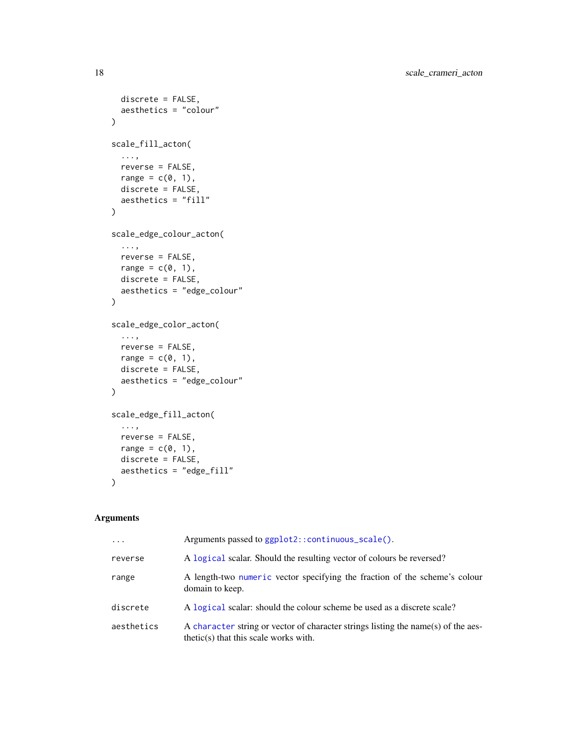```
  discrete = FALSE,
  aesthetics = "colour"
)

scale_fill_acton(
  ...,
  reverse = FALSE,
  range = c(0, 1),
  discrete = FALSE,
  aesthetics = "fill"
)

scale_edge_colour_acton(
  ...,
  reverse = FALSE,
  range = c(0, 1),
  discrete = FALSE,
  aesthetics = "edge_colour"
)

scale_edge_color_acton(
  ...,
  reverse = FALSE,
  range = c(0, 1),
  discrete = FALSE,
  aesthetics = "edge_colour"
)

scale_edge_fill_acton(
  ...,
  reverse = FALSE,
  range = c(0, 1),
  discrete = FALSE,
  aesthetics = "edge_fill"
)
```

## Arguments

| | |
|---|---|
| `...` | Arguments passed to `ggplot2::continuous_scale()`. |
| `reverse` | A `logical` scalar. Should the resulting vector of colours be reversed? |
| `range` | A length-two `numeric` vector specifying the fraction of the scheme's colour domain to keep. |
| `discrete` | A `logical` scalar: should the colour scheme be used as a discrete scale? |
| `aesthetics` | A `character` string or vector of character strings listing the name(s) of the aesthetic(s) that this scale works with. |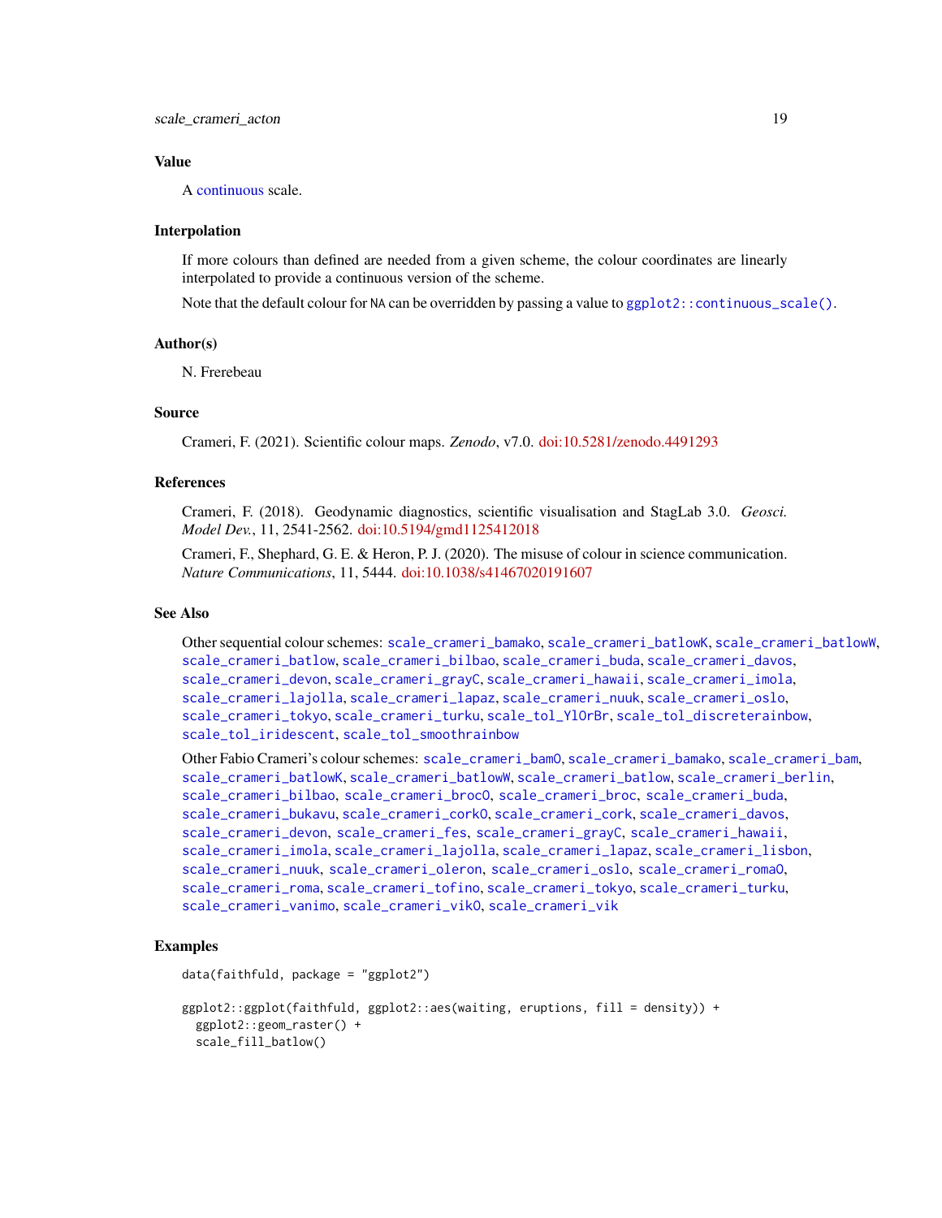## Value

A continuous scale.

## Interpolation

If more colours than defined are needed from a given scheme, the colour coordinates are linearly interpolated to provide a continuous version of the scheme.

Note that the default colour for `NA` can be overridden by passing a value to `ggplot2::continuous_scale()`.

## Author(s)

N. Frerebeau

## Source

Crameri, F. (2021). Scientific colour maps. *Zenodo*, v7.0. doi:10.5281/zenodo.4491293

## References

Crameri, F. (2018). Geodynamic diagnostics, scientific visualisation and StagLab 3.0. *Geosci. Model Dev.*, 11, 2541-2562. doi:10.5194/gmd1125412018

Crameri, F., Shephard, G. E. & Heron, P. J. (2020). The misuse of colour in science communication. *Nature Communications*, 11, 5444. doi:10.1038/s41467020191607

## See Also

Other sequential colour schemes: `scale_crameri_bamako`, `scale_crameri_batlowK`, `scale_crameri_batlowW`, `scale_crameri_batlow`, `scale_crameri_bilbao`, `scale_crameri_buda`, `scale_crameri_davos`, `scale_crameri_devon`, `scale_crameri_grayC`, `scale_crameri_hawaii`, `scale_crameri_imola`, `scale_crameri_lajolla`, `scale_crameri_lapaz`, `scale_crameri_nuuk`, `scale_crameri_oslo`, `scale_crameri_tokyo`, `scale_crameri_turku`, `scale_tol_YlOrBr`, `scale_tol_discreterainbow`, `scale_tol_iridescent`, `scale_tol_smoothrainbow`

Other Fabio Crameri's colour schemes: `scale_crameri_bamO`, `scale_crameri_bamako`, `scale_crameri_bam`, `scale_crameri_batlowK`, `scale_crameri_batlowW`, `scale_crameri_batlow`, `scale_crameri_berlin`, `scale_crameri_bilbao`, `scale_crameri_brocO`, `scale_crameri_broc`, `scale_crameri_buda`, `scale_crameri_bukavu`, `scale_crameri_corkO`, `scale_crameri_cork`, `scale_crameri_davos`, `scale_crameri_devon`, `scale_crameri_fes`, `scale_crameri_grayC`, `scale_crameri_hawaii`, `scale_crameri_imola`, `scale_crameri_lajolla`, `scale_crameri_lapaz`, `scale_crameri_lisbon`, `scale_crameri_nuuk`, `scale_crameri_oleron`, `scale_crameri_oslo`, `scale_crameri_romaO`, `scale_crameri_roma`, `scale_crameri_tofino`, `scale_crameri_tokyo`, `scale_crameri_turku`, `scale_crameri_vanimo`, `scale_crameri_vikO`, `scale_crameri_vik`

## Examples

```
data(faithfuld, package = "ggplot2")

ggplot2::ggplot(faithfuld, ggplot2::aes(waiting, eruptions, fill = density)) +
  ggplot2::geom_raster() +
  scale_fill_batlow()
```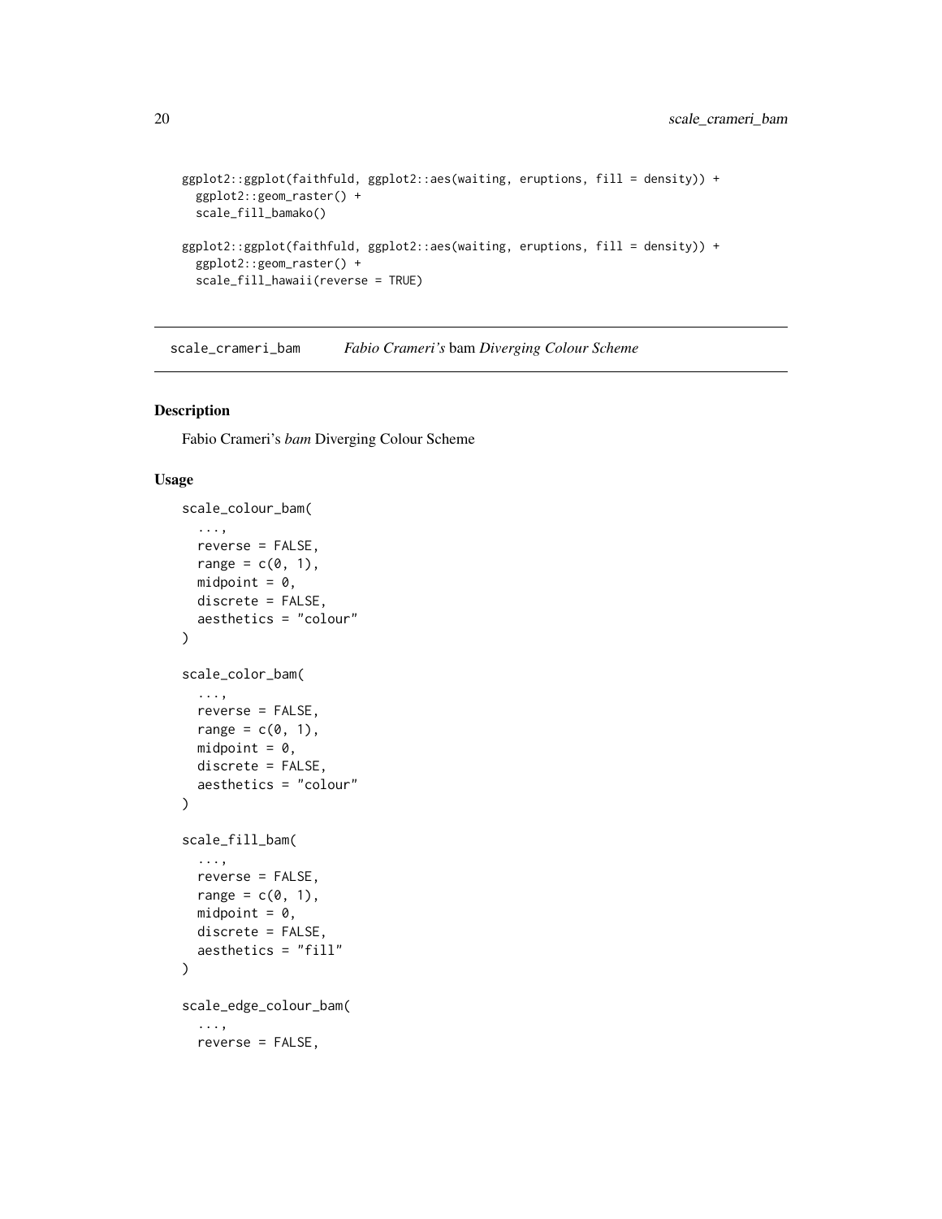```
ggplot2::ggplot(faithfuld, ggplot2::aes(waiting, eruptions, fill = density)) +
  ggplot2::geom_raster() +
  scale_fill_bamako()

ggplot2::ggplot(faithfuld, ggplot2::aes(waiting, eruptions, fill = density)) +
  ggplot2::geom_raster() +
  scale_fill_hawaii(reverse = TRUE)
```

## scale_crameri_bam *Fabio Crameri's* bam *Diverging Colour Scheme*

### Description

Fabio Crameri's *bam* Diverging Colour Scheme

### Usage

```
scale_colour_bam(
  ...,
  reverse = FALSE,
  range = c(0, 1),
  midpoint = 0,
  discrete = FALSE,
  aesthetics = "colour"
)

scale_color_bam(
  ...,
  reverse = FALSE,
  range = c(0, 1),
  midpoint = 0,
  discrete = FALSE,
  aesthetics = "colour"
)

scale_fill_bam(
  ...,
  reverse = FALSE,
  range = c(0, 1),
  midpoint = 0,
  discrete = FALSE,
  aesthetics = "fill"
)

scale_edge_colour_bam(
  ...,
  reverse = FALSE,
```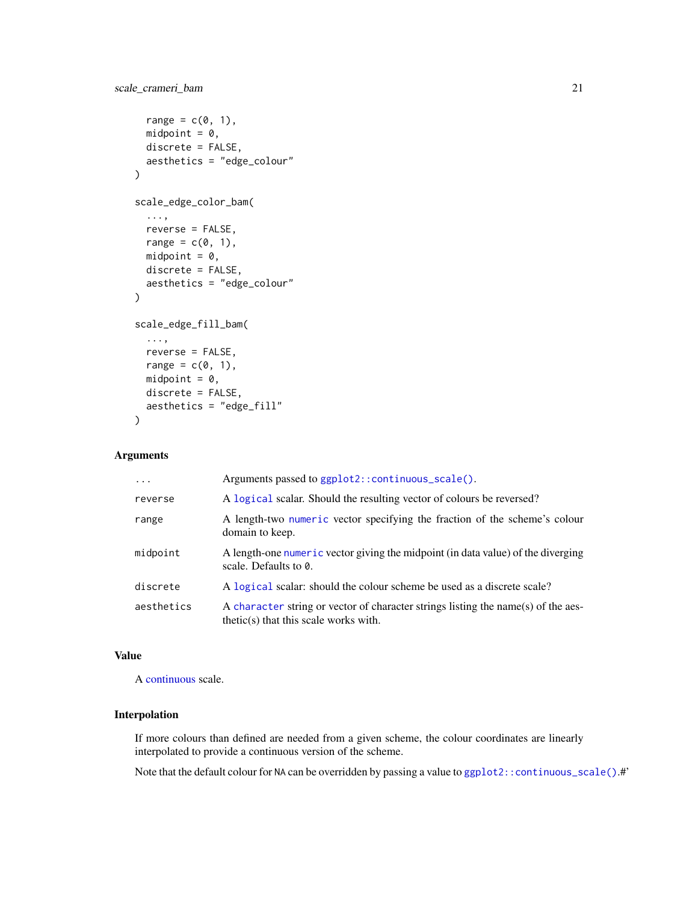```
  range = c(0, 1),
  midpoint = 0,
  discrete = FALSE,
  aesthetics = "edge_colour"
)

scale_edge_color_bam(
  ...,
  reverse = FALSE,
  range = c(0, 1),
  midpoint = 0,
  discrete = FALSE,
  aesthetics = "edge_colour"
)

scale_edge_fill_bam(
  ...,
  reverse = FALSE,
  range = c(0, 1),
  midpoint = 0,
  discrete = FALSE,
  aesthetics = "edge_fill"
)
```

### Arguments

| | |
|---|---|
| `...` | Arguments passed to `ggplot2::continuous_scale()`. |
| `reverse` | A `logical` scalar. Should the resulting vector of colours be reversed? |
| `range` | A length-two `numeric` vector specifying the fraction of the scheme's colour domain to keep. |
| `midpoint` | A length-one `numeric` vector giving the midpoint (in data value) of the diverging scale. Defaults to `0`. |
| `discrete` | A `logical` scalar: should the colour scheme be used as a discrete scale? |
| `aesthetics` | A `character` string or vector of character strings listing the name(s) of the aesthetic(s) that this scale works with. |

### Value

A continuous scale.

### Interpolation

If more colours than defined are needed from a given scheme, the colour coordinates are linearly interpolated to provide a continuous version of the scheme.

Note that the default colour for `NA` can be overridden by passing a value to `ggplot2::continuous_scale()`.#'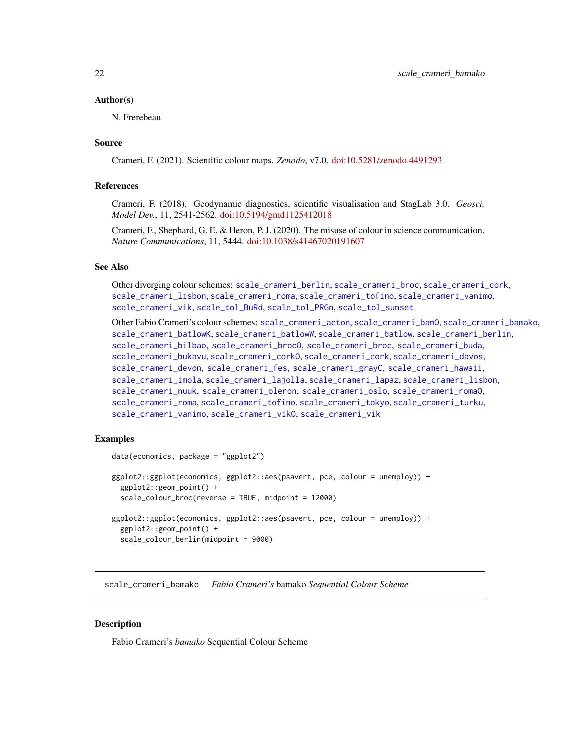## Author(s)

N. Frerebeau

## Source

Crameri, F. (2021). Scientific colour maps. *Zenodo*, v7.0. doi:10.5281/zenodo.4491293

## References

Crameri, F. (2018). Geodynamic diagnostics, scientific visualisation and StagLab 3.0. *Geosci. Model Dev.*, 11, 2541-2562. doi:10.5194/gmd1125412018

Crameri, F., Shephard, G. E. & Heron, P. J. (2020). The misuse of colour in science communication. *Nature Communications*, 11, 5444. doi:10.1038/s41467020191607

## See Also

Other diverging colour schemes: `scale_crameri_berlin`, `scale_crameri_broc`, `scale_crameri_cork`, `scale_crameri_lisbon`, `scale_crameri_roma`, `scale_crameri_tofino`, `scale_crameri_vanimo`, `scale_crameri_vik`, `scale_tol_BuRd`, `scale_tol_PRGn`, `scale_tol_sunset`

Other Fabio Crameri's colour schemes: `scale_crameri_acton`, `scale_crameri_bamO`, `scale_crameri_bamako`, `scale_crameri_batlowK`, `scale_crameri_batlowW`, `scale_crameri_batlow`, `scale_crameri_berlin`, `scale_crameri_bilbao`, `scale_crameri_brocO`, `scale_crameri_broc`, `scale_crameri_buda`, `scale_crameri_bukavu`, `scale_crameri_corkO`, `scale_crameri_cork`, `scale_crameri_davos`, `scale_crameri_devon`, `scale_crameri_fes`, `scale_crameri_grayC`, `scale_crameri_hawaii`, `scale_crameri_imola`, `scale_crameri_lajolla`, `scale_crameri_lapaz`, `scale_crameri_lisbon`, `scale_crameri_nuuk`, `scale_crameri_oleron`, `scale_crameri_oslo`, `scale_crameri_romaO`, `scale_crameri_roma`, `scale_crameri_tofino`, `scale_crameri_tokyo`, `scale_crameri_turku`, `scale_crameri_vanimo`, `scale_crameri_vikO`, `scale_crameri_vik`

## Examples

```
data(economics, package = "ggplot2")

ggplot2::ggplot(economics, ggplot2::aes(psavert, pce, colour = unemploy)) +
  ggplot2::geom_point() +
  scale_colour_broc(reverse = TRUE, midpoint = 12000)

ggplot2::ggplot(economics, ggplot2::aes(psavert, pce, colour = unemploy)) +
  ggplot2::geom_point() +
  scale_colour_berlin(midpoint = 9000)
```

---

# scale_crameri_bamako    *Fabio Crameri's* bamako *Sequential Colour Scheme*

---

## Description

Fabio Crameri's *bamako* Sequential Colour Scheme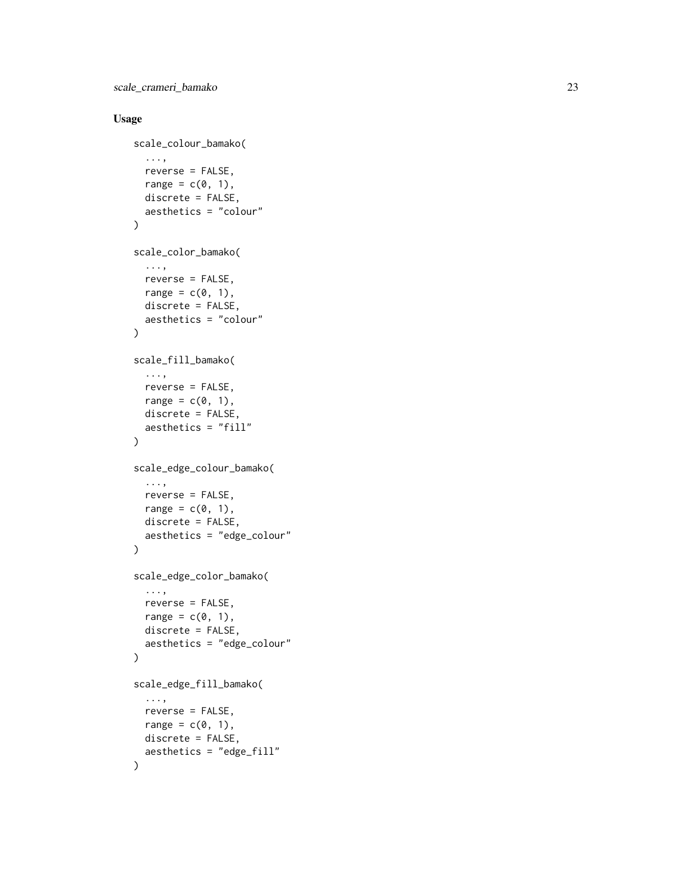### Usage

```
scale_colour_bamako(
  ...,
  reverse = FALSE,
  range = c(0, 1),
  discrete = FALSE,
  aesthetics = "colour"
)

scale_color_bamako(
  ...,
  reverse = FALSE,
  range = c(0, 1),
  discrete = FALSE,
  aesthetics = "colour"
)

scale_fill_bamako(
  ...,
  reverse = FALSE,
  range = c(0, 1),
  discrete = FALSE,
  aesthetics = "fill"
)

scale_edge_colour_bamako(
  ...,
  reverse = FALSE,
  range = c(0, 1),
  discrete = FALSE,
  aesthetics = "edge_colour"
)

scale_edge_color_bamako(
  ...,
  reverse = FALSE,
  range = c(0, 1),
  discrete = FALSE,
  aesthetics = "edge_colour"
)

scale_edge_fill_bamako(
  ...,
  reverse = FALSE,
  range = c(0, 1),
  discrete = FALSE,
  aesthetics = "edge_fill"
)
```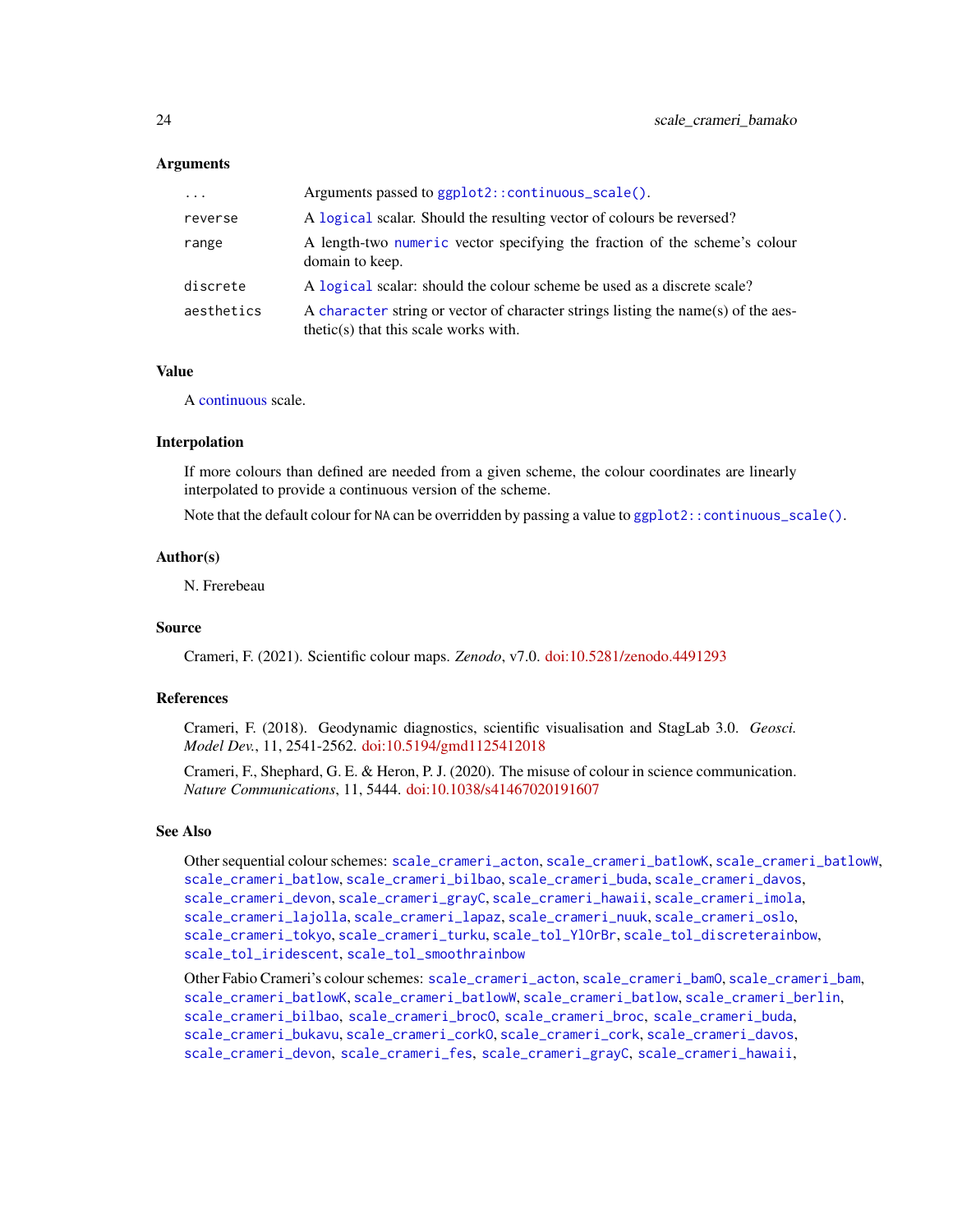### Arguments

| | |
|---|---|
| ... | Arguments passed to `ggplot2::continuous_scale()`. |
| reverse | A `logical` scalar. Should the resulting vector of colours be reversed? |
| range | A length-two `numeric` vector specifying the fraction of the scheme's colour domain to keep. |
| discrete | A `logical` scalar: should the colour scheme be used as a discrete scale? |
| aesthetics | A `character` string or vector of character strings listing the name(s) of the aesthetic(s) that this scale works with. |

### Value

A continuous scale.

### Interpolation

If more colours than defined are needed from a given scheme, the colour coordinates are linearly interpolated to provide a continuous version of the scheme.

Note that the default colour for NA can be overridden by passing a value to `ggplot2::continuous_scale()`.

### Author(s)

N. Frerebeau

### Source

Crameri, F. (2021). Scientific colour maps. *Zenodo*, v7.0. doi:10.5281/zenodo.4491293

### References

Crameri, F. (2018). Geodynamic diagnostics, scientific visualisation and StagLab 3.0. *Geosci. Model Dev.*, 11, 2541-2562. doi:10.5194/gmd1125412018

Crameri, F., Shephard, G. E. & Heron, P. J. (2020). The misuse of colour in science communication. *Nature Communications*, 11, 5444. doi:10.1038/s41467020191607

### See Also

Other sequential colour schemes: `scale_crameri_acton`, `scale_crameri_batlowK`, `scale_crameri_batlowW`, `scale_crameri_batlow`, `scale_crameri_bilbao`, `scale_crameri_buda`, `scale_crameri_davos`, `scale_crameri_devon`, `scale_crameri_grayC`, `scale_crameri_hawaii`, `scale_crameri_imola`, `scale_crameri_lajolla`, `scale_crameri_lapaz`, `scale_crameri_nuuk`, `scale_crameri_oslo`, `scale_crameri_tokyo`, `scale_crameri_turku`, `scale_tol_YlOrBr`, `scale_tol_discreterainbow`, `scale_tol_iridescent`, `scale_tol_smoothrainbow`

Other Fabio Crameri's colour schemes: `scale_crameri_acton`, `scale_crameri_bamO`, `scale_crameri_bam`, `scale_crameri_batlowK`, `scale_crameri_batlowW`, `scale_crameri_batlow`, `scale_crameri_berlin`, `scale_crameri_bilbao`, `scale_crameri_brocO`, `scale_crameri_broc`, `scale_crameri_buda`, `scale_crameri_bukavu`, `scale_crameri_corkO`, `scale_crameri_cork`, `scale_crameri_davos`, `scale_crameri_devon`, `scale_crameri_fes`, `scale_crameri_grayC`, `scale_crameri_hawaii`,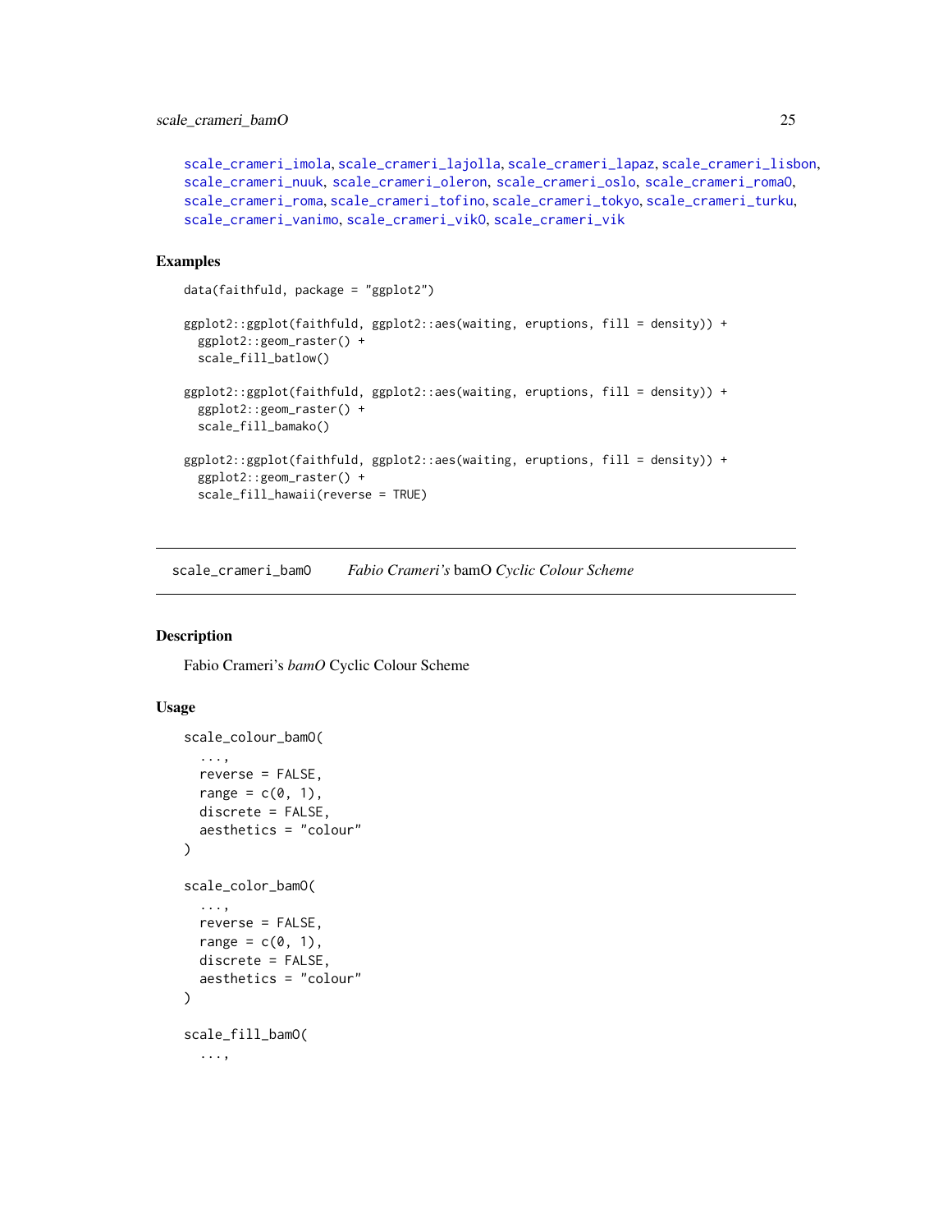scale_crameri_imola, scale_crameri_lajolla, scale_crameri_lapaz, scale_crameri_lisbon, scale_crameri_nuuk, scale_crameri_oleron, scale_crameri_oslo, scale_crameri_romaO, scale_crameri_roma, scale_crameri_tofino, scale_crameri_tokyo, scale_crameri_turku, scale_crameri_vanimo, scale_crameri_vikO, scale_crameri_vik

## Examples

```
data(faithfuld, package = "ggplot2")

ggplot2::ggplot(faithfuld, ggplot2::aes(waiting, eruptions, fill = density)) +
  ggplot2::geom_raster() +
  scale_fill_batlow()

ggplot2::ggplot(faithfuld, ggplot2::aes(waiting, eruptions, fill = density)) +
  ggplot2::geom_raster() +
  scale_fill_bamako()

ggplot2::ggplot(faithfuld, ggplot2::aes(waiting, eruptions, fill = density)) +
  ggplot2::geom_raster() +
  scale_fill_hawaii(reverse = TRUE)
```

---

# scale_crameri_bamO — *Fabio Crameri's* bamO *Cyclic Colour Scheme*

## Description

Fabio Crameri's *bamO* Cyclic Colour Scheme

## Usage

```
scale_colour_bamO(
  ...,
  reverse = FALSE,
  range = c(0, 1),
  discrete = FALSE,
  aesthetics = "colour"
)

scale_color_bamO(
  ...,
  reverse = FALSE,
  range = c(0, 1),
  discrete = FALSE,
  aesthetics = "colour"
)

scale_fill_bamO(
  ...,
```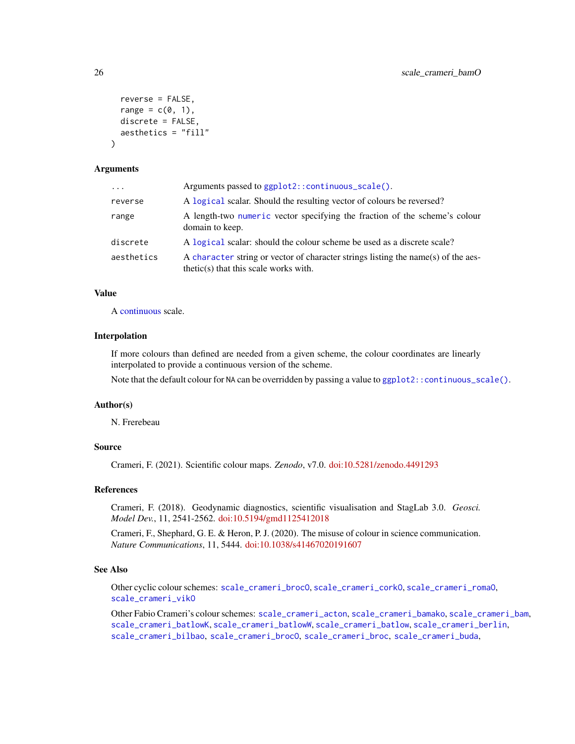```
  reverse = FALSE,
  range = c(0, 1),
  discrete = FALSE,
  aesthetics = "fill"
)
```

### Arguments

| | |
|---|---|
| `...` | Arguments passed to `ggplot2::continuous_scale()`. |
| `reverse` | A `logical` scalar. Should the resulting vector of colours be reversed? |
| `range` | A length-two `numeric` vector specifying the fraction of the scheme's colour domain to keep. |
| `discrete` | A `logical` scalar: should the colour scheme be used as a discrete scale? |
| `aesthetics` | A `character` string or vector of character strings listing the name(s) of the aesthetic(s) that this scale works with. |

### Value

A continuous scale.

### Interpolation

If more colours than defined are needed from a given scheme, the colour coordinates are linearly interpolated to provide a continuous version of the scheme.

Note that the default colour for `NA` can be overridden by passing a value to `ggplot2::continuous_scale()`.

### Author(s)

N. Frerebeau

### Source

Crameri, F. (2021). Scientific colour maps. *Zenodo*, v7.0. doi:10.5281/zenodo.4491293

### References

Crameri, F. (2018). Geodynamic diagnostics, scientific visualisation and StagLab 3.0. *Geosci. Model Dev.*, 11, 2541-2562. doi:10.5194/gmd1125412018

Crameri, F., Shephard, G. E. & Heron, P. J. (2020). The misuse of colour in science communication. *Nature Communications*, 11, 5444. doi:10.1038/s41467020191607

### See Also

Other cyclic colour schemes: `scale_crameri_brocO`, `scale_crameri_corkO`, `scale_crameri_romaO`, `scale_crameri_vikO`

Other Fabio Crameri's colour schemes: `scale_crameri_acton`, `scale_crameri_bamako`, `scale_crameri_bam`, `scale_crameri_batlowK`, `scale_crameri_batlowW`, `scale_crameri_batlow`, `scale_crameri_berlin`, `scale_crameri_bilbao`, `scale_crameri_brocO`, `scale_crameri_broc`, `scale_crameri_buda`,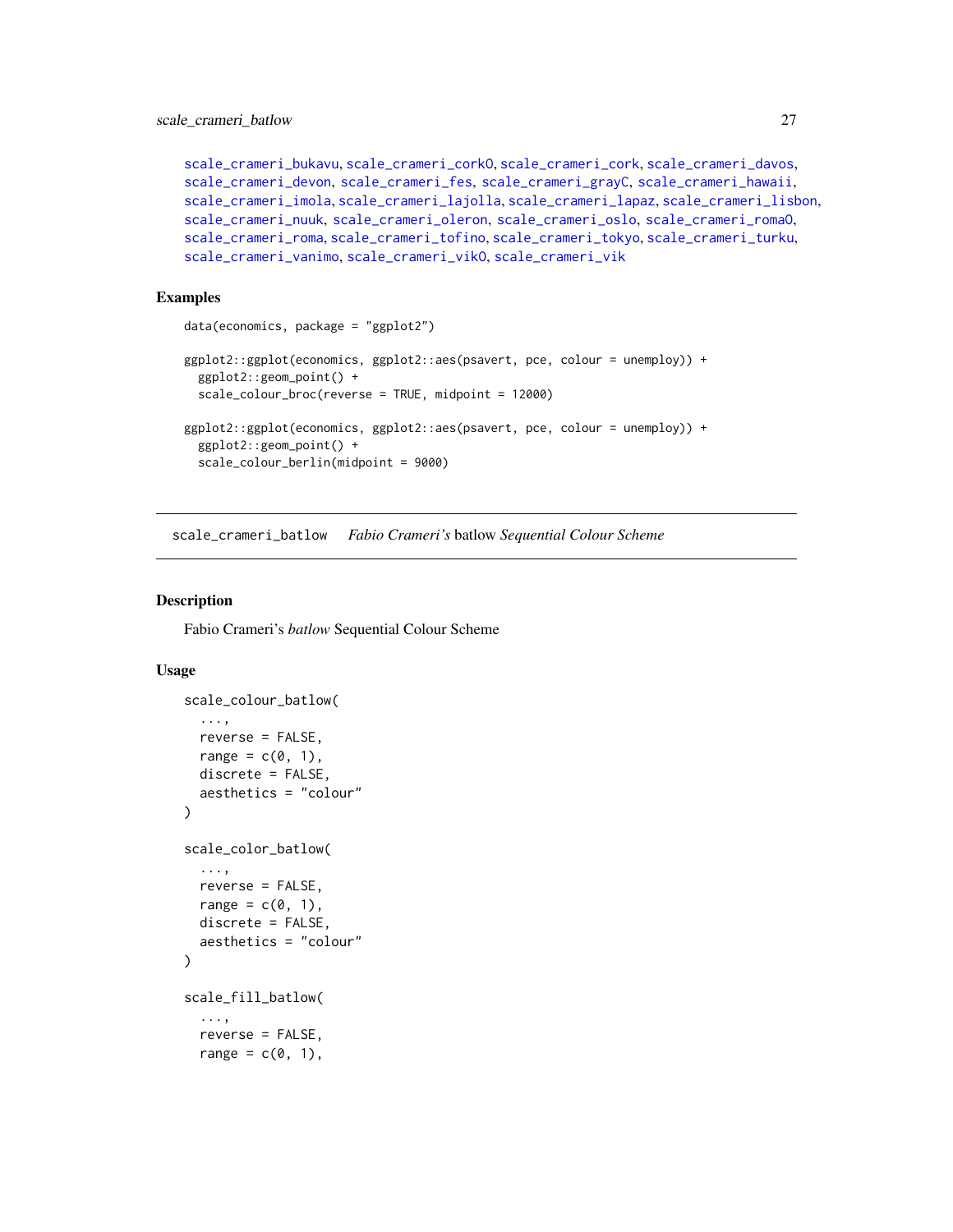scale_crameri_bukavu, scale_crameri_corkO, scale_crameri_cork, scale_crameri_davos, scale_crameri_devon, scale_crameri_fes, scale_crameri_grayC, scale_crameri_hawaii, scale_crameri_imola, scale_crameri_lajolla, scale_crameri_lapaz, scale_crameri_lisbon, scale_crameri_nuuk, scale_crameri_oleron, scale_crameri_oslo, scale_crameri_romaO, scale_crameri_roma, scale_crameri_tofino, scale_crameri_tokyo, scale_crameri_turku, scale_crameri_vanimo, scale_crameri_vikO, scale_crameri_vik

### Examples

```
data(economics, package = "ggplot2")

ggplot2::ggplot(economics, ggplot2::aes(psavert, pce, colour = unemploy)) +
  ggplot2::geom_point() +
  scale_colour_broc(reverse = TRUE, midpoint = 12000)

ggplot2::ggplot(economics, ggplot2::aes(psavert, pce, colour = unemploy)) +
  ggplot2::geom_point() +
  scale_colour_berlin(midpoint = 9000)
```

## scale_crameri_batlow    *Fabio Crameri's* batlow *Sequential Colour Scheme*

### Description

Fabio Crameri's *batlow* Sequential Colour Scheme

### Usage

```
scale_colour_batlow(
  ...,
  reverse = FALSE,
  range = c(0, 1),
  discrete = FALSE,
  aesthetics = "colour"
)

scale_color_batlow(
  ...,
  reverse = FALSE,
  range = c(0, 1),
  discrete = FALSE,
  aesthetics = "colour"
)

scale_fill_batlow(
  ...,
  reverse = FALSE,
  range = c(0, 1),
```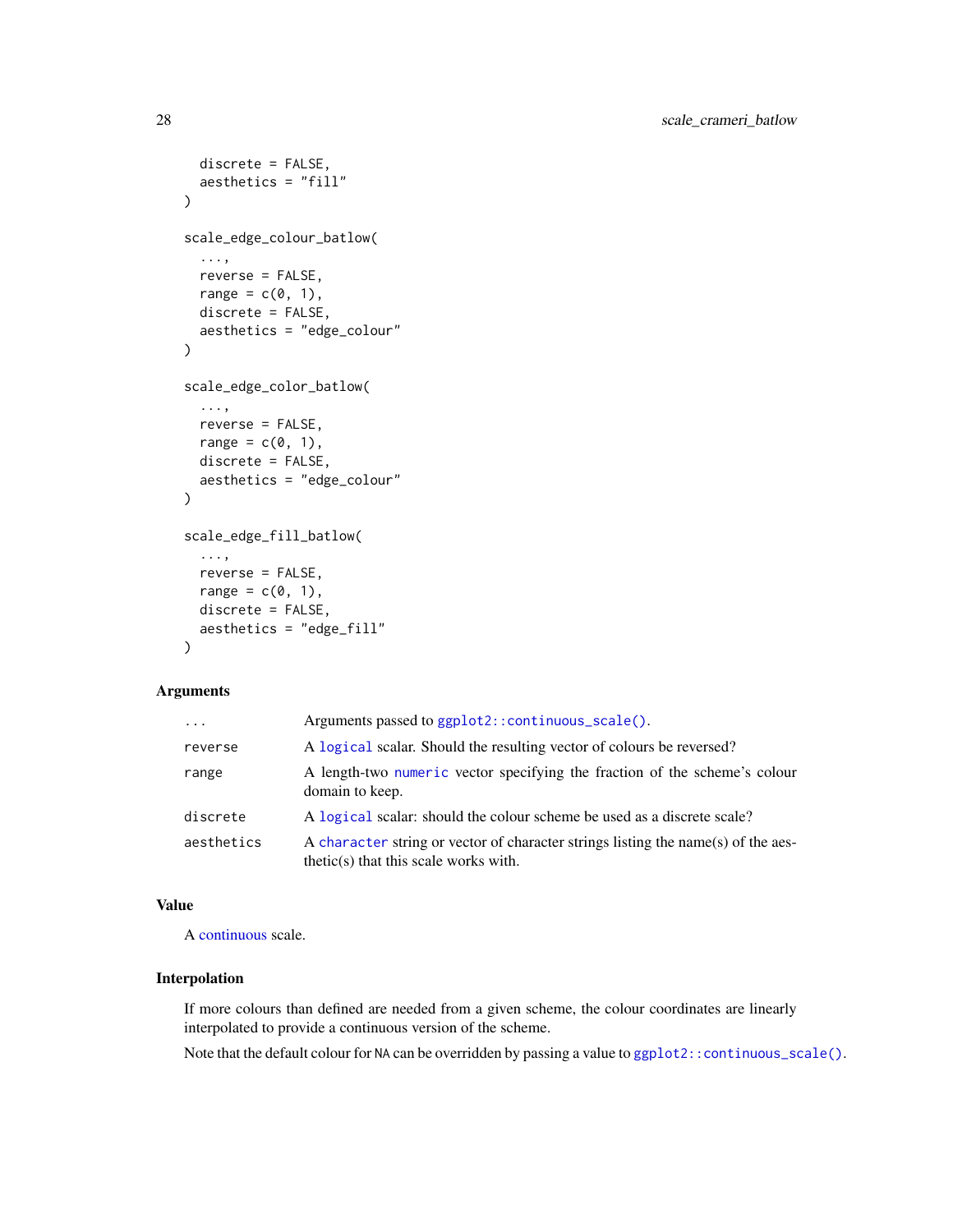```
  discrete = FALSE,
  aesthetics = "fill"
)

scale_edge_colour_batlow(
  ...,
  reverse = FALSE,
  range = c(0, 1),
  discrete = FALSE,
  aesthetics = "edge_colour"
)

scale_edge_color_batlow(
  ...,
  reverse = FALSE,
  range = c(0, 1),
  discrete = FALSE,
  aesthetics = "edge_colour"
)

scale_edge_fill_batlow(
  ...,
  reverse = FALSE,
  range = c(0, 1),
  discrete = FALSE,
  aesthetics = "edge_fill"
)
```

## Arguments

| | |
|---|---|
| `...` | Arguments passed to `ggplot2::continuous_scale()`. |
| `reverse` | A `logical` scalar. Should the resulting vector of colours be reversed? |
| `range` | A length-two `numeric` vector specifying the fraction of the scheme's colour domain to keep. |
| `discrete` | A `logical` scalar: should the colour scheme be used as a discrete scale? |
| `aesthetics` | A `character` string or vector of character strings listing the name(s) of the aesthetic(s) that this scale works with. |

## Value

A continuous scale.

## Interpolation

If more colours than defined are needed from a given scheme, the colour coordinates are linearly interpolated to provide a continuous version of the scheme.

Note that the default colour for `NA` can be overridden by passing a value to `ggplot2::continuous_scale()`.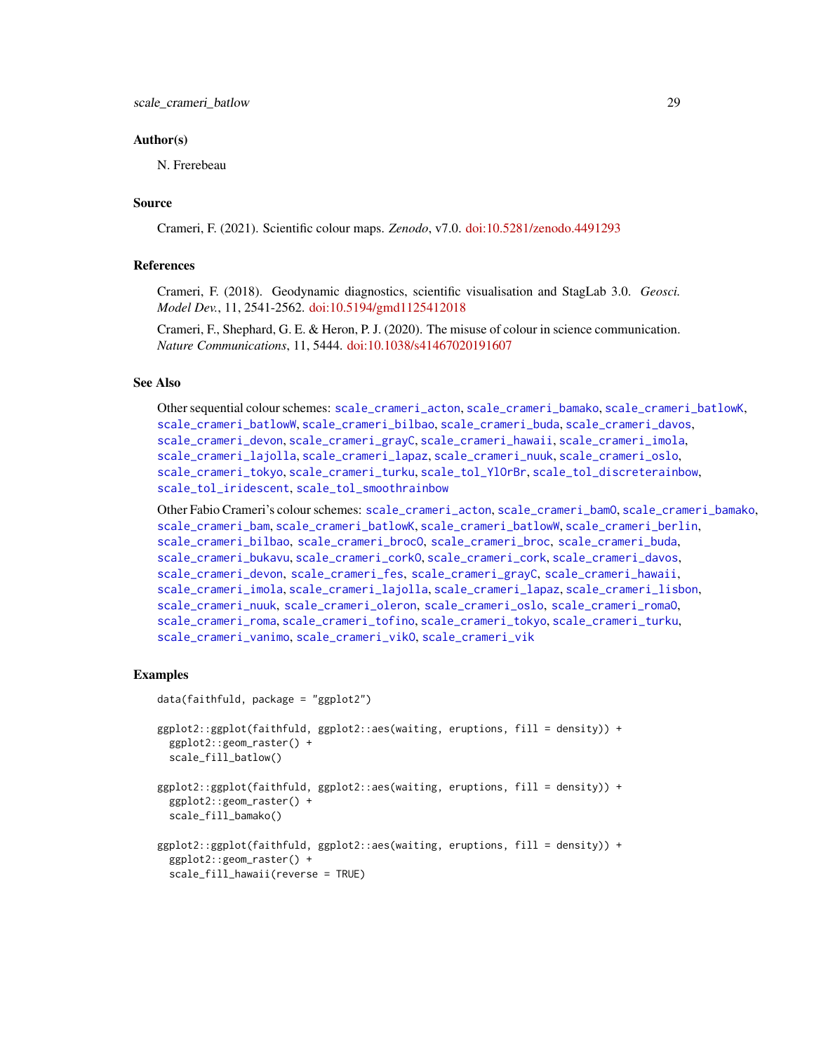## Author(s)

N. Frerebeau

## Source

Crameri, F. (2021). Scientific colour maps. *Zenodo*, v7.0. doi:10.5281/zenodo.4491293

## References

Crameri, F. (2018). Geodynamic diagnostics, scientific visualisation and StagLab 3.0. *Geosci. Model Dev.*, 11, 2541-2562. doi:10.5194/gmd1125412018

Crameri, F., Shephard, G. E. & Heron, P. J. (2020). The misuse of colour in science communication. *Nature Communications*, 11, 5444. doi:10.1038/s41467020191607

## See Also

Other sequential colour schemes: `scale_crameri_acton`, `scale_crameri_bamako`, `scale_crameri_batlowK`, `scale_crameri_batlowW`, `scale_crameri_bilbao`, `scale_crameri_buda`, `scale_crameri_davos`, `scale_crameri_devon`, `scale_crameri_grayC`, `scale_crameri_hawaii`, `scale_crameri_imola`, `scale_crameri_lajolla`, `scale_crameri_lapaz`, `scale_crameri_nuuk`, `scale_crameri_oslo`, `scale_crameri_tokyo`, `scale_crameri_turku`, `scale_tol_YlOrBr`, `scale_tol_discreterainbow`, `scale_tol_iridescent`, `scale_tol_smoothrainbow`

Other Fabio Crameri's colour schemes: `scale_crameri_acton`, `scale_crameri_bamO`, `scale_crameri_bamako`, `scale_crameri_bam`, `scale_crameri_batlowK`, `scale_crameri_batlowW`, `scale_crameri_berlin`, `scale_crameri_bilbao`, `scale_crameri_brocO`, `scale_crameri_broc`, `scale_crameri_buda`, `scale_crameri_bukavu`, `scale_crameri_corkO`, `scale_crameri_cork`, `scale_crameri_davos`, `scale_crameri_devon`, `scale_crameri_fes`, `scale_crameri_grayC`, `scale_crameri_hawaii`, `scale_crameri_imola`, `scale_crameri_lajolla`, `scale_crameri_lapaz`, `scale_crameri_lisbon`, `scale_crameri_nuuk`, `scale_crameri_oleron`, `scale_crameri_oslo`, `scale_crameri_romaO`, `scale_crameri_roma`, `scale_crameri_tofino`, `scale_crameri_tokyo`, `scale_crameri_turku`, `scale_crameri_vanimo`, `scale_crameri_vikO`, `scale_crameri_vik`

## Examples

```
data(faithfuld, package = "ggplot2")

ggplot2::ggplot(faithfuld, ggplot2::aes(waiting, eruptions, fill = density)) +
  ggplot2::geom_raster() +
  scale_fill_batlow()

ggplot2::ggplot(faithfuld, ggplot2::aes(waiting, eruptions, fill = density)) +
  ggplot2::geom_raster() +
  scale_fill_bamako()

ggplot2::ggplot(faithfuld, ggplot2::aes(waiting, eruptions, fill = density)) +
  ggplot2::geom_raster() +
  scale_fill_hawaii(reverse = TRUE)
```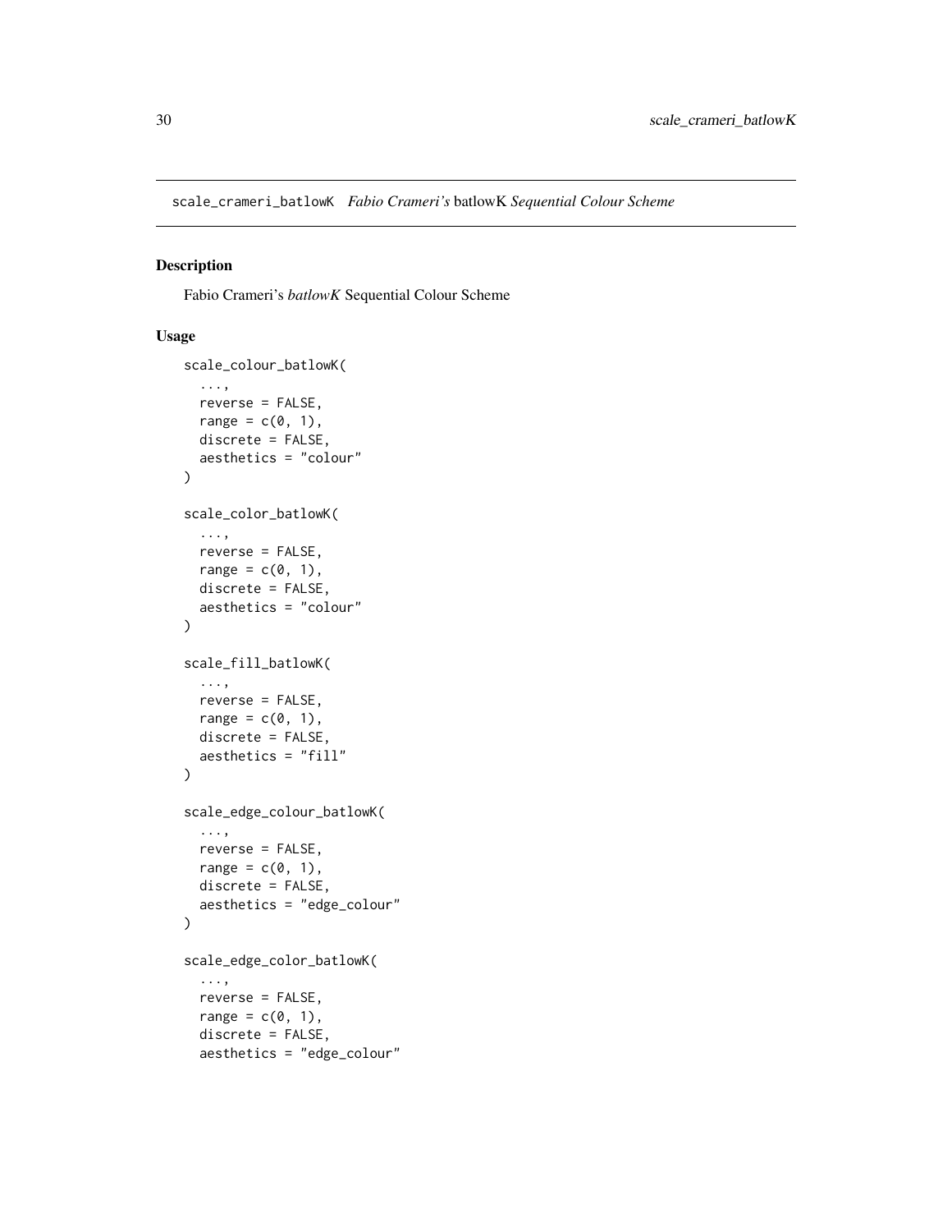scale_crameri_batlowK *Fabio Crameri's* batlowK *Sequential Colour Scheme*

## Description

Fabio Crameri's *batlowK* Sequential Colour Scheme

## Usage

```
scale_colour_batlowK(
  ...,
  reverse = FALSE,
  range = c(0, 1),
  discrete = FALSE,
  aesthetics = "colour"
)

scale_color_batlowK(
  ...,
  reverse = FALSE,
  range = c(0, 1),
  discrete = FALSE,
  aesthetics = "colour"
)

scale_fill_batlowK(
  ...,
  reverse = FALSE,
  range = c(0, 1),
  discrete = FALSE,
  aesthetics = "fill"
)

scale_edge_colour_batlowK(
  ...,
  reverse = FALSE,
  range = c(0, 1),
  discrete = FALSE,
  aesthetics = "edge_colour"
)

scale_edge_color_batlowK(
  ...,
  reverse = FALSE,
  range = c(0, 1),
  discrete = FALSE,
  aesthetics = "edge_colour"
```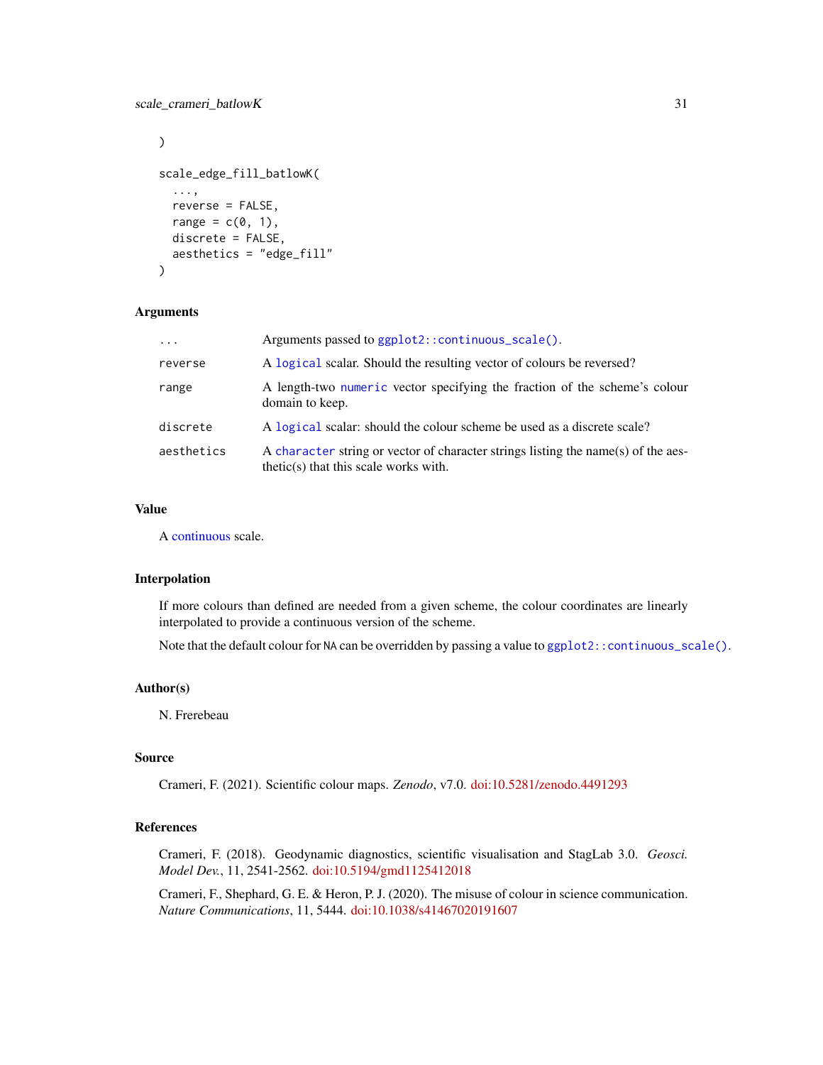```
)

scale_edge_fill_batlowK(
  ...,
  reverse = FALSE,
  range = c(0, 1),
  discrete = FALSE,
  aesthetics = "edge_fill"
)
```

### Arguments

| | |
|---|---|
| `...` | Arguments passed to `ggplot2::continuous_scale()`. |
| `reverse` | A `logical` scalar. Should the resulting vector of colours be reversed? |
| `range` | A length-two `numeric` vector specifying the fraction of the scheme's colour domain to keep. |
| `discrete` | A `logical` scalar: should the colour scheme be used as a discrete scale? |
| `aesthetics` | A `character` string or vector of character strings listing the name(s) of the aesthetic(s) that this scale works with. |

### Value

A continuous scale.

### Interpolation

If more colours than defined are needed from a given scheme, the colour coordinates are linearly interpolated to provide a continuous version of the scheme.

Note that the default colour for `NA` can be overridden by passing a value to `ggplot2::continuous_scale()`.

### Author(s)

N. Frerebeau

### Source

Crameri, F. (2021). Scientific colour maps. *Zenodo*, v7.0. doi:10.5281/zenodo.4491293

### References

Crameri, F. (2018). Geodynamic diagnostics, scientific visualisation and StagLab 3.0. *Geosci. Model Dev.*, 11, 2541-2562. doi:10.5194/gmd1125412018

Crameri, F., Shephard, G. E. & Heron, P. J. (2020). The misuse of colour in science communication. *Nature Communications*, 11, 5444. doi:10.1038/s41467020191607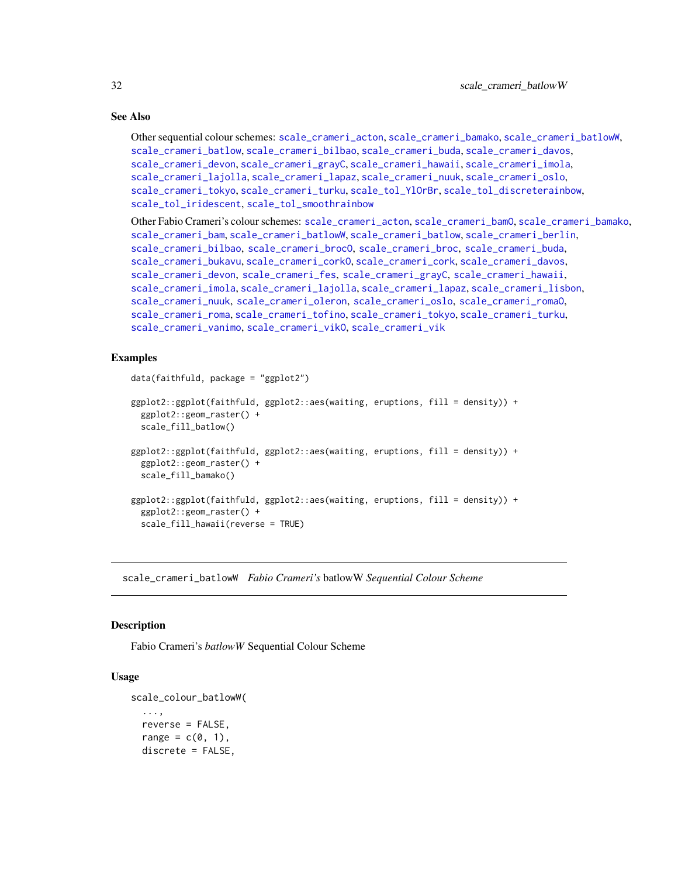### See Also

Other sequential colour schemes: scale_crameri_acton, scale_crameri_bamako, scale_crameri_batlowW, scale_crameri_batlow, scale_crameri_bilbao, scale_crameri_buda, scale_crameri_davos, scale_crameri_devon, scale_crameri_grayC, scale_crameri_hawaii, scale_crameri_imola, scale_crameri_lajolla, scale_crameri_lapaz, scale_crameri_nuuk, scale_crameri_oslo, scale_crameri_tokyo, scale_crameri_turku, scale_tol_YlOrBr, scale_tol_discreterainbow, scale_tol_iridescent, scale_tol_smoothrainbow

Other Fabio Crameri's colour schemes: scale_crameri_acton, scale_crameri_bam0, scale_crameri_bamako, scale_crameri_bam, scale_crameri_batlowW, scale_crameri_batlow, scale_crameri_berlin, scale_crameri_bilbao, scale_crameri_broc0, scale_crameri_broc, scale_crameri_buda, scale_crameri_bukavu, scale_crameri_cork0, scale_crameri_cork, scale_crameri_davos, scale_crameri_devon, scale_crameri_fes, scale_crameri_grayC, scale_crameri_hawaii, scale_crameri_imola, scale_crameri_lajolla, scale_crameri_lapaz, scale_crameri_lisbon, scale_crameri_nuuk, scale_crameri_oleron, scale_crameri_oslo, scale_crameri_roma0, scale_crameri_roma, scale_crameri_tofino, scale_crameri_tokyo, scale_crameri_turku, scale_crameri_vanimo, scale_crameri_vik0, scale_crameri_vik

### Examples

```
data(faithfuld, package = "ggplot2")

ggplot2::ggplot(faithfuld, ggplot2::aes(waiting, eruptions, fill = density)) +
  ggplot2::geom_raster() +
  scale_fill_batlow()

ggplot2::ggplot(faithfuld, ggplot2::aes(waiting, eruptions, fill = density)) +
  ggplot2::geom_raster() +
  scale_fill_bamako()

ggplot2::ggplot(faithfuld, ggplot2::aes(waiting, eruptions, fill = density)) +
  ggplot2::geom_raster() +
  scale_fill_hawaii(reverse = TRUE)
```

---

## scale_crameri_batlowW *Fabio Crameri's* batlowW *Sequential Colour Scheme*

---

### Description

Fabio Crameri's *batlowW* Sequential Colour Scheme

### Usage

```
scale_colour_batlowW(
  ...,
  reverse = FALSE,
  range = c(0, 1),
  discrete = FALSE,
```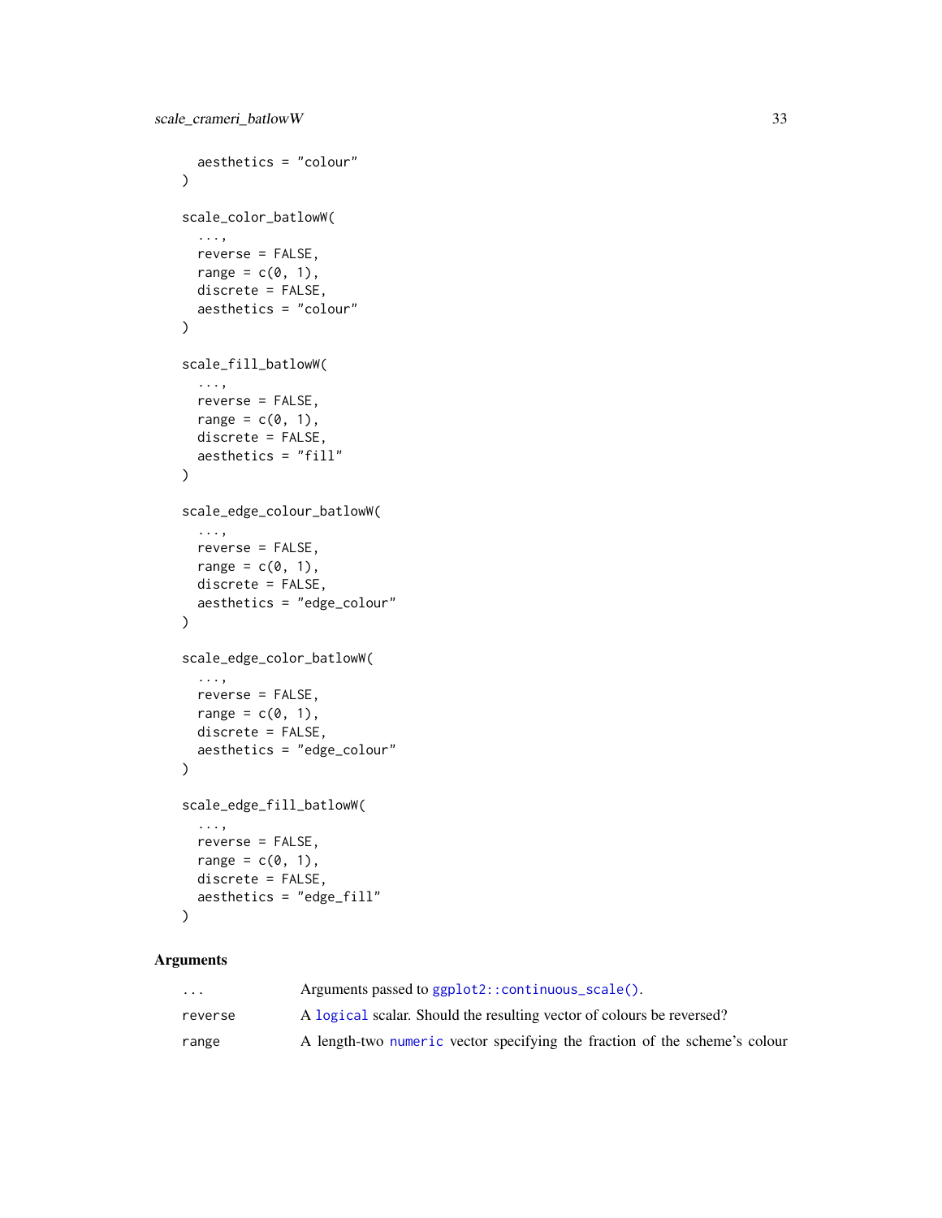```
  aesthetics = "colour"
)

scale_color_batlowW(
  ...,
  reverse = FALSE,
  range = c(0, 1),
  discrete = FALSE,
  aesthetics = "colour"
)

scale_fill_batlowW(
  ...,
  reverse = FALSE,
  range = c(0, 1),
  discrete = FALSE,
  aesthetics = "fill"
)

scale_edge_colour_batlowW(
  ...,
  reverse = FALSE,
  range = c(0, 1),
  discrete = FALSE,
  aesthetics = "edge_colour"
)

scale_edge_color_batlowW(
  ...,
  reverse = FALSE,
  range = c(0, 1),
  discrete = FALSE,
  aesthetics = "edge_colour"
)

scale_edge_fill_batlowW(
  ...,
  reverse = FALSE,
  range = c(0, 1),
  discrete = FALSE,
  aesthetics = "edge_fill"
)
```

## Arguments

| | |
|---|---|
| `...` | Arguments passed to `ggplot2::continuous_scale()`. |
| `reverse` | A `logical` scalar. Should the resulting vector of colours be reversed? |
| `range` | A length-two `numeric` vector specifying the fraction of the scheme's colour |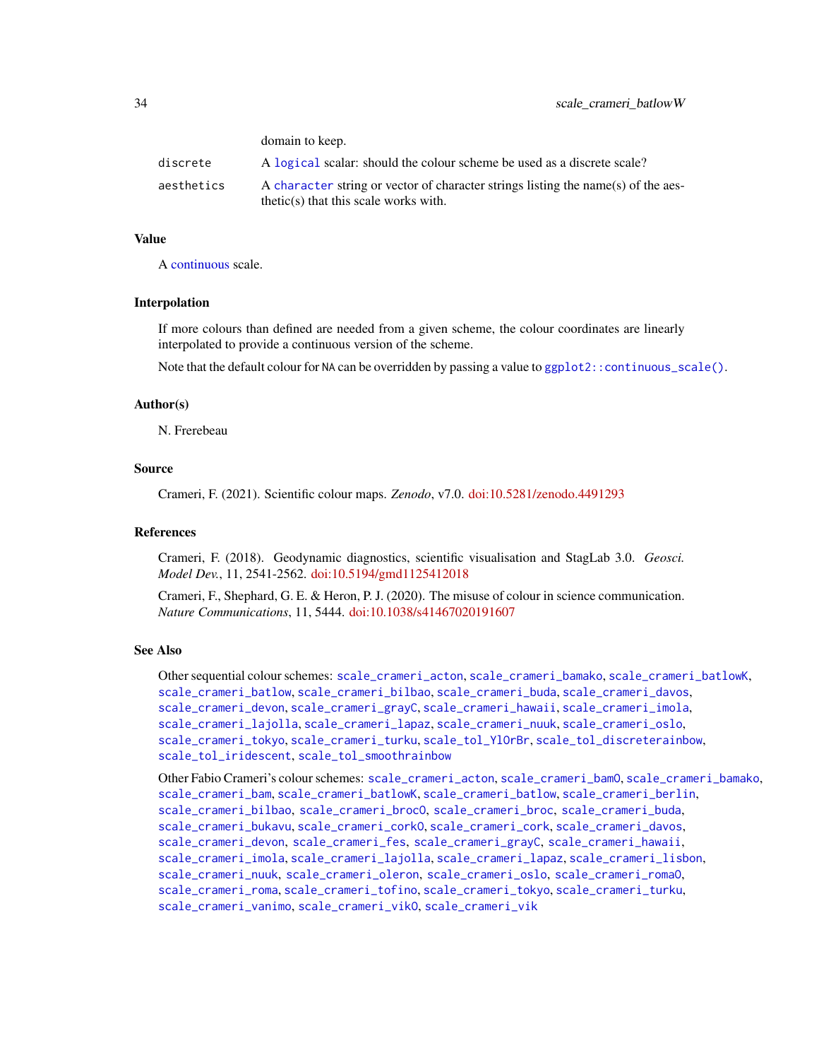| | |
|---|---|
| | domain to keep. |
| discrete | A logical scalar: should the colour scheme be used as a discrete scale? |
| aesthetics | A character string or vector of character strings listing the name(s) of the aesthetic(s) that this scale works with. |

## Value

A continuous scale.

## Interpolation

If more colours than defined are needed from a given scheme, the colour coordinates are linearly interpolated to provide a continuous version of the scheme.

Note that the default colour for NA can be overridden by passing a value to `ggplot2::continuous_scale()`.

## Author(s)

N. Frerebeau

## Source

Crameri, F. (2021). Scientific colour maps. *Zenodo*, v7.0. doi:10.5281/zenodo.4491293

## References

Crameri, F. (2018). Geodynamic diagnostics, scientific visualisation and StagLab 3.0. *Geosci. Model Dev.*, 11, 2541-2562. doi:10.5194/gmd1125412018

Crameri, F., Shephard, G. E. & Heron, P. J. (2020). The misuse of colour in science communication. *Nature Communications*, 11, 5444. doi:10.1038/s41467020191607

## See Also

Other sequential colour schemes: `scale_crameri_acton`, `scale_crameri_bamako`, `scale_crameri_batlowK`, `scale_crameri_batlow`, `scale_crameri_bilbao`, `scale_crameri_buda`, `scale_crameri_davos`, `scale_crameri_devon`, `scale_crameri_grayC`, `scale_crameri_hawaii`, `scale_crameri_imola`, `scale_crameri_lajolla`, `scale_crameri_lapaz`, `scale_crameri_nuuk`, `scale_crameri_oslo`, `scale_crameri_tokyo`, `scale_crameri_turku`, `scale_tol_YlOrBr`, `scale_tol_discreterainbow`, `scale_tol_iridescent`, `scale_tol_smoothrainbow`

Other Fabio Crameri's colour schemes: `scale_crameri_acton`, `scale_crameri_bam0`, `scale_crameri_bamako`, `scale_crameri_bam`, `scale_crameri_batlowK`, `scale_crameri_batlow`, `scale_crameri_berlin`, `scale_crameri_bilbao`, `scale_crameri_broc0`, `scale_crameri_broc`, `scale_crameri_buda`, `scale_crameri_bukavu`, `scale_crameri_cork0`, `scale_crameri_cork`, `scale_crameri_davos`, `scale_crameri_devon`, `scale_crameri_fes`, `scale_crameri_grayC`, `scale_crameri_hawaii`, `scale_crameri_imola`, `scale_crameri_lajolla`, `scale_crameri_lapaz`, `scale_crameri_lisbon`, `scale_crameri_nuuk`, `scale_crameri_oleron`, `scale_crameri_oslo`, `scale_crameri_roma0`, `scale_crameri_roma`, `scale_crameri_tofino`, `scale_crameri_tokyo`, `scale_crameri_turku`, `scale_crameri_vanimo`, `scale_crameri_vik0`, `scale_crameri_vik`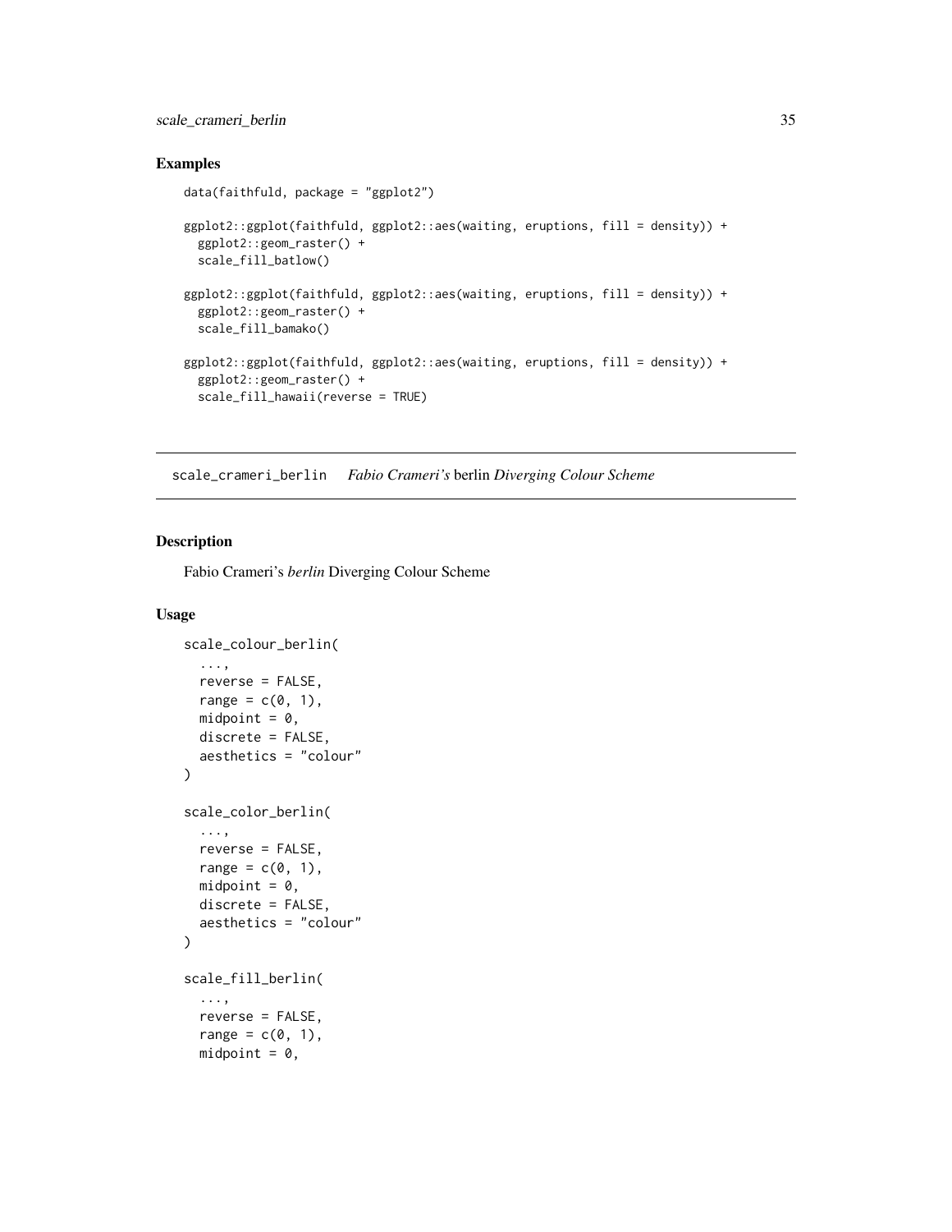## Examples

```
data(faithfuld, package = "ggplot2")

ggplot2::ggplot(faithfuld, ggplot2::aes(waiting, eruptions, fill = density)) +
  ggplot2::geom_raster() +
  scale_fill_batlow()

ggplot2::ggplot(faithfuld, ggplot2::aes(waiting, eruptions, fill = density)) +
  ggplot2::geom_raster() +
  scale_fill_bamako()

ggplot2::ggplot(faithfuld, ggplot2::aes(waiting, eruptions, fill = density)) +
  ggplot2::geom_raster() +
  scale_fill_hawaii(reverse = TRUE)
```

---

# scale_crameri_berlin *Fabio Crameri's* berlin *Diverging Colour Scheme*

---

## Description

Fabio Crameri's *berlin* Diverging Colour Scheme

## Usage

```
scale_colour_berlin(
  ...,
  reverse = FALSE,
  range = c(0, 1),
  midpoint = 0,
  discrete = FALSE,
  aesthetics = "colour"
)

scale_color_berlin(
  ...,
  reverse = FALSE,
  range = c(0, 1),
  midpoint = 0,
  discrete = FALSE,
  aesthetics = "colour"
)

scale_fill_berlin(
  ...,
  reverse = FALSE,
  range = c(0, 1),
  midpoint = 0,
```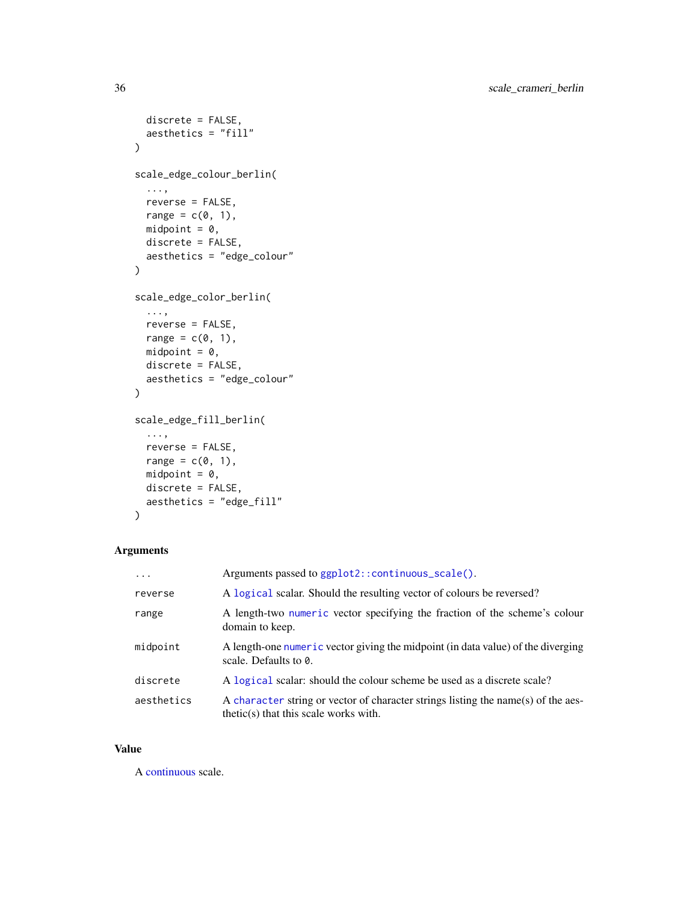```
  discrete = FALSE,
  aesthetics = "fill"
)

scale_edge_colour_berlin(
  ...,
  reverse = FALSE,
  range = c(0, 1),
  midpoint = 0,
  discrete = FALSE,
  aesthetics = "edge_colour"
)

scale_edge_color_berlin(
  ...,
  reverse = FALSE,
  range = c(0, 1),
  midpoint = 0,
  discrete = FALSE,
  aesthetics = "edge_colour"
)

scale_edge_fill_berlin(
  ...,
  reverse = FALSE,
  range = c(0, 1),
  midpoint = 0,
  discrete = FALSE,
  aesthetics = "edge_fill"
)
```

## Arguments

| | |
|---|---|
| `...` | Arguments passed to `ggplot2::continuous_scale()`. |
| `reverse` | A `logical` scalar. Should the resulting vector of colours be reversed? |
| `range` | A length-two `numeric` vector specifying the fraction of the scheme's colour domain to keep. |
| `midpoint` | A length-one `numeric` vector giving the midpoint (in data value) of the diverging scale. Defaults to `0`. |
| `discrete` | A `logical` scalar: should the colour scheme be used as a discrete scale? |
| `aesthetics` | A `character` string or vector of character strings listing the name(s) of the aesthetic(s) that this scale works with. |

## Value

A continuous scale.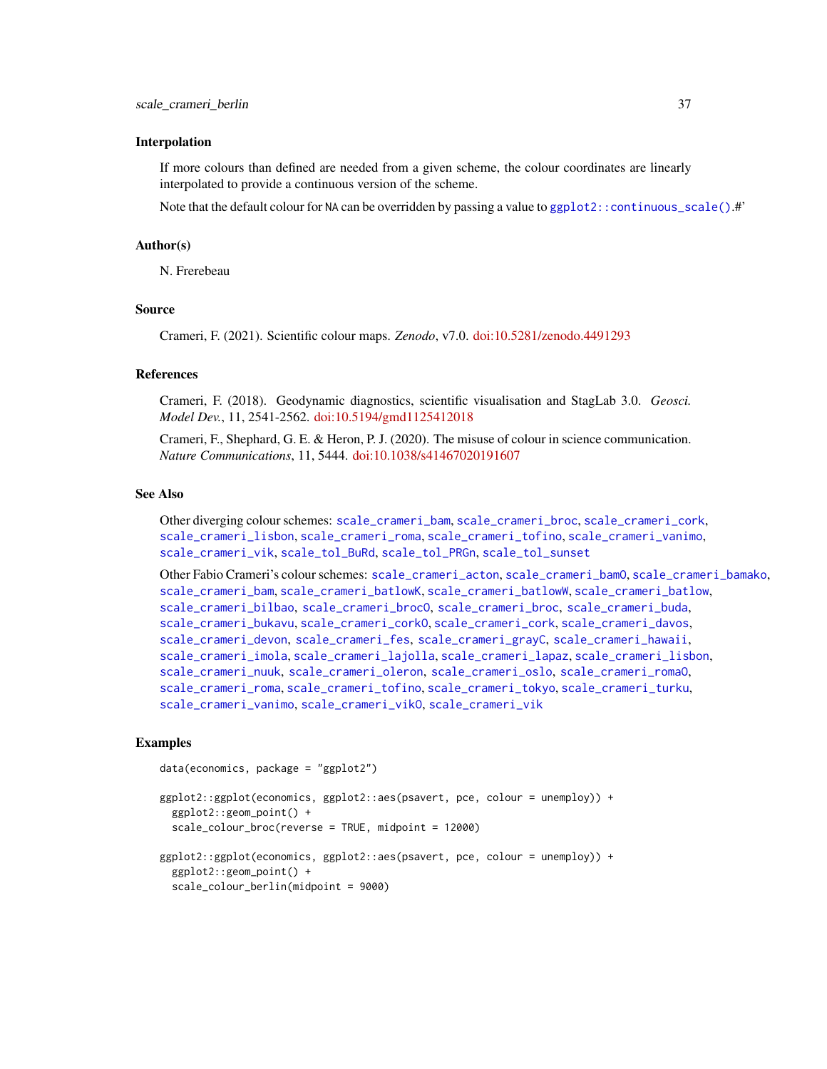### Interpolation

If more colours than defined are needed from a given scheme, the colour coordinates are linearly interpolated to provide a continuous version of the scheme.

Note that the default colour for NA can be overridden by passing a value to `ggplot2::continuous_scale()`.#'

### Author(s)

N. Frerebeau

### Source

Crameri, F. (2021). Scientific colour maps. *Zenodo*, v7.0. doi:10.5281/zenodo.4491293

### References

Crameri, F. (2018). Geodynamic diagnostics, scientific visualisation and StagLab 3.0. *Geosci. Model Dev.*, 11, 2541-2562. doi:10.5194/gmd1125412018

Crameri, F., Shephard, G. E. & Heron, P. J. (2020). The misuse of colour in science communication. *Nature Communications*, 11, 5444. doi:10.1038/s41467020191607

### See Also

Other diverging colour schemes: `scale_crameri_bam`, `scale_crameri_broc`, `scale_crameri_cork`, `scale_crameri_lisbon`, `scale_crameri_roma`, `scale_crameri_tofino`, `scale_crameri_vanimo`, `scale_crameri_vik`, `scale_tol_BuRd`, `scale_tol_PRGn`, `scale_tol_sunset`

Other Fabio Crameri's colour schemes: `scale_crameri_acton`, `scale_crameri_bamO`, `scale_crameri_bamako`, `scale_crameri_bam`, `scale_crameri_batlowK`, `scale_crameri_batlowW`, `scale_crameri_batlow`, `scale_crameri_bilbao`, `scale_crameri_brocO`, `scale_crameri_broc`, `scale_crameri_buda`, `scale_crameri_bukavu`, `scale_crameri_corkO`, `scale_crameri_cork`, `scale_crameri_davos`, `scale_crameri_devon`, `scale_crameri_fes`, `scale_crameri_grayC`, `scale_crameri_hawaii`, `scale_crameri_imola`, `scale_crameri_lajolla`, `scale_crameri_lapaz`, `scale_crameri_lisbon`, `scale_crameri_nuuk`, `scale_crameri_oleron`, `scale_crameri_oslo`, `scale_crameri_romaO`, `scale_crameri_roma`, `scale_crameri_tofino`, `scale_crameri_tokyo`, `scale_crameri_turku`, `scale_crameri_vanimo`, `scale_crameri_vikO`, `scale_crameri_vik`

### Examples

```
data(economics, package = "ggplot2")

ggplot2::ggplot(economics, ggplot2::aes(psavert, pce, colour = unemploy)) +
  ggplot2::geom_point() +
  scale_colour_broc(reverse = TRUE, midpoint = 12000)

ggplot2::ggplot(economics, ggplot2::aes(psavert, pce, colour = unemploy)) +
  ggplot2::geom_point() +
  scale_colour_berlin(midpoint = 9000)
```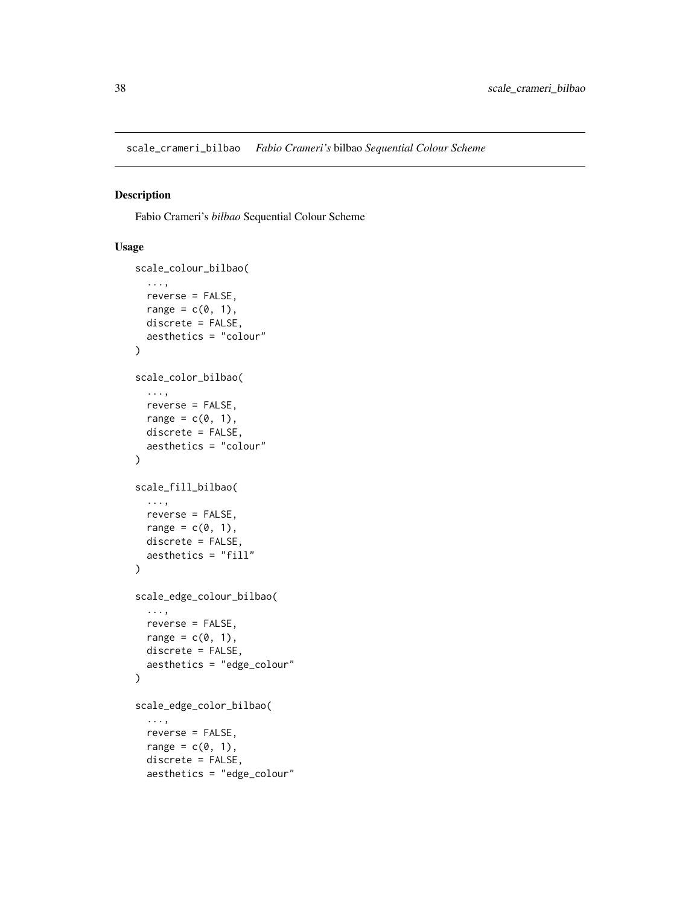scale_crameri_bilbao    *Fabio Crameri's* bilbao *Sequential Colour Scheme*

## Description

Fabio Crameri's *bilbao* Sequential Colour Scheme

## Usage

```
scale_colour_bilbao(
  ...,
  reverse = FALSE,
  range = c(0, 1),
  discrete = FALSE,
  aesthetics = "colour"
)

scale_color_bilbao(
  ...,
  reverse = FALSE,
  range = c(0, 1),
  discrete = FALSE,
  aesthetics = "colour"
)

scale_fill_bilbao(
  ...,
  reverse = FALSE,
  range = c(0, 1),
  discrete = FALSE,
  aesthetics = "fill"
)

scale_edge_colour_bilbao(
  ...,
  reverse = FALSE,
  range = c(0, 1),
  discrete = FALSE,
  aesthetics = "edge_colour"
)

scale_edge_color_bilbao(
  ...,
  reverse = FALSE,
  range = c(0, 1),
  discrete = FALSE,
  aesthetics = "edge_colour"
```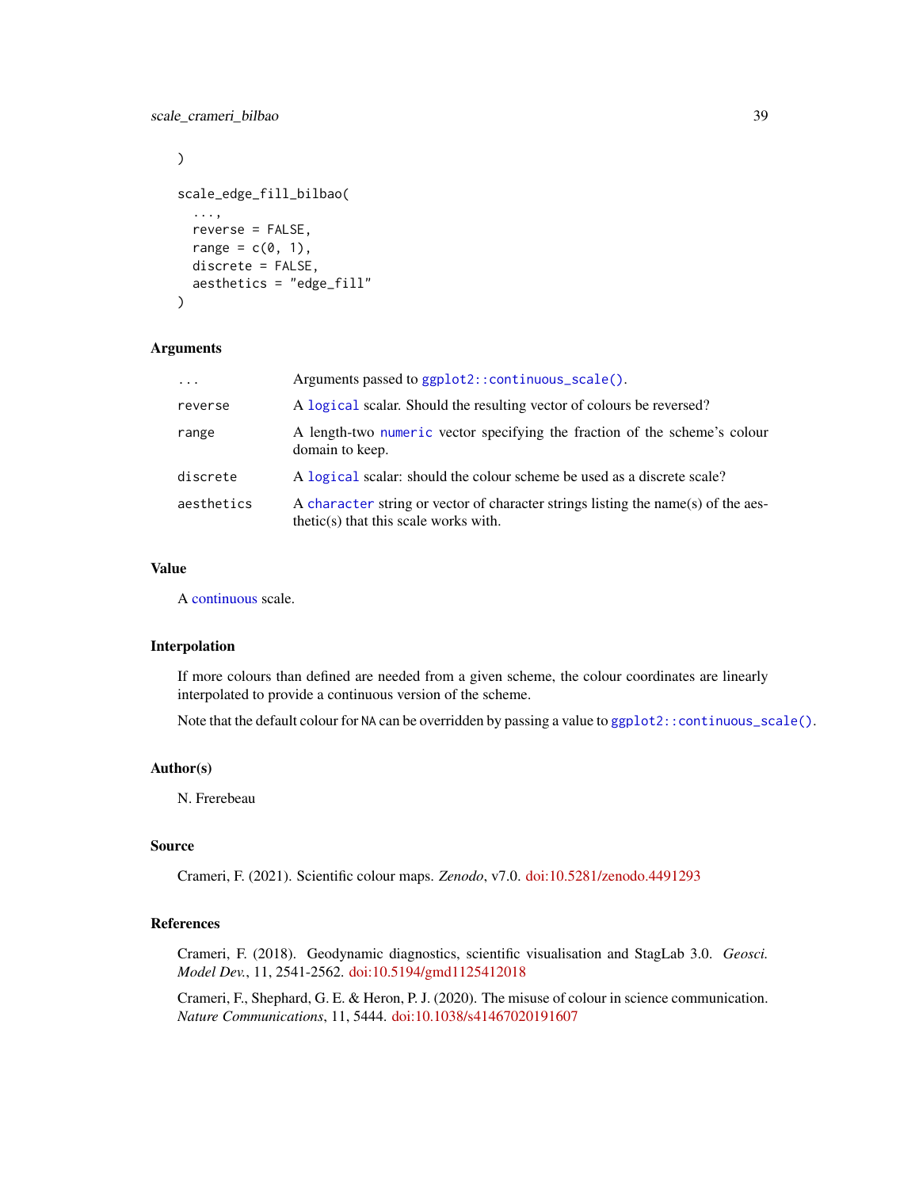```
)

scale_edge_fill_bilbao(
  ...,
  reverse = FALSE,
  range = c(0, 1),
  discrete = FALSE,
  aesthetics = "edge_fill"
)
```

## Arguments

| | |
|---|---|
| ... | Arguments passed to `ggplot2::continuous_scale()`. |
| reverse | A `logical` scalar. Should the resulting vector of colours be reversed? |
| range | A length-two `numeric` vector specifying the fraction of the scheme's colour domain to keep. |
| discrete | A `logical` scalar: should the colour scheme be used as a discrete scale? |
| aesthetics | A `character` string or vector of character strings listing the name(s) of the aesthetic(s) that this scale works with. |

## Value

A continuous scale.

## Interpolation

If more colours than defined are needed from a given scheme, the colour coordinates are linearly interpolated to provide a continuous version of the scheme.

Note that the default colour for NA can be overridden by passing a value to `ggplot2::continuous_scale()`.

## Author(s)

N. Frerebeau

## Source

Crameri, F. (2021). Scientific colour maps. *Zenodo*, v7.0. doi:10.5281/zenodo.4491293

## References

Crameri, F. (2018). Geodynamic diagnostics, scientific visualisation and StagLab 3.0. *Geosci. Model Dev.*, 11, 2541-2562. doi:10.5194/gmd1125412018

Crameri, F., Shephard, G. E. & Heron, P. J. (2020). The misuse of colour in science communication. *Nature Communications*, 11, 5444. doi:10.1038/s41467020191607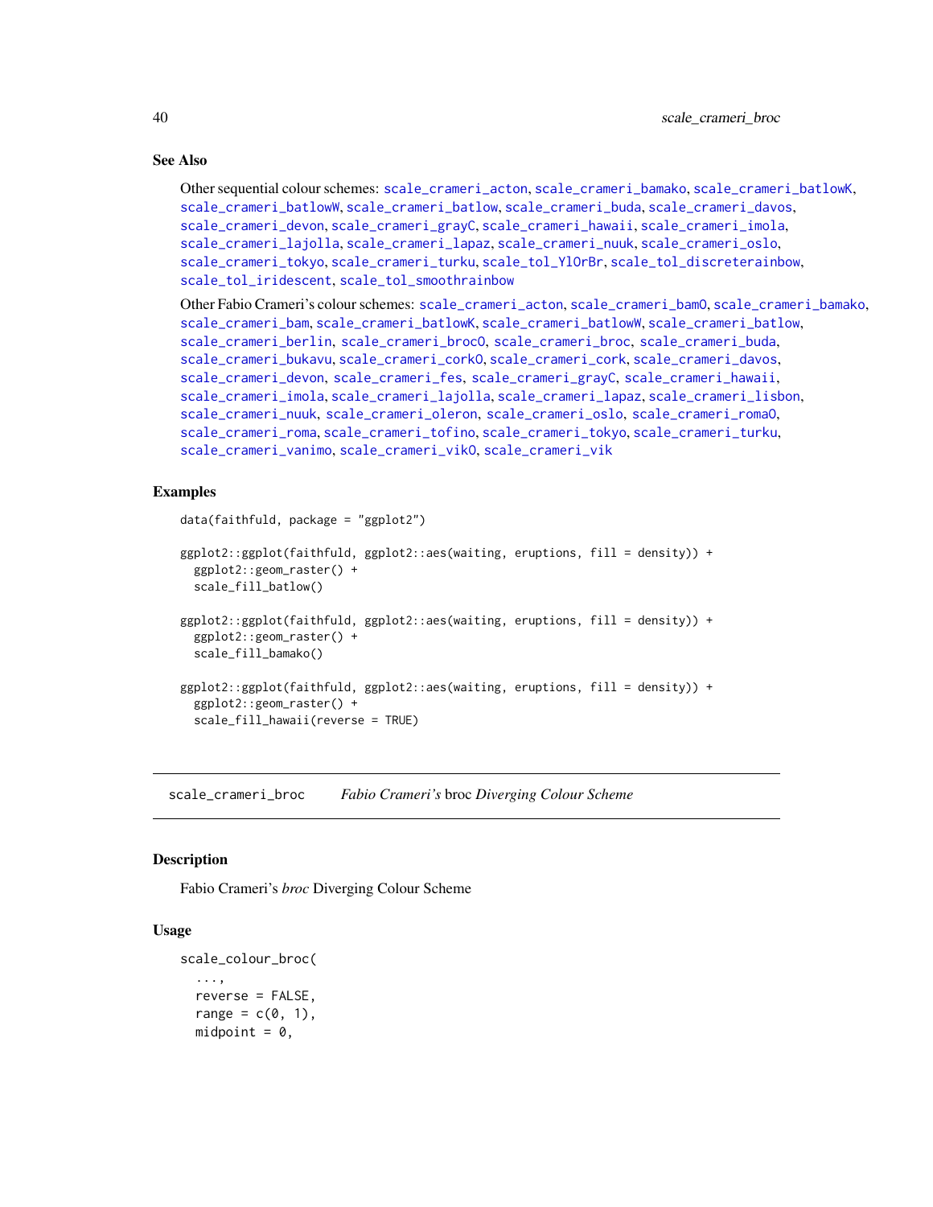### See Also

Other sequential colour schemes: scale_crameri_acton, scale_crameri_bamako, scale_crameri_batlowK, scale_crameri_batlowW, scale_crameri_batlow, scale_crameri_buda, scale_crameri_davos, scale_crameri_devon, scale_crameri_grayC, scale_crameri_hawaii, scale_crameri_imola, scale_crameri_lajolla, scale_crameri_lapaz, scale_crameri_nuuk, scale_crameri_oslo, scale_crameri_tokyo, scale_crameri_turku, scale_tol_YlOrBr, scale_tol_discreterainbow, scale_tol_iridescent, scale_tol_smoothrainbow

Other Fabio Crameri's colour schemes: scale_crameri_acton, scale_crameri_bamO, scale_crameri_bamako, scale_crameri_bam, scale_crameri_batlowK, scale_crameri_batlowW, scale_crameri_batlow, scale_crameri_berlin, scale_crameri_brocO, scale_crameri_broc, scale_crameri_buda, scale_crameri_bukavu, scale_crameri_corkO, scale_crameri_cork, scale_crameri_davos, scale_crameri_devon, scale_crameri_fes, scale_crameri_grayC, scale_crameri_hawaii, scale_crameri_imola, scale_crameri_lajolla, scale_crameri_lapaz, scale_crameri_lisbon, scale_crameri_nuuk, scale_crameri_oleron, scale_crameri_oslo, scale_crameri_romaO, scale_crameri_roma, scale_crameri_tofino, scale_crameri_tokyo, scale_crameri_turku, scale_crameri_vanimo, scale_crameri_vikO, scale_crameri_vik

### Examples

```
data(faithfuld, package = "ggplot2")

ggplot2::ggplot(faithfuld, ggplot2::aes(waiting, eruptions, fill = density)) +
  ggplot2::geom_raster() +
  scale_fill_batlow()

ggplot2::ggplot(faithfuld, ggplot2::aes(waiting, eruptions, fill = density)) +
  ggplot2::geom_raster() +
  scale_fill_bamako()

ggplot2::ggplot(faithfuld, ggplot2::aes(waiting, eruptions, fill = density)) +
  ggplot2::geom_raster() +
  scale_fill_hawaii(reverse = TRUE)
```

---

## scale_crameri_broc — *Fabio Crameri's* broc *Diverging Colour Scheme*

### Description

Fabio Crameri's *broc* Diverging Colour Scheme

### Usage

```
scale_colour_broc(
  ...,
  reverse = FALSE,
  range = c(0, 1),
  midpoint = 0,
```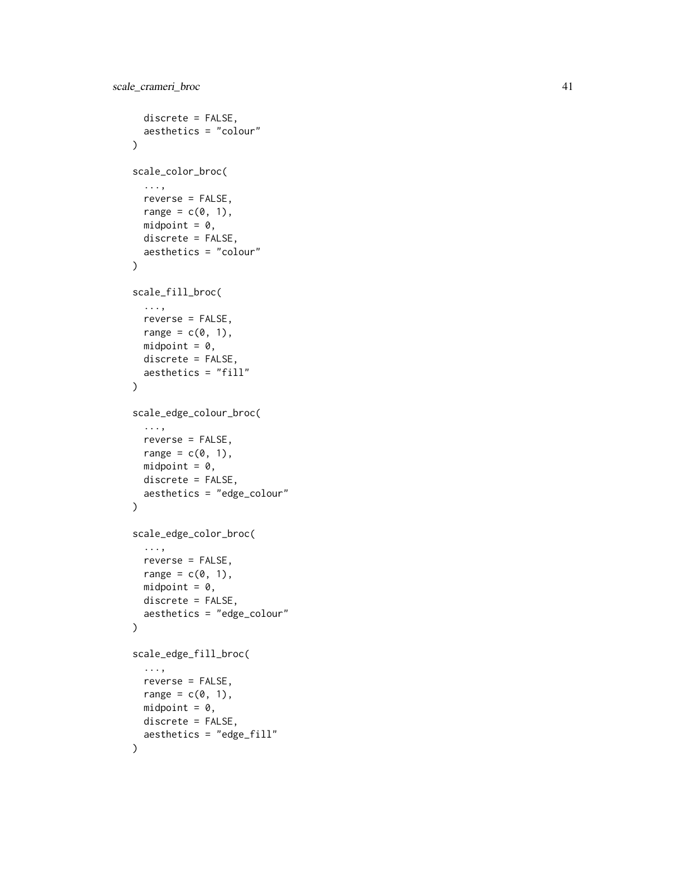```
  discrete = FALSE,
  aesthetics = "colour"
)

scale_color_broc(
  ...,
  reverse = FALSE,
  range = c(0, 1),
  midpoint = 0,
  discrete = FALSE,
  aesthetics = "colour"
)

scale_fill_broc(
  ...,
  reverse = FALSE,
  range = c(0, 1),
  midpoint = 0,
  discrete = FALSE,
  aesthetics = "fill"
)

scale_edge_colour_broc(
  ...,
  reverse = FALSE,
  range = c(0, 1),
  midpoint = 0,
  discrete = FALSE,
  aesthetics = "edge_colour"
)

scale_edge_color_broc(
  ...,
  reverse = FALSE,
  range = c(0, 1),
  midpoint = 0,
  discrete = FALSE,
  aesthetics = "edge_colour"
)

scale_edge_fill_broc(
  ...,
  reverse = FALSE,
  range = c(0, 1),
  midpoint = 0,
  discrete = FALSE,
  aesthetics = "edge_fill"
)
```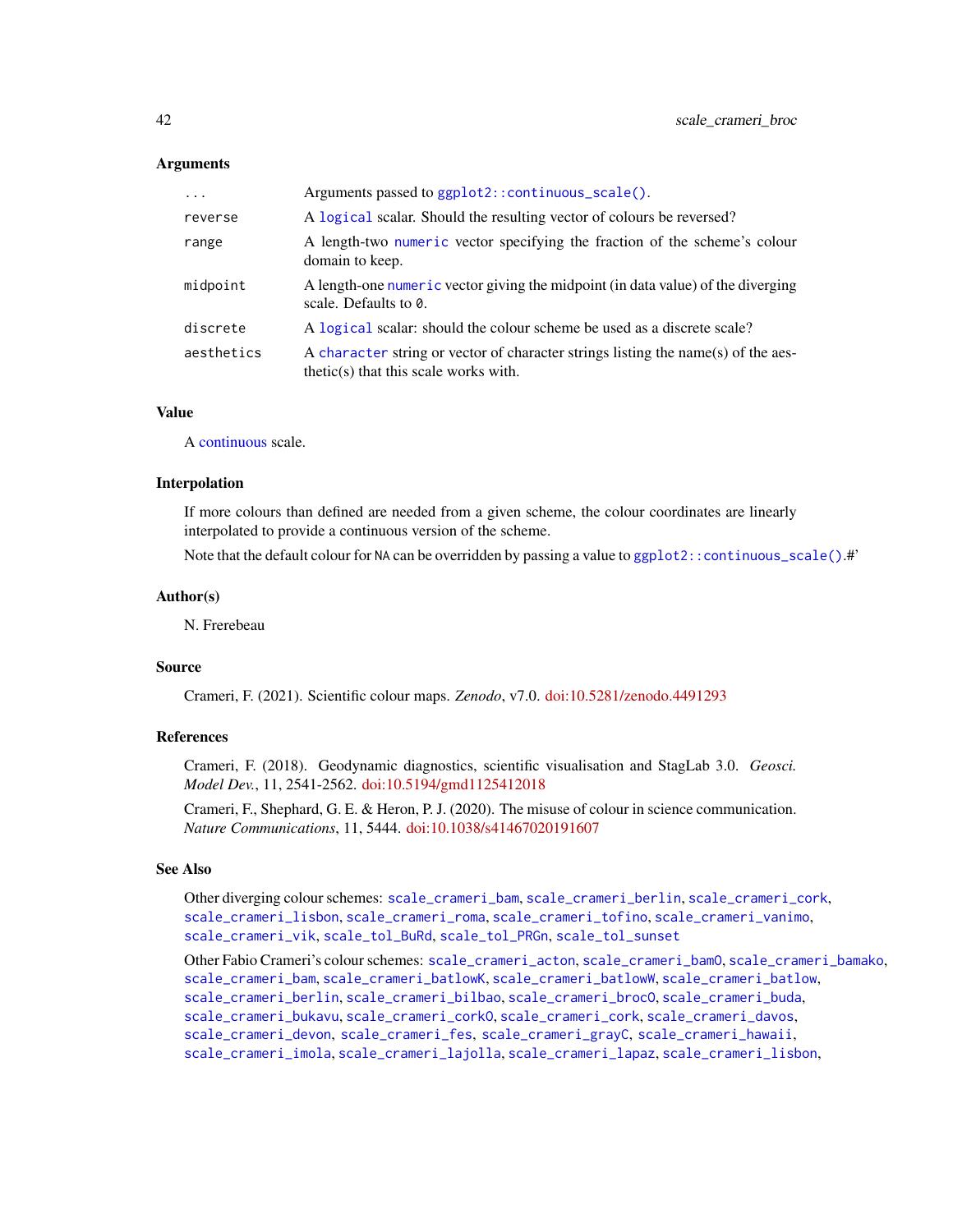### Arguments

| | |
|---|---|
| `...` | Arguments passed to `ggplot2::continuous_scale()`. |
| `reverse` | A `logical` scalar. Should the resulting vector of colours be reversed? |
| `range` | A length-two `numeric` vector specifying the fraction of the scheme's colour domain to keep. |
| `midpoint` | A length-one `numeric` vector giving the midpoint (in data value) of the diverging scale. Defaults to `0`. |
| `discrete` | A `logical` scalar: should the colour scheme be used as a discrete scale? |
| `aesthetics` | A `character` string or vector of character strings listing the name(s) of the aesthetic(s) that this scale works with. |

### Value

A continuous scale.

### Interpolation

If more colours than defined are needed from a given scheme, the colour coordinates are linearly interpolated to provide a continuous version of the scheme.

Note that the default colour for NA can be overridden by passing a value to `ggplot2::continuous_scale()`.#'

### Author(s)

N. Frerebeau

### Source

Crameri, F. (2021). Scientific colour maps. *Zenodo*, v7.0. doi:10.5281/zenodo.4491293

### References

Crameri, F. (2018). Geodynamic diagnostics, scientific visualisation and StagLab 3.0. *Geosci. Model Dev.*, 11, 2541-2562. doi:10.5194/gmd1125412018

Crameri, F., Shephard, G. E. & Heron, P. J. (2020). The misuse of colour in science communication. *Nature Communications*, 11, 5444. doi:10.1038/s41467020191607

### See Also

Other diverging colour schemes: `scale_crameri_bam`, `scale_crameri_berlin`, `scale_crameri_cork`, `scale_crameri_lisbon`, `scale_crameri_roma`, `scale_crameri_tofino`, `scale_crameri_vanimo`, `scale_crameri_vik`, `scale_tol_BuRd`, `scale_tol_PRGn`, `scale_tol_sunset`

Other Fabio Crameri's colour schemes: `scale_crameri_acton`, `scale_crameri_bamO`, `scale_crameri_bamako`, `scale_crameri_bam`, `scale_crameri_batlowK`, `scale_crameri_batlowW`, `scale_crameri_batlow`, `scale_crameri_berlin`, `scale_crameri_bilbao`, `scale_crameri_brocO`, `scale_crameri_buda`, `scale_crameri_bukavu`, `scale_crameri_corkO`, `scale_crameri_cork`, `scale_crameri_davos`, `scale_crameri_devon`, `scale_crameri_fes`, `scale_crameri_grayC`, `scale_crameri_hawaii`, `scale_crameri_imola`, `scale_crameri_lajolla`, `scale_crameri_lapaz`, `scale_crameri_lisbon`,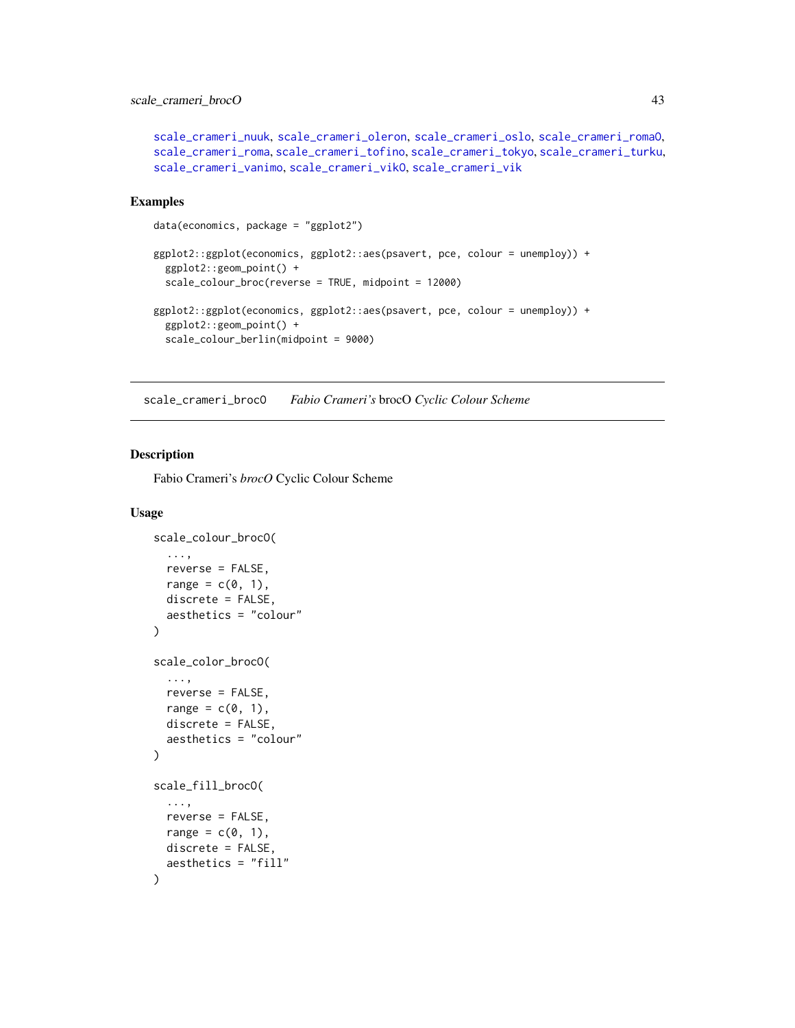scale_crameri_nuuk, scale_crameri_oleron, scale_crameri_oslo, scale_crameri_romaO, scale_crameri_roma, scale_crameri_tofino, scale_crameri_tokyo, scale_crameri_turku, scale_crameri_vanimo, scale_crameri_vikO, scale_crameri_vik

## Examples

```
data(economics, package = "ggplot2")

ggplot2::ggplot(economics, ggplot2::aes(psavert, pce, colour = unemploy)) +
  ggplot2::geom_point() +
  scale_colour_broc(reverse = TRUE, midpoint = 12000)

ggplot2::ggplot(economics, ggplot2::aes(psavert, pce, colour = unemploy)) +
  ggplot2::geom_point() +
  scale_colour_berlin(midpoint = 9000)
```

---

# scale_crameri_brocO *Fabio Crameri's* brocO *Cyclic Colour Scheme*

---

## Description

Fabio Crameri's *brocO* Cyclic Colour Scheme

## Usage

```
scale_colour_brocO(
  ...,
  reverse = FALSE,
  range = c(0, 1),
  discrete = FALSE,
  aesthetics = "colour"
)

scale_color_brocO(
  ...,
  reverse = FALSE,
  range = c(0, 1),
  discrete = FALSE,
  aesthetics = "colour"
)

scale_fill_brocO(
  ...,
  reverse = FALSE,
  range = c(0, 1),
  discrete = FALSE,
  aesthetics = "fill"
)
```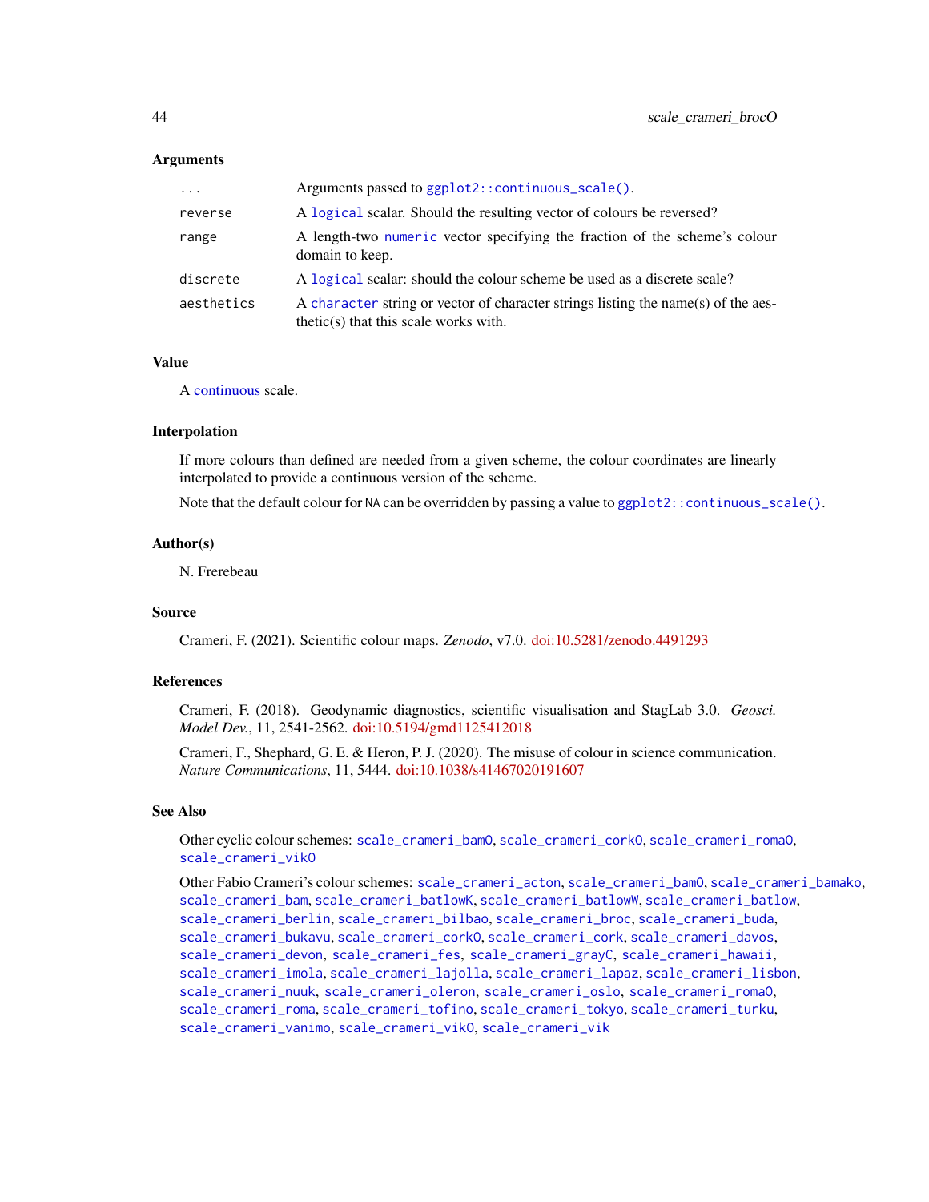## Arguments

| | |
|---|---|
| ... | Arguments passed to `ggplot2::continuous_scale()`. |
| reverse | A `logical` scalar. Should the resulting vector of colours be reversed? |
| range | A length-two `numeric` vector specifying the fraction of the scheme's colour domain to keep. |
| discrete | A `logical` scalar: should the colour scheme be used as a discrete scale? |
| aesthetics | A `character` string or vector of character strings listing the name(s) of the aesthetic(s) that this scale works with. |

## Value

A continuous scale.

## Interpolation

If more colours than defined are needed from a given scheme, the colour coordinates are linearly interpolated to provide a continuous version of the scheme.

Note that the default colour for NA can be overridden by passing a value to `ggplot2::continuous_scale()`.

## Author(s)

N. Frerebeau

## Source

Crameri, F. (2021). Scientific colour maps. *Zenodo*, v7.0. doi:10.5281/zenodo.4491293

## References

Crameri, F. (2018). Geodynamic diagnostics, scientific visualisation and StagLab 3.0. *Geosci. Model Dev.*, 11, 2541-2562. doi:10.5194/gmd1125412018

Crameri, F., Shephard, G. E. & Heron, P. J. (2020). The misuse of colour in science communication. *Nature Communications*, 11, 5444. doi:10.1038/s41467020191607

## See Also

Other cyclic colour schemes: `scale_crameri_bamO`, `scale_crameri_corkO`, `scale_crameri_romaO`, `scale_crameri_vikO`

Other Fabio Crameri's colour schemes: `scale_crameri_acton`, `scale_crameri_bamO`, `scale_crameri_bamako`, `scale_crameri_bam`, `scale_crameri_batlowK`, `scale_crameri_batlowW`, `scale_crameri_batlow`, `scale_crameri_berlin`, `scale_crameri_bilbao`, `scale_crameri_broc`, `scale_crameri_buda`, `scale_crameri_bukavu`, `scale_crameri_corkO`, `scale_crameri_cork`, `scale_crameri_davos`, `scale_crameri_devon`, `scale_crameri_fes`, `scale_crameri_grayC`, `scale_crameri_hawaii`, `scale_crameri_imola`, `scale_crameri_lajolla`, `scale_crameri_lapaz`, `scale_crameri_lisbon`, `scale_crameri_nuuk`, `scale_crameri_oleron`, `scale_crameri_oslo`, `scale_crameri_romaO`, `scale_crameri_roma`, `scale_crameri_tofino`, `scale_crameri_tokyo`, `scale_crameri_turku`, `scale_crameri_vanimo`, `scale_crameri_vikO`, `scale_crameri_vik`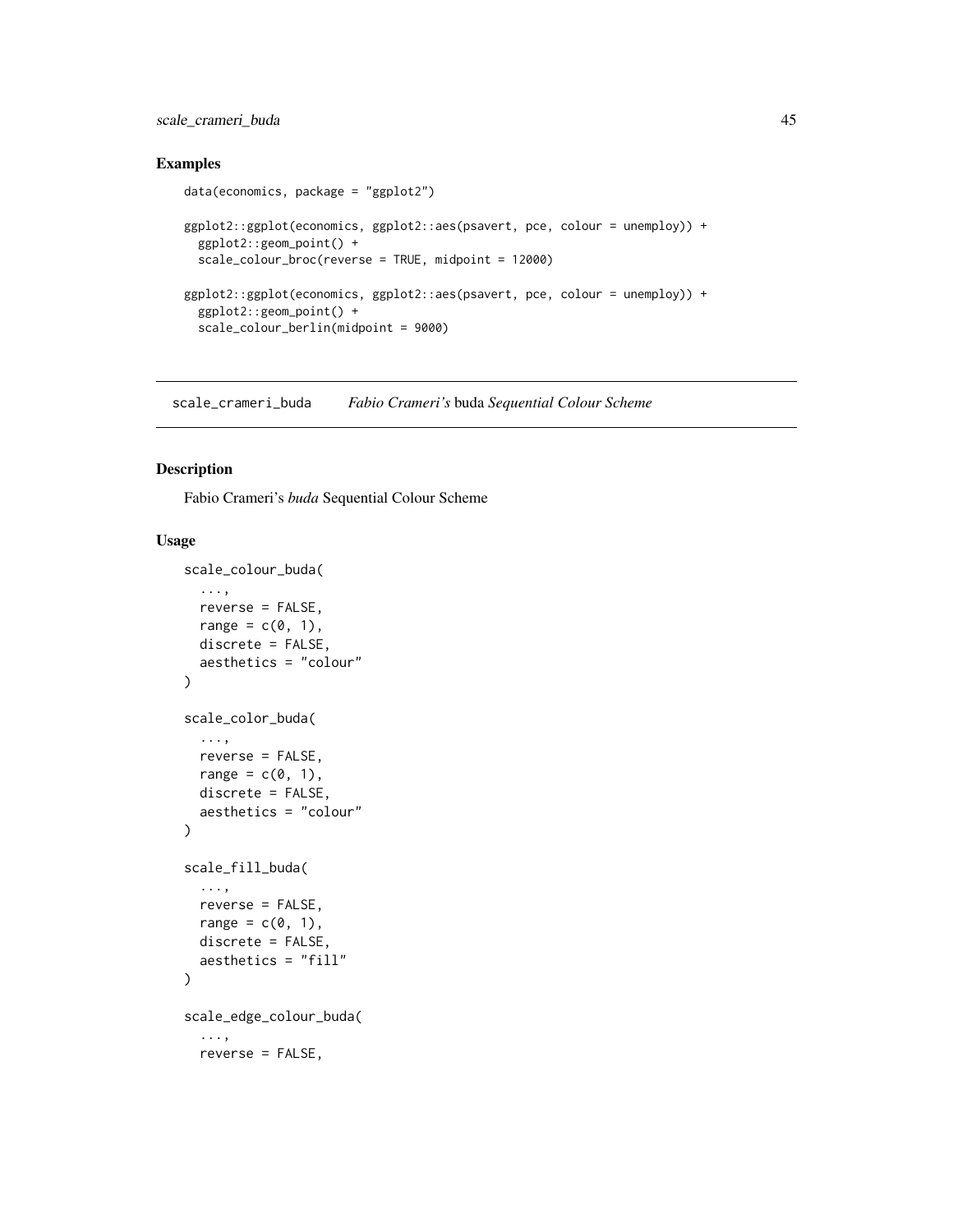## Examples

```
data(economics, package = "ggplot2")

ggplot2::ggplot(economics, ggplot2::aes(psavert, pce, colour = unemploy)) +
  ggplot2::geom_point() +
  scale_colour_broc(reverse = TRUE, midpoint = 12000)

ggplot2::ggplot(economics, ggplot2::aes(psavert, pce, colour = unemploy)) +
  ggplot2::geom_point() +
  scale_colour_berlin(midpoint = 9000)
```

---

# scale_crameri_buda    *Fabio Crameri's* buda *Sequential Colour Scheme*

---

## Description

Fabio Crameri's *buda* Sequential Colour Scheme

## Usage

```
scale_colour_buda(
  ...,
  reverse = FALSE,
  range = c(0, 1),
  discrete = FALSE,
  aesthetics = "colour"
)

scale_color_buda(
  ...,
  reverse = FALSE,
  range = c(0, 1),
  discrete = FALSE,
  aesthetics = "colour"
)

scale_fill_buda(
  ...,
  reverse = FALSE,
  range = c(0, 1),
  discrete = FALSE,
  aesthetics = "fill"
)

scale_edge_colour_buda(
  ...,
  reverse = FALSE,
```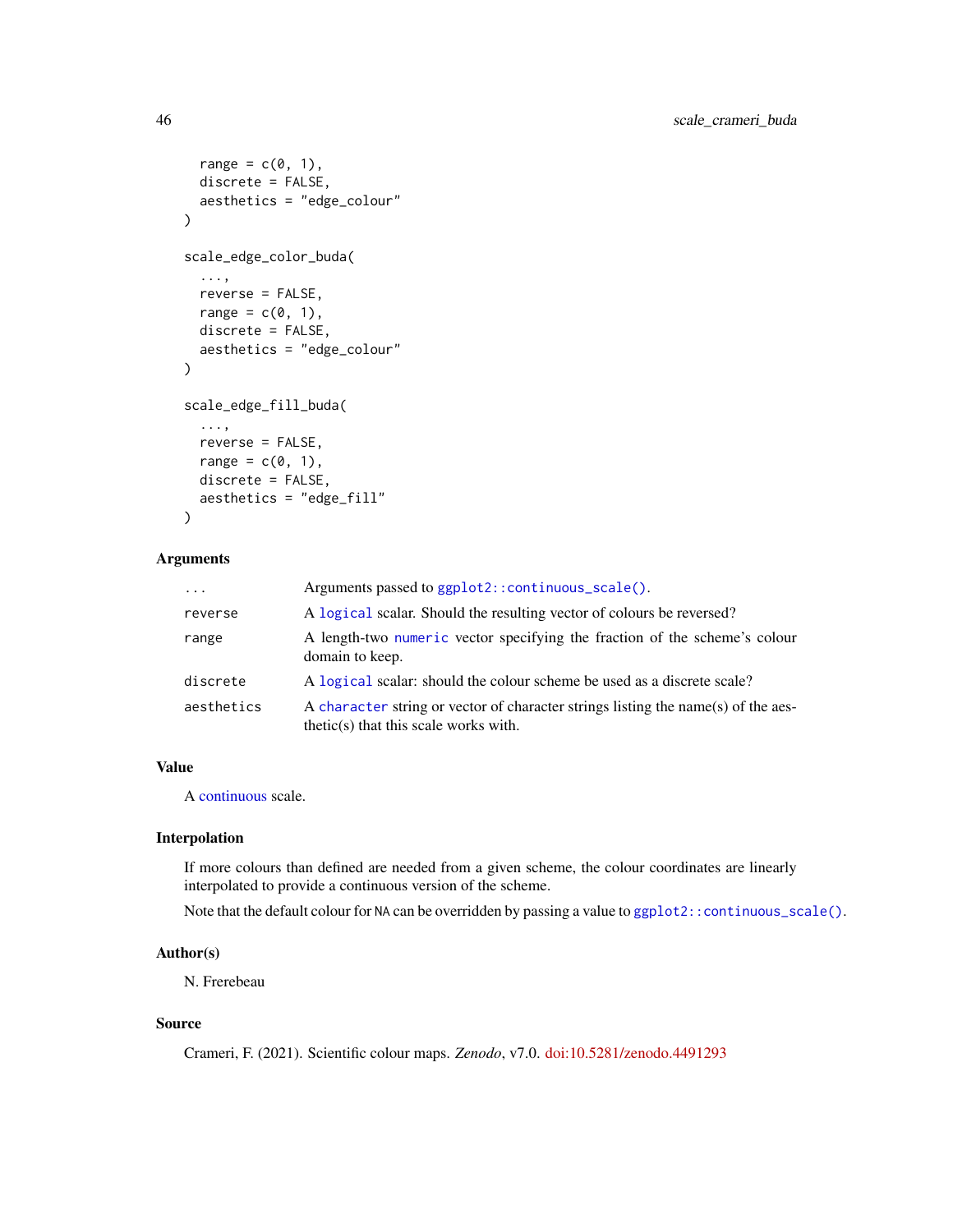```
  range = c(0, 1),
  discrete = FALSE,
  aesthetics = "edge_colour"
)

scale_edge_color_buda(
  ...,
  reverse = FALSE,
  range = c(0, 1),
  discrete = FALSE,
  aesthetics = "edge_colour"
)

scale_edge_fill_buda(
  ...,
  reverse = FALSE,
  range = c(0, 1),
  discrete = FALSE,
  aesthetics = "edge_fill"
)
```

## Arguments

| | |
|---|---|
| `...` | Arguments passed to `ggplot2::continuous_scale()`. |
| `reverse` | A `logical` scalar. Should the resulting vector of colours be reversed? |
| `range` | A length-two `numeric` vector specifying the fraction of the scheme's colour domain to keep. |
| `discrete` | A `logical` scalar: should the colour scheme be used as a discrete scale? |
| `aesthetics` | A `character` string or vector of character strings listing the name(s) of the aesthetic(s) that this scale works with. |

## Value

A continuous scale.

## Interpolation

If more colours than defined are needed from a given scheme, the colour coordinates are linearly interpolated to provide a continuous version of the scheme.

Note that the default colour for NA can be overridden by passing a value to `ggplot2::continuous_scale()`.

## Author(s)

N. Frerebeau

## Source

Crameri, F. (2021). Scientific colour maps. *Zenodo*, v7.0. doi:10.5281/zenodo.4491293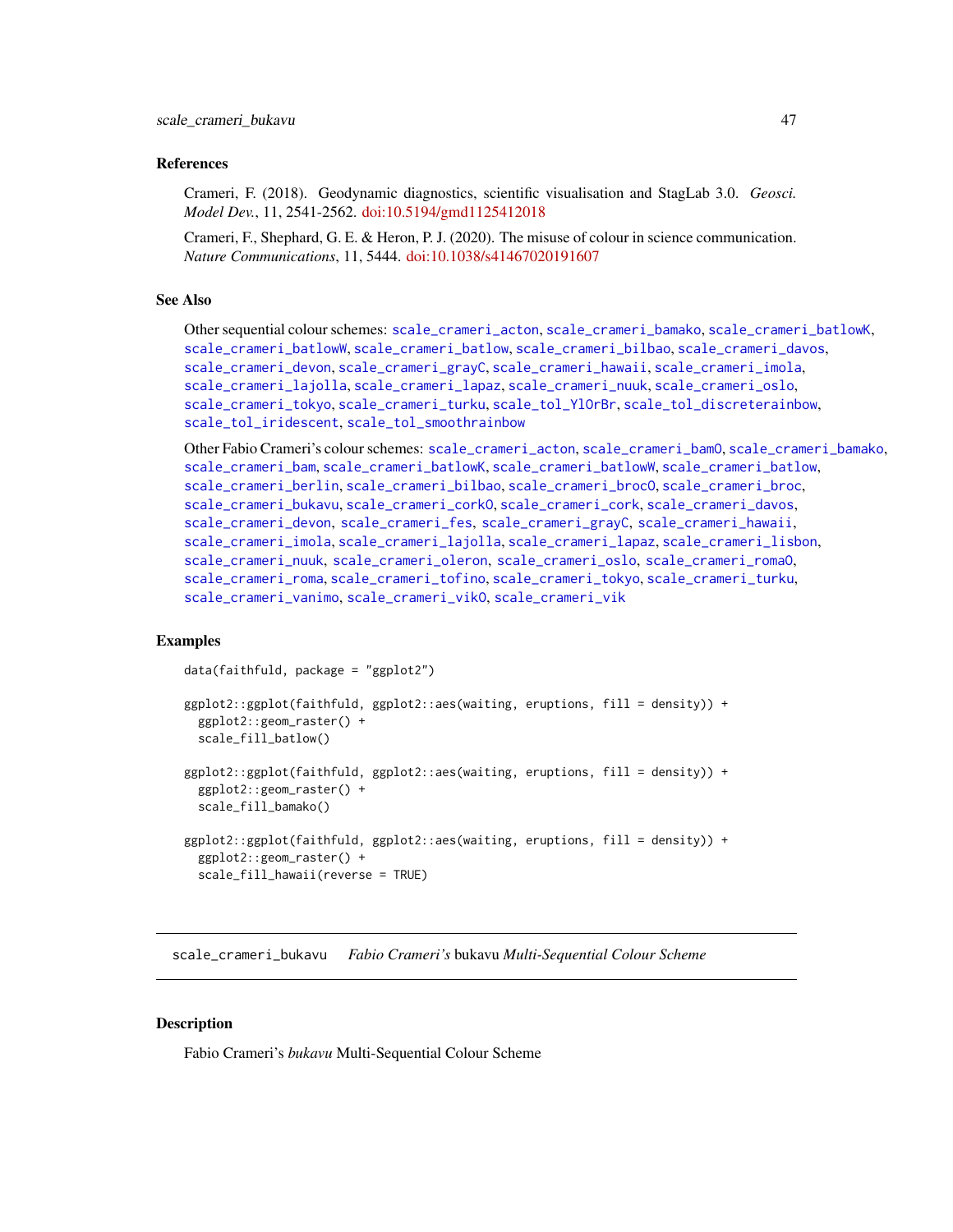## References

Crameri, F. (2018). Geodynamic diagnostics, scientific visualisation and StagLab 3.0. *Geosci. Model Dev.*, 11, 2541-2562. doi:10.5194/gmd1125412018

Crameri, F., Shephard, G. E. & Heron, P. J. (2020). The misuse of colour in science communication. *Nature Communications*, 11, 5444. doi:10.1038/s41467020191607

## See Also

Other sequential colour schemes: `scale_crameri_acton`, `scale_crameri_bamako`, `scale_crameri_batlowK`, `scale_crameri_batlowW`, `scale_crameri_batlow`, `scale_crameri_bilbao`, `scale_crameri_davos`, `scale_crameri_devon`, `scale_crameri_grayC`, `scale_crameri_hawaii`, `scale_crameri_imola`, `scale_crameri_lajolla`, `scale_crameri_lapaz`, `scale_crameri_nuuk`, `scale_crameri_oslo`, `scale_crameri_tokyo`, `scale_crameri_turku`, `scale_tol_YlOrBr`, `scale_tol_discreterainbow`, `scale_tol_iridescent`, `scale_tol_smoothrainbow`

Other Fabio Crameri's colour schemes: `scale_crameri_acton`, `scale_crameri_bamO`, `scale_crameri_bamako`, `scale_crameri_bam`, `scale_crameri_batlowK`, `scale_crameri_batlowW`, `scale_crameri_batlow`, `scale_crameri_berlin`, `scale_crameri_bilbao`, `scale_crameri_brocO`, `scale_crameri_broc`, `scale_crameri_bukavu`, `scale_crameri_corkO`, `scale_crameri_cork`, `scale_crameri_davos`, `scale_crameri_devon`, `scale_crameri_fes`, `scale_crameri_grayC`, `scale_crameri_hawaii`, `scale_crameri_imola`, `scale_crameri_lajolla`, `scale_crameri_lapaz`, `scale_crameri_lisbon`, `scale_crameri_nuuk`, `scale_crameri_oleron`, `scale_crameri_oslo`, `scale_crameri_romaO`, `scale_crameri_roma`, `scale_crameri_tofino`, `scale_crameri_tokyo`, `scale_crameri_turku`, `scale_crameri_vanimo`, `scale_crameri_vikO`, `scale_crameri_vik`

## Examples

```
data(faithfuld, package = "ggplot2")

ggplot2::ggplot(faithfuld, ggplot2::aes(waiting, eruptions, fill = density)) +
  ggplot2::geom_raster() +
  scale_fill_batlow()

ggplot2::ggplot(faithfuld, ggplot2::aes(waiting, eruptions, fill = density)) +
  ggplot2::geom_raster() +
  scale_fill_bamako()

ggplot2::ggplot(faithfuld, ggplot2::aes(waiting, eruptions, fill = density)) +
  ggplot2::geom_raster() +
  scale_fill_hawaii(reverse = TRUE)
```

---

# scale_crameri_bukavu — *Fabio Crameri's* bukavu *Multi-Sequential Colour Scheme*

---

## Description

Fabio Crameri's *bukavu* Multi-Sequential Colour Scheme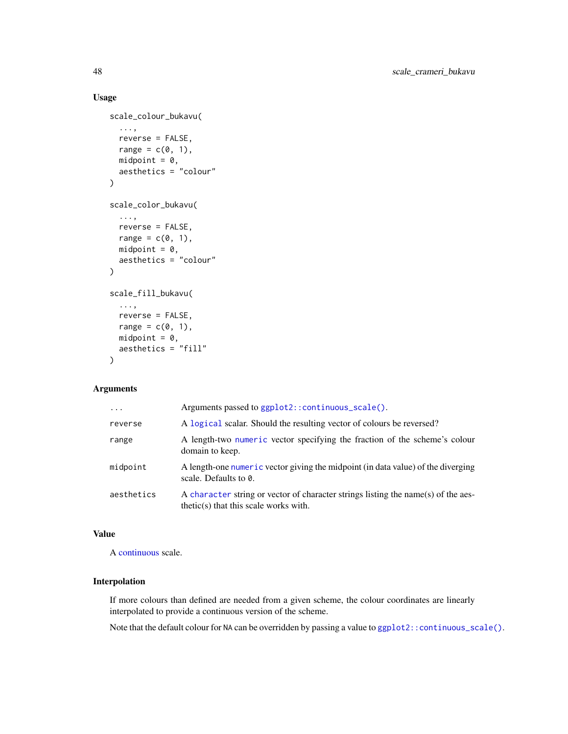## Usage

```
scale_colour_bukavu(
  ...,
  reverse = FALSE,
  range = c(0, 1),
  midpoint = 0,
  aesthetics = "colour"
)

scale_color_bukavu(
  ...,
  reverse = FALSE,
  range = c(0, 1),
  midpoint = 0,
  aesthetics = "colour"
)

scale_fill_bukavu(
  ...,
  reverse = FALSE,
  range = c(0, 1),
  midpoint = 0,
  aesthetics = "fill"
)
```

## Arguments

| | |
|---|---|
| `...` | Arguments passed to `ggplot2::continuous_scale()`. |
| `reverse` | A `logical` scalar. Should the resulting vector of colours be reversed? |
| `range` | A length-two `numeric` vector specifying the fraction of the scheme's colour domain to keep. |
| `midpoint` | A length-one `numeric` vector giving the midpoint (in data value) of the diverging scale. Defaults to `0`. |
| `aesthetics` | A `character` string or vector of character strings listing the name(s) of the aesthetic(s) that this scale works with. |

## Value

A continuous scale.

## Interpolation

If more colours than defined are needed from a given scheme, the colour coordinates are linearly interpolated to provide a continuous version of the scheme.

Note that the default colour for `NA` can be overridden by passing a value to `ggplot2::continuous_scale()`.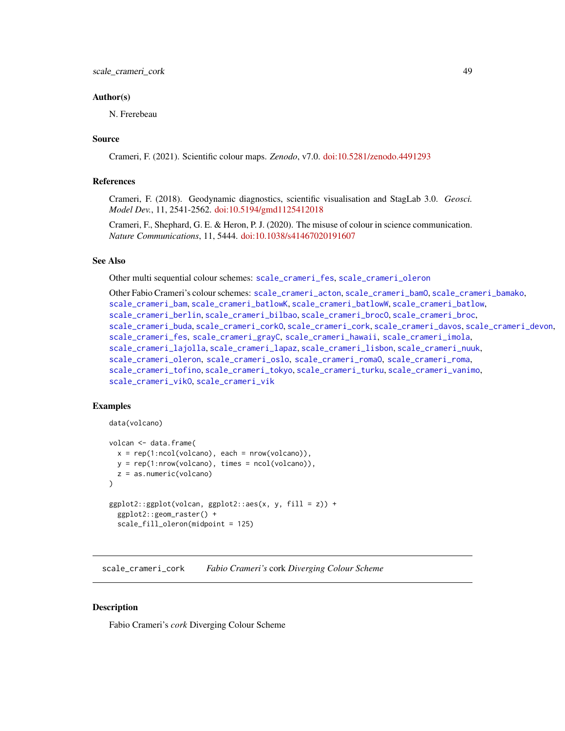### Author(s)

N. Frerebeau

### Source

Crameri, F. (2021). Scientific colour maps. *Zenodo*, v7.0. doi:10.5281/zenodo.4491293

### References

Crameri, F. (2018). Geodynamic diagnostics, scientific visualisation and StagLab 3.0. *Geosci. Model Dev.*, 11, 2541-2562. doi:10.5194/gmd1125412018

Crameri, F., Shephard, G. E. & Heron, P. J. (2020). The misuse of colour in science communication. *Nature Communications*, 11, 5444. doi:10.1038/s41467020191607

### See Also

Other multi sequential colour schemes: `scale_crameri_fes`, `scale_crameri_oleron`

Other Fabio Crameri's colour schemes: `scale_crameri_acton`, `scale_crameri_bamO`, `scale_crameri_bamako`, `scale_crameri_bam`, `scale_crameri_batlowK`, `scale_crameri_batlowW`, `scale_crameri_batlow`, `scale_crameri_berlin`, `scale_crameri_bilbao`, `scale_crameri_brocO`, `scale_crameri_broc`, `scale_crameri_buda`, `scale_crameri_corkO`, `scale_crameri_cork`, `scale_crameri_davos`, `scale_crameri_devon`, `scale_crameri_fes`, `scale_crameri_grayC`, `scale_crameri_hawaii`, `scale_crameri_imola`, `scale_crameri_lajolla`, `scale_crameri_lapaz`, `scale_crameri_lisbon`, `scale_crameri_nuuk`, `scale_crameri_oleron`, `scale_crameri_oslo`, `scale_crameri_romaO`, `scale_crameri_roma`, `scale_crameri_tofino`, `scale_crameri_tokyo`, `scale_crameri_turku`, `scale_crameri_vanimo`, `scale_crameri_vikO`, `scale_crameri_vik`

### Examples

```
data(volcano)

volcan <- data.frame(
  x = rep(1:ncol(volcano), each = nrow(volcano)),
  y = rep(1:nrow(volcano), times = ncol(volcano)),
  z = as.numeric(volcano)
)

ggplot2::ggplot(volcan, ggplot2::aes(x, y, fill = z)) +
  ggplot2::geom_raster() +
  scale_fill_oleron(midpoint = 125)
```

---

## `scale_crameri_cork` *Fabio Crameri's* cork *Diverging Colour Scheme*

---

### Description

Fabio Crameri's *cork* Diverging Colour Scheme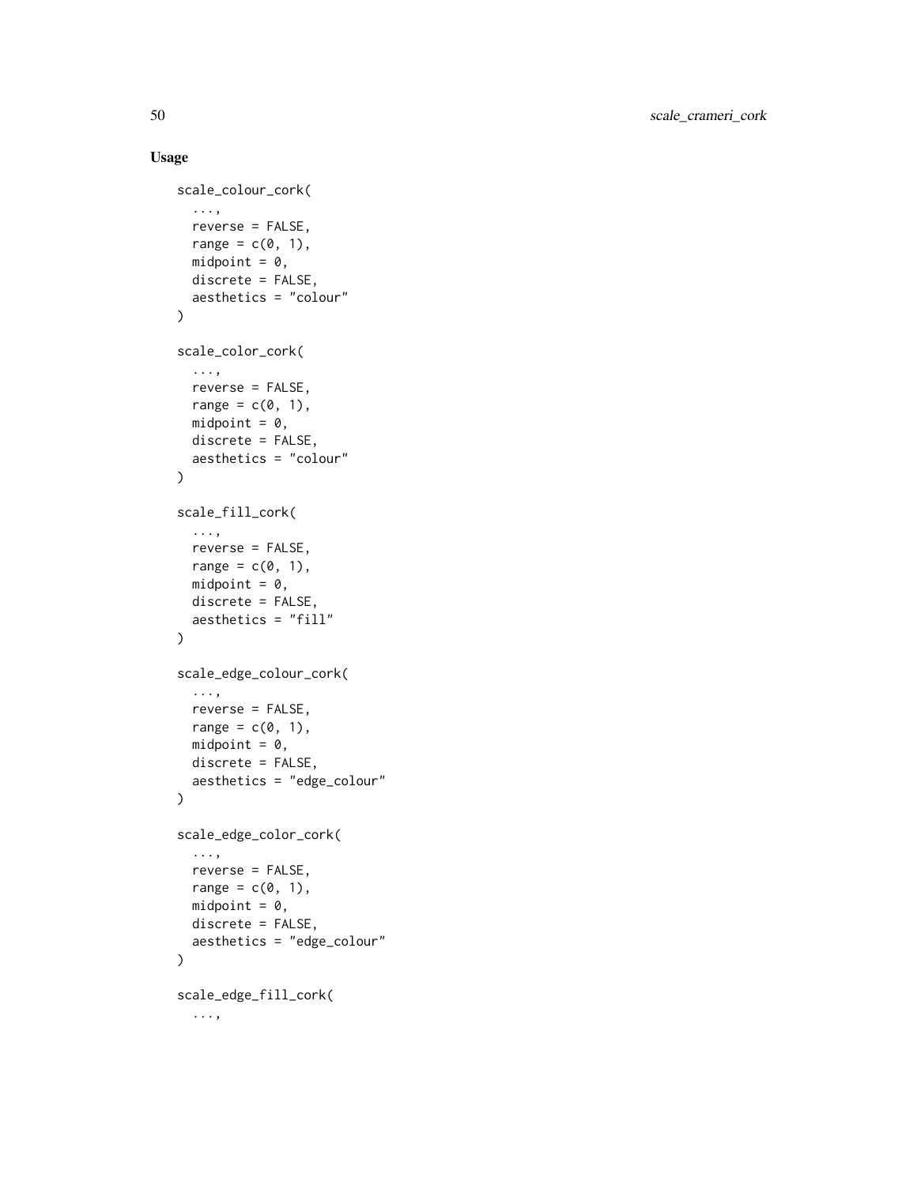## Usage

```
scale_colour_cork(
  ...,
  reverse = FALSE,
  range = c(0, 1),
  midpoint = 0,
  discrete = FALSE,
  aesthetics = "colour"
)

scale_color_cork(
  ...,
  reverse = FALSE,
  range = c(0, 1),
  midpoint = 0,
  discrete = FALSE,
  aesthetics = "colour"
)

scale_fill_cork(
  ...,
  reverse = FALSE,
  range = c(0, 1),
  midpoint = 0,
  discrete = FALSE,
  aesthetics = "fill"
)

scale_edge_colour_cork(
  ...,
  reverse = FALSE,
  range = c(0, 1),
  midpoint = 0,
  discrete = FALSE,
  aesthetics = "edge_colour"
)

scale_edge_color_cork(
  ...,
  reverse = FALSE,
  range = c(0, 1),
  midpoint = 0,
  discrete = FALSE,
  aesthetics = "edge_colour"
)

scale_edge_fill_cork(
  ...,
```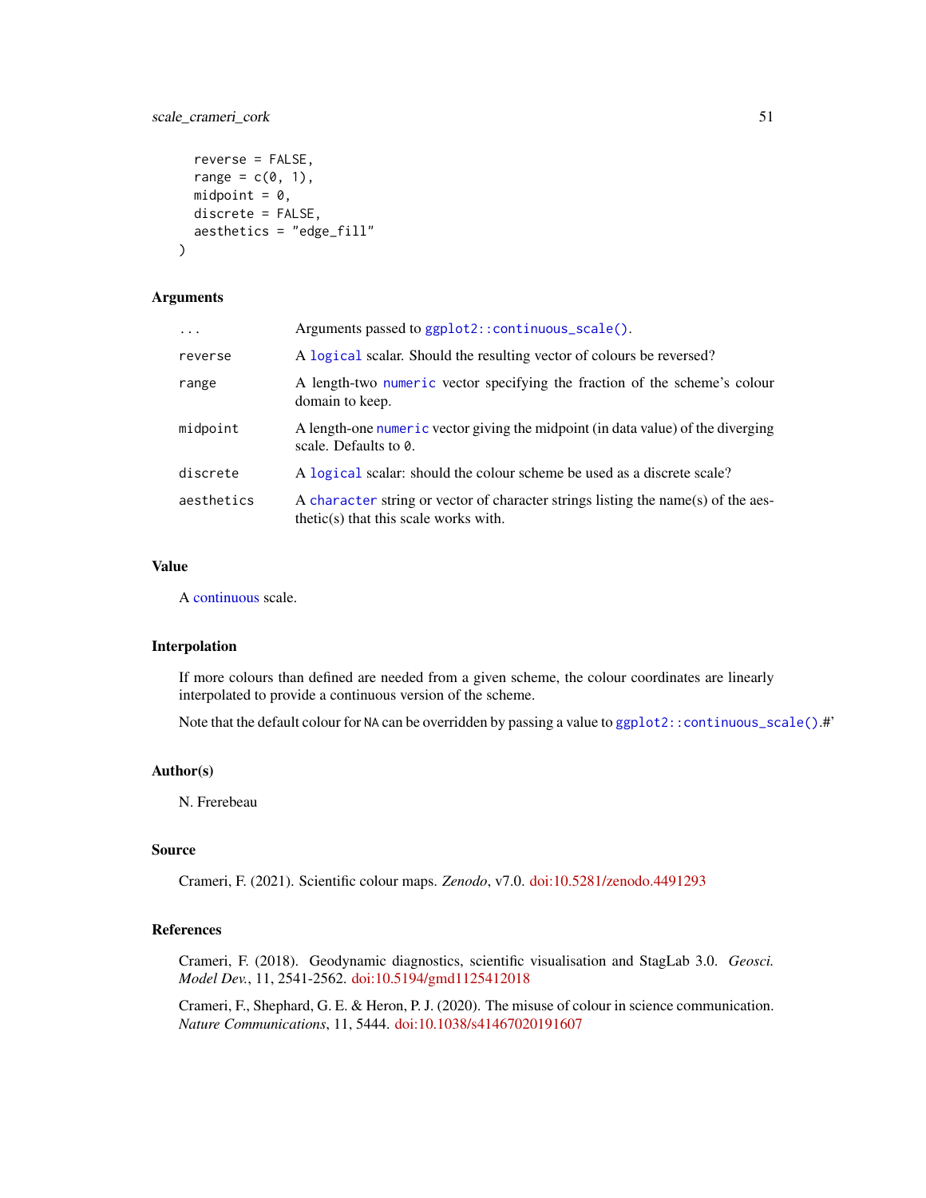```
  reverse = FALSE,
  range = c(0, 1),
  midpoint = 0,
  discrete = FALSE,
  aesthetics = "edge_fill"
)
```

## Arguments

| | |
|---|---|
| `...` | Arguments passed to `ggplot2::continuous_scale()`. |
| `reverse` | A `logical` scalar. Should the resulting vector of colours be reversed? |
| `range` | A length-two `numeric` vector specifying the fraction of the scheme's colour domain to keep. |
| `midpoint` | A length-one `numeric` vector giving the midpoint (in data value) of the diverging scale. Defaults to `0`. |
| `discrete` | A `logical` scalar: should the colour scheme be used as a discrete scale? |
| `aesthetics` | A `character` string or vector of character strings listing the name(s) of the aesthetic(s) that this scale works with. |

## Value

A continuous scale.

## Interpolation

If more colours than defined are needed from a given scheme, the colour coordinates are linearly interpolated to provide a continuous version of the scheme.

Note that the default colour for `NA` can be overridden by passing a value to `ggplot2::continuous_scale()`.#'

## Author(s)

N. Frerebeau

## Source

Crameri, F. (2021). Scientific colour maps. *Zenodo*, v7.0. doi:10.5281/zenodo.4491293

## References

Crameri, F. (2018). Geodynamic diagnostics, scientific visualisation and StagLab 3.0. *Geosci. Model Dev.*, 11, 2541-2562. doi:10.5194/gmd1125412018

Crameri, F., Shephard, G. E. & Heron, P. J. (2020). The misuse of colour in science communication. *Nature Communications*, 11, 5444. doi:10.1038/s41467020191607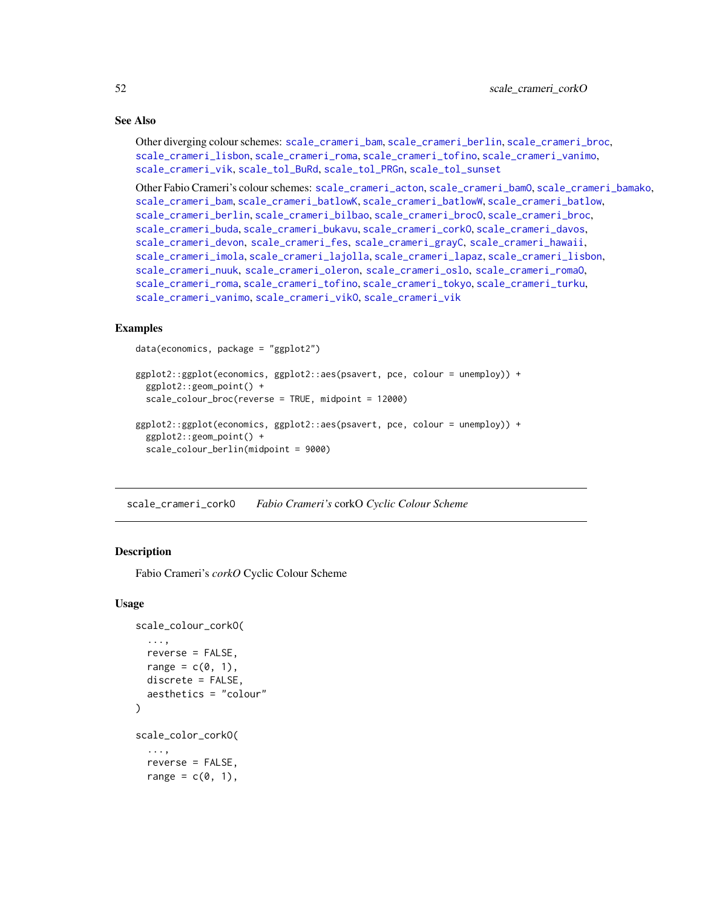## See Also

Other diverging colour schemes: scale_crameri_bam, scale_crameri_berlin, scale_crameri_broc, scale_crameri_lisbon, scale_crameri_roma, scale_crameri_tofino, scale_crameri_vanimo, scale_crameri_vik, scale_tol_BuRd, scale_tol_PRGn, scale_tol_sunset

Other Fabio Crameri's colour schemes: scale_crameri_acton, scale_crameri_bamO, scale_crameri_bamako, scale_crameri_bam, scale_crameri_batlowK, scale_crameri_batlowW, scale_crameri_batlow, scale_crameri_berlin, scale_crameri_bilbao, scale_crameri_brocO, scale_crameri_broc, scale_crameri_buda, scale_crameri_bukavu, scale_crameri_corkO, scale_crameri_davos, scale_crameri_devon, scale_crameri_fes, scale_crameri_grayC, scale_crameri_hawaii, scale_crameri_imola, scale_crameri_lajolla, scale_crameri_lapaz, scale_crameri_lisbon, scale_crameri_nuuk, scale_crameri_oleron, scale_crameri_oslo, scale_crameri_romaO, scale_crameri_roma, scale_crameri_tofino, scale_crameri_tokyo, scale_crameri_turku, scale_crameri_vanimo, scale_crameri_vikO, scale_crameri_vik

## Examples

```
data(economics, package = "ggplot2")

ggplot2::ggplot(economics, ggplot2::aes(psavert, pce, colour = unemploy)) +
  ggplot2::geom_point() +
  scale_colour_broc(reverse = TRUE, midpoint = 12000)

ggplot2::ggplot(economics, ggplot2::aes(psavert, pce, colour = unemploy)) +
  ggplot2::geom_point() +
  scale_colour_berlin(midpoint = 9000)
```

---

# scale_crameri_corkO    *Fabio Crameri's* corkO *Cyclic Colour Scheme*

---

## Description

Fabio Crameri's *corkO* Cyclic Colour Scheme

## Usage

```
scale_colour_corkO(
  ...,
  reverse = FALSE,
  range = c(0, 1),
  discrete = FALSE,
  aesthetics = "colour"
)

scale_color_corkO(
  ...,
  reverse = FALSE,
  range = c(0, 1),
```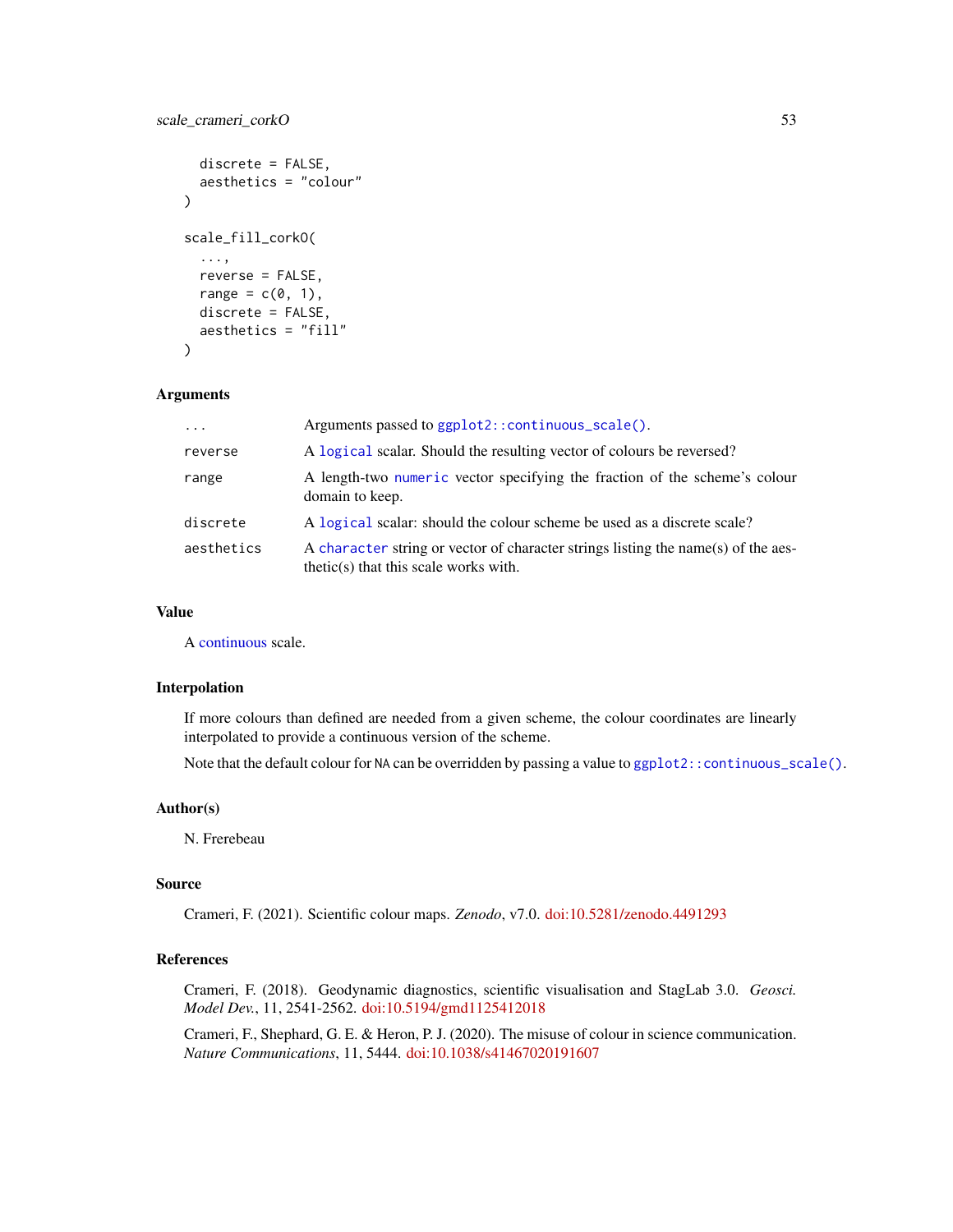```
  discrete = FALSE,
  aesthetics = "colour"
)

scale_fill_corkO(
  ...,
  reverse = FALSE,
  range = c(0, 1),
  discrete = FALSE,
  aesthetics = "fill"
)
```

### Arguments

| | |
|---|---|
| `...` | Arguments passed to `ggplot2::continuous_scale()`. |
| `reverse` | A `logical` scalar. Should the resulting vector of colours be reversed? |
| `range` | A length-two `numeric` vector specifying the fraction of the scheme's colour domain to keep. |
| `discrete` | A `logical` scalar: should the colour scheme be used as a discrete scale? |
| `aesthetics` | A `character` string or vector of character strings listing the name(s) of the aesthetic(s) that this scale works with. |

### Value

A continuous scale.

### Interpolation

If more colours than defined are needed from a given scheme, the colour coordinates are linearly interpolated to provide a continuous version of the scheme.

Note that the default colour for `NA` can be overridden by passing a value to `ggplot2::continuous_scale()`.

### Author(s)

N. Frerebeau

### Source

Crameri, F. (2021). Scientific colour maps. *Zenodo*, v7.0. doi:10.5281/zenodo.4491293

### References

Crameri, F. (2018). Geodynamic diagnostics, scientific visualisation and StagLab 3.0. *Geosci. Model Dev.*, 11, 2541-2562. doi:10.5194/gmd1125412018

Crameri, F., Shephard, G. E. & Heron, P. J. (2020). The misuse of colour in science communication. *Nature Communications*, 11, 5444. doi:10.1038/s41467020191607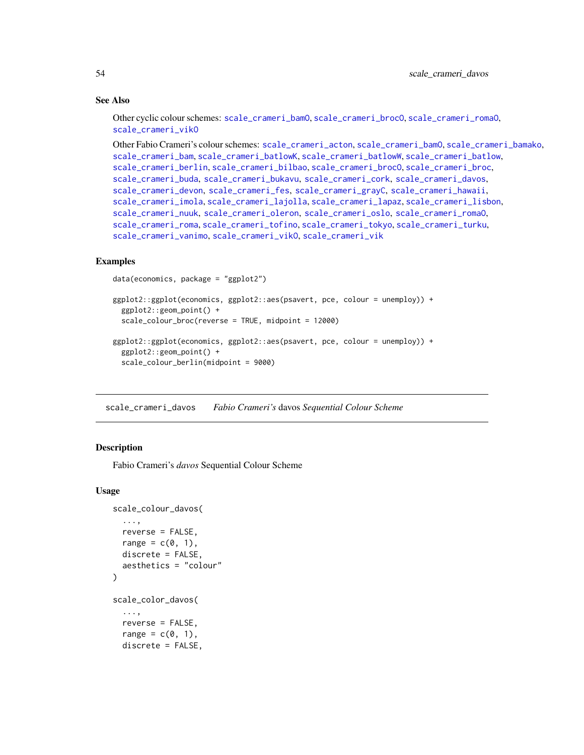### See Also

Other cyclic colour schemes: `scale_crameri_bam0`, `scale_crameri_broc0`, `scale_crameri_roma0`, `scale_crameri_vik0`

Other Fabio Crameri's colour schemes: `scale_crameri_acton`, `scale_crameri_bam0`, `scale_crameri_bamako`, `scale_crameri_bam`, `scale_crameri_batlowK`, `scale_crameri_batlowW`, `scale_crameri_batlow`, `scale_crameri_berlin`, `scale_crameri_bilbao`, `scale_crameri_broc0`, `scale_crameri_broc`, `scale_crameri_buda`, `scale_crameri_bukavu`, `scale_crameri_cork`, `scale_crameri_davos`, `scale_crameri_devon`, `scale_crameri_fes`, `scale_crameri_grayC`, `scale_crameri_hawaii`, `scale_crameri_imola`, `scale_crameri_lajolla`, `scale_crameri_lapaz`, `scale_crameri_lisbon`, `scale_crameri_nuuk`, `scale_crameri_oleron`, `scale_crameri_oslo`, `scale_crameri_roma0`, `scale_crameri_roma`, `scale_crameri_tofino`, `scale_crameri_tokyo`, `scale_crameri_turku`, `scale_crameri_vanimo`, `scale_crameri_vik0`, `scale_crameri_vik`

### Examples

```
data(economics, package = "ggplot2")

ggplot2::ggplot(economics, ggplot2::aes(psavert, pce, colour = unemploy)) +
  ggplot2::geom_point() +
  scale_colour_broc(reverse = TRUE, midpoint = 12000)

ggplot2::ggplot(economics, ggplot2::aes(psavert, pce, colour = unemploy)) +
  ggplot2::geom_point() +
  scale_colour_berlin(midpoint = 9000)
```

---

## scale_crameri_davos — *Fabio Crameri's* davos *Sequential Colour Scheme*

---

### Description

Fabio Crameri's *davos* Sequential Colour Scheme

### Usage

```
scale_colour_davos(
  ...,
  reverse = FALSE,
  range = c(0, 1),
  discrete = FALSE,
  aesthetics = "colour"
)

scale_color_davos(
  ...,
  reverse = FALSE,
  range = c(0, 1),
  discrete = FALSE,
```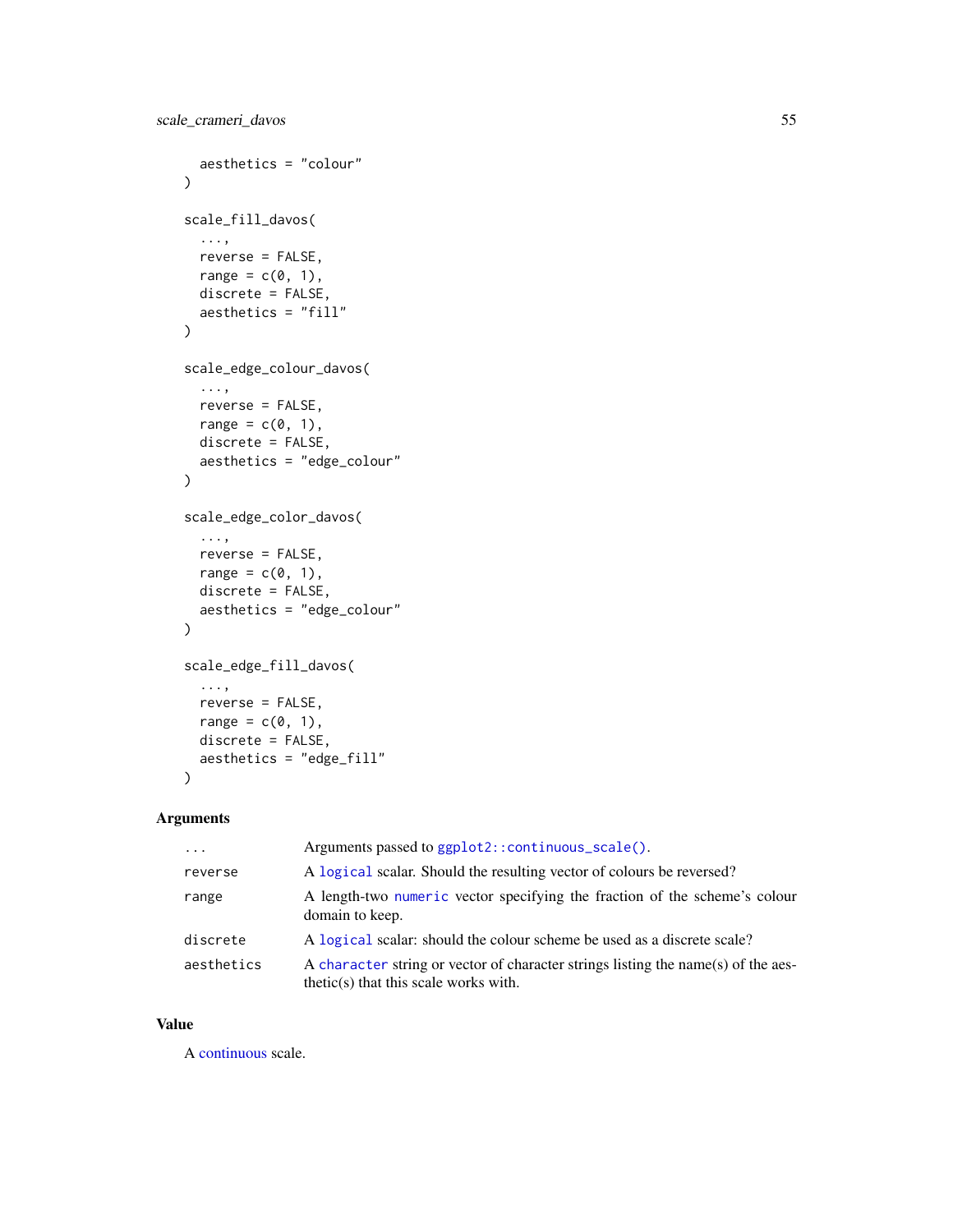```
  aesthetics = "colour"
)

scale_fill_davos(
  ...,
  reverse = FALSE,
  range = c(0, 1),
  discrete = FALSE,
  aesthetics = "fill"
)

scale_edge_colour_davos(
  ...,
  reverse = FALSE,
  range = c(0, 1),
  discrete = FALSE,
  aesthetics = "edge_colour"
)

scale_edge_color_davos(
  ...,
  reverse = FALSE,
  range = c(0, 1),
  discrete = FALSE,
  aesthetics = "edge_colour"
)

scale_edge_fill_davos(
  ...,
  reverse = FALSE,
  range = c(0, 1),
  discrete = FALSE,
  aesthetics = "edge_fill"
)
```

## Arguments

| | |
|---|---|
| `...` | Arguments passed to `ggplot2::continuous_scale()`. |
| `reverse` | A `logical` scalar. Should the resulting vector of colours be reversed? |
| `range` | A length-two `numeric` vector specifying the fraction of the scheme's colour domain to keep. |
| `discrete` | A `logical` scalar: should the colour scheme be used as a discrete scale? |
| `aesthetics` | A `character` string or vector of character strings listing the name(s) of the aesthetic(s) that this scale works with. |

## Value

A continuous scale.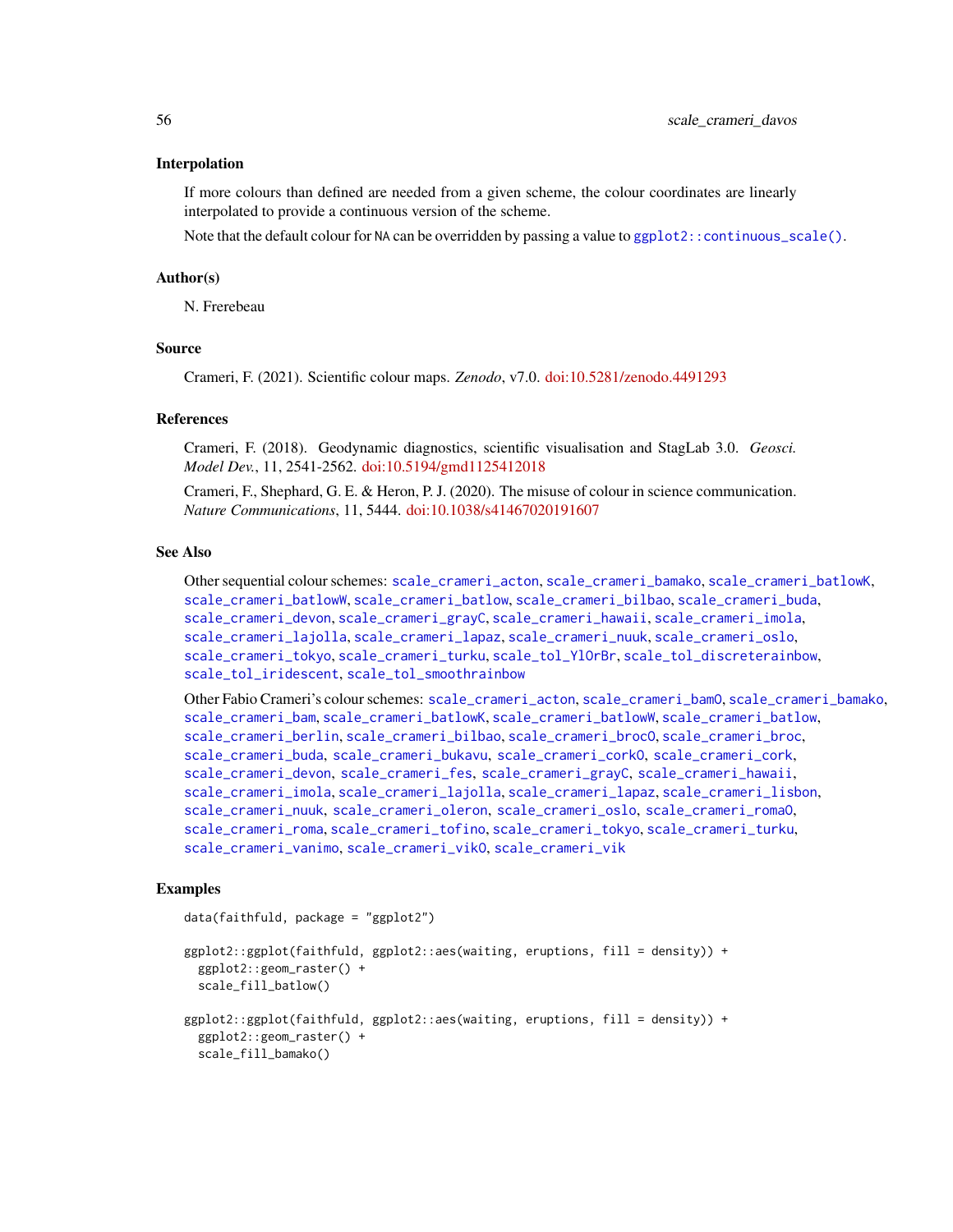### Interpolation

If more colours than defined are needed from a given scheme, the colour coordinates are linearly interpolated to provide a continuous version of the scheme.

Note that the default colour for NA can be overridden by passing a value to `ggplot2::continuous_scale()`.

### Author(s)

N. Frerebeau

### Source

Crameri, F. (2021). Scientific colour maps. *Zenodo*, v7.0. doi:10.5281/zenodo.4491293

### References

Crameri, F. (2018). Geodynamic diagnostics, scientific visualisation and StagLab 3.0. *Geosci. Model Dev.*, 11, 2541-2562. doi:10.5194/gmd1125412018

Crameri, F., Shephard, G. E. & Heron, P. J. (2020). The misuse of colour in science communication. *Nature Communications*, 11, 5444. doi:10.1038/s41467020191607

### See Also

Other sequential colour schemes: `scale_crameri_acton`, `scale_crameri_bamako`, `scale_crameri_batlowK`, `scale_crameri_batlowW`, `scale_crameri_batlow`, `scale_crameri_bilbao`, `scale_crameri_buda`, `scale_crameri_devon`, `scale_crameri_grayC`, `scale_crameri_hawaii`, `scale_crameri_imola`, `scale_crameri_lajolla`, `scale_crameri_lapaz`, `scale_crameri_nuuk`, `scale_crameri_oslo`, `scale_crameri_tokyo`, `scale_crameri_turku`, `scale_tol_YlOrBr`, `scale_tol_discreterainbow`, `scale_tol_iridescent`, `scale_tol_smoothrainbow`

Other Fabio Crameri's colour schemes: `scale_crameri_acton`, `scale_crameri_bamO`, `scale_crameri_bamako`, `scale_crameri_bam`, `scale_crameri_batlowK`, `scale_crameri_batlowW`, `scale_crameri_batlow`, `scale_crameri_berlin`, `scale_crameri_bilbao`, `scale_crameri_brocO`, `scale_crameri_broc`, `scale_crameri_buda`, `scale_crameri_bukavu`, `scale_crameri_corkO`, `scale_crameri_cork`, `scale_crameri_devon`, `scale_crameri_fes`, `scale_crameri_grayC`, `scale_crameri_hawaii`, `scale_crameri_imola`, `scale_crameri_lajolla`, `scale_crameri_lapaz`, `scale_crameri_lisbon`, `scale_crameri_nuuk`, `scale_crameri_oleron`, `scale_crameri_oslo`, `scale_crameri_romaO`, `scale_crameri_roma`, `scale_crameri_tofino`, `scale_crameri_tokyo`, `scale_crameri_turku`, `scale_crameri_vanimo`, `scale_crameri_vikO`, `scale_crameri_vik`

### Examples

```
data(faithfuld, package = "ggplot2")

ggplot2::ggplot(faithfuld, ggplot2::aes(waiting, eruptions, fill = density)) +
  ggplot2::geom_raster() +
  scale_fill_batlow()

ggplot2::ggplot(faithfuld, ggplot2::aes(waiting, eruptions, fill = density)) +
  ggplot2::geom_raster() +
  scale_fill_bamako()
```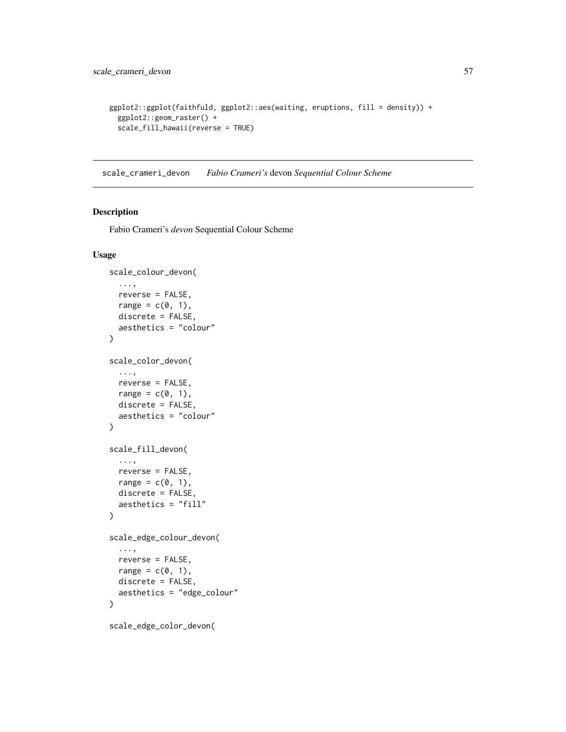```
ggplot2::ggplot(faithfuld, ggplot2::aes(waiting, eruptions, fill = density)) +
  ggplot2::geom_raster() +
  scale_fill_hawaii(reverse = TRUE)
```

## scale_crameri_devon    *Fabio Crameri's* devon *Sequential Colour Scheme*

### Description

Fabio Crameri's *devon* Sequential Colour Scheme

### Usage

```
scale_colour_devon(
  ...,
  reverse = FALSE,
  range = c(0, 1),
  discrete = FALSE,
  aesthetics = "colour"
)

scale_color_devon(
  ...,
  reverse = FALSE,
  range = c(0, 1),
  discrete = FALSE,
  aesthetics = "colour"
)

scale_fill_devon(
  ...,
  reverse = FALSE,
  range = c(0, 1),
  discrete = FALSE,
  aesthetics = "fill"
)

scale_edge_colour_devon(
  ...,
  reverse = FALSE,
  range = c(0, 1),
  discrete = FALSE,
  aesthetics = "edge_colour"
)

scale_edge_color_devon(
```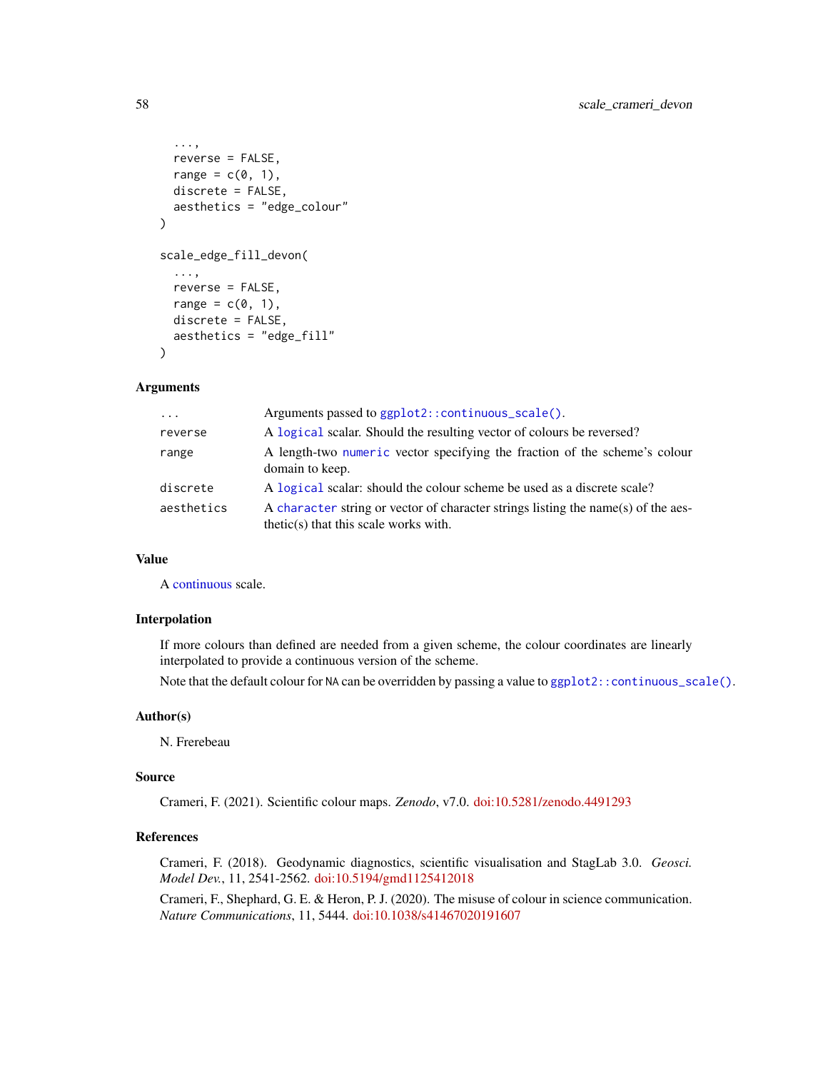```
  ...,
  reverse = FALSE,
  range = c(0, 1),
  discrete = FALSE,
  aesthetics = "edge_colour"
)

scale_edge_fill_devon(
  ...,
  reverse = FALSE,
  range = c(0, 1),
  discrete = FALSE,
  aesthetics = "edge_fill"
)
```

### Arguments

| | |
|---|---|
| `...` | Arguments passed to `ggplot2::continuous_scale()`. |
| `reverse` | A `logical` scalar. Should the resulting vector of colours be reversed? |
| `range` | A length-two `numeric` vector specifying the fraction of the scheme's colour domain to keep. |
| `discrete` | A `logical` scalar: should the colour scheme be used as a discrete scale? |
| `aesthetics` | A `character` string or vector of character strings listing the name(s) of the aesthetic(s) that this scale works with. |

### Value

A continuous scale.

### Interpolation

If more colours than defined are needed from a given scheme, the colour coordinates are linearly interpolated to provide a continuous version of the scheme.

Note that the default colour for `NA` can be overridden by passing a value to `ggplot2::continuous_scale()`.

### Author(s)

N. Frerebeau

### Source

Crameri, F. (2021). Scientific colour maps. *Zenodo*, v7.0. doi:10.5281/zenodo.4491293

### References

Crameri, F. (2018). Geodynamic diagnostics, scientific visualisation and StagLab 3.0. *Geosci. Model Dev.*, 11, 2541-2562. doi:10.5194/gmd1125412018

Crameri, F., Shephard, G. E. & Heron, P. J. (2020). The misuse of colour in science communication. *Nature Communications*, 11, 5444. doi:10.1038/s41467020191607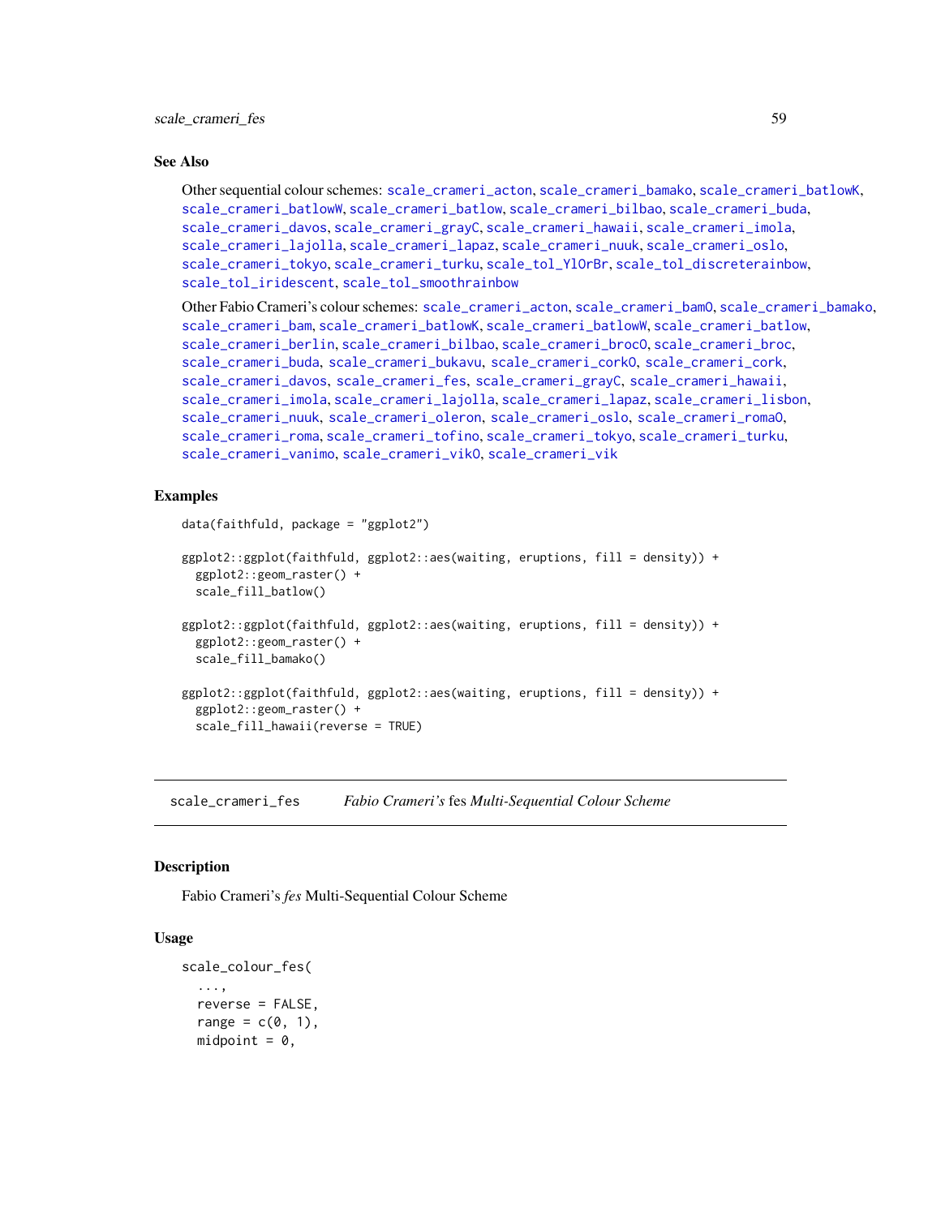### See Also

Other sequential colour schemes: scale_crameri_acton, scale_crameri_bamako, scale_crameri_batlowK, scale_crameri_batlowW, scale_crameri_batlow, scale_crameri_bilbao, scale_crameri_buda, scale_crameri_davos, scale_crameri_grayC, scale_crameri_hawaii, scale_crameri_imola, scale_crameri_lajolla, scale_crameri_lapaz, scale_crameri_nuuk, scale_crameri_oslo, scale_crameri_tokyo, scale_crameri_turku, scale_tol_YlOrBr, scale_tol_discreterainbow, scale_tol_iridescent, scale_tol_smoothrainbow

Other Fabio Crameri's colour schemes: scale_crameri_acton, scale_crameri_bamO, scale_crameri_bamako, scale_crameri_bam, scale_crameri_batlowK, scale_crameri_batlowW, scale_crameri_batlow, scale_crameri_berlin, scale_crameri_bilbao, scale_crameri_brocO, scale_crameri_broc, scale_crameri_buda, scale_crameri_bukavu, scale_crameri_corkO, scale_crameri_cork, scale_crameri_davos, scale_crameri_fes, scale_crameri_grayC, scale_crameri_hawaii, scale_crameri_imola, scale_crameri_lajolla, scale_crameri_lapaz, scale_crameri_lisbon, scale_crameri_nuuk, scale_crameri_oleron, scale_crameri_oslo, scale_crameri_romaO, scale_crameri_roma, scale_crameri_tofino, scale_crameri_tokyo, scale_crameri_turku, scale_crameri_vanimo, scale_crameri_vikO, scale_crameri_vik

### Examples

```
data(faithfuld, package = "ggplot2")

ggplot2::ggplot(faithfuld, ggplot2::aes(waiting, eruptions, fill = density)) +
  ggplot2::geom_raster() +
  scale_fill_batlow()

ggplot2::ggplot(faithfuld, ggplot2::aes(waiting, eruptions, fill = density)) +
  ggplot2::geom_raster() +
  scale_fill_bamako()

ggplot2::ggplot(faithfuld, ggplot2::aes(waiting, eruptions, fill = density)) +
  ggplot2::geom_raster() +
  scale_fill_hawaii(reverse = TRUE)
```

---

## scale_crameri_fes — *Fabio Crameri's* fes *Multi-Sequential Colour Scheme*

### Description

Fabio Crameri's *fes* Multi-Sequential Colour Scheme

### Usage

```
scale_colour_fes(
  ...,
  reverse = FALSE,
  range = c(0, 1),
  midpoint = 0,
```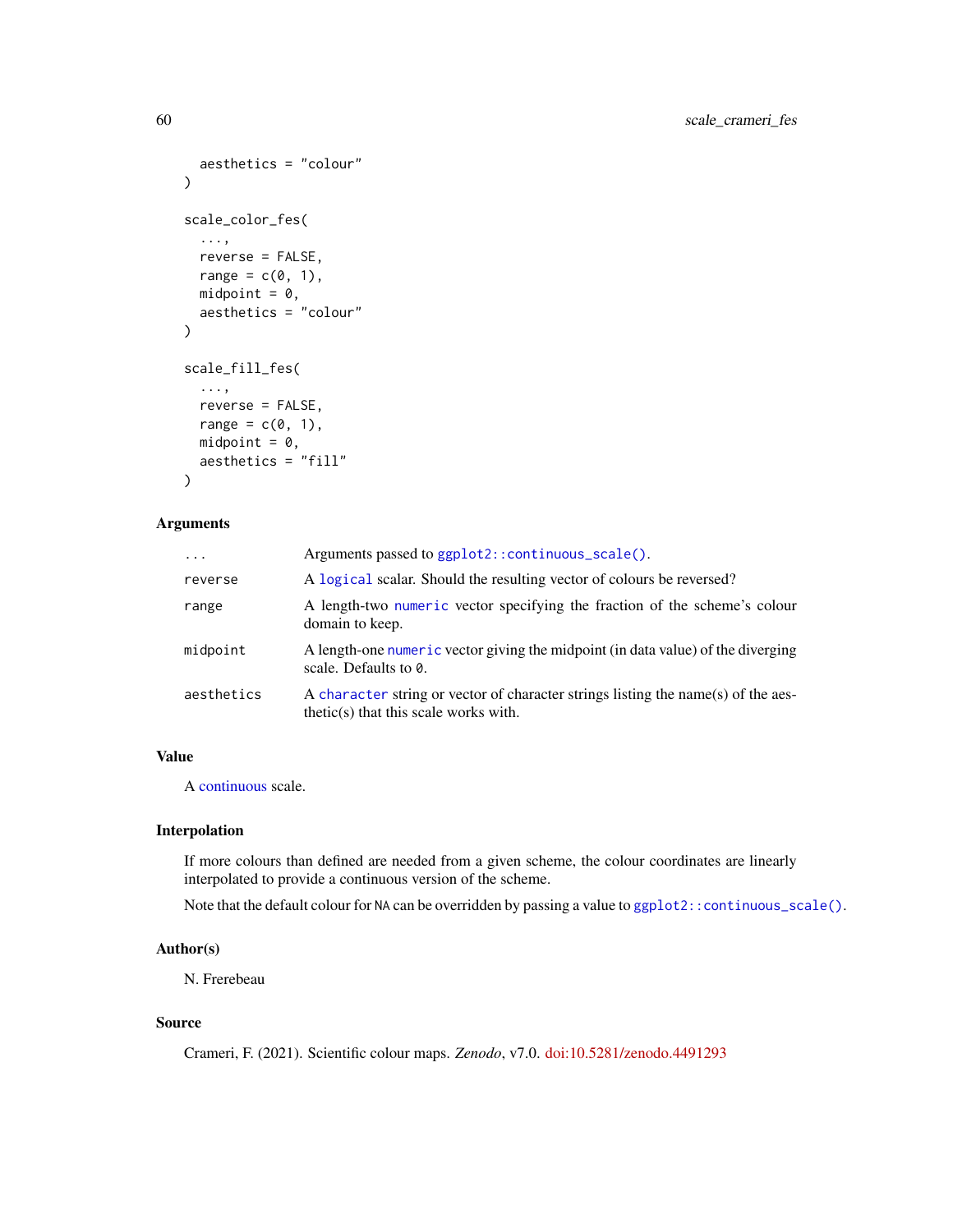```
  aesthetics = "colour"
)

scale_color_fes(
  ...,
  reverse = FALSE,
  range = c(0, 1),
  midpoint = 0,
  aesthetics = "colour"
)

scale_fill_fes(
  ...,
  reverse = FALSE,
  range = c(0, 1),
  midpoint = 0,
  aesthetics = "fill"
)
```

## Arguments

| | |
|---|---|
| `...` | Arguments passed to `ggplot2::continuous_scale()`. |
| `reverse` | A `logical` scalar. Should the resulting vector of colours be reversed? |
| `range` | A length-two `numeric` vector specifying the fraction of the scheme's colour domain to keep. |
| `midpoint` | A length-one `numeric` vector giving the midpoint (in data value) of the diverging scale. Defaults to `0`. |
| `aesthetics` | A `character` string or vector of character strings listing the name(s) of the aesthetic(s) that this scale works with. |

## Value

A continuous scale.

## Interpolation

If more colours than defined are needed from a given scheme, the colour coordinates are linearly interpolated to provide a continuous version of the scheme.

Note that the default colour for `NA` can be overridden by passing a value to `ggplot2::continuous_scale()`.

## Author(s)

N. Frerebeau

## Source

Crameri, F. (2021). Scientific colour maps. *Zenodo*, v7.0. doi:10.5281/zenodo.4491293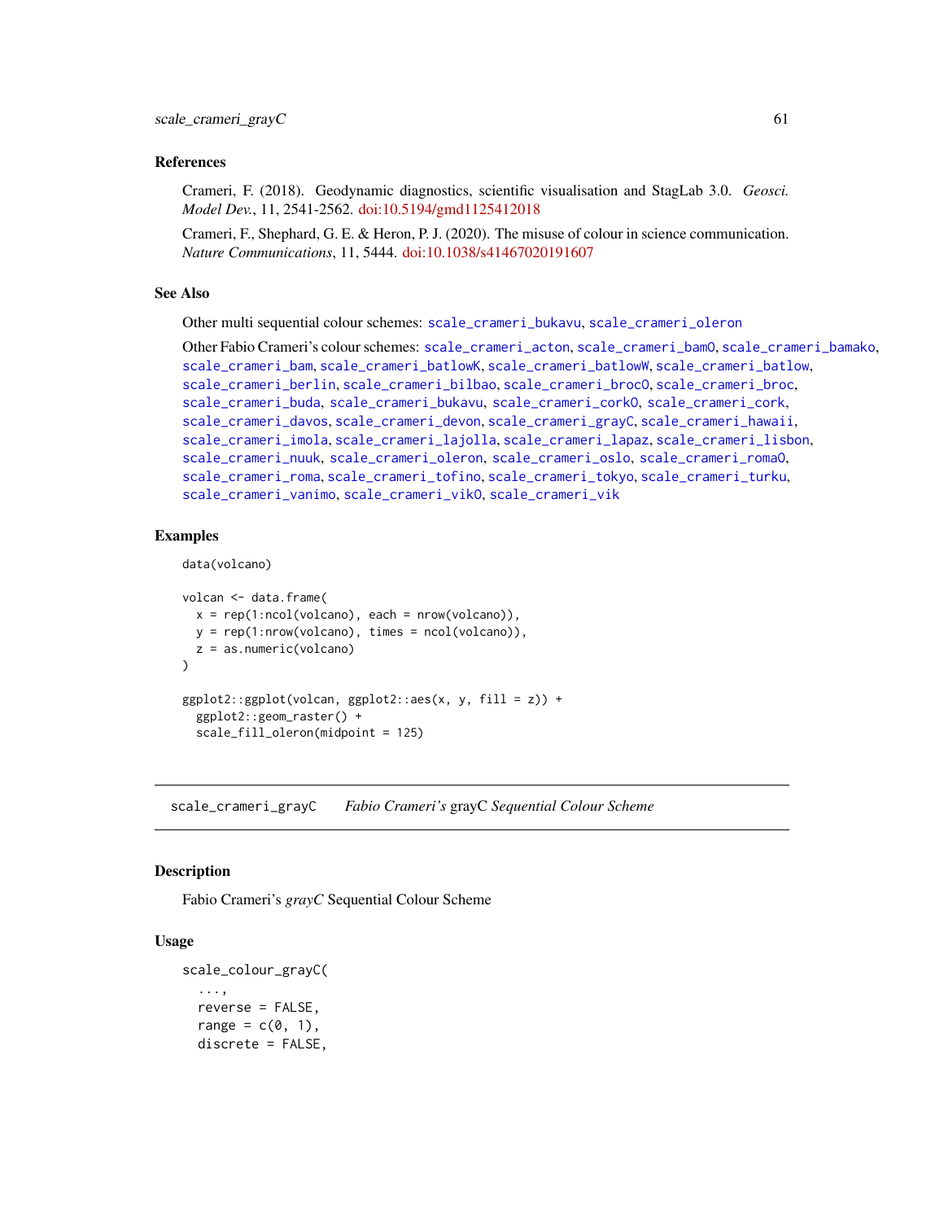## References

Crameri, F. (2018). Geodynamic diagnostics, scientific visualisation and StagLab 3.0. *Geosci. Model Dev.*, 11, 2541-2562. doi:10.5194/gmd1125412018

Crameri, F., Shephard, G. E. & Heron, P. J. (2020). The misuse of colour in science communication. *Nature Communications*, 11, 5444. doi:10.1038/s41467020191607

## See Also

Other multi sequential colour schemes: `scale_crameri_bukavu`, `scale_crameri_oleron`

Other Fabio Crameri's colour schemes: `scale_crameri_acton`, `scale_crameri_bam0`, `scale_crameri_bamako`, `scale_crameri_bam`, `scale_crameri_batlowK`, `scale_crameri_batlowW`, `scale_crameri_batlow`, `scale_crameri_berlin`, `scale_crameri_bilbao`, `scale_crameri_broc0`, `scale_crameri_broc`, `scale_crameri_buda`, `scale_crameri_bukavu`, `scale_crameri_cork0`, `scale_crameri_cork`, `scale_crameri_davos`, `scale_crameri_devon`, `scale_crameri_grayC`, `scale_crameri_hawaii`, `scale_crameri_imola`, `scale_crameri_lajolla`, `scale_crameri_lapaz`, `scale_crameri_lisbon`, `scale_crameri_nuuk`, `scale_crameri_oleron`, `scale_crameri_oslo`, `scale_crameri_roma0`, `scale_crameri_roma`, `scale_crameri_tofino`, `scale_crameri_tokyo`, `scale_crameri_turku`, `scale_crameri_vanimo`, `scale_crameri_vik0`, `scale_crameri_vik`

## Examples

```
data(volcano)

volcan <- data.frame(
  x = rep(1:ncol(volcano), each = nrow(volcano)),
  y = rep(1:nrow(volcano), times = ncol(volcano)),
  z = as.numeric(volcano)
)

ggplot2::ggplot(volcan, ggplot2::aes(x, y, fill = z)) +
  ggplot2::geom_raster() +
  scale_fill_oleron(midpoint = 125)
```

---

# `scale_crameri_grayC` *Fabio Crameri's* grayC *Sequential Colour Scheme*

---

## Description

Fabio Crameri's *grayC* Sequential Colour Scheme

## Usage

```
scale_colour_grayC(
  ...,
  reverse = FALSE,
  range = c(0, 1),
  discrete = FALSE,
```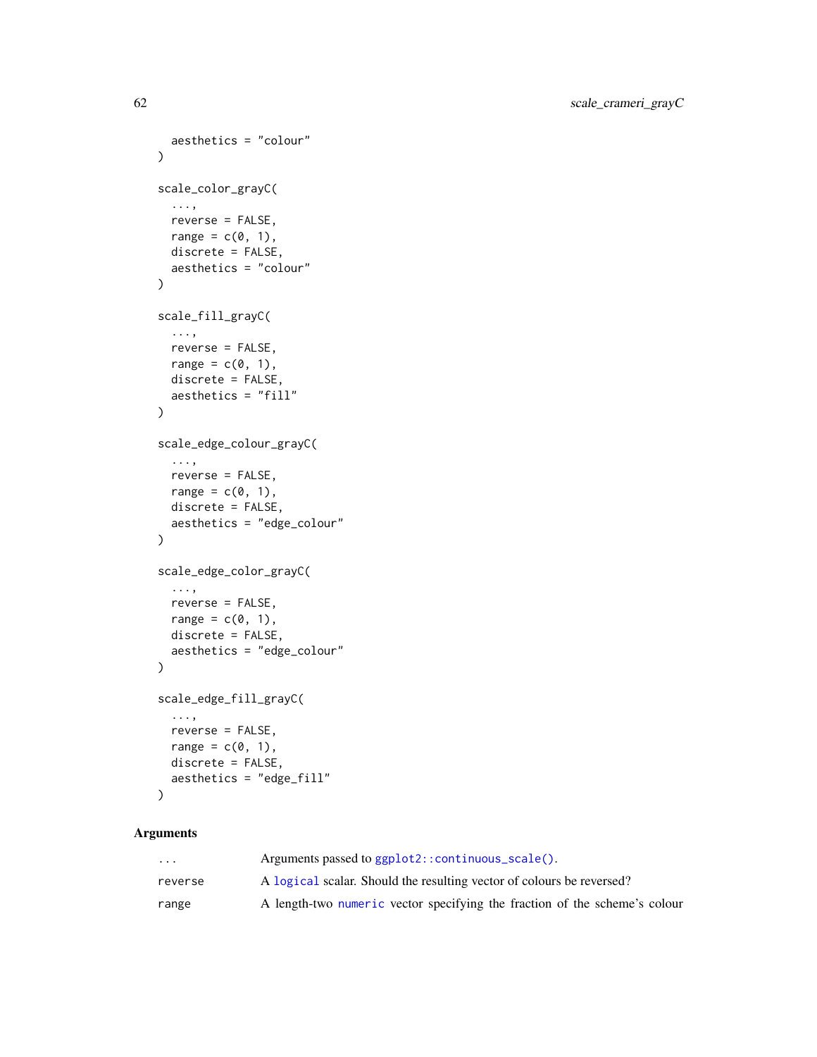```
  aesthetics = "colour"
)

scale_color_grayC(
  ...,
  reverse = FALSE,
  range = c(0, 1),
  discrete = FALSE,
  aesthetics = "colour"
)

scale_fill_grayC(
  ...,
  reverse = FALSE,
  range = c(0, 1),
  discrete = FALSE,
  aesthetics = "fill"
)

scale_edge_colour_grayC(
  ...,
  reverse = FALSE,
  range = c(0, 1),
  discrete = FALSE,
  aesthetics = "edge_colour"
)

scale_edge_color_grayC(
  ...,
  reverse = FALSE,
  range = c(0, 1),
  discrete = FALSE,
  aesthetics = "edge_colour"
)

scale_edge_fill_grayC(
  ...,
  reverse = FALSE,
  range = c(0, 1),
  discrete = FALSE,
  aesthetics = "edge_fill"
)
```

## Arguments

| | |
|---|---|
| `...` | Arguments passed to `ggplot2::continuous_scale()`. |
| `reverse` | A `logical` scalar. Should the resulting vector of colours be reversed? |
| `range` | A length-two `numeric` vector specifying the fraction of the scheme's colour |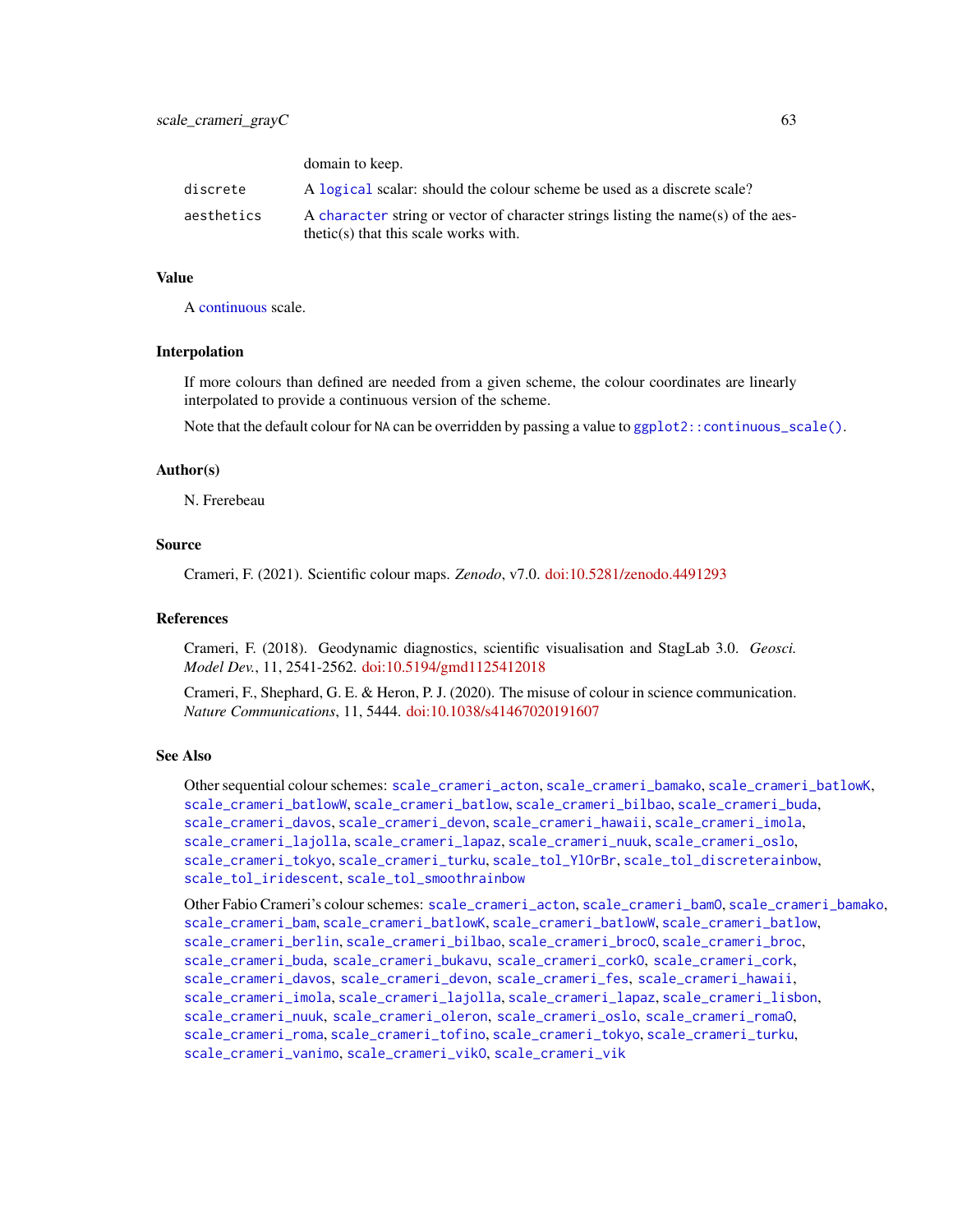| | |
|---|---|
| | domain to keep. |
| discrete | A logical scalar: should the colour scheme be used as a discrete scale? |
| aesthetics | A character string or vector of character strings listing the name(s) of the aesthetic(s) that this scale works with. |

## Value

A continuous scale.

## Interpolation

If more colours than defined are needed from a given scheme, the colour coordinates are linearly interpolated to provide a continuous version of the scheme.

Note that the default colour for NA can be overridden by passing a value to `ggplot2::continuous_scale()`.

## Author(s)

N. Frerebeau

## Source

Crameri, F. (2021). Scientific colour maps. *Zenodo*, v7.0. doi:10.5281/zenodo.4491293

## References

Crameri, F. (2018). Geodynamic diagnostics, scientific visualisation and StagLab 3.0. *Geosci. Model Dev.*, 11, 2541-2562. doi:10.5194/gmd1125412018

Crameri, F., Shephard, G. E. & Heron, P. J. (2020). The misuse of colour in science communication. *Nature Communications*, 11, 5444. doi:10.1038/s41467020191607

## See Also

Other sequential colour schemes: `scale_crameri_acton`, `scale_crameri_bamako`, `scale_crameri_batlowK`, `scale_crameri_batlowW`, `scale_crameri_batlow`, `scale_crameri_bilbao`, `scale_crameri_buda`, `scale_crameri_davos`, `scale_crameri_devon`, `scale_crameri_hawaii`, `scale_crameri_imola`, `scale_crameri_lajolla`, `scale_crameri_lapaz`, `scale_crameri_nuuk`, `scale_crameri_oslo`, `scale_crameri_tokyo`, `scale_crameri_turku`, `scale_tol_YlOrBr`, `scale_tol_discreterainbow`, `scale_tol_iridescent`, `scale_tol_smoothrainbow`

Other Fabio Crameri's colour schemes: `scale_crameri_acton`, `scale_crameri_bamO`, `scale_crameri_bamako`, `scale_crameri_bam`, `scale_crameri_batlowK`, `scale_crameri_batlowW`, `scale_crameri_batlow`, `scale_crameri_berlin`, `scale_crameri_bilbao`, `scale_crameri_brocO`, `scale_crameri_broc`, `scale_crameri_buda`, `scale_crameri_bukavu`, `scale_crameri_corkO`, `scale_crameri_cork`, `scale_crameri_davos`, `scale_crameri_devon`, `scale_crameri_fes`, `scale_crameri_hawaii`, `scale_crameri_imola`, `scale_crameri_lajolla`, `scale_crameri_lapaz`, `scale_crameri_lisbon`, `scale_crameri_nuuk`, `scale_crameri_oleron`, `scale_crameri_oslo`, `scale_crameri_romaO`, `scale_crameri_roma`, `scale_crameri_tofino`, `scale_crameri_tokyo`, `scale_crameri_turku`, `scale_crameri_vanimo`, `scale_crameri_vikO`, `scale_crameri_vik`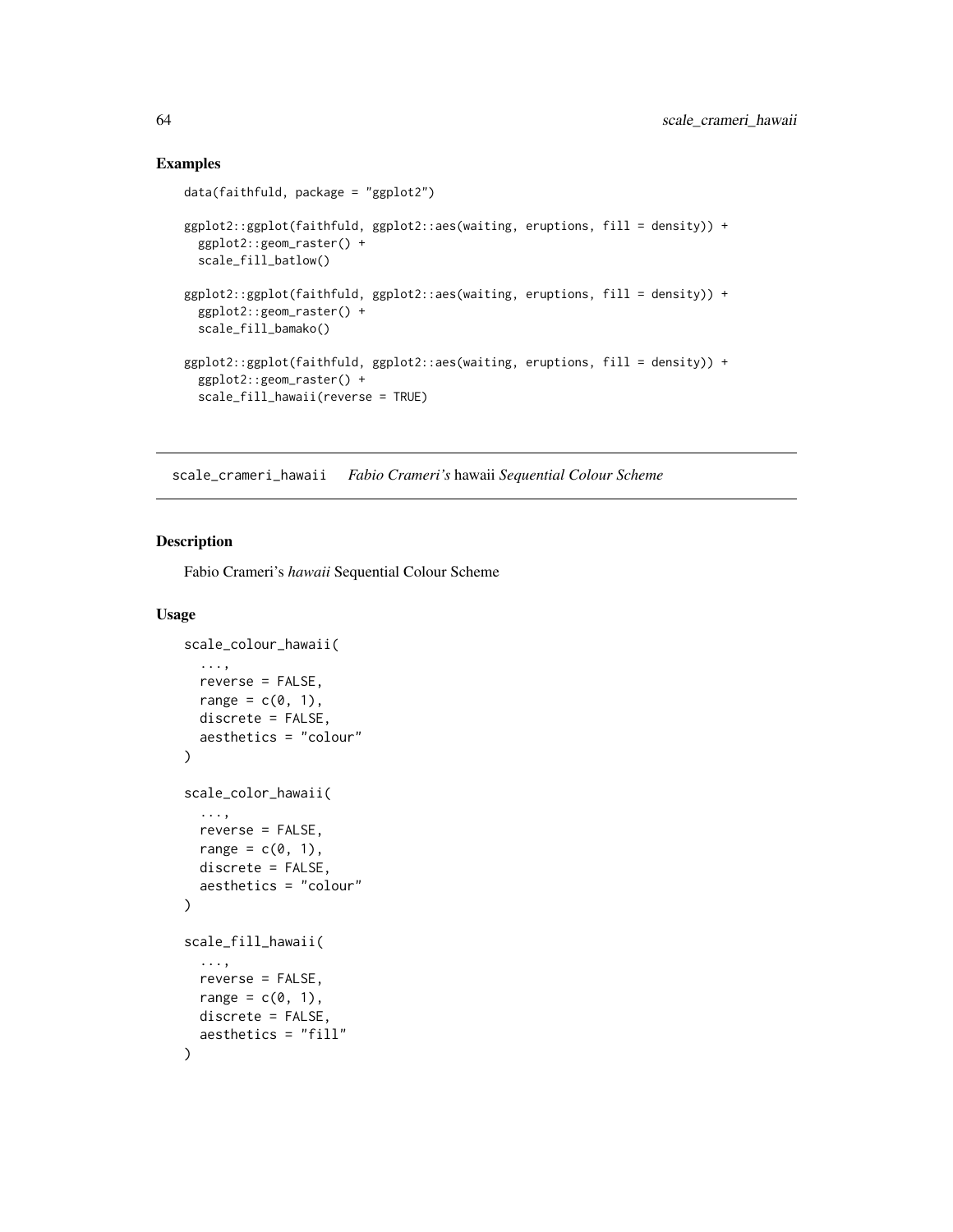## Examples

```
data(faithfuld, package = "ggplot2")

ggplot2::ggplot(faithfuld, ggplot2::aes(waiting, eruptions, fill = density)) +
  ggplot2::geom_raster() +
  scale_fill_batlow()

ggplot2::ggplot(faithfuld, ggplot2::aes(waiting, eruptions, fill = density)) +
  ggplot2::geom_raster() +
  scale_fill_bamako()

ggplot2::ggplot(faithfuld, ggplot2::aes(waiting, eruptions, fill = density)) +
  ggplot2::geom_raster() +
  scale_fill_hawaii(reverse = TRUE)
```

---

# scale_crameri_hawaii *Fabio Crameri's* hawaii *Sequential Colour Scheme*

---

## Description

Fabio Crameri's *hawaii* Sequential Colour Scheme

## Usage

```
scale_colour_hawaii(
  ...,
  reverse = FALSE,
  range = c(0, 1),
  discrete = FALSE,
  aesthetics = "colour"
)

scale_color_hawaii(
  ...,
  reverse = FALSE,
  range = c(0, 1),
  discrete = FALSE,
  aesthetics = "colour"
)

scale_fill_hawaii(
  ...,
  reverse = FALSE,
  range = c(0, 1),
  discrete = FALSE,
  aesthetics = "fill"
)
```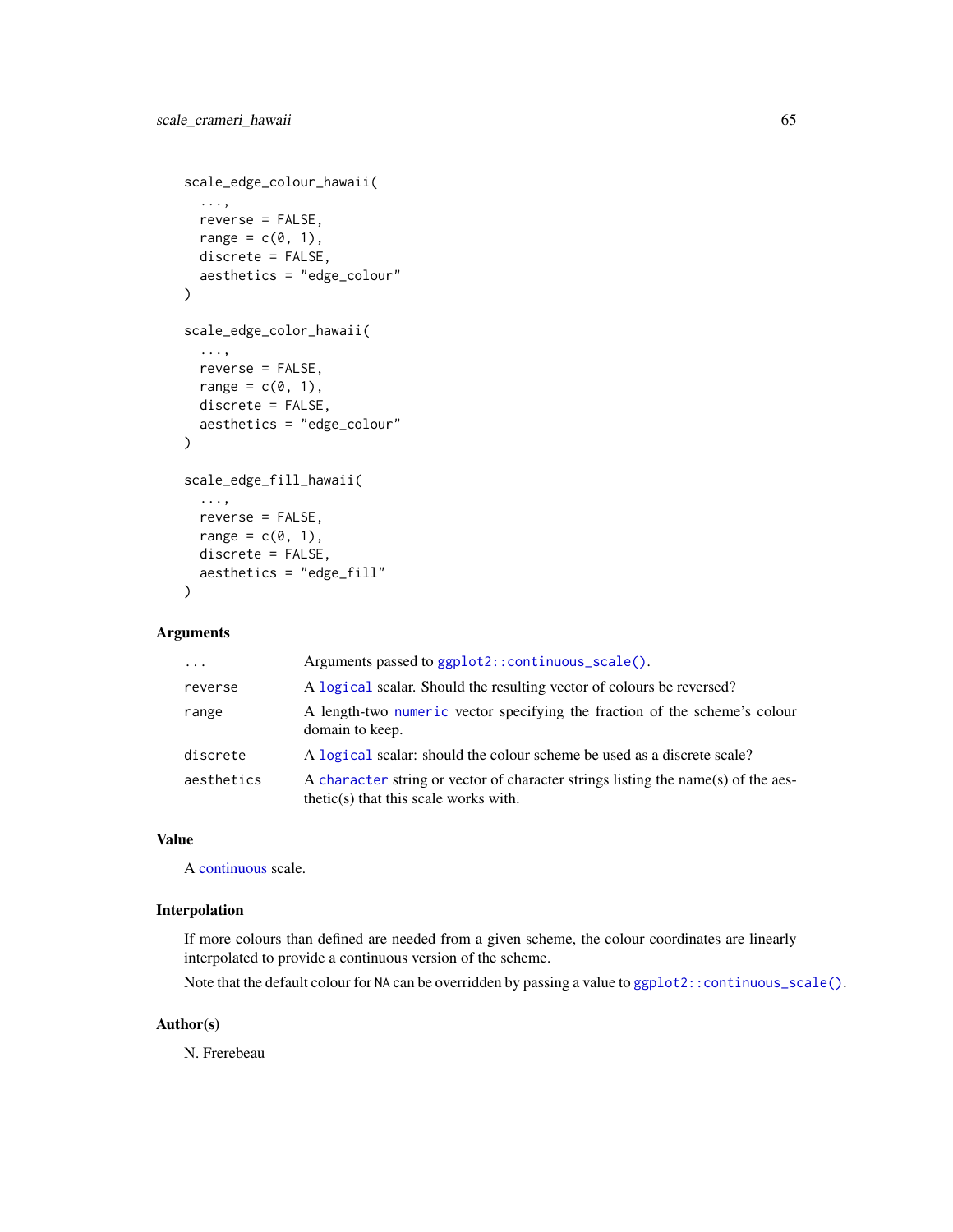```
scale_edge_colour_hawaii(
  ...,
  reverse = FALSE,
  range = c(0, 1),
  discrete = FALSE,
  aesthetics = "edge_colour"
)

scale_edge_color_hawaii(
  ...,
  reverse = FALSE,
  range = c(0, 1),
  discrete = FALSE,
  aesthetics = "edge_colour"
)

scale_edge_fill_hawaii(
  ...,
  reverse = FALSE,
  range = c(0, 1),
  discrete = FALSE,
  aesthetics = "edge_fill"
)
```

### Arguments

| | |
|---|---|
| `...` | Arguments passed to `ggplot2::continuous_scale()`. |
| `reverse` | A `logical` scalar. Should the resulting vector of colours be reversed? |
| `range` | A length-two `numeric` vector specifying the fraction of the scheme's colour domain to keep. |
| `discrete` | A `logical` scalar: should the colour scheme be used as a discrete scale? |
| `aesthetics` | A `character` string or vector of character strings listing the name(s) of the aesthetic(s) that this scale works with. |

### Value

A continuous scale.

### Interpolation

If more colours than defined are needed from a given scheme, the colour coordinates are linearly interpolated to provide a continuous version of the scheme.

Note that the default colour for `NA` can be overridden by passing a value to `ggplot2::continuous_scale()`.

### Author(s)

N. Frerebeau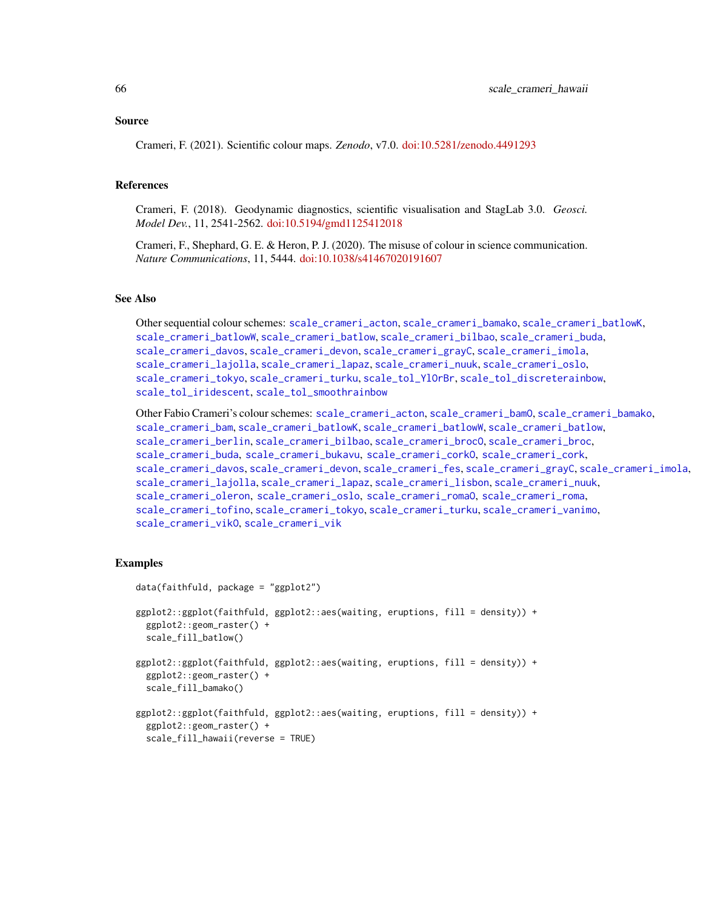## Source

Crameri, F. (2021). Scientific colour maps. *Zenodo*, v7.0. doi:10.5281/zenodo.4491293

## References

Crameri, F. (2018). Geodynamic diagnostics, scientific visualisation and StagLab 3.0. *Geosci. Model Dev.*, 11, 2541-2562. doi:10.5194/gmd1125412018

Crameri, F., Shephard, G. E. & Heron, P. J. (2020). The misuse of colour in science communication. *Nature Communications*, 11, 5444. doi:10.1038/s41467020191607

## See Also

Other sequential colour schemes: scale_crameri_acton, scale_crameri_bamako, scale_crameri_batlowK, scale_crameri_batlowW, scale_crameri_batlow, scale_crameri_bilbao, scale_crameri_buda, scale_crameri_davos, scale_crameri_devon, scale_crameri_grayC, scale_crameri_imola, scale_crameri_lajolla, scale_crameri_lapaz, scale_crameri_nuuk, scale_crameri_oslo, scale_crameri_tokyo, scale_crameri_turku, scale_tol_YlOrBr, scale_tol_discreterainbow, scale_tol_iridescent, scale_tol_smoothrainbow

Other Fabio Crameri's colour schemes: scale_crameri_acton, scale_crameri_bamO, scale_crameri_bamako, scale_crameri_bam, scale_crameri_batlowK, scale_crameri_batlowW, scale_crameri_batlow, scale_crameri_berlin, scale_crameri_bilbao, scale_crameri_brocO, scale_crameri_broc, scale_crameri_buda, scale_crameri_bukavu, scale_crameri_corkO, scale_crameri_cork, scale_crameri_davos, scale_crameri_devon, scale_crameri_fes, scale_crameri_grayC, scale_crameri_imola, scale_crameri_lajolla, scale_crameri_lapaz, scale_crameri_lisbon, scale_crameri_nuuk, scale_crameri_oleron, scale_crameri_oslo, scale_crameri_romaO, scale_crameri_roma, scale_crameri_tofino, scale_crameri_tokyo, scale_crameri_turku, scale_crameri_vanimo, scale_crameri_vikO, scale_crameri_vik

## Examples

```
data(faithfuld, package = "ggplot2")

ggplot2::ggplot(faithfuld, ggplot2::aes(waiting, eruptions, fill = density)) +
  ggplot2::geom_raster() +
  scale_fill_batlow()

ggplot2::ggplot(faithfuld, ggplot2::aes(waiting, eruptions, fill = density)) +
  ggplot2::geom_raster() +
  scale_fill_bamako()

ggplot2::ggplot(faithfuld, ggplot2::aes(waiting, eruptions, fill = density)) +
  ggplot2::geom_raster() +
  scale_fill_hawaii(reverse = TRUE)
```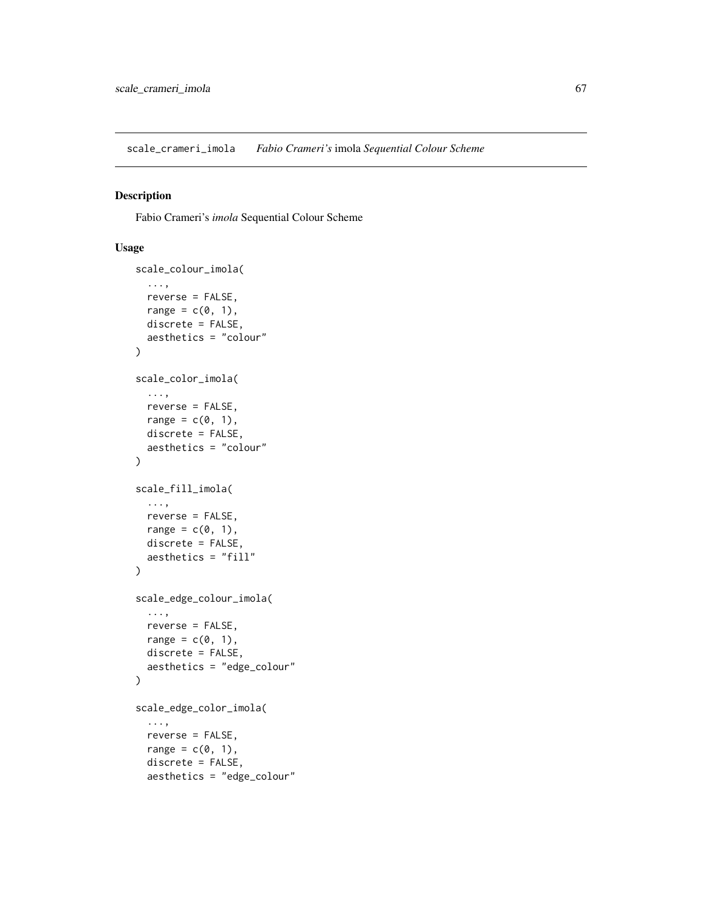scale_crameri_imola *Fabio Crameri's* imola *Sequential Colour Scheme*

## Description

Fabio Crameri's *imola* Sequential Colour Scheme

## Usage

```
scale_colour_imola(
  ...,
  reverse = FALSE,
  range = c(0, 1),
  discrete = FALSE,
  aesthetics = "colour"
)

scale_color_imola(
  ...,
  reverse = FALSE,
  range = c(0, 1),
  discrete = FALSE,
  aesthetics = "colour"
)

scale_fill_imola(
  ...,
  reverse = FALSE,
  range = c(0, 1),
  discrete = FALSE,
  aesthetics = "fill"
)

scale_edge_colour_imola(
  ...,
  reverse = FALSE,
  range = c(0, 1),
  discrete = FALSE,
  aesthetics = "edge_colour"
)

scale_edge_color_imola(
  ...,
  reverse = FALSE,
  range = c(0, 1),
  discrete = FALSE,
  aesthetics = "edge_colour"
```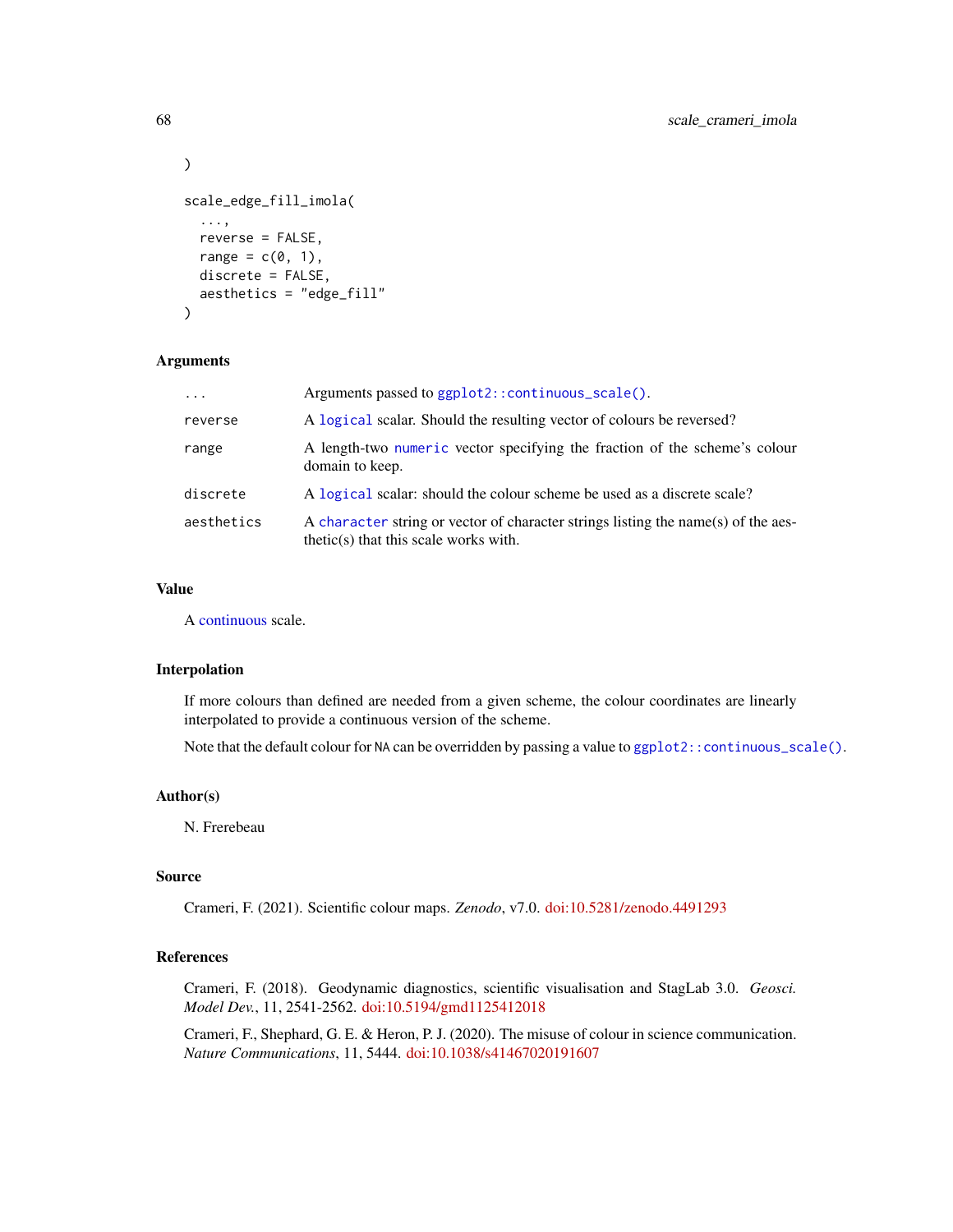```
)

scale_edge_fill_imola(
  ...,
  reverse = FALSE,
  range = c(0, 1),
  discrete = FALSE,
  aesthetics = "edge_fill"
)
```

### Arguments

| | |
|---|---|
| `...` | Arguments passed to `ggplot2::continuous_scale()`. |
| `reverse` | A `logical` scalar. Should the resulting vector of colours be reversed? |
| `range` | A length-two `numeric` vector specifying the fraction of the scheme's colour domain to keep. |
| `discrete` | A `logical` scalar: should the colour scheme be used as a discrete scale? |
| `aesthetics` | A `character` string or vector of character strings listing the name(s) of the aesthetic(s) that this scale works with. |

### Value

A continuous scale.

### Interpolation

If more colours than defined are needed from a given scheme, the colour coordinates are linearly interpolated to provide a continuous version of the scheme.

Note that the default colour for `NA` can be overridden by passing a value to `ggplot2::continuous_scale()`.

### Author(s)

N. Frerebeau

### Source

Crameri, F. (2021). Scientific colour maps. *Zenodo*, v7.0. doi:10.5281/zenodo.4491293

### References

Crameri, F. (2018). Geodynamic diagnostics, scientific visualisation and StagLab 3.0. *Geosci. Model Dev.*, 11, 2541-2562. doi:10.5194/gmd1125412018

Crameri, F., Shephard, G. E. & Heron, P. J. (2020). The misuse of colour in science communication. *Nature Communications*, 11, 5444. doi:10.1038/s41467020191607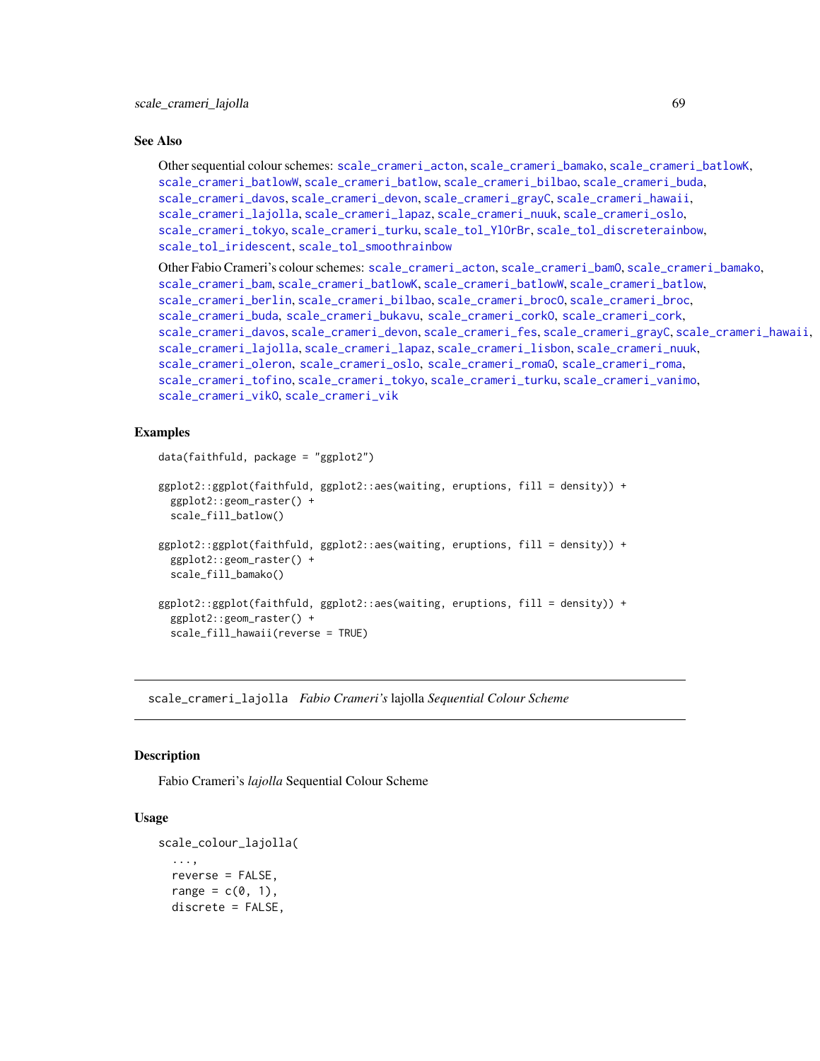## See Also

Other sequential colour schemes: scale_crameri_acton, scale_crameri_bamako, scale_crameri_batlowK, scale_crameri_batlowW, scale_crameri_batlow, scale_crameri_bilbao, scale_crameri_buda, scale_crameri_davos, scale_crameri_devon, scale_crameri_grayC, scale_crameri_hawaii, scale_crameri_lajolla, scale_crameri_lapaz, scale_crameri_nuuk, scale_crameri_oslo, scale_crameri_tokyo, scale_crameri_turku, scale_tol_YlOrBr, scale_tol_discreterainbow, scale_tol_iridescent, scale_tol_smoothrainbow

Other Fabio Crameri's colour schemes: scale_crameri_acton, scale_crameri_bam0, scale_crameri_bamako, scale_crameri_bam, scale_crameri_batlowK, scale_crameri_batlowW, scale_crameri_batlow, scale_crameri_berlin, scale_crameri_bilbao, scale_crameri_broc0, scale_crameri_broc, scale_crameri_buda, scale_crameri_bukavu, scale_crameri_cork0, scale_crameri_cork, scale_crameri_davos, scale_crameri_devon, scale_crameri_fes, scale_crameri_grayC, scale_crameri_hawaii, scale_crameri_lajolla, scale_crameri_lapaz, scale_crameri_lisbon, scale_crameri_nuuk, scale_crameri_oleron, scale_crameri_oslo, scale_crameri_roma0, scale_crameri_roma, scale_crameri_tofino, scale_crameri_tokyo, scale_crameri_turku, scale_crameri_vanimo, scale_crameri_vik0, scale_crameri_vik

## Examples

```
data(faithfuld, package = "ggplot2")

ggplot2::ggplot(faithfuld, ggplot2::aes(waiting, eruptions, fill = density)) +
  ggplot2::geom_raster() +
  scale_fill_batlow()

ggplot2::ggplot(faithfuld, ggplot2::aes(waiting, eruptions, fill = density)) +
  ggplot2::geom_raster() +
  scale_fill_bamako()

ggplot2::ggplot(faithfuld, ggplot2::aes(waiting, eruptions, fill = density)) +
  ggplot2::geom_raster() +
  scale_fill_hawaii(reverse = TRUE)
```

---

# scale_crameri_lajolla *Fabio Crameri's* lajolla *Sequential Colour Scheme*

---

## Description

Fabio Crameri's *lajolla* Sequential Colour Scheme

## Usage

```
scale_colour_lajolla(
  ...,
  reverse = FALSE,
  range = c(0, 1),
  discrete = FALSE,
```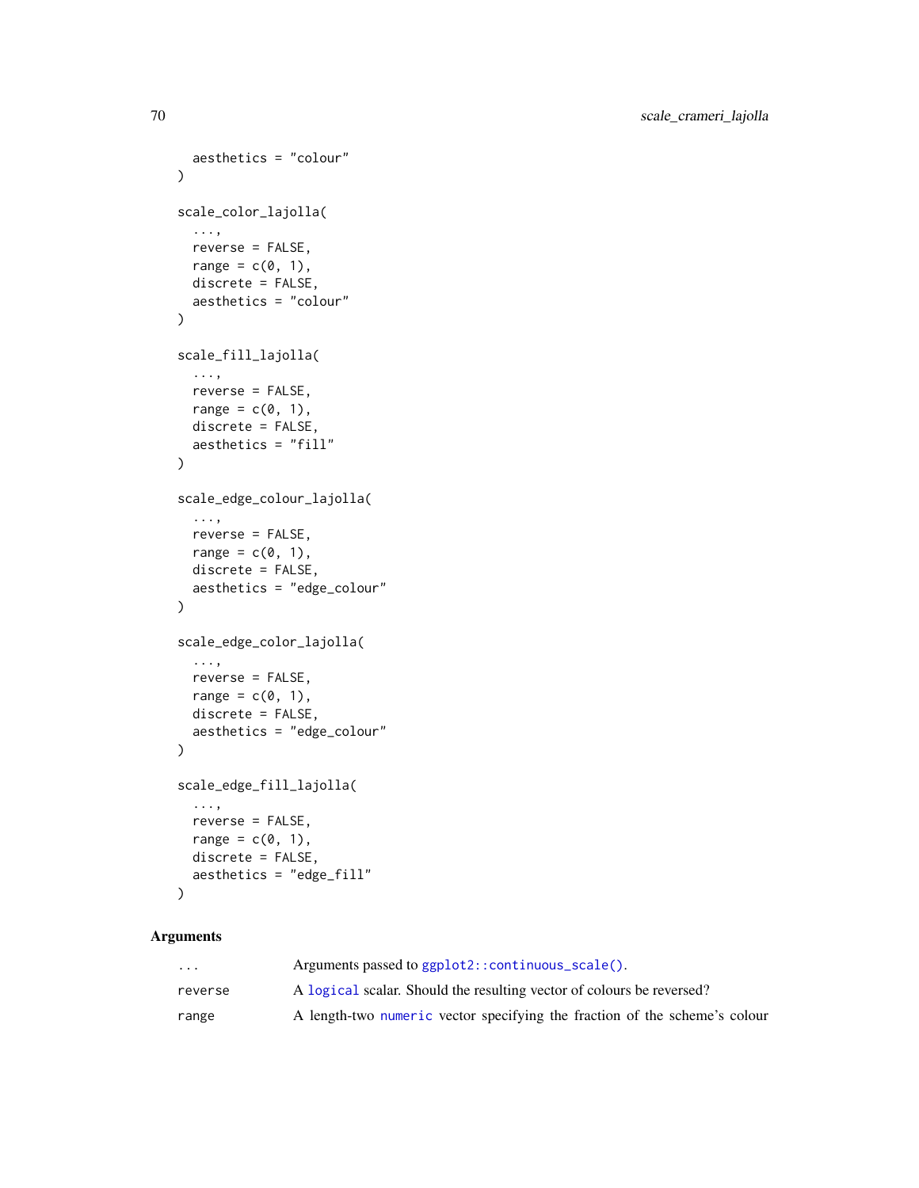```
  aesthetics = "colour"
)

scale_color_lajolla(
  ...,
  reverse = FALSE,
  range = c(0, 1),
  discrete = FALSE,
  aesthetics = "colour"
)

scale_fill_lajolla(
  ...,
  reverse = FALSE,
  range = c(0, 1),
  discrete = FALSE,
  aesthetics = "fill"
)

scale_edge_colour_lajolla(
  ...,
  reverse = FALSE,
  range = c(0, 1),
  discrete = FALSE,
  aesthetics = "edge_colour"
)

scale_edge_color_lajolla(
  ...,
  reverse = FALSE,
  range = c(0, 1),
  discrete = FALSE,
  aesthetics = "edge_colour"
)

scale_edge_fill_lajolla(
  ...,
  reverse = FALSE,
  range = c(0, 1),
  discrete = FALSE,
  aesthetics = "edge_fill"
)
```

## Arguments

| | |
|---|---|
| `...` | Arguments passed to `ggplot2::continuous_scale()`. |
| `reverse` | A `logical` scalar. Should the resulting vector of colours be reversed? |
| `range` | A length-two `numeric` vector specifying the fraction of the scheme's colour |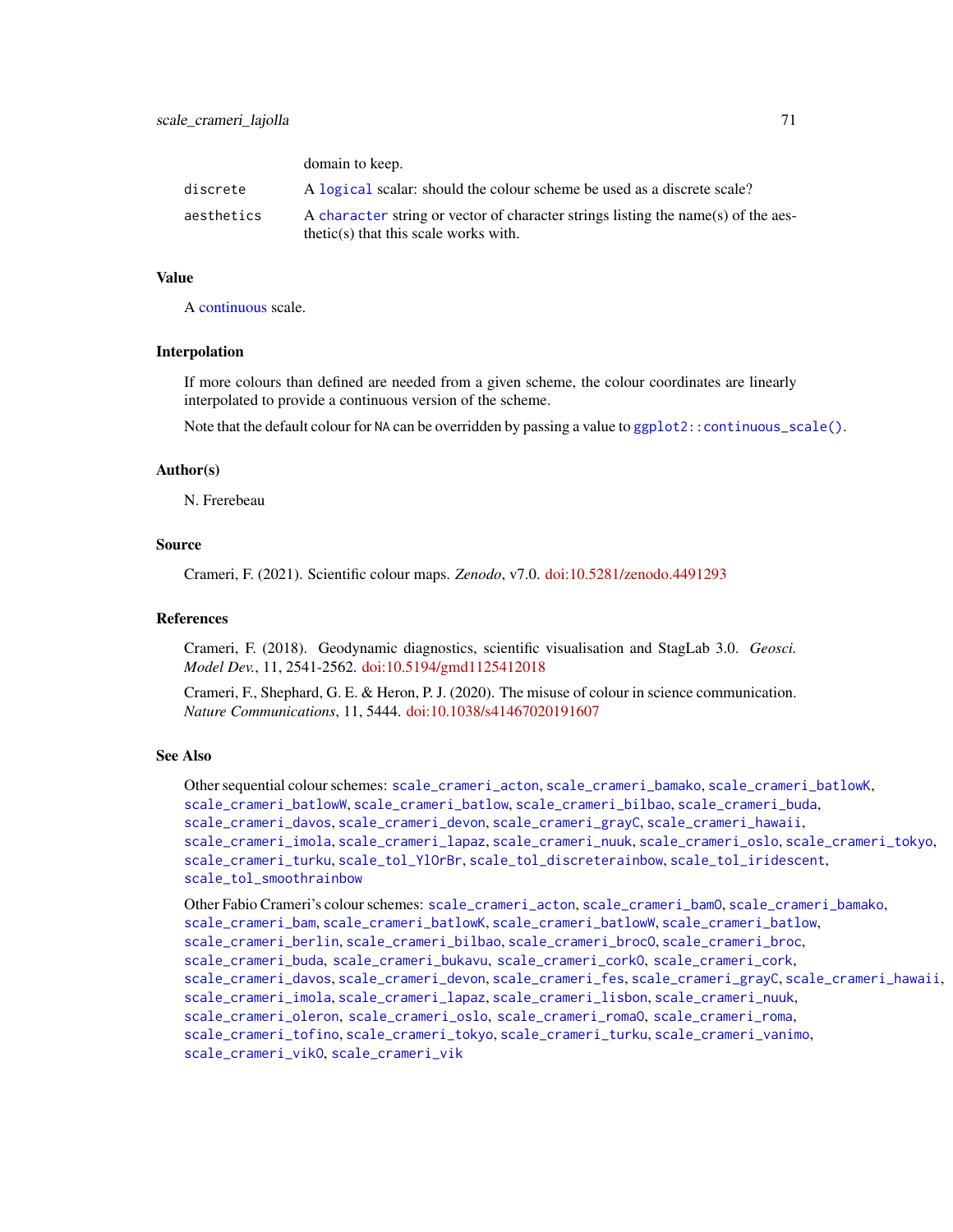| | |
|---|---|
| | domain to keep. |
| discrete | A logical scalar: should the colour scheme be used as a discrete scale? |
| aesthetics | A character string or vector of character strings listing the name(s) of the aesthetic(s) that this scale works with. |

## Value

A continuous scale.

## Interpolation

If more colours than defined are needed from a given scheme, the colour coordinates are linearly interpolated to provide a continuous version of the scheme.

Note that the default colour for NA can be overridden by passing a value to `ggplot2::continuous_scale()`.

## Author(s)

N. Frerebeau

## Source

Crameri, F. (2021). Scientific colour maps. *Zenodo*, v7.0. doi:10.5281/zenodo.4491293

## References

Crameri, F. (2018). Geodynamic diagnostics, scientific visualisation and StagLab 3.0. *Geosci. Model Dev.*, 11, 2541-2562. doi:10.5194/gmd1125412018

Crameri, F., Shephard, G. E. & Heron, P. J. (2020). The misuse of colour in science communication. *Nature Communications*, 11, 5444. doi:10.1038/s41467020191607

## See Also

Other sequential colour schemes: `scale_crameri_acton`, `scale_crameri_bamako`, `scale_crameri_batlowK`, `scale_crameri_batlowW`, `scale_crameri_batlow`, `scale_crameri_bilbao`, `scale_crameri_buda`, `scale_crameri_davos`, `scale_crameri_devon`, `scale_crameri_grayC`, `scale_crameri_hawaii`, `scale_crameri_imola`, `scale_crameri_lapaz`, `scale_crameri_nuuk`, `scale_crameri_oslo`, `scale_crameri_tokyo`, `scale_crameri_turku`, `scale_tol_YlOrBr`, `scale_tol_discreterainbow`, `scale_tol_iridescent`, `scale_tol_smoothrainbow`

Other Fabio Crameri's colour schemes: `scale_crameri_acton`, `scale_crameri_bamO`, `scale_crameri_bamako`, `scale_crameri_bam`, `scale_crameri_batlowK`, `scale_crameri_batlowW`, `scale_crameri_batlow`, `scale_crameri_berlin`, `scale_crameri_bilbao`, `scale_crameri_brocO`, `scale_crameri_broc`, `scale_crameri_buda`, `scale_crameri_bukavu`, `scale_crameri_corkO`, `scale_crameri_cork`, `scale_crameri_davos`, `scale_crameri_devon`, `scale_crameri_fes`, `scale_crameri_grayC`, `scale_crameri_hawaii`, `scale_crameri_imola`, `scale_crameri_lapaz`, `scale_crameri_lisbon`, `scale_crameri_nuuk`, `scale_crameri_oleron`, `scale_crameri_oslo`, `scale_crameri_romaO`, `scale_crameri_roma`, `scale_crameri_tofino`, `scale_crameri_tokyo`, `scale_crameri_turku`, `scale_crameri_vanimo`, `scale_crameri_vikO`, `scale_crameri_vik`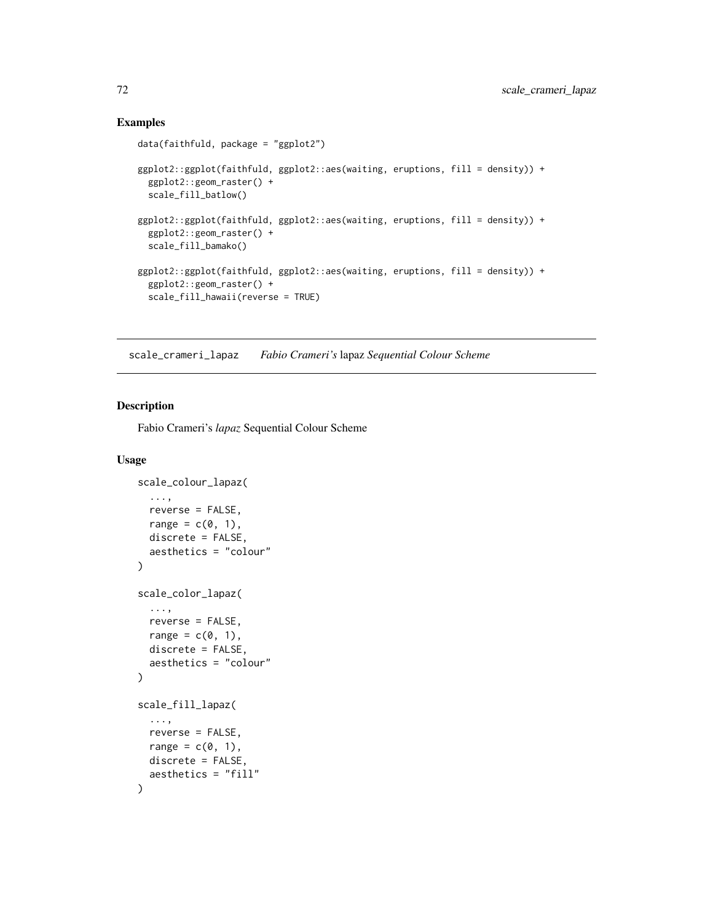## Examples

```
data(faithfuld, package = "ggplot2")

ggplot2::ggplot(faithfuld, ggplot2::aes(waiting, eruptions, fill = density)) +
  ggplot2::geom_raster() +
  scale_fill_batlow()

ggplot2::ggplot(faithfuld, ggplot2::aes(waiting, eruptions, fill = density)) +
  ggplot2::geom_raster() +
  scale_fill_bamako()

ggplot2::ggplot(faithfuld, ggplot2::aes(waiting, eruptions, fill = density)) +
  ggplot2::geom_raster() +
  scale_fill_hawaii(reverse = TRUE)
```

---

# scale_crameri_lapaz    *Fabio Crameri's* lapaz *Sequential Colour Scheme*

---

## Description

Fabio Crameri's *lapaz* Sequential Colour Scheme

## Usage

```
scale_colour_lapaz(
  ...,
  reverse = FALSE,
  range = c(0, 1),
  discrete = FALSE,
  aesthetics = "colour"
)

scale_color_lapaz(
  ...,
  reverse = FALSE,
  range = c(0, 1),
  discrete = FALSE,
  aesthetics = "colour"
)

scale_fill_lapaz(
  ...,
  reverse = FALSE,
  range = c(0, 1),
  discrete = FALSE,
  aesthetics = "fill"
)
```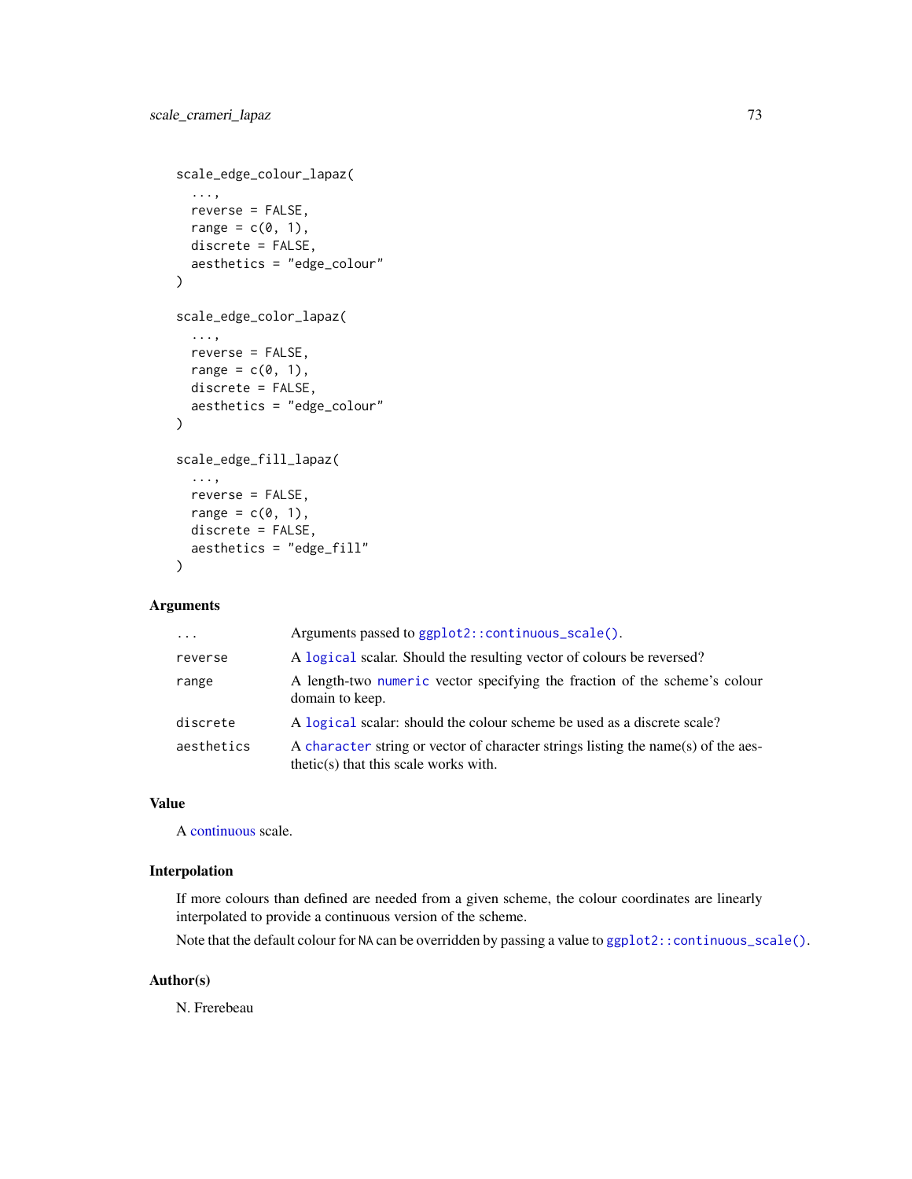```
scale_edge_colour_lapaz(
  ...,
  reverse = FALSE,
  range = c(0, 1),
  discrete = FALSE,
  aesthetics = "edge_colour"
)

scale_edge_color_lapaz(
  ...,
  reverse = FALSE,
  range = c(0, 1),
  discrete = FALSE,
  aesthetics = "edge_colour"
)

scale_edge_fill_lapaz(
  ...,
  reverse = FALSE,
  range = c(0, 1),
  discrete = FALSE,
  aesthetics = "edge_fill"
)
```

### Arguments

| | |
|---|---|
| `...` | Arguments passed to `ggplot2::continuous_scale()`. |
| `reverse` | A `logical` scalar. Should the resulting vector of colours be reversed? |
| `range` | A length-two `numeric` vector specifying the fraction of the scheme's colour domain to keep. |
| `discrete` | A `logical` scalar: should the colour scheme be used as a discrete scale? |
| `aesthetics` | A `character` string or vector of character strings listing the name(s) of the aesthetic(s) that this scale works with. |

### Value

A continuous scale.

### Interpolation

If more colours than defined are needed from a given scheme, the colour coordinates are linearly interpolated to provide a continuous version of the scheme.

Note that the default colour for `NA` can be overridden by passing a value to `ggplot2::continuous_scale()`.

### Author(s)

N. Frerebeau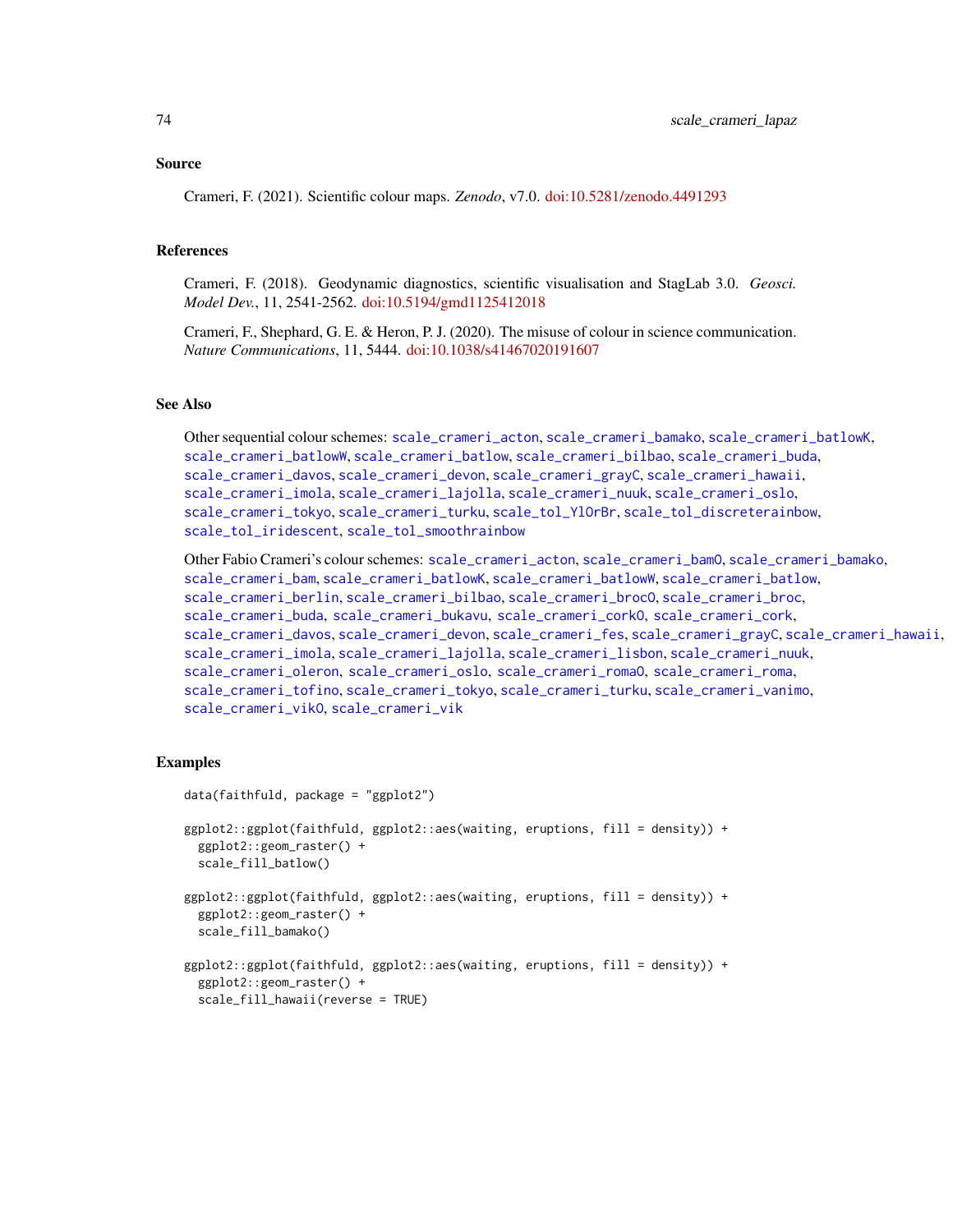## Source

Crameri, F. (2021). Scientific colour maps. *Zenodo*, v7.0. doi:10.5281/zenodo.4491293

## References

Crameri, F. (2018). Geodynamic diagnostics, scientific visualisation and StagLab 3.0. *Geosci. Model Dev.*, 11, 2541-2562. doi:10.5194/gmd1125412018

Crameri, F., Shephard, G. E. & Heron, P. J. (2020). The misuse of colour in science communication. *Nature Communications*, 11, 5444. doi:10.1038/s41467020191607

## See Also

Other sequential colour schemes: scale_crameri_acton, scale_crameri_bamako, scale_crameri_batlowK, scale_crameri_batlowW, scale_crameri_batlow, scale_crameri_bilbao, scale_crameri_buda, scale_crameri_davos, scale_crameri_devon, scale_crameri_grayC, scale_crameri_hawaii, scale_crameri_imola, scale_crameri_lajolla, scale_crameri_nuuk, scale_crameri_oslo, scale_crameri_tokyo, scale_crameri_turku, scale_tol_YlOrBr, scale_tol_discreterainbow, scale_tol_iridescent, scale_tol_smoothrainbow

Other Fabio Crameri's colour schemes: scale_crameri_acton, scale_crameri_bamO, scale_crameri_bamako, scale_crameri_bam, scale_crameri_batlowK, scale_crameri_batlowW, scale_crameri_batlow, scale_crameri_berlin, scale_crameri_bilbao, scale_crameri_brocO, scale_crameri_broc, scale_crameri_buda, scale_crameri_bukavu, scale_crameri_corkO, scale_crameri_cork, scale_crameri_davos, scale_crameri_devon, scale_crameri_fes, scale_crameri_grayC, scale_crameri_hawaii, scale_crameri_imola, scale_crameri_lajolla, scale_crameri_lisbon, scale_crameri_nuuk, scale_crameri_oleron, scale_crameri_oslo, scale_crameri_romaO, scale_crameri_roma, scale_crameri_tofino, scale_crameri_tokyo, scale_crameri_turku, scale_crameri_vanimo, scale_crameri_vikO, scale_crameri_vik

## Examples

```
data(faithfuld, package = "ggplot2")

ggplot2::ggplot(faithfuld, ggplot2::aes(waiting, eruptions, fill = density)) +
  ggplot2::geom_raster() +
  scale_fill_batlow()

ggplot2::ggplot(faithfuld, ggplot2::aes(waiting, eruptions, fill = density)) +
  ggplot2::geom_raster() +
  scale_fill_bamako()

ggplot2::ggplot(faithfuld, ggplot2::aes(waiting, eruptions, fill = density)) +
  ggplot2::geom_raster() +
  scale_fill_hawaii(reverse = TRUE)
```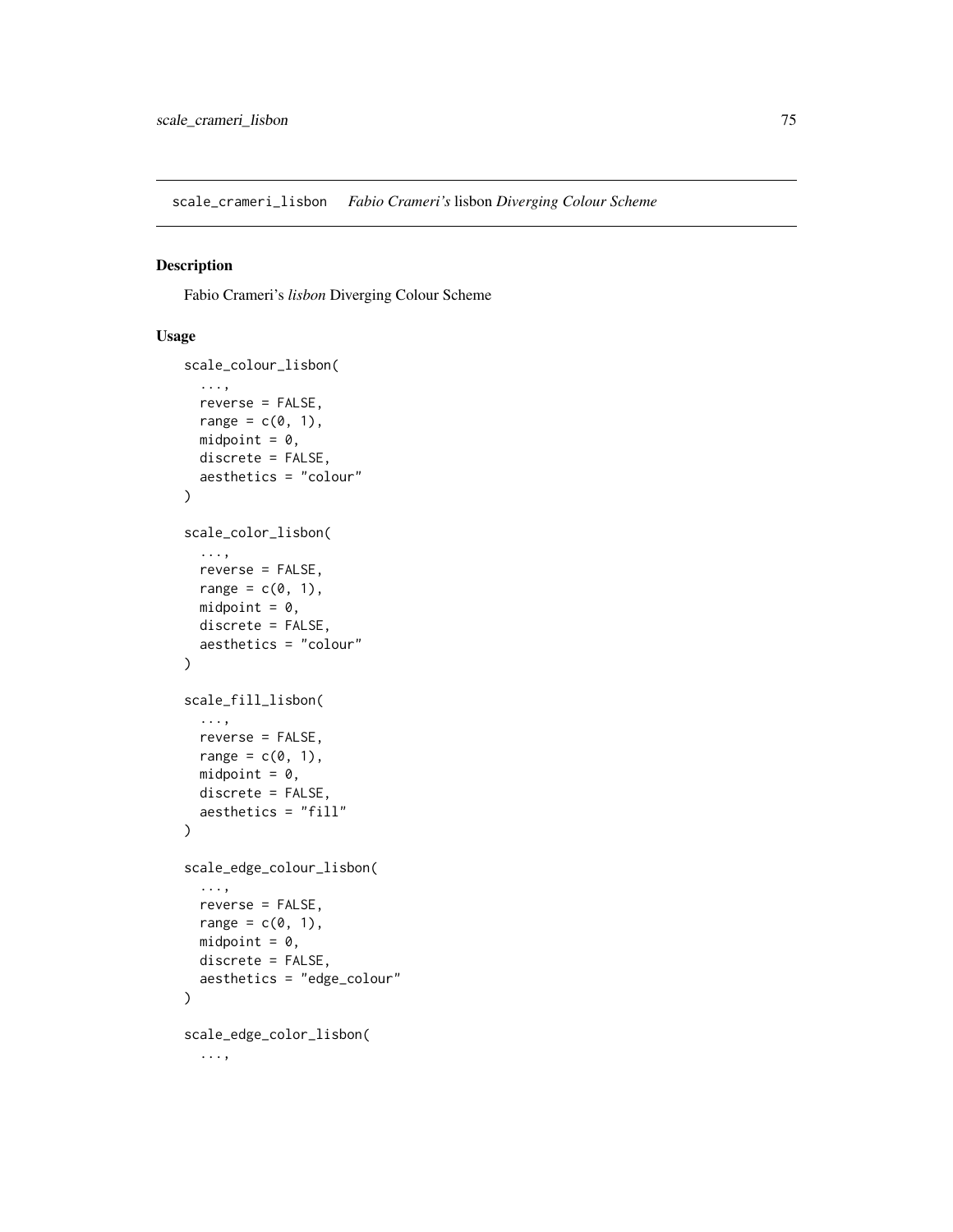scale_crameri_lisbon *Fabio Crameri's* lisbon *Diverging Colour Scheme*

## Description

Fabio Crameri's *lisbon* Diverging Colour Scheme

## Usage

```
scale_colour_lisbon(
  ...,
  reverse = FALSE,
  range = c(0, 1),
  midpoint = 0,
  discrete = FALSE,
  aesthetics = "colour"
)

scale_color_lisbon(
  ...,
  reverse = FALSE,
  range = c(0, 1),
  midpoint = 0,
  discrete = FALSE,
  aesthetics = "colour"
)

scale_fill_lisbon(
  ...,
  reverse = FALSE,
  range = c(0, 1),
  midpoint = 0,
  discrete = FALSE,
  aesthetics = "fill"
)

scale_edge_colour_lisbon(
  ...,
  reverse = FALSE,
  range = c(0, 1),
  midpoint = 0,
  discrete = FALSE,
  aesthetics = "edge_colour"
)

scale_edge_color_lisbon(
  ...,
```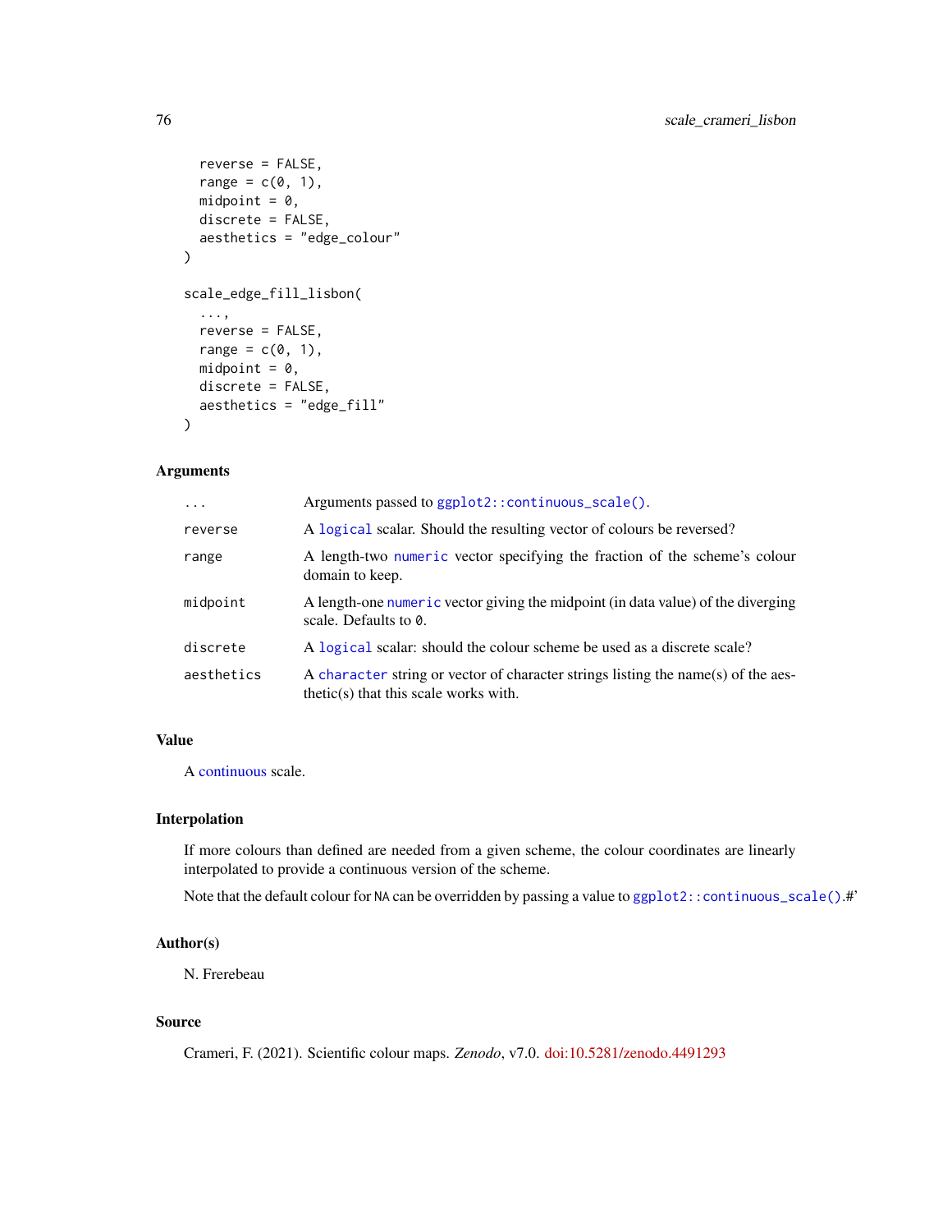```
  reverse = FALSE,
  range = c(0, 1),
  midpoint = 0,
  discrete = FALSE,
  aesthetics = "edge_colour"
)

scale_edge_fill_lisbon(
  ...,
  reverse = FALSE,
  range = c(0, 1),
  midpoint = 0,
  discrete = FALSE,
  aesthetics = "edge_fill"
)
```

## Arguments

| | |
|---|---|
| `...` | Arguments passed to `ggplot2::continuous_scale()`. |
| `reverse` | A `logical` scalar. Should the resulting vector of colours be reversed? |
| `range` | A length-two `numeric` vector specifying the fraction of the scheme's colour domain to keep. |
| `midpoint` | A length-one `numeric` vector giving the midpoint (in data value) of the diverging scale. Defaults to `0`. |
| `discrete` | A `logical` scalar: should the colour scheme be used as a discrete scale? |
| `aesthetics` | A `character` string or vector of character strings listing the name(s) of the aesthetic(s) that this scale works with. |

## Value

A continuous scale.

## Interpolation

If more colours than defined are needed from a given scheme, the colour coordinates are linearly interpolated to provide a continuous version of the scheme.

Note that the default colour for `NA` can be overridden by passing a value to `ggplot2::continuous_scale()`.#'

## Author(s)

N. Frerebeau

## Source

Crameri, F. (2021). Scientific colour maps. *Zenodo*, v7.0. doi:10.5281/zenodo.4491293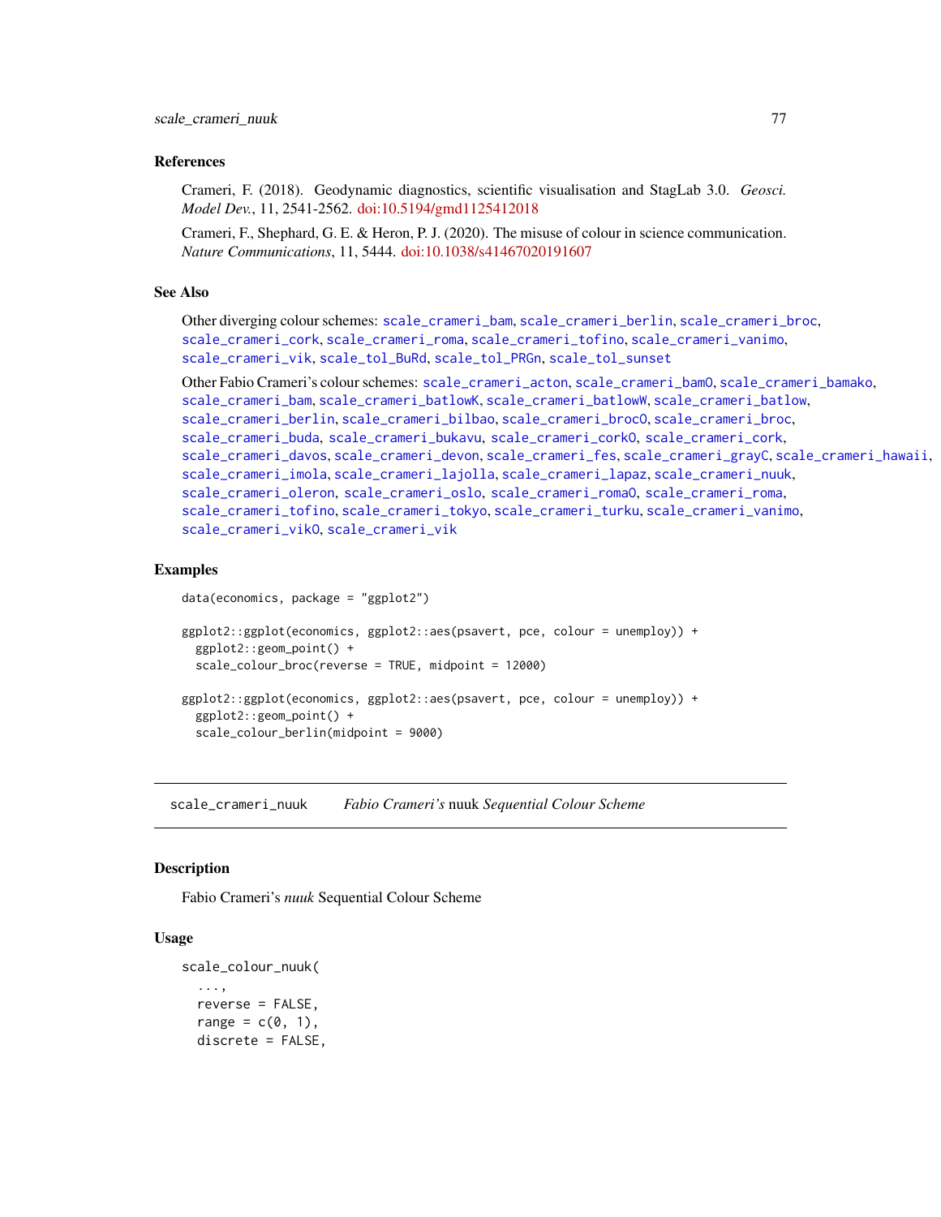### References

Crameri, F. (2018). Geodynamic diagnostics, scientific visualisation and StagLab 3.0. *Geosci. Model Dev.*, 11, 2541-2562. doi:10.5194/gmd1125412018

Crameri, F., Shephard, G. E. & Heron, P. J. (2020). The misuse of colour in science communication. *Nature Communications*, 11, 5444. doi:10.1038/s41467020191607

### See Also

Other diverging colour schemes: `scale_crameri_bam`, `scale_crameri_berlin`, `scale_crameri_broc`, `scale_crameri_cork`, `scale_crameri_roma`, `scale_crameri_tofino`, `scale_crameri_vanimo`, `scale_crameri_vik`, `scale_tol_BuRd`, `scale_tol_PRGn`, `scale_tol_sunset`

Other Fabio Crameri's colour schemes: `scale_crameri_acton`, `scale_crameri_bamO`, `scale_crameri_bamako`, `scale_crameri_bam`, `scale_crameri_batlowK`, `scale_crameri_batlowW`, `scale_crameri_batlow`, `scale_crameri_berlin`, `scale_crameri_bilbao`, `scale_crameri_brocO`, `scale_crameri_broc`, `scale_crameri_buda`, `scale_crameri_bukavu`, `scale_crameri_corkO`, `scale_crameri_cork`, `scale_crameri_davos`, `scale_crameri_devon`, `scale_crameri_fes`, `scale_crameri_grayC`, `scale_crameri_hawaii`, `scale_crameri_imola`, `scale_crameri_lajolla`, `scale_crameri_lapaz`, `scale_crameri_nuuk`, `scale_crameri_oleron`, `scale_crameri_oslo`, `scale_crameri_romaO`, `scale_crameri_roma`, `scale_crameri_tofino`, `scale_crameri_tokyo`, `scale_crameri_turku`, `scale_crameri_vanimo`, `scale_crameri_vikO`, `scale_crameri_vik`

### Examples

```
data(economics, package = "ggplot2")

ggplot2::ggplot(economics, ggplot2::aes(psavert, pce, colour = unemploy)) +
  ggplot2::geom_point() +
  scale_colour_broc(reverse = TRUE, midpoint = 12000)

ggplot2::ggplot(economics, ggplot2::aes(psavert, pce, colour = unemploy)) +
  ggplot2::geom_point() +
  scale_colour_berlin(midpoint = 9000)
```

---

## `scale_crameri_nuuk` *Fabio Crameri's* nuuk *Sequential Colour Scheme*

### Description

Fabio Crameri's *nuuk* Sequential Colour Scheme

### Usage

```
scale_colour_nuuk(
  ...,
  reverse = FALSE,
  range = c(0, 1),
  discrete = FALSE,
```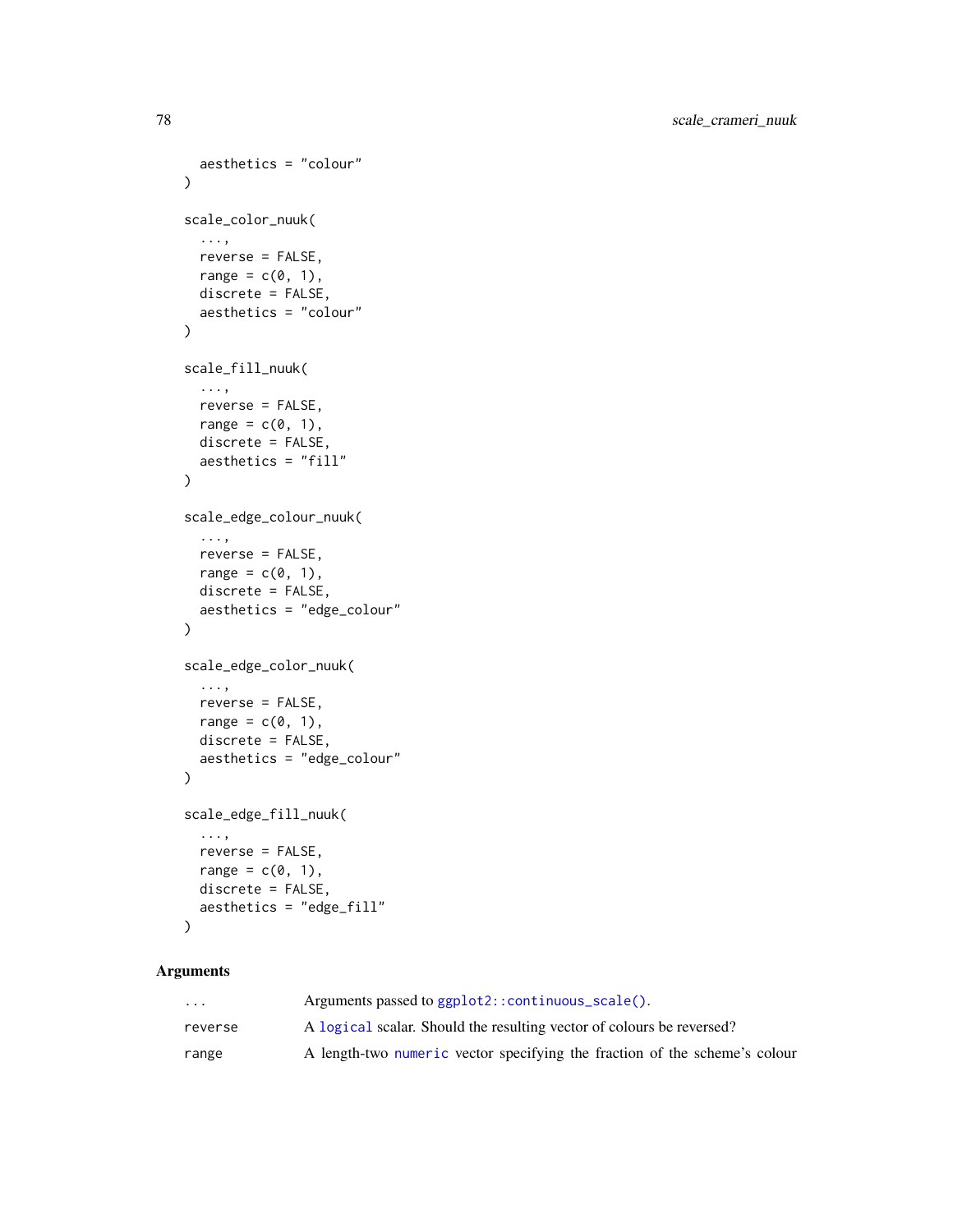```
  aesthetics = "colour"
)

scale_color_nuuk(
  ...,
  reverse = FALSE,
  range = c(0, 1),
  discrete = FALSE,
  aesthetics = "colour"
)

scale_fill_nuuk(
  ...,
  reverse = FALSE,
  range = c(0, 1),
  discrete = FALSE,
  aesthetics = "fill"
)

scale_edge_colour_nuuk(
  ...,
  reverse = FALSE,
  range = c(0, 1),
  discrete = FALSE,
  aesthetics = "edge_colour"
)

scale_edge_color_nuuk(
  ...,
  reverse = FALSE,
  range = c(0, 1),
  discrete = FALSE,
  aesthetics = "edge_colour"
)

scale_edge_fill_nuuk(
  ...,
  reverse = FALSE,
  range = c(0, 1),
  discrete = FALSE,
  aesthetics = "edge_fill"
)
```

## Arguments

| | |
|---|---|
| `...` | Arguments passed to `ggplot2::continuous_scale()`. |
| `reverse` | A `logical` scalar. Should the resulting vector of colours be reversed? |
| `range` | A length-two `numeric` vector specifying the fraction of the scheme's colour |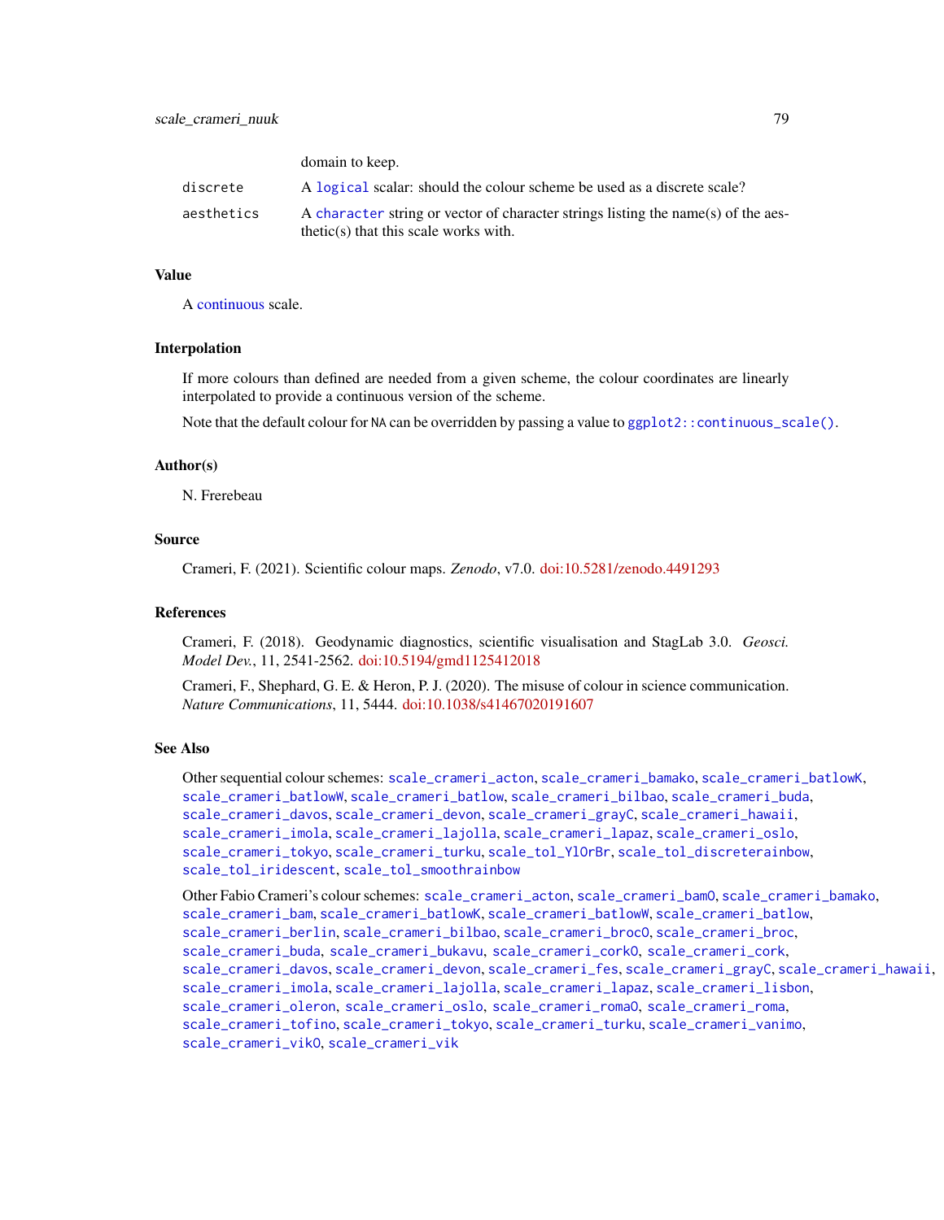| | |
|---|---|
| | domain to keep. |
| discrete | A logical scalar: should the colour scheme be used as a discrete scale? |
| aesthetics | A character string or vector of character strings listing the name(s) of the aesthetic(s) that this scale works with. |

## Value

A continuous scale.

## Interpolation

If more colours than defined are needed from a given scheme, the colour coordinates are linearly interpolated to provide a continuous version of the scheme.

Note that the default colour for NA can be overridden by passing a value to `ggplot2::continuous_scale()`.

## Author(s)

N. Frerebeau

## Source

Crameri, F. (2021). Scientific colour maps. *Zenodo*, v7.0. doi:10.5281/zenodo.4491293

## References

Crameri, F. (2018). Geodynamic diagnostics, scientific visualisation and StagLab 3.0. *Geosci. Model Dev.*, 11, 2541-2562. doi:10.5194/gmd1125412018

Crameri, F., Shephard, G. E. & Heron, P. J. (2020). The misuse of colour in science communication. *Nature Communications*, 11, 5444. doi:10.1038/s41467020191607

## See Also

Other sequential colour schemes: `scale_crameri_acton`, `scale_crameri_bamako`, `scale_crameri_batlowK`, `scale_crameri_batlowW`, `scale_crameri_batlow`, `scale_crameri_bilbao`, `scale_crameri_buda`, `scale_crameri_davos`, `scale_crameri_devon`, `scale_crameri_grayC`, `scale_crameri_hawaii`, `scale_crameri_imola`, `scale_crameri_lajolla`, `scale_crameri_lapaz`, `scale_crameri_oslo`, `scale_crameri_tokyo`, `scale_crameri_turku`, `scale_tol_YlOrBr`, `scale_tol_discreterainbow`, `scale_tol_iridescent`, `scale_tol_smoothrainbow`

Other Fabio Crameri's colour schemes: `scale_crameri_acton`, `scale_crameri_bamO`, `scale_crameri_bamako`, `scale_crameri_bam`, `scale_crameri_batlowK`, `scale_crameri_batlowW`, `scale_crameri_batlow`, `scale_crameri_berlin`, `scale_crameri_bilbao`, `scale_crameri_brocO`, `scale_crameri_broc`, `scale_crameri_buda`, `scale_crameri_bukavu`, `scale_crameri_corkO`, `scale_crameri_cork`, `scale_crameri_davos`, `scale_crameri_devon`, `scale_crameri_fes`, `scale_crameri_grayC`, `scale_crameri_hawaii`, `scale_crameri_imola`, `scale_crameri_lajolla`, `scale_crameri_lapaz`, `scale_crameri_lisbon`, `scale_crameri_oleron`, `scale_crameri_oslo`, `scale_crameri_romaO`, `scale_crameri_roma`, `scale_crameri_tofino`, `scale_crameri_tokyo`, `scale_crameri_turku`, `scale_crameri_vanimo`, `scale_crameri_vikO`, `scale_crameri_vik`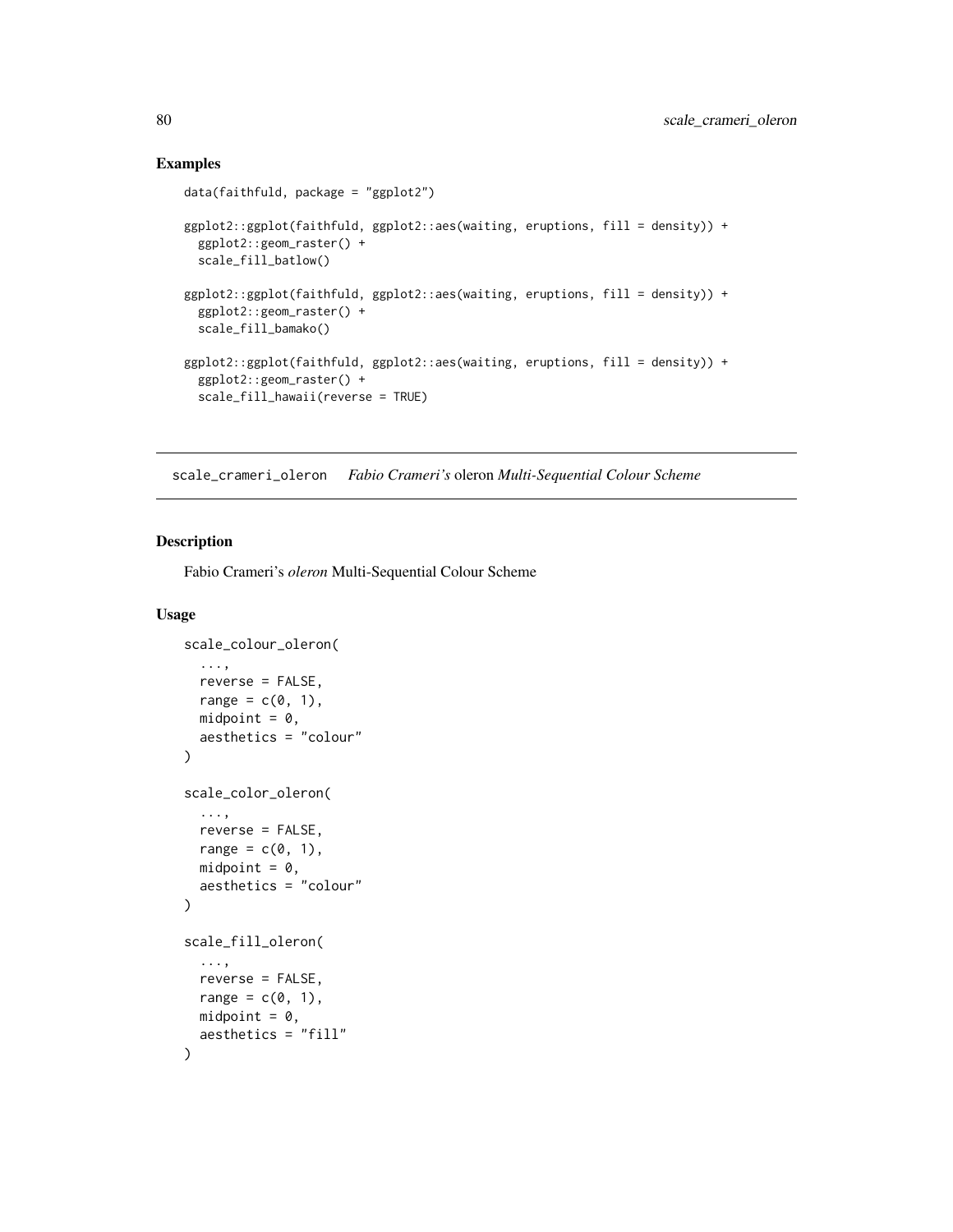## Examples

```
data(faithfuld, package = "ggplot2")

ggplot2::ggplot(faithfuld, ggplot2::aes(waiting, eruptions, fill = density)) +
  ggplot2::geom_raster() +
  scale_fill_batlow()

ggplot2::ggplot(faithfuld, ggplot2::aes(waiting, eruptions, fill = density)) +
  ggplot2::geom_raster() +
  scale_fill_bamako()

ggplot2::ggplot(faithfuld, ggplot2::aes(waiting, eruptions, fill = density)) +
  ggplot2::geom_raster() +
  scale_fill_hawaii(reverse = TRUE)
```

---

# scale_crameri_oleron *Fabio Crameri's* oleron *Multi-Sequential Colour Scheme*

---

## Description

Fabio Crameri's *oleron* Multi-Sequential Colour Scheme

## Usage

```
scale_colour_oleron(
  ...,
  reverse = FALSE,
  range = c(0, 1),
  midpoint = 0,
  aesthetics = "colour"
)

scale_color_oleron(
  ...,
  reverse = FALSE,
  range = c(0, 1),
  midpoint = 0,
  aesthetics = "colour"
)

scale_fill_oleron(
  ...,
  reverse = FALSE,
  range = c(0, 1),
  midpoint = 0,
  aesthetics = "fill"
)
```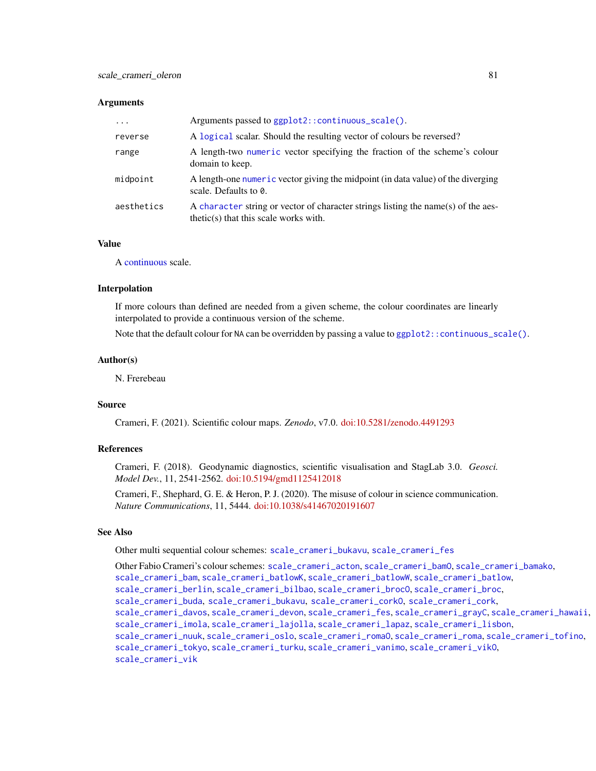### Arguments

| | |
|---|---|
| `...` | Arguments passed to `ggplot2::continuous_scale()`. |
| `reverse` | A `logical` scalar. Should the resulting vector of colours be reversed? |
| `range` | A length-two `numeric` vector specifying the fraction of the scheme's colour domain to keep. |
| `midpoint` | A length-one `numeric` vector giving the midpoint (in data value) of the diverging scale. Defaults to `0`. |
| `aesthetics` | A `character` string or vector of character strings listing the name(s) of the aesthetic(s) that this scale works with. |

### Value

A continuous scale.

### Interpolation

If more colours than defined are needed from a given scheme, the colour coordinates are linearly interpolated to provide a continuous version of the scheme.

Note that the default colour for NA can be overridden by passing a value to `ggplot2::continuous_scale()`.

### Author(s)

N. Frerebeau

### Source

Crameri, F. (2021). Scientific colour maps. *Zenodo*, v7.0. doi:10.5281/zenodo.4491293

### References

Crameri, F. (2018). Geodynamic diagnostics, scientific visualisation and StagLab 3.0. *Geosci. Model Dev.*, 11, 2541-2562. doi:10.5194/gmd1125412018

Crameri, F., Shephard, G. E. & Heron, P. J. (2020). The misuse of colour in science communication. *Nature Communications*, 11, 5444. doi:10.1038/s41467020191607

### See Also

Other multi sequential colour schemes: `scale_crameri_bukavu`, `scale_crameri_fes`

Other Fabio Crameri's colour schemes: `scale_crameri_acton`, `scale_crameri_bam0`, `scale_crameri_bamako`, `scale_crameri_bam`, `scale_crameri_batlowK`, `scale_crameri_batlowW`, `scale_crameri_batlow`, `scale_crameri_berlin`, `scale_crameri_bilbao`, `scale_crameri_broc0`, `scale_crameri_broc`, `scale_crameri_buda`, `scale_crameri_bukavu`, `scale_crameri_cork0`, `scale_crameri_cork`, `scale_crameri_davos`, `scale_crameri_devon`, `scale_crameri_fes`, `scale_crameri_grayC`, `scale_crameri_hawaii`, `scale_crameri_imola`, `scale_crameri_lajolla`, `scale_crameri_lapaz`, `scale_crameri_lisbon`, `scale_crameri_nuuk`, `scale_crameri_oslo`, `scale_crameri_roma0`, `scale_crameri_roma`, `scale_crameri_tofino`, `scale_crameri_tokyo`, `scale_crameri_turku`, `scale_crameri_vanimo`, `scale_crameri_vik0`, `scale_crameri_vik`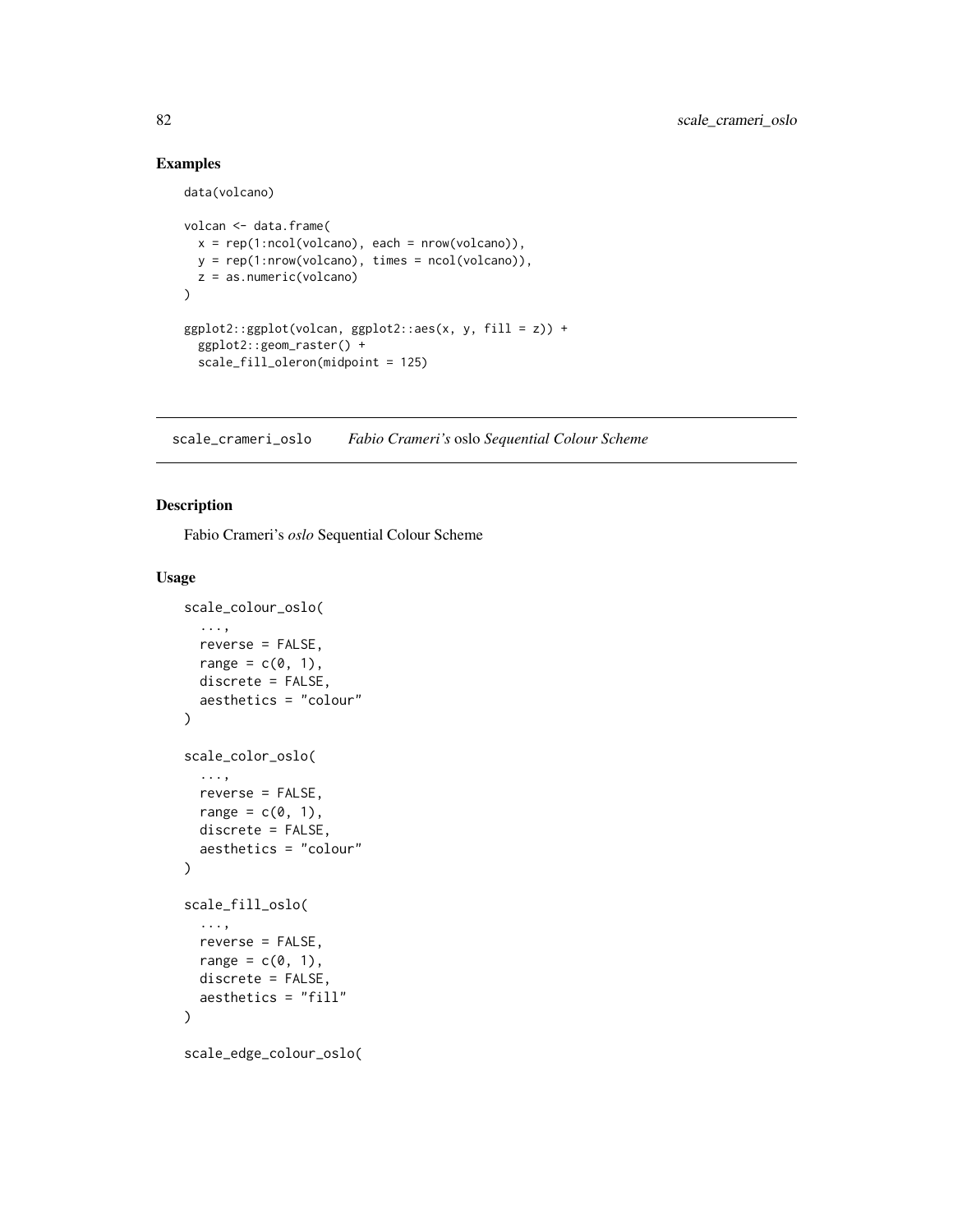## Examples

```
data(volcano)

volcan <- data.frame(
  x = rep(1:ncol(volcano), each = nrow(volcano)),
  y = rep(1:nrow(volcano), times = ncol(volcano)),
  z = as.numeric(volcano)
)

ggplot2::ggplot(volcan, ggplot2::aes(x, y, fill = z)) +
  ggplot2::geom_raster() +
  scale_fill_oleron(midpoint = 125)
```

---

# scale_crameri_oslo    *Fabio Crameri's* oslo *Sequential Colour Scheme*

## Description

Fabio Crameri's *oslo* Sequential Colour Scheme

## Usage

```
scale_colour_oslo(
  ...,
  reverse = FALSE,
  range = c(0, 1),
  discrete = FALSE,
  aesthetics = "colour"
)

scale_color_oslo(
  ...,
  reverse = FALSE,
  range = c(0, 1),
  discrete = FALSE,
  aesthetics = "colour"
)

scale_fill_oslo(
  ...,
  reverse = FALSE,
  range = c(0, 1),
  discrete = FALSE,
  aesthetics = "fill"
)

scale_edge_colour_oslo(
```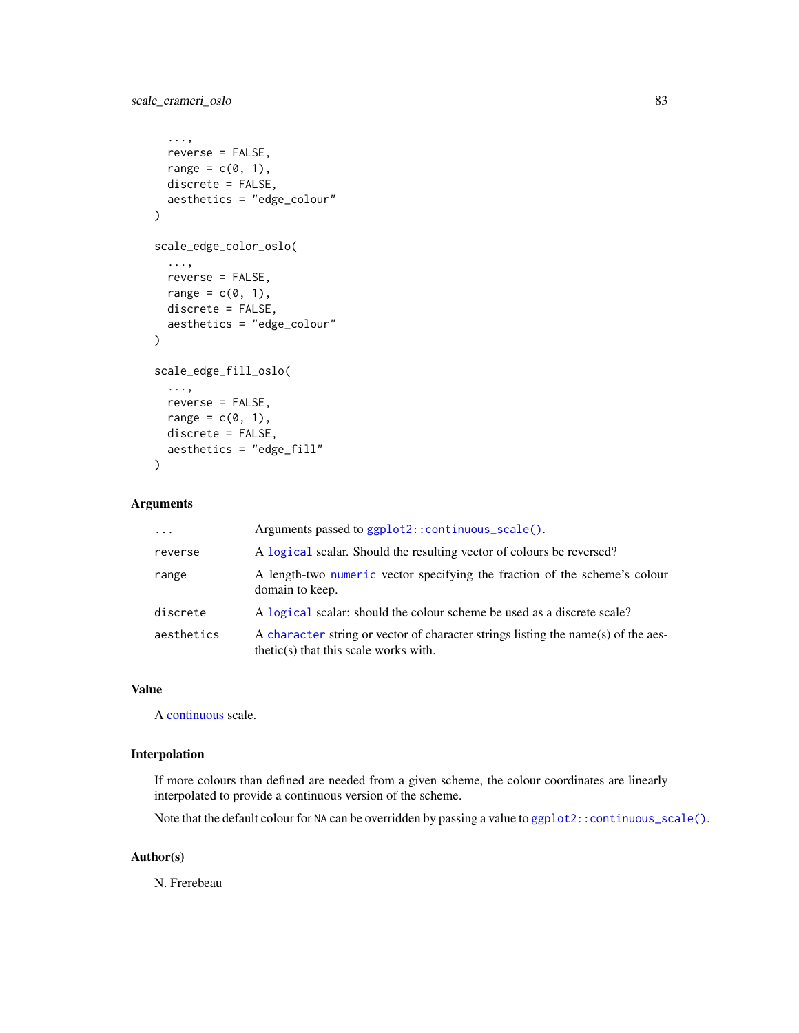```
  ...,
  reverse = FALSE,
  range = c(0, 1),
  discrete = FALSE,
  aesthetics = "edge_colour"
)

scale_edge_color_oslo(
  ...,
  reverse = FALSE,
  range = c(0, 1),
  discrete = FALSE,
  aesthetics = "edge_colour"
)

scale_edge_fill_oslo(
  ...,
  reverse = FALSE,
  range = c(0, 1),
  discrete = FALSE,
  aesthetics = "edge_fill"
)
```

### Arguments

| | |
|---|---|
| `...` | Arguments passed to `ggplot2::continuous_scale()`. |
| `reverse` | A `logical` scalar. Should the resulting vector of colours be reversed? |
| `range` | A length-two `numeric` vector specifying the fraction of the scheme's colour domain to keep. |
| `discrete` | A `logical` scalar: should the colour scheme be used as a discrete scale? |
| `aesthetics` | A `character` string or vector of character strings listing the name(s) of the aesthetic(s) that this scale works with. |

### Value

A continuous scale.

### Interpolation

If more colours than defined are needed from a given scheme, the colour coordinates are linearly interpolated to provide a continuous version of the scheme.

Note that the default colour for `NA` can be overridden by passing a value to `ggplot2::continuous_scale()`.

### Author(s)

N. Frerebeau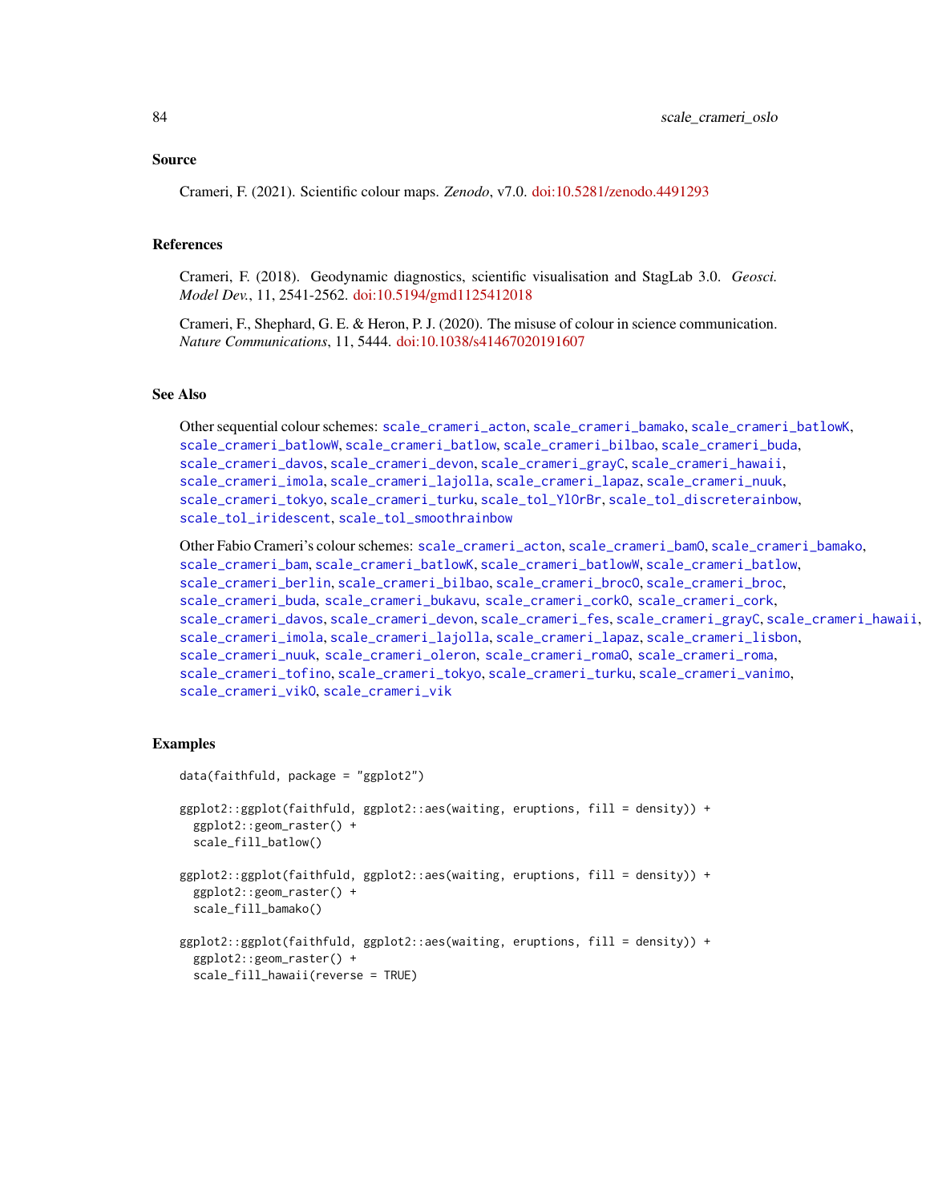## Source

Crameri, F. (2021). Scientific colour maps. *Zenodo*, v7.0. doi:10.5281/zenodo.4491293

## References

Crameri, F. (2018). Geodynamic diagnostics, scientific visualisation and StagLab 3.0. *Geosci. Model Dev.*, 11, 2541-2562. doi:10.5194/gmd1125412018

Crameri, F., Shephard, G. E. & Heron, P. J. (2020). The misuse of colour in science communication. *Nature Communications*, 11, 5444. doi:10.1038/s41467020191607

## See Also

Other sequential colour schemes: scale_crameri_acton, scale_crameri_bamako, scale_crameri_batlowK, scale_crameri_batlowW, scale_crameri_batlow, scale_crameri_bilbao, scale_crameri_buda, scale_crameri_davos, scale_crameri_devon, scale_crameri_grayC, scale_crameri_hawaii, scale_crameri_imola, scale_crameri_lajolla, scale_crameri_lapaz, scale_crameri_nuuk, scale_crameri_tokyo, scale_crameri_turku, scale_tol_YlOrBr, scale_tol_discreterainbow, scale_tol_iridescent, scale_tol_smoothrainbow

Other Fabio Crameri's colour schemes: scale_crameri_acton, scale_crameri_bamO, scale_crameri_bamako, scale_crameri_bam, scale_crameri_batlowK, scale_crameri_batlowW, scale_crameri_batlow, scale_crameri_berlin, scale_crameri_bilbao, scale_crameri_brocO, scale_crameri_broc, scale_crameri_buda, scale_crameri_bukavu, scale_crameri_corkO, scale_crameri_cork, scale_crameri_davos, scale_crameri_devon, scale_crameri_fes, scale_crameri_grayC, scale_crameri_hawaii, scale_crameri_imola, scale_crameri_lajolla, scale_crameri_lapaz, scale_crameri_lisbon, scale_crameri_nuuk, scale_crameri_oleron, scale_crameri_romaO, scale_crameri_roma, scale_crameri_tofino, scale_crameri_tokyo, scale_crameri_turku, scale_crameri_vanimo, scale_crameri_vikO, scale_crameri_vik

## Examples

```
data(faithfuld, package = "ggplot2")

ggplot2::ggplot(faithfuld, ggplot2::aes(waiting, eruptions, fill = density)) +
  ggplot2::geom_raster() +
  scale_fill_batlow()

ggplot2::ggplot(faithfuld, ggplot2::aes(waiting, eruptions, fill = density)) +
  ggplot2::geom_raster() +
  scale_fill_bamako()

ggplot2::ggplot(faithfuld, ggplot2::aes(waiting, eruptions, fill = density)) +
  ggplot2::geom_raster() +
  scale_fill_hawaii(reverse = TRUE)
```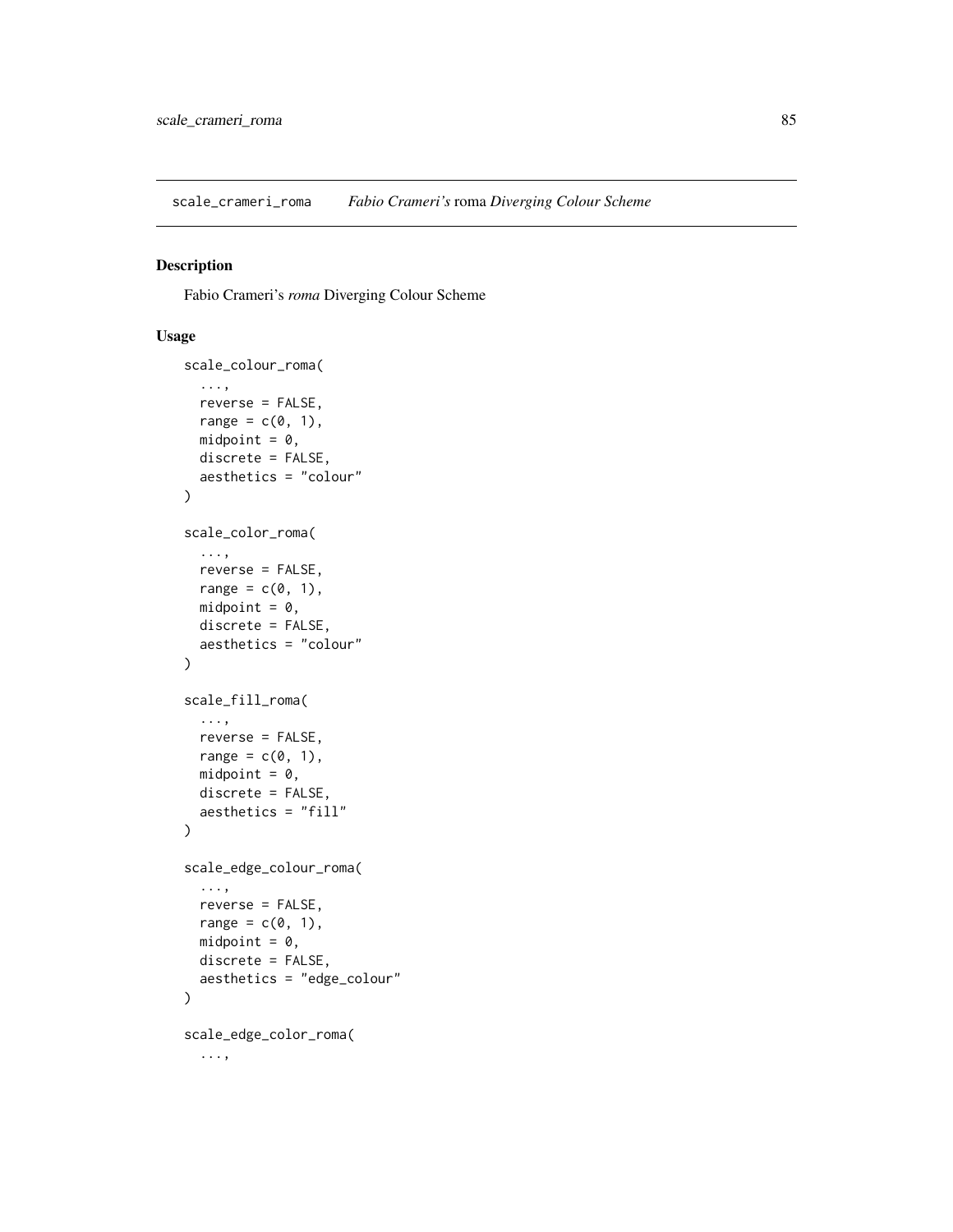## scale_crameri_roma *Fabio Crameri's* roma *Diverging Colour Scheme*

### Description

Fabio Crameri's *roma* Diverging Colour Scheme

### Usage

```
scale_colour_roma(
  ...,
  reverse = FALSE,
  range = c(0, 1),
  midpoint = 0,
  discrete = FALSE,
  aesthetics = "colour"
)

scale_color_roma(
  ...,
  reverse = FALSE,
  range = c(0, 1),
  midpoint = 0,
  discrete = FALSE,
  aesthetics = "colour"
)

scale_fill_roma(
  ...,
  reverse = FALSE,
  range = c(0, 1),
  midpoint = 0,
  discrete = FALSE,
  aesthetics = "fill"
)

scale_edge_colour_roma(
  ...,
  reverse = FALSE,
  range = c(0, 1),
  midpoint = 0,
  discrete = FALSE,
  aesthetics = "edge_colour"
)

scale_edge_color_roma(
  ...,
```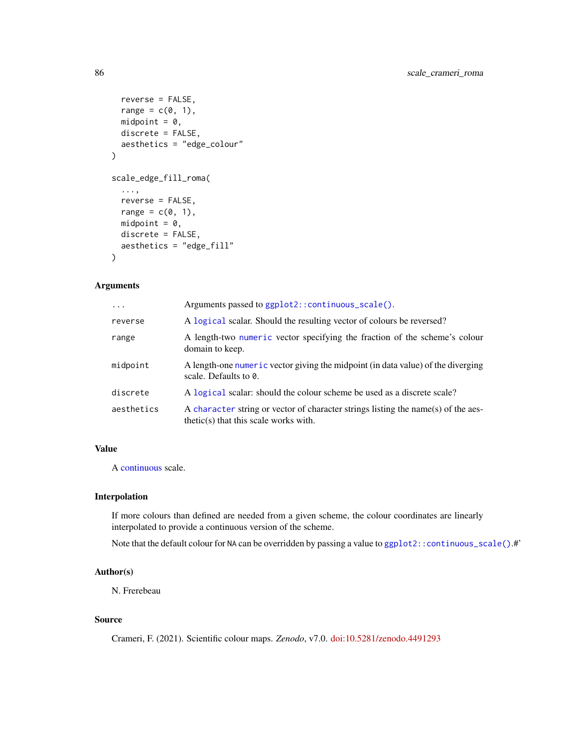```
  reverse = FALSE,
  range = c(0, 1),
  midpoint = 0,
  discrete = FALSE,
  aesthetics = "edge_colour"
)

scale_edge_fill_roma(
  ...,
  reverse = FALSE,
  range = c(0, 1),
  midpoint = 0,
  discrete = FALSE,
  aesthetics = "edge_fill"
)
```

### Arguments

| | |
|---|---|
| `...` | Arguments passed to `ggplot2::continuous_scale()`. |
| `reverse` | A `logical` scalar. Should the resulting vector of colours be reversed? |
| `range` | A length-two `numeric` vector specifying the fraction of the scheme's colour domain to keep. |
| `midpoint` | A length-one `numeric` vector giving the midpoint (in data value) of the diverging scale. Defaults to `0`. |
| `discrete` | A `logical` scalar: should the colour scheme be used as a discrete scale? |
| `aesthetics` | A `character` string or vector of character strings listing the name(s) of the aesthetic(s) that this scale works with. |

### Value

A continuous scale.

### Interpolation

If more colours than defined are needed from a given scheme, the colour coordinates are linearly interpolated to provide a continuous version of the scheme.

Note that the default colour for `NA` can be overridden by passing a value to `ggplot2::continuous_scale()`.#'

### Author(s)

N. Frerebeau

### Source

Crameri, F. (2021). Scientific colour maps. *Zenodo*, v7.0. doi:10.5281/zenodo.4491293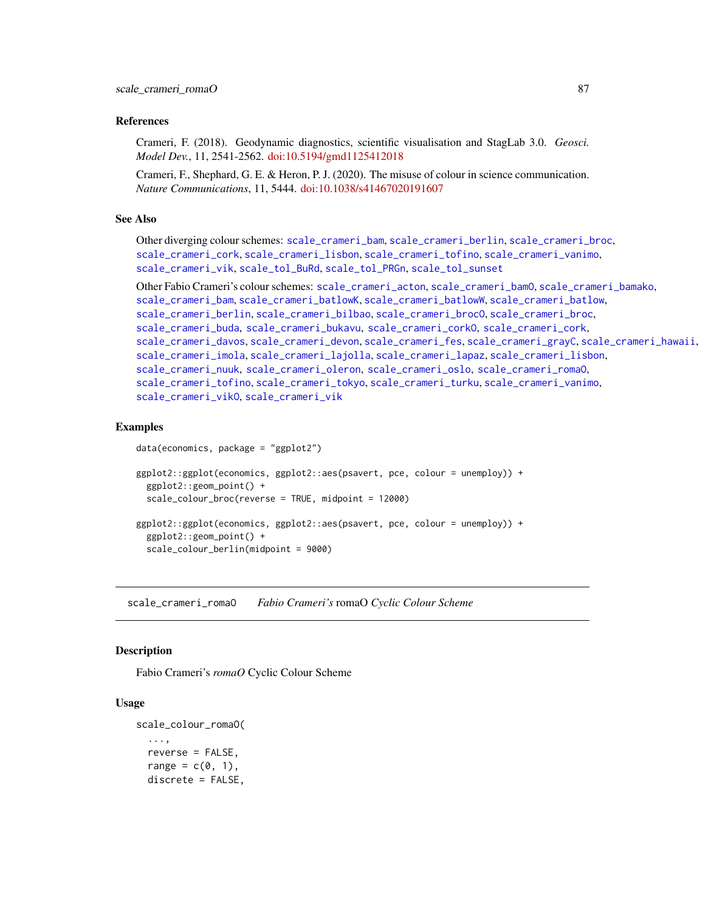### References

Crameri, F. (2018). Geodynamic diagnostics, scientific visualisation and StagLab 3.0. *Geosci. Model Dev.*, 11, 2541-2562. doi:10.5194/gmd1125412018

Crameri, F., Shephard, G. E. & Heron, P. J. (2020). The misuse of colour in science communication. *Nature Communications*, 11, 5444. doi:10.1038/s41467020191607

### See Also

Other diverging colour schemes: `scale_crameri_bam`, `scale_crameri_berlin`, `scale_crameri_broc`, `scale_crameri_cork`, `scale_crameri_lisbon`, `scale_crameri_tofino`, `scale_crameri_vanimo`, `scale_crameri_vik`, `scale_tol_BuRd`, `scale_tol_PRGn`, `scale_tol_sunset`

Other Fabio Crameri's colour schemes: `scale_crameri_acton`, `scale_crameri_bamO`, `scale_crameri_bamako`, `scale_crameri_bam`, `scale_crameri_batlowK`, `scale_crameri_batlowW`, `scale_crameri_batlow`, `scale_crameri_berlin`, `scale_crameri_bilbao`, `scale_crameri_brocO`, `scale_crameri_broc`, `scale_crameri_buda`, `scale_crameri_bukavu`, `scale_crameri_corkO`, `scale_crameri_cork`, `scale_crameri_davos`, `scale_crameri_devon`, `scale_crameri_fes`, `scale_crameri_grayC`, `scale_crameri_hawaii`, `scale_crameri_imola`, `scale_crameri_lajolla`, `scale_crameri_lapaz`, `scale_crameri_lisbon`, `scale_crameri_nuuk`, `scale_crameri_oleron`, `scale_crameri_oslo`, `scale_crameri_romaO`, `scale_crameri_tofino`, `scale_crameri_tokyo`, `scale_crameri_turku`, `scale_crameri_vanimo`, `scale_crameri_vikO`, `scale_crameri_vik`

### Examples

```
data(economics, package = "ggplot2")

ggplot2::ggplot(economics, ggplot2::aes(psavert, pce, colour = unemploy)) +
  ggplot2::geom_point() +
  scale_colour_broc(reverse = TRUE, midpoint = 12000)

ggplot2::ggplot(economics, ggplot2::aes(psavert, pce, colour = unemploy)) +
  ggplot2::geom_point() +
  scale_colour_berlin(midpoint = 9000)
```

---

## `scale_crameri_romaO` *Fabio Crameri's* romaO *Cyclic Colour Scheme*

---

### Description

Fabio Crameri's *romaO* Cyclic Colour Scheme

### Usage

```
scale_colour_romaO(
  ...,
  reverse = FALSE,
  range = c(0, 1),
  discrete = FALSE,
```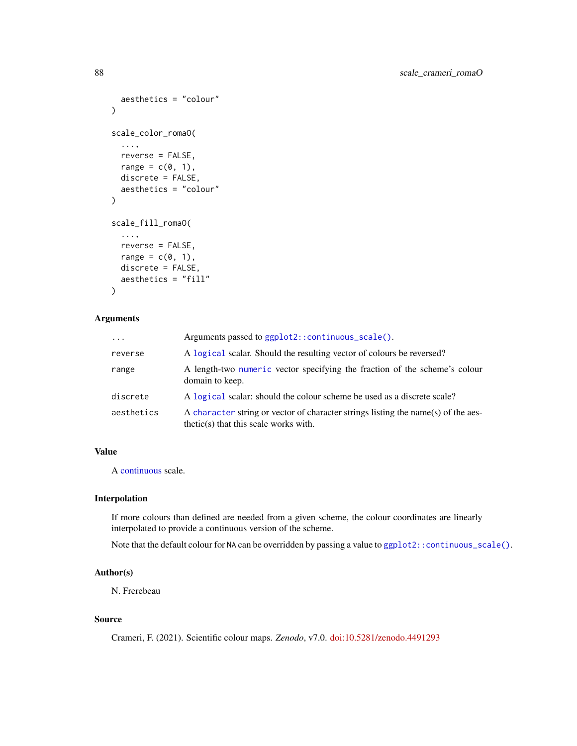```
  aesthetics = "colour"
)

scale_color_romaO(
  ...,
  reverse = FALSE,
  range = c(0, 1),
  discrete = FALSE,
  aesthetics = "colour"
)

scale_fill_romaO(
  ...,
  reverse = FALSE,
  range = c(0, 1),
  discrete = FALSE,
  aesthetics = "fill"
)
```

## Arguments

| | |
|---|---|
| `...` | Arguments passed to `ggplot2::continuous_scale()`. |
| `reverse` | A `logical` scalar. Should the resulting vector of colours be reversed? |
| `range` | A length-two `numeric` vector specifying the fraction of the scheme's colour domain to keep. |
| `discrete` | A `logical` scalar: should the colour scheme be used as a discrete scale? |
| `aesthetics` | A `character` string or vector of character strings listing the name(s) of the aesthetic(s) that this scale works with. |

## Value

A continuous scale.

## Interpolation

If more colours than defined are needed from a given scheme, the colour coordinates are linearly interpolated to provide a continuous version of the scheme.

Note that the default colour for `NA` can be overridden by passing a value to `ggplot2::continuous_scale()`.

## Author(s)

N. Frerebeau

## Source

Crameri, F. (2021). Scientific colour maps. *Zenodo*, v7.0. doi:10.5281/zenodo.4491293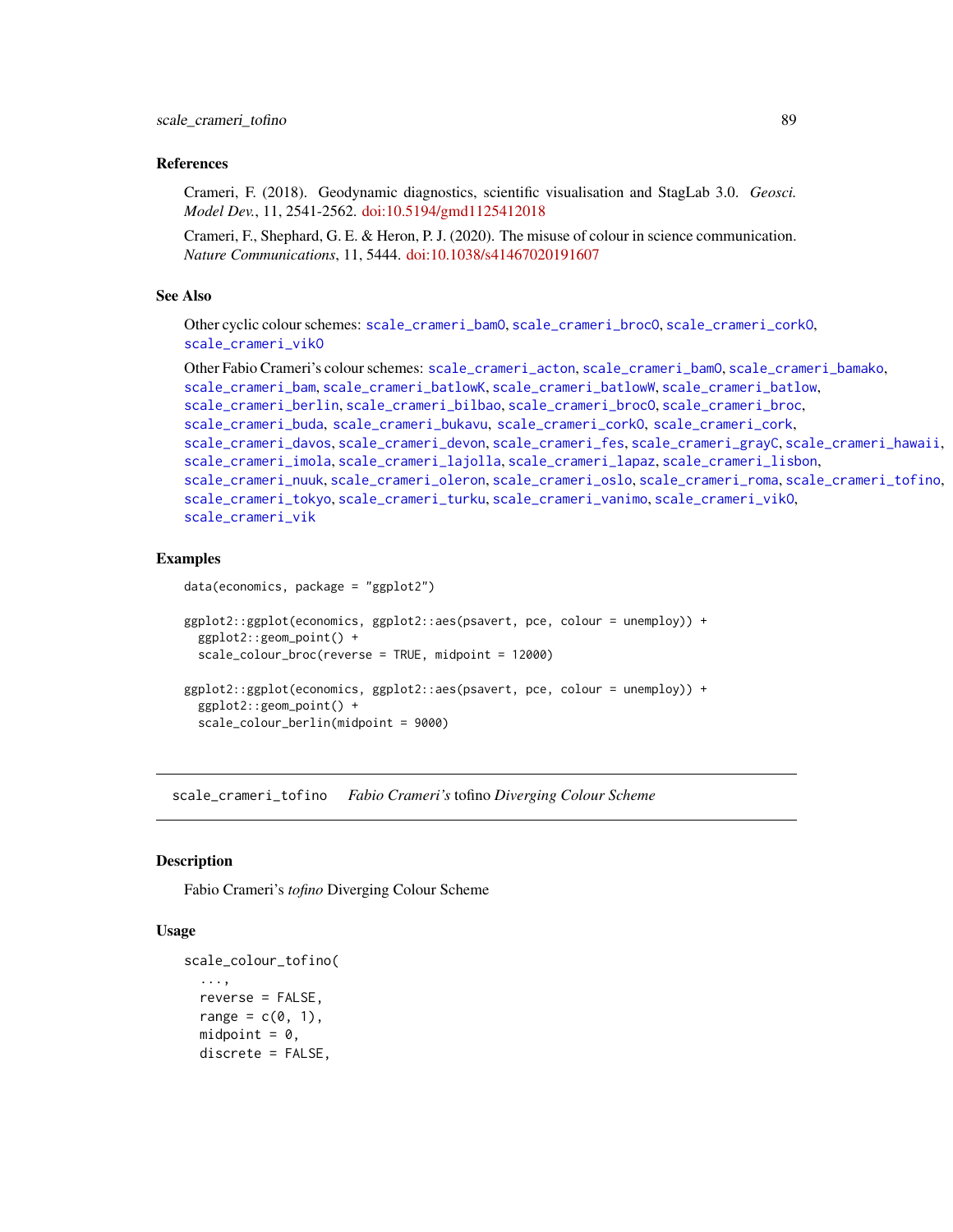## References

Crameri, F. (2018). Geodynamic diagnostics, scientific visualisation and StagLab 3.0. *Geosci. Model Dev.*, 11, 2541-2562. doi:10.5194/gmd1125412018

Crameri, F., Shephard, G. E. & Heron, P. J. (2020). The misuse of colour in science communication. *Nature Communications*, 11, 5444. doi:10.1038/s41467020191607

## See Also

Other cyclic colour schemes: `scale_crameri_bamO`, `scale_crameri_brocO`, `scale_crameri_corkO`, `scale_crameri_vikO`

Other Fabio Crameri's colour schemes: `scale_crameri_acton`, `scale_crameri_bamO`, `scale_crameri_bamako`, `scale_crameri_bam`, `scale_crameri_batlowK`, `scale_crameri_batlowW`, `scale_crameri_batlow`, `scale_crameri_berlin`, `scale_crameri_bilbao`, `scale_crameri_brocO`, `scale_crameri_broc`, `scale_crameri_buda`, `scale_crameri_bukavu`, `scale_crameri_corkO`, `scale_crameri_cork`, `scale_crameri_davos`, `scale_crameri_devon`, `scale_crameri_fes`, `scale_crameri_grayC`, `scale_crameri_hawaii`, `scale_crameri_imola`, `scale_crameri_lajolla`, `scale_crameri_lapaz`, `scale_crameri_lisbon`, `scale_crameri_nuuk`, `scale_crameri_oleron`, `scale_crameri_oslo`, `scale_crameri_roma`, `scale_crameri_tofino`, `scale_crameri_tokyo`, `scale_crameri_turku`, `scale_crameri_vanimo`, `scale_crameri_vikO`, `scale_crameri_vik`

## Examples

```
data(economics, package = "ggplot2")

ggplot2::ggplot(economics, ggplot2::aes(psavert, pce, colour = unemploy)) +
  ggplot2::geom_point() +
  scale_colour_broc(reverse = TRUE, midpoint = 12000)

ggplot2::ggplot(economics, ggplot2::aes(psavert, pce, colour = unemploy)) +
  ggplot2::geom_point() +
  scale_colour_berlin(midpoint = 9000)
```

---

# `scale_crameri_tofino` *Fabio Crameri's* tofino *Diverging Colour Scheme*

---

## Description

Fabio Crameri's *tofino* Diverging Colour Scheme

## Usage

```
scale_colour_tofino(
  ...,
  reverse = FALSE,
  range = c(0, 1),
  midpoint = 0,
  discrete = FALSE,
```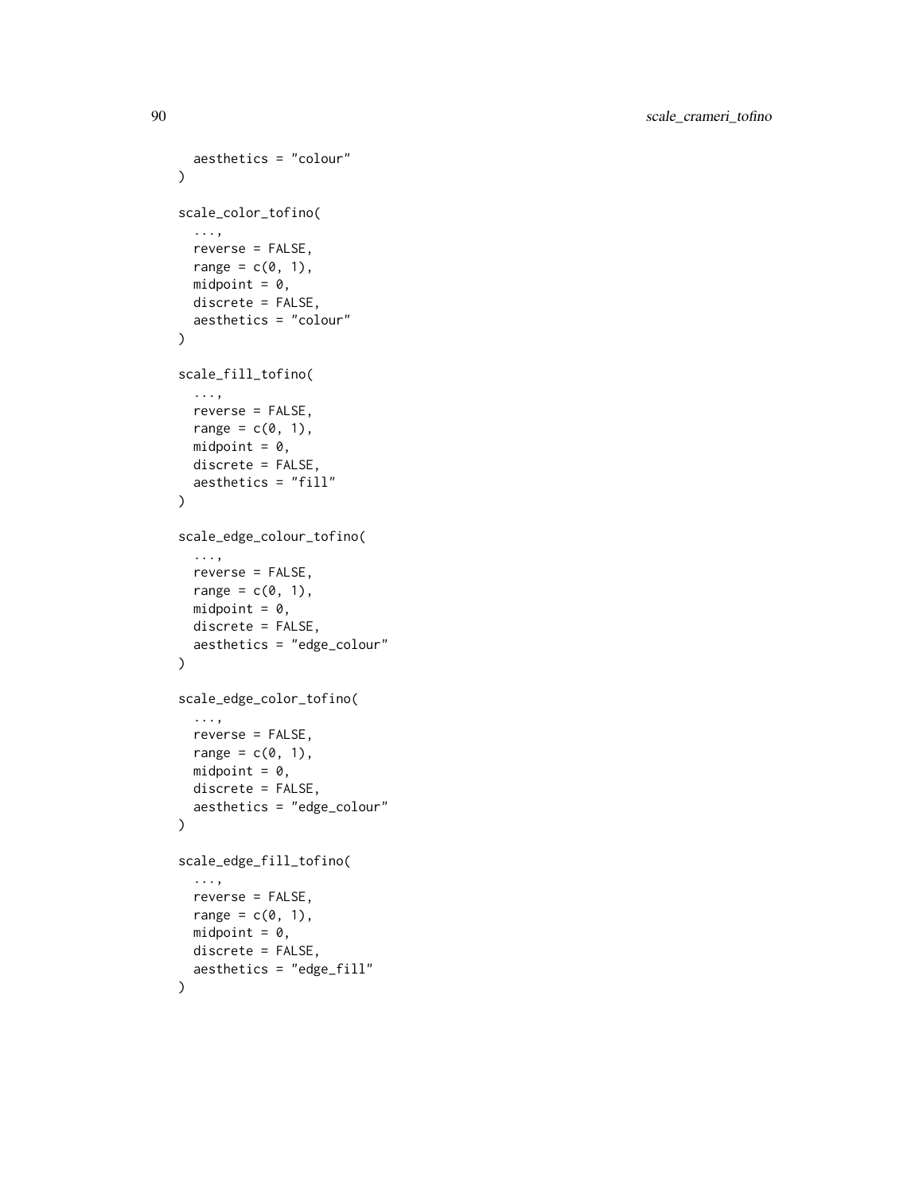```
  aesthetics = "colour"
)

scale_color_tofino(
  ...,
  reverse = FALSE,
  range = c(0, 1),
  midpoint = 0,
  discrete = FALSE,
  aesthetics = "colour"
)

scale_fill_tofino(
  ...,
  reverse = FALSE,
  range = c(0, 1),
  midpoint = 0,
  discrete = FALSE,
  aesthetics = "fill"
)

scale_edge_colour_tofino(
  ...,
  reverse = FALSE,
  range = c(0, 1),
  midpoint = 0,
  discrete = FALSE,
  aesthetics = "edge_colour"
)

scale_edge_color_tofino(
  ...,
  reverse = FALSE,
  range = c(0, 1),
  midpoint = 0,
  discrete = FALSE,
  aesthetics = "edge_colour"
)

scale_edge_fill_tofino(
  ...,
  reverse = FALSE,
  range = c(0, 1),
  midpoint = 0,
  discrete = FALSE,
  aesthetics = "edge_fill"
)
```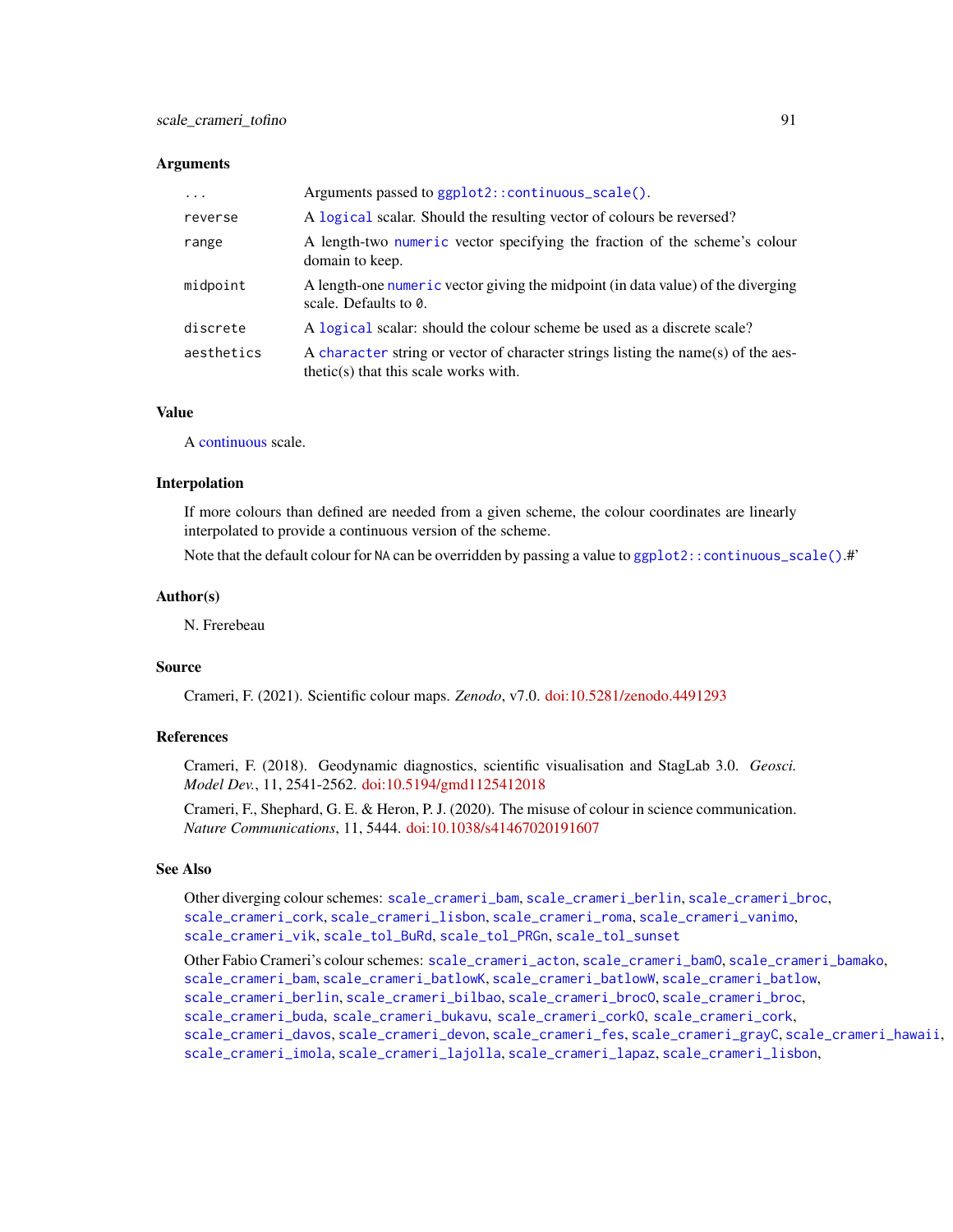## Arguments

| | |
|---|---|
| `...` | Arguments passed to `ggplot2::continuous_scale()`. |
| `reverse` | A `logical` scalar. Should the resulting vector of colours be reversed? |
| `range` | A length-two `numeric` vector specifying the fraction of the scheme's colour domain to keep. |
| `midpoint` | A length-one `numeric` vector giving the midpoint (in data value) of the diverging scale. Defaults to `0`. |
| `discrete` | A `logical` scalar: should the colour scheme be used as a discrete scale? |
| `aesthetics` | A `character` string or vector of character strings listing the name(s) of the aesthetic(s) that this scale works with. |

## Value

A continuous scale.

## Interpolation

If more colours than defined are needed from a given scheme, the colour coordinates are linearly interpolated to provide a continuous version of the scheme.

Note that the default colour for NA can be overridden by passing a value to `ggplot2::continuous_scale()`.#'

## Author(s)

N. Frerebeau

## Source

Crameri, F. (2021). Scientific colour maps. *Zenodo*, v7.0. doi:10.5281/zenodo.4491293

## References

Crameri, F. (2018). Geodynamic diagnostics, scientific visualisation and StagLab 3.0. *Geosci. Model Dev.*, 11, 2541-2562. doi:10.5194/gmd1125412018

Crameri, F., Shephard, G. E. & Heron, P. J. (2020). The misuse of colour in science communication. *Nature Communications*, 11, 5444. doi:10.1038/s41467020191607

## See Also

Other diverging colour schemes: `scale_crameri_bam`, `scale_crameri_berlin`, `scale_crameri_broc`, `scale_crameri_cork`, `scale_crameri_lisbon`, `scale_crameri_roma`, `scale_crameri_vanimo`, `scale_crameri_vik`, `scale_tol_BuRd`, `scale_tol_PRGn`, `scale_tol_sunset`

Other Fabio Crameri's colour schemes: `scale_crameri_acton`, `scale_crameri_bamO`, `scale_crameri_bamako`, `scale_crameri_bam`, `scale_crameri_batlowK`, `scale_crameri_batlowW`, `scale_crameri_batlow`, `scale_crameri_berlin`, `scale_crameri_bilbao`, `scale_crameri_brocO`, `scale_crameri_broc`, `scale_crameri_buda`, `scale_crameri_bukavu`, `scale_crameri_corkO`, `scale_crameri_cork`, `scale_crameri_davos`, `scale_crameri_devon`, `scale_crameri_fes`, `scale_crameri_grayC`, `scale_crameri_hawaii`, `scale_crameri_imola`, `scale_crameri_lajolla`, `scale_crameri_lapaz`, `scale_crameri_lisbon`,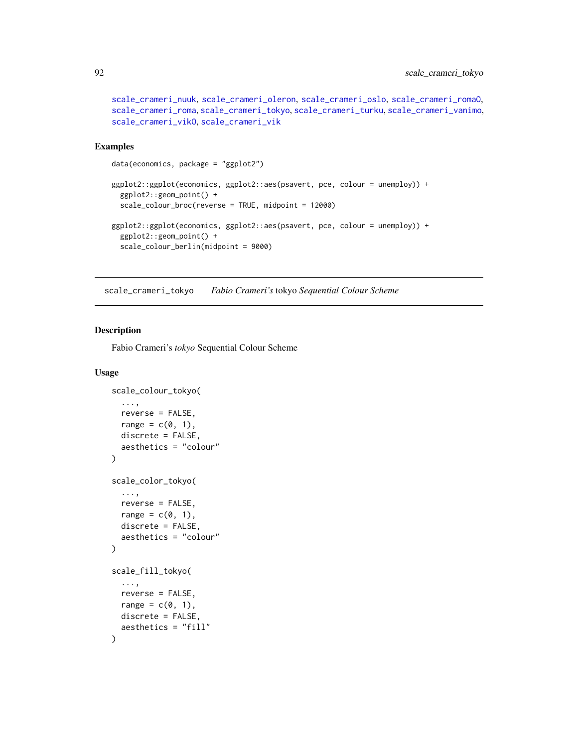scale_crameri_nuuk, scale_crameri_oleron, scale_crameri_oslo, scale_crameri_roma0, scale_crameri_roma, scale_crameri_tokyo, scale_crameri_turku, scale_crameri_vanimo, scale_crameri_vik0, scale_crameri_vik

## Examples

```
data(economics, package = "ggplot2")

ggplot2::ggplot(economics, ggplot2::aes(psavert, pce, colour = unemploy)) +
  ggplot2::geom_point() +
  scale_colour_broc(reverse = TRUE, midpoint = 12000)

ggplot2::ggplot(economics, ggplot2::aes(psavert, pce, colour = unemploy)) +
  ggplot2::geom_point() +
  scale_colour_berlin(midpoint = 9000)
```

---

# scale_crameri_tokyo    *Fabio Crameri's* tokyo *Sequential Colour Scheme*

---

## Description

Fabio Crameri's *tokyo* Sequential Colour Scheme

## Usage

```
scale_colour_tokyo(
  ...,
  reverse = FALSE,
  range = c(0, 1),
  discrete = FALSE,
  aesthetics = "colour"
)

scale_color_tokyo(
  ...,
  reverse = FALSE,
  range = c(0, 1),
  discrete = FALSE,
  aesthetics = "colour"
)

scale_fill_tokyo(
  ...,
  reverse = FALSE,
  range = c(0, 1),
  discrete = FALSE,
  aesthetics = "fill"
)
```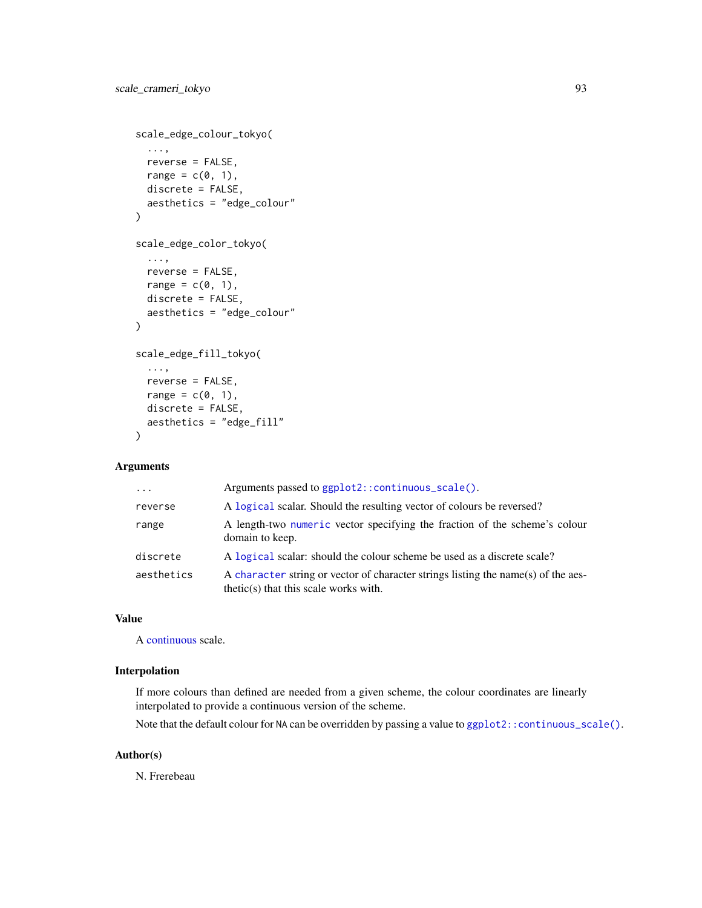```
scale_edge_colour_tokyo(
  ...,
  reverse = FALSE,
  range = c(0, 1),
  discrete = FALSE,
  aesthetics = "edge_colour"
)

scale_edge_color_tokyo(
  ...,
  reverse = FALSE,
  range = c(0, 1),
  discrete = FALSE,
  aesthetics = "edge_colour"
)

scale_edge_fill_tokyo(
  ...,
  reverse = FALSE,
  range = c(0, 1),
  discrete = FALSE,
  aesthetics = "edge_fill"
)
```

### Arguments

| | |
|---|---|
| `...` | Arguments passed to `ggplot2::continuous_scale()`. |
| `reverse` | A `logical` scalar. Should the resulting vector of colours be reversed? |
| `range` | A length-two `numeric` vector specifying the fraction of the scheme's colour domain to keep. |
| `discrete` | A `logical` scalar: should the colour scheme be used as a discrete scale? |
| `aesthetics` | A `character` string or vector of character strings listing the name(s) of the aesthetic(s) that this scale works with. |

### Value

A continuous scale.

### Interpolation

If more colours than defined are needed from a given scheme, the colour coordinates are linearly interpolated to provide a continuous version of the scheme.

Note that the default colour for NA can be overridden by passing a value to `ggplot2::continuous_scale()`.

### Author(s)

N. Frerebeau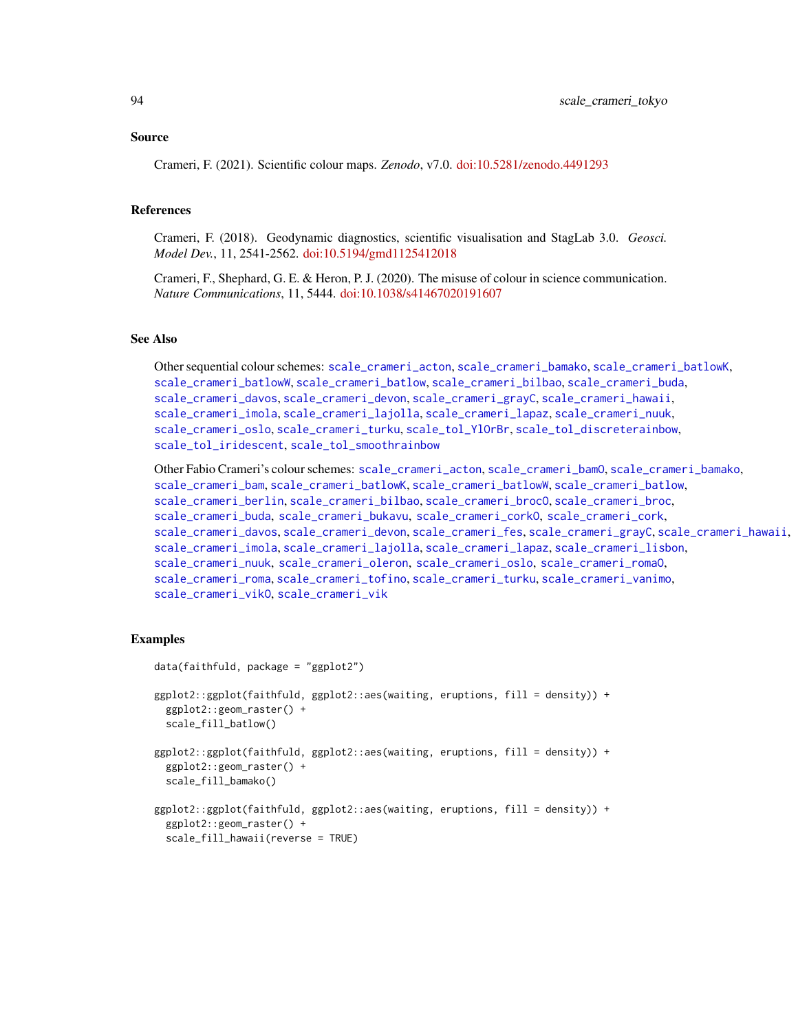## Source

Crameri, F. (2021). Scientific colour maps. *Zenodo*, v7.0. doi:10.5281/zenodo.4491293

## References

Crameri, F. (2018). Geodynamic diagnostics, scientific visualisation and StagLab 3.0. *Geosci. Model Dev.*, 11, 2541-2562. doi:10.5194/gmd1125412018

Crameri, F., Shephard, G. E. & Heron, P. J. (2020). The misuse of colour in science communication. *Nature Communications*, 11, 5444. doi:10.1038/s41467020191607

## See Also

Other sequential colour schemes: scale_crameri_acton, scale_crameri_bamako, scale_crameri_batlowK, scale_crameri_batlowW, scale_crameri_batlow, scale_crameri_bilbao, scale_crameri_buda, scale_crameri_davos, scale_crameri_devon, scale_crameri_grayC, scale_crameri_hawaii, scale_crameri_imola, scale_crameri_lajolla, scale_crameri_lapaz, scale_crameri_nuuk, scale_crameri_oslo, scale_crameri_turku, scale_tol_YlOrBr, scale_tol_discreterainbow, scale_tol_iridescent, scale_tol_smoothrainbow

Other Fabio Crameri's colour schemes: scale_crameri_acton, scale_crameri_bam0, scale_crameri_bamako, scale_crameri_bam, scale_crameri_batlowK, scale_crameri_batlowW, scale_crameri_batlow, scale_crameri_berlin, scale_crameri_bilbao, scale_crameri_broc0, scale_crameri_broc, scale_crameri_buda, scale_crameri_bukavu, scale_crameri_cork0, scale_crameri_cork, scale_crameri_davos, scale_crameri_devon, scale_crameri_fes, scale_crameri_grayC, scale_crameri_hawaii, scale_crameri_imola, scale_crameri_lajolla, scale_crameri_lapaz, scale_crameri_lisbon, scale_crameri_nuuk, scale_crameri_oleron, scale_crameri_oslo, scale_crameri_roma0, scale_crameri_roma, scale_crameri_tofino, scale_crameri_turku, scale_crameri_vanimo, scale_crameri_vik0, scale_crameri_vik

## Examples

```
data(faithfuld, package = "ggplot2")

ggplot2::ggplot(faithfuld, ggplot2::aes(waiting, eruptions, fill = density)) +
  ggplot2::geom_raster() +
  scale_fill_batlow()

ggplot2::ggplot(faithfuld, ggplot2::aes(waiting, eruptions, fill = density)) +
  ggplot2::geom_raster() +
  scale_fill_bamako()

ggplot2::ggplot(faithfuld, ggplot2::aes(waiting, eruptions, fill = density)) +
  ggplot2::geom_raster() +
  scale_fill_hawaii(reverse = TRUE)
```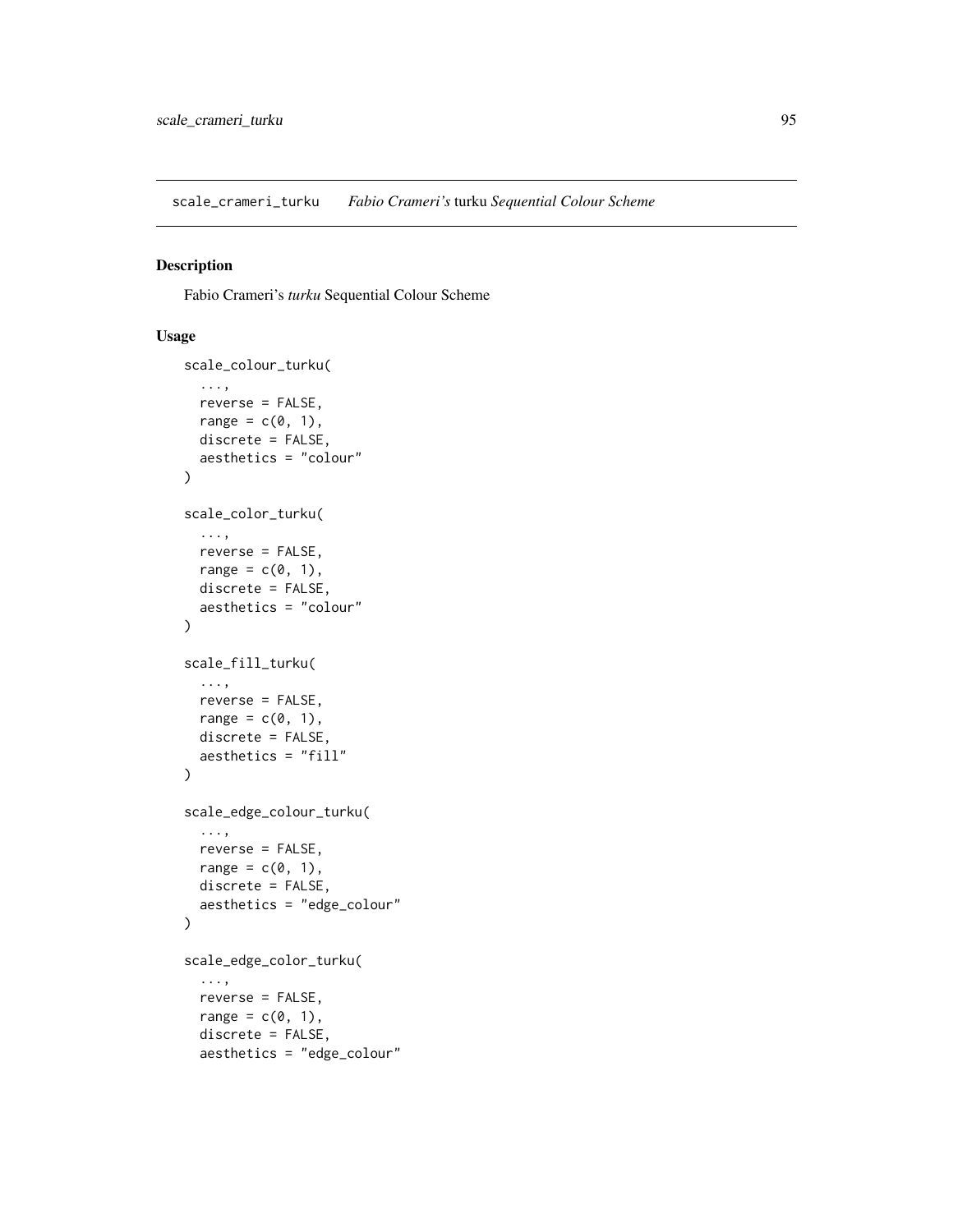scale_crameri_turku    *Fabio Crameri's* turku *Sequential Colour Scheme*

## Description

Fabio Crameri's *turku* Sequential Colour Scheme

## Usage

```
scale_colour_turku(
  ...,
  reverse = FALSE,
  range = c(0, 1),
  discrete = FALSE,
  aesthetics = "colour"
)

scale_color_turku(
  ...,
  reverse = FALSE,
  range = c(0, 1),
  discrete = FALSE,
  aesthetics = "colour"
)

scale_fill_turku(
  ...,
  reverse = FALSE,
  range = c(0, 1),
  discrete = FALSE,
  aesthetics = "fill"
)

scale_edge_colour_turku(
  ...,
  reverse = FALSE,
  range = c(0, 1),
  discrete = FALSE,
  aesthetics = "edge_colour"
)

scale_edge_color_turku(
  ...,
  reverse = FALSE,
  range = c(0, 1),
  discrete = FALSE,
  aesthetics = "edge_colour"
```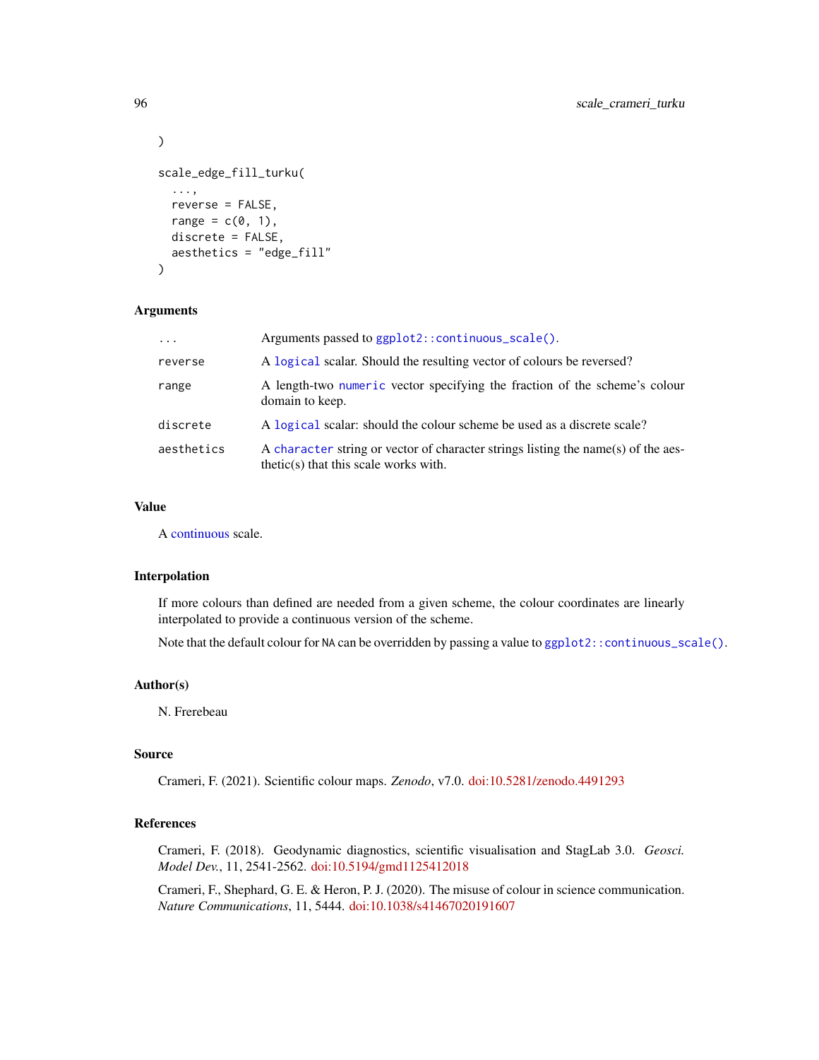```
)

scale_edge_fill_turku(
  ...,
  reverse = FALSE,
  range = c(0, 1),
  discrete = FALSE,
  aesthetics = "edge_fill"
)
```

## Arguments

| | |
|---|---|
| `...` | Arguments passed to `ggplot2::continuous_scale()`. |
| `reverse` | A `logical` scalar. Should the resulting vector of colours be reversed? |
| `range` | A length-two `numeric` vector specifying the fraction of the scheme's colour domain to keep. |
| `discrete` | A `logical` scalar: should the colour scheme be used as a discrete scale? |
| `aesthetics` | A `character` string or vector of character strings listing the name(s) of the aesthetic(s) that this scale works with. |

## Value

A continuous scale.

## Interpolation

If more colours than defined are needed from a given scheme, the colour coordinates are linearly interpolated to provide a continuous version of the scheme.

Note that the default colour for `NA` can be overridden by passing a value to `ggplot2::continuous_scale()`.

## Author(s)

N. Frerebeau

## Source

Crameri, F. (2021). Scientific colour maps. *Zenodo*, v7.0. doi:10.5281/zenodo.4491293

## References

Crameri, F. (2018). Geodynamic diagnostics, scientific visualisation and StagLab 3.0. *Geosci. Model Dev.*, 11, 2541-2562. doi:10.5194/gmd1125412018

Crameri, F., Shephard, G. E. & Heron, P. J. (2020). The misuse of colour in science communication. *Nature Communications*, 11, 5444. doi:10.1038/s41467020191607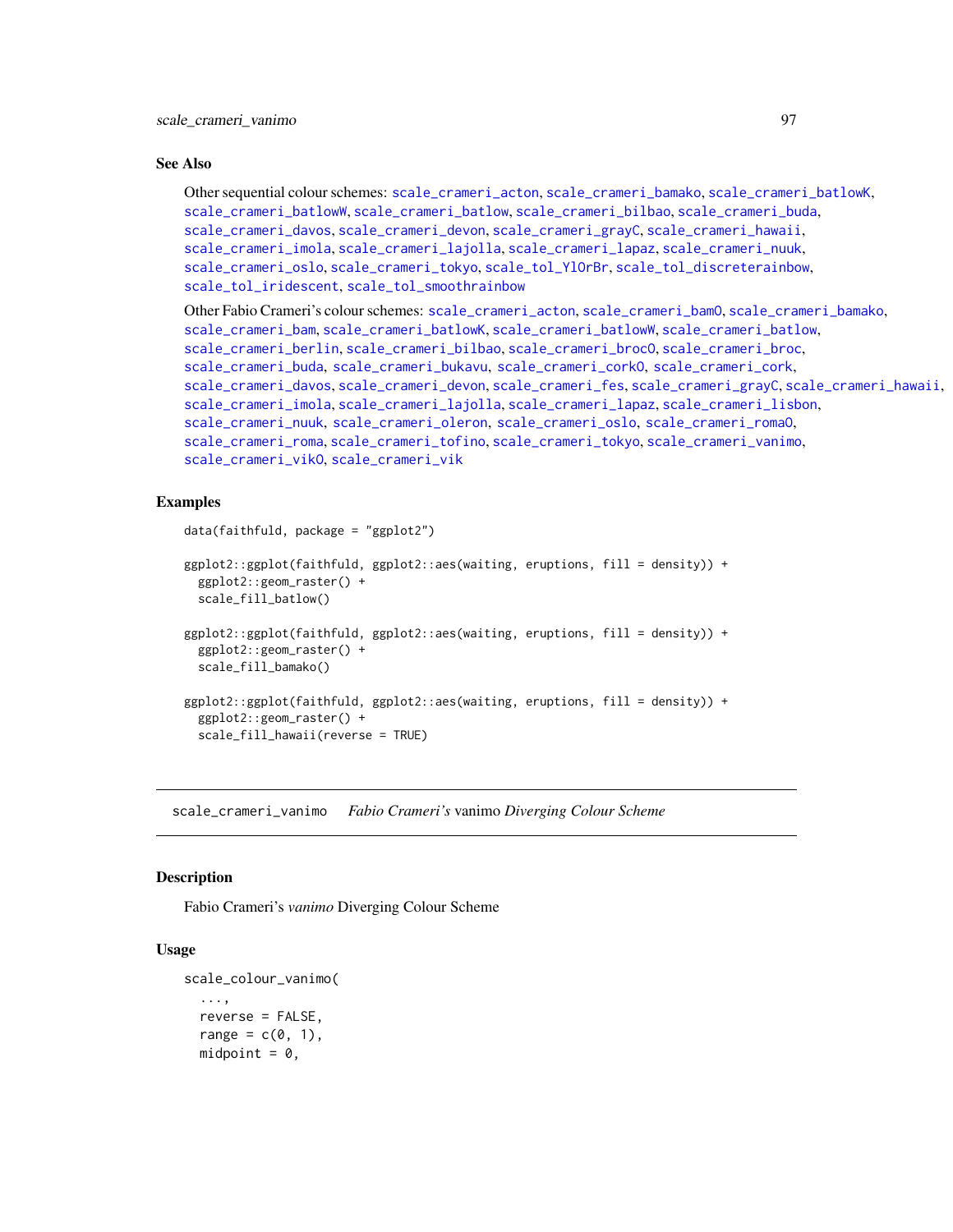## See Also

Other sequential colour schemes: scale_crameri_acton, scale_crameri_bamako, scale_crameri_batlowK, scale_crameri_batlowW, scale_crameri_batlow, scale_crameri_bilbao, scale_crameri_buda, scale_crameri_davos, scale_crameri_devon, scale_crameri_grayC, scale_crameri_hawaii, scale_crameri_imola, scale_crameri_lajolla, scale_crameri_lapaz, scale_crameri_nuuk, scale_crameri_oslo, scale_crameri_tokyo, scale_tol_YlOrBr, scale_tol_discreterainbow, scale_tol_iridescent, scale_tol_smoothrainbow

Other Fabio Crameri's colour schemes: scale_crameri_acton, scale_crameri_bam0, scale_crameri_bamako, scale_crameri_bam, scale_crameri_batlowK, scale_crameri_batlowW, scale_crameri_batlow, scale_crameri_berlin, scale_crameri_bilbao, scale_crameri_broc0, scale_crameri_broc, scale_crameri_buda, scale_crameri_bukavu, scale_crameri_cork0, scale_crameri_cork, scale_crameri_davos, scale_crameri_devon, scale_crameri_fes, scale_crameri_grayC, scale_crameri_hawaii, scale_crameri_imola, scale_crameri_lajolla, scale_crameri_lapaz, scale_crameri_lisbon, scale_crameri_nuuk, scale_crameri_oleron, scale_crameri_oslo, scale_crameri_roma0, scale_crameri_roma, scale_crameri_tofino, scale_crameri_tokyo, scale_crameri_vanimo, scale_crameri_vik0, scale_crameri_vik

## Examples

```
data(faithfuld, package = "ggplot2")

ggplot2::ggplot(faithfuld, ggplot2::aes(waiting, eruptions, fill = density)) +
  ggplot2::geom_raster() +
  scale_fill_batlow()

ggplot2::ggplot(faithfuld, ggplot2::aes(waiting, eruptions, fill = density)) +
  ggplot2::geom_raster() +
  scale_fill_bamako()

ggplot2::ggplot(faithfuld, ggplot2::aes(waiting, eruptions, fill = density)) +
  ggplot2::geom_raster() +
  scale_fill_hawaii(reverse = TRUE)
```

---

# scale_crameri_vanimo *Fabio Crameri's* vanimo *Diverging Colour Scheme*

## Description

Fabio Crameri's *vanimo* Diverging Colour Scheme

## Usage

```
scale_colour_vanimo(
  ...,
  reverse = FALSE,
  range = c(0, 1),
  midpoint = 0,
```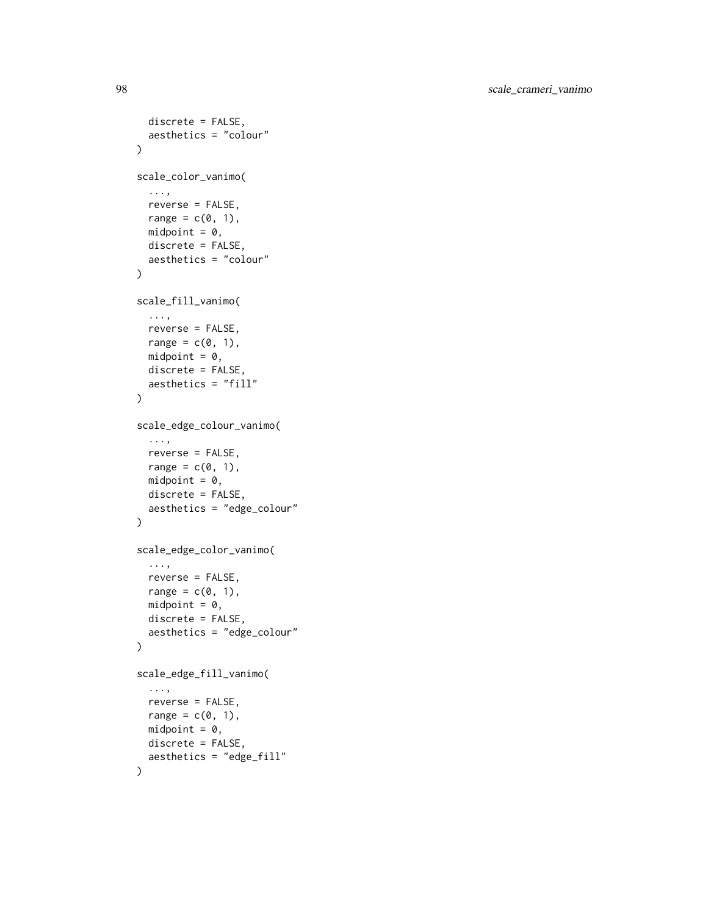```
  discrete = FALSE,
  aesthetics = "colour"
)

scale_color_vanimo(
  ...,
  reverse = FALSE,
  range = c(0, 1),
  midpoint = 0,
  discrete = FALSE,
  aesthetics = "colour"
)

scale_fill_vanimo(
  ...,
  reverse = FALSE,
  range = c(0, 1),
  midpoint = 0,
  discrete = FALSE,
  aesthetics = "fill"
)

scale_edge_colour_vanimo(
  ...,
  reverse = FALSE,
  range = c(0, 1),
  midpoint = 0,
  discrete = FALSE,
  aesthetics = "edge_colour"
)

scale_edge_color_vanimo(
  ...,
  reverse = FALSE,
  range = c(0, 1),
  midpoint = 0,
  discrete = FALSE,
  aesthetics = "edge_colour"
)

scale_edge_fill_vanimo(
  ...,
  reverse = FALSE,
  range = c(0, 1),
  midpoint = 0,
  discrete = FALSE,
  aesthetics = "edge_fill"
)
```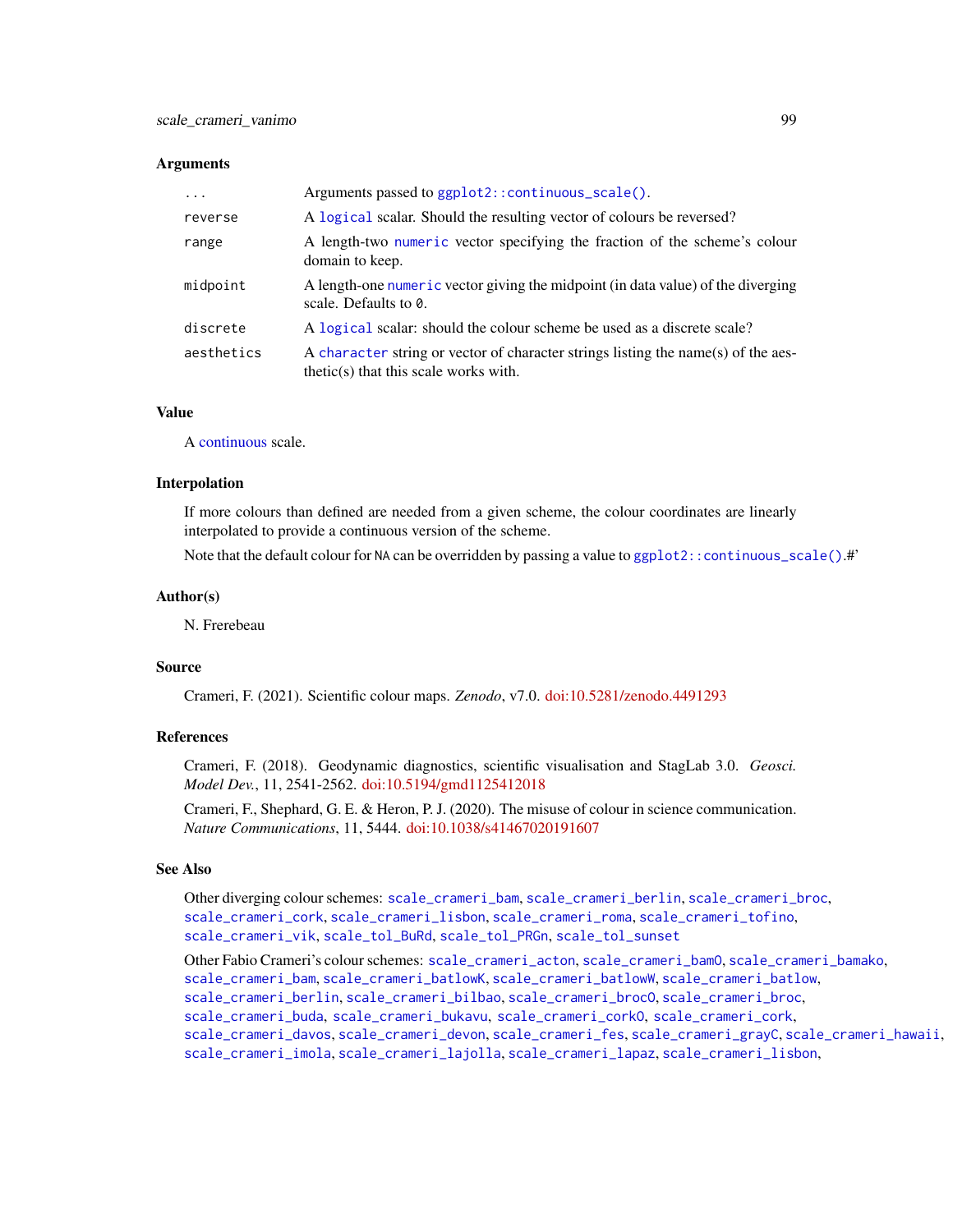### Arguments

| | |
|---|---|
| ... | Arguments passed to `ggplot2::continuous_scale()`. |
| reverse | A `logical` scalar. Should the resulting vector of colours be reversed? |
| range | A length-two `numeric` vector specifying the fraction of the scheme's colour domain to keep. |
| midpoint | A length-one `numeric` vector giving the midpoint (in data value) of the diverging scale. Defaults to `0`. |
| discrete | A `logical` scalar: should the colour scheme be used as a discrete scale? |
| aesthetics | A `character` string or vector of character strings listing the name(s) of the aesthetic(s) that this scale works with. |

### Value

A continuous scale.

### Interpolation

If more colours than defined are needed from a given scheme, the colour coordinates are linearly interpolated to provide a continuous version of the scheme.

Note that the default colour for `NA` can be overridden by passing a value to `ggplot2::continuous_scale()`.#'

### Author(s)

N. Frerebeau

### Source

Crameri, F. (2021). Scientific colour maps. *Zenodo*, v7.0. doi:10.5281/zenodo.4491293

### References

Crameri, F. (2018). Geodynamic diagnostics, scientific visualisation and StagLab 3.0. *Geosci. Model Dev.*, 11, 2541-2562. doi:10.5194/gmd1125412018

Crameri, F., Shephard, G. E. & Heron, P. J. (2020). The misuse of colour in science communication. *Nature Communications*, 11, 5444. doi:10.1038/s41467020191607

### See Also

Other diverging colour schemes: `scale_crameri_bam`, `scale_crameri_berlin`, `scale_crameri_broc`, `scale_crameri_cork`, `scale_crameri_lisbon`, `scale_crameri_roma`, `scale_crameri_tofino`, `scale_crameri_vik`, `scale_tol_BuRd`, `scale_tol_PRGn`, `scale_tol_sunset`

Other Fabio Crameri's colour schemes: `scale_crameri_acton`, `scale_crameri_bamO`, `scale_crameri_bamako`, `scale_crameri_bam`, `scale_crameri_batlowK`, `scale_crameri_batlowW`, `scale_crameri_batlow`, `scale_crameri_berlin`, `scale_crameri_bilbao`, `scale_crameri_brocO`, `scale_crameri_broc`, `scale_crameri_buda`, `scale_crameri_bukavu`, `scale_crameri_corkO`, `scale_crameri_cork`, `scale_crameri_davos`, `scale_crameri_devon`, `scale_crameri_fes`, `scale_crameri_grayC`, `scale_crameri_hawaii`, `scale_crameri_imola`, `scale_crameri_lajolla`, `scale_crameri_lapaz`, `scale_crameri_lisbon`,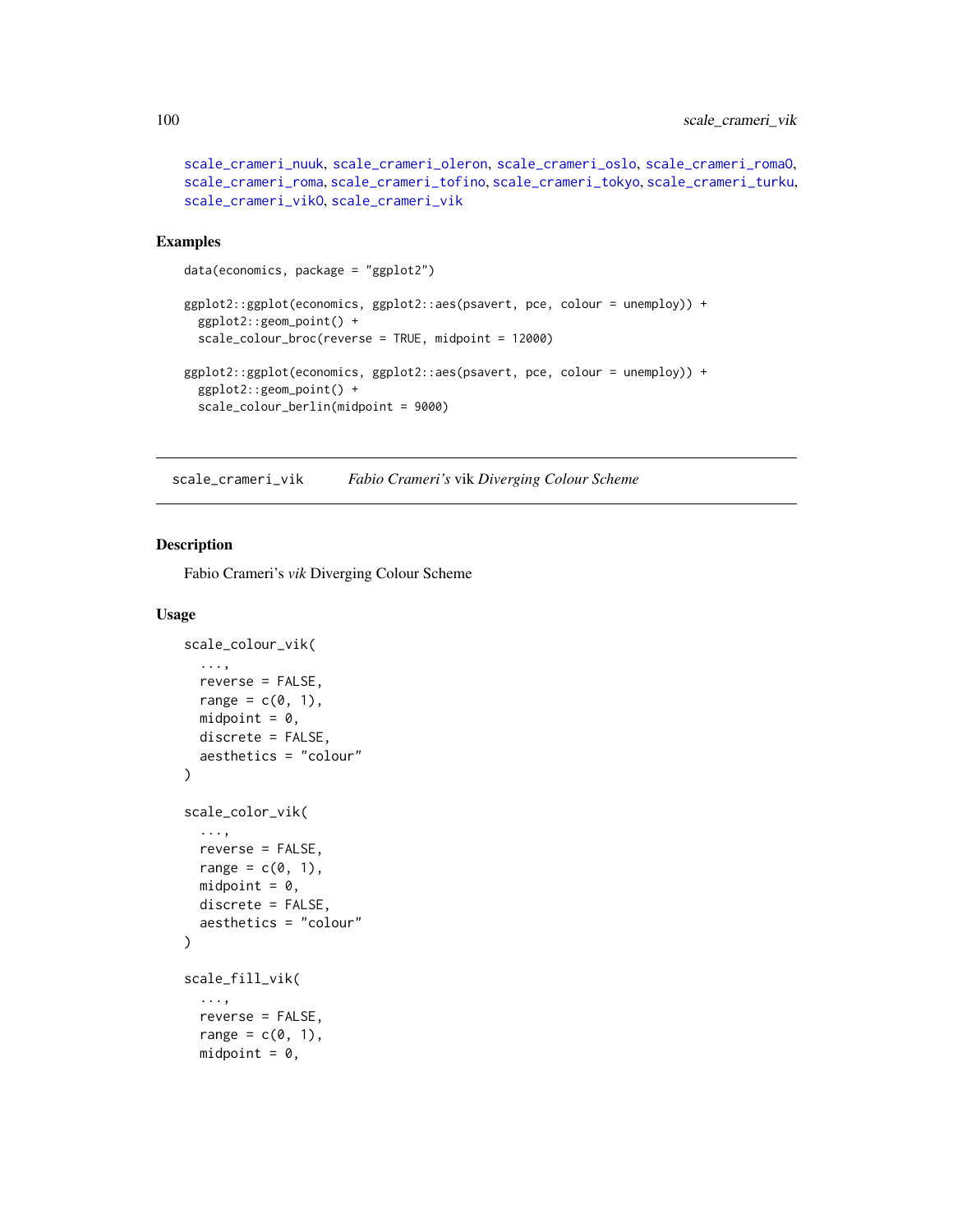scale_crameri_nuuk, scale_crameri_oleron, scale_crameri_oslo, scale_crameri_roma0, scale_crameri_roma, scale_crameri_tofino, scale_crameri_tokyo, scale_crameri_turku, scale_crameri_vik0, scale_crameri_vik

## Examples

```
data(economics, package = "ggplot2")

ggplot2::ggplot(economics, ggplot2::aes(psavert, pce, colour = unemploy)) +
  ggplot2::geom_point() +
  scale_colour_broc(reverse = TRUE, midpoint = 12000)

ggplot2::ggplot(economics, ggplot2::aes(psavert, pce, colour = unemploy)) +
  ggplot2::geom_point() +
  scale_colour_berlin(midpoint = 9000)
```

---

# scale_crameri_vik — *Fabio Crameri's* vik *Diverging Colour Scheme*

## Description

Fabio Crameri's *vik* Diverging Colour Scheme

## Usage

```
scale_colour_vik(
  ...,
  reverse = FALSE,
  range = c(0, 1),
  midpoint = 0,
  discrete = FALSE,
  aesthetics = "colour"
)

scale_color_vik(
  ...,
  reverse = FALSE,
  range = c(0, 1),
  midpoint = 0,
  discrete = FALSE,
  aesthetics = "colour"
)

scale_fill_vik(
  ...,
  reverse = FALSE,
  range = c(0, 1),
  midpoint = 0,
```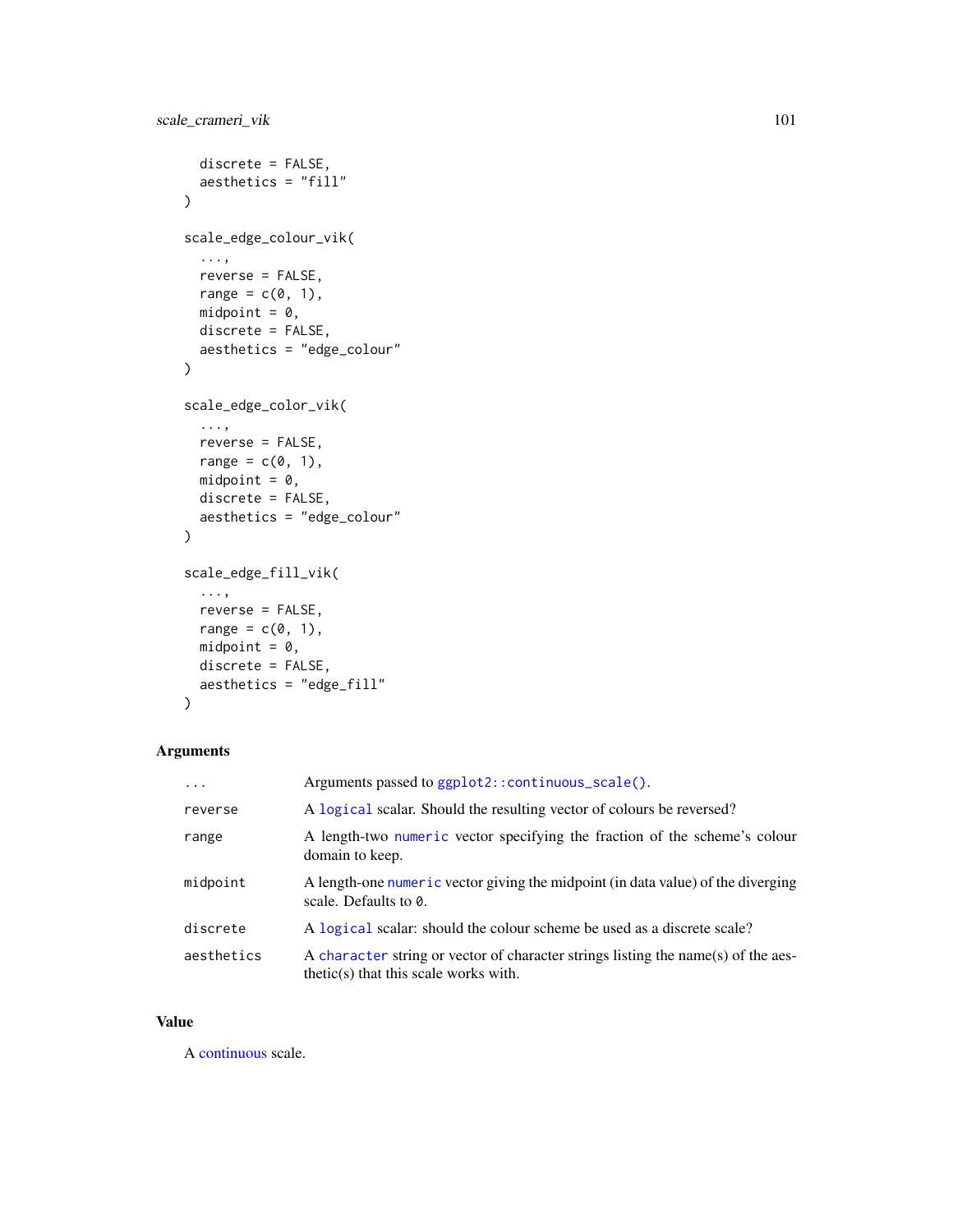```
  discrete = FALSE,
  aesthetics = "fill"
)

scale_edge_colour_vik(
  ...,
  reverse = FALSE,
  range = c(0, 1),
  midpoint = 0,
  discrete = FALSE,
  aesthetics = "edge_colour"
)

scale_edge_color_vik(
  ...,
  reverse = FALSE,
  range = c(0, 1),
  midpoint = 0,
  discrete = FALSE,
  aesthetics = "edge_colour"
)

scale_edge_fill_vik(
  ...,
  reverse = FALSE,
  range = c(0, 1),
  midpoint = 0,
  discrete = FALSE,
  aesthetics = "edge_fill"
)
```

## Arguments

| | |
|---|---|
| `...` | Arguments passed to `ggplot2::continuous_scale()`. |
| `reverse` | A `logical` scalar. Should the resulting vector of colours be reversed? |
| `range` | A length-two `numeric` vector specifying the fraction of the scheme's colour domain to keep. |
| `midpoint` | A length-one `numeric` vector giving the midpoint (in data value) of the diverging scale. Defaults to `0`. |
| `discrete` | A `logical` scalar: should the colour scheme be used as a discrete scale? |
| `aesthetics` | A `character` string or vector of character strings listing the name(s) of the aesthetic(s) that this scale works with. |

## Value

A continuous scale.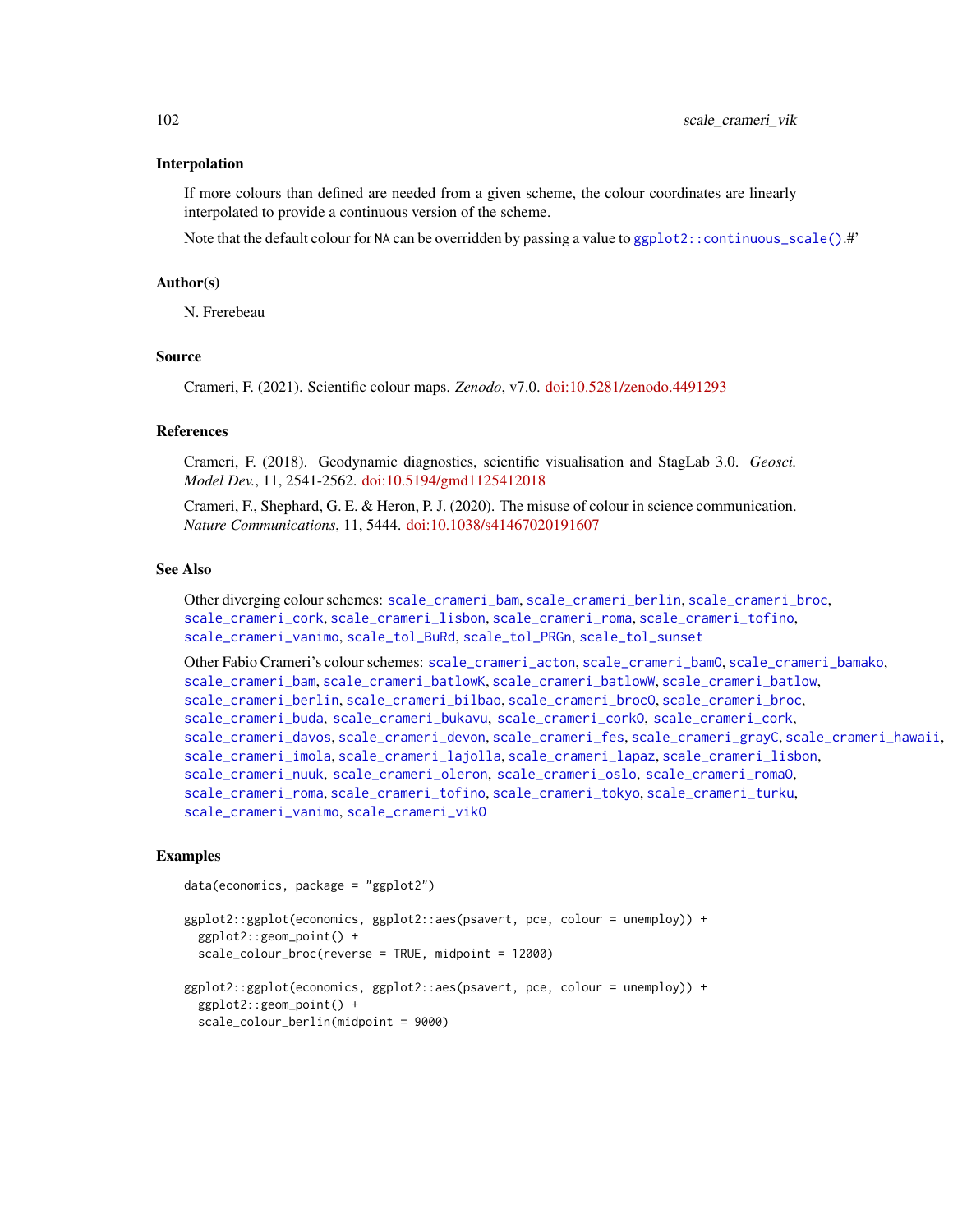### Interpolation

If more colours than defined are needed from a given scheme, the colour coordinates are linearly interpolated to provide a continuous version of the scheme.

Note that the default colour for NA can be overridden by passing a value to `ggplot2::continuous_scale()`.#'

### Author(s)

N. Frerebeau

### Source

Crameri, F. (2021). Scientific colour maps. *Zenodo*, v7.0. doi:10.5281/zenodo.4491293

### References

Crameri, F. (2018). Geodynamic diagnostics, scientific visualisation and StagLab 3.0. *Geosci. Model Dev.*, 11, 2541-2562. doi:10.5194/gmd1125412018

Crameri, F., Shephard, G. E. & Heron, P. J. (2020). The misuse of colour in science communication. *Nature Communications*, 11, 5444. doi:10.1038/s41467020191607

### See Also

Other diverging colour schemes: `scale_crameri_bam`, `scale_crameri_berlin`, `scale_crameri_broc`, `scale_crameri_cork`, `scale_crameri_lisbon`, `scale_crameri_roma`, `scale_crameri_tofino`, `scale_crameri_vanimo`, `scale_tol_BuRd`, `scale_tol_PRGn`, `scale_tol_sunset`

Other Fabio Crameri's colour schemes: `scale_crameri_acton`, `scale_crameri_bamO`, `scale_crameri_bamako`, `scale_crameri_bam`, `scale_crameri_batlowK`, `scale_crameri_batlowW`, `scale_crameri_batlow`, `scale_crameri_berlin`, `scale_crameri_bilbao`, `scale_crameri_brocO`, `scale_crameri_broc`, `scale_crameri_buda`, `scale_crameri_bukavu`, `scale_crameri_corkO`, `scale_crameri_cork`, `scale_crameri_davos`, `scale_crameri_devon`, `scale_crameri_fes`, `scale_crameri_grayC`, `scale_crameri_hawaii`, `scale_crameri_imola`, `scale_crameri_lajolla`, `scale_crameri_lapaz`, `scale_crameri_lisbon`, `scale_crameri_nuuk`, `scale_crameri_oleron`, `scale_crameri_oslo`, `scale_crameri_romaO`, `scale_crameri_roma`, `scale_crameri_tofino`, `scale_crameri_tokyo`, `scale_crameri_turku`, `scale_crameri_vanimo`, `scale_crameri_vikO`

### Examples

```
data(economics, package = "ggplot2")

ggplot2::ggplot(economics, ggplot2::aes(psavert, pce, colour = unemploy)) +
  ggplot2::geom_point() +
  scale_colour_broc(reverse = TRUE, midpoint = 12000)

ggplot2::ggplot(economics, ggplot2::aes(psavert, pce, colour = unemploy)) +
  ggplot2::geom_point() +
  scale_colour_berlin(midpoint = 9000)
```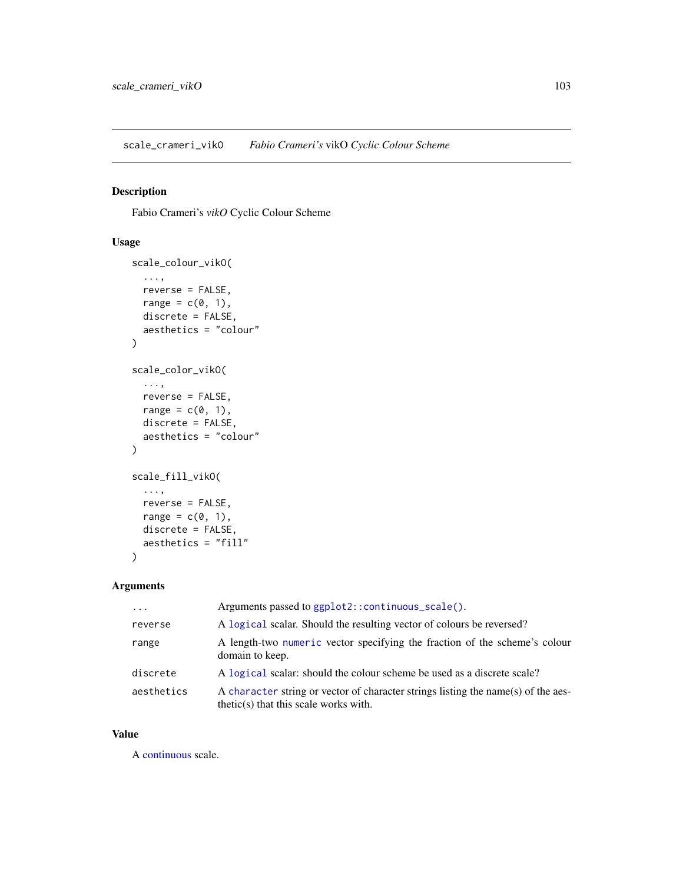`scale_crameri_vikO` *Fabio Crameri's* vikO *Cyclic Colour Scheme*

## Description

Fabio Crameri's *vikO* Cyclic Colour Scheme

## Usage

```
scale_colour_vikO(
  ...,
  reverse = FALSE,
  range = c(0, 1),
  discrete = FALSE,
  aesthetics = "colour"
)

scale_color_vikO(
  ...,
  reverse = FALSE,
  range = c(0, 1),
  discrete = FALSE,
  aesthetics = "colour"
)

scale_fill_vikO(
  ...,
  reverse = FALSE,
  range = c(0, 1),
  discrete = FALSE,
  aesthetics = "fill"
)
```

## Arguments

| | |
|---|---|
| `...` | Arguments passed to `ggplot2::continuous_scale()`. |
| `reverse` | A `logical` scalar. Should the resulting vector of colours be reversed? |
| `range` | A length-two `numeric` vector specifying the fraction of the scheme's colour domain to keep. |
| `discrete` | A `logical` scalar: should the colour scheme be used as a discrete scale? |
| `aesthetics` | A `character` string or vector of character strings listing the name(s) of the aesthetic(s) that this scale works with. |

## Value

A continuous scale.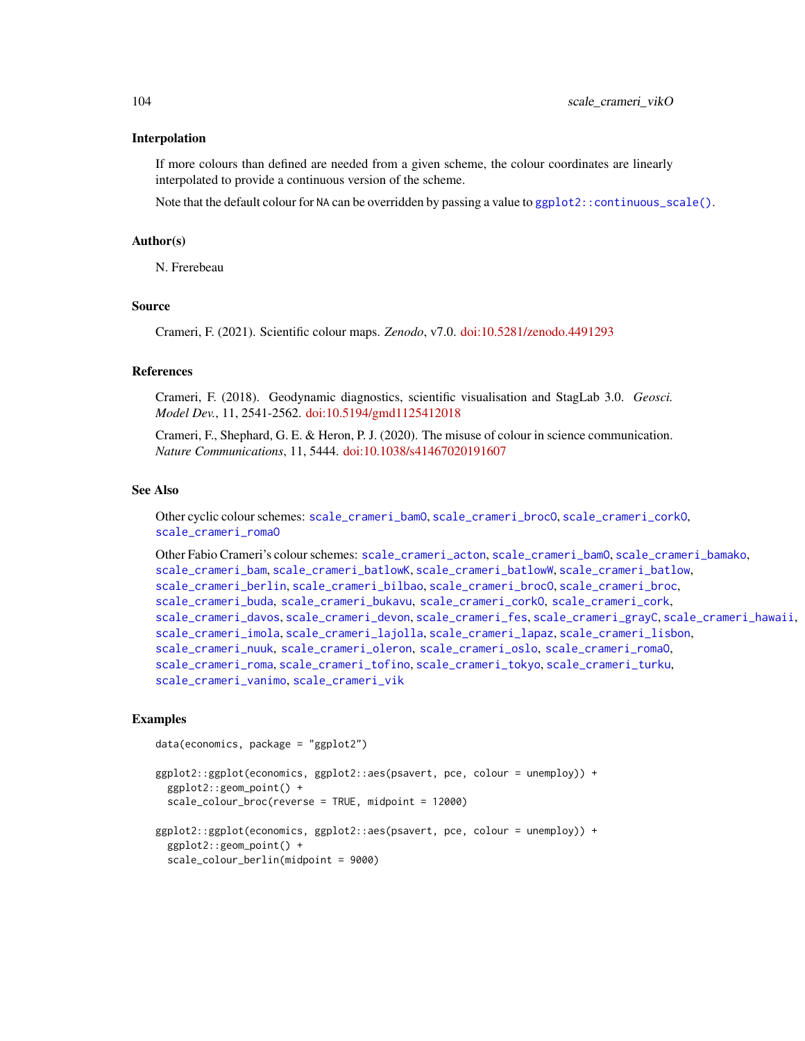## Interpolation

If more colours than defined are needed from a given scheme, the colour coordinates are linearly interpolated to provide a continuous version of the scheme.

Note that the default colour for NA can be overridden by passing a value to `ggplot2::continuous_scale()`.

## Author(s)

N. Frerebeau

## Source

Crameri, F. (2021). Scientific colour maps. *Zenodo*, v7.0. doi:10.5281/zenodo.4491293

## References

Crameri, F. (2018). Geodynamic diagnostics, scientific visualisation and StagLab 3.0. *Geosci. Model Dev.*, 11, 2541-2562. doi:10.5194/gmd1125412018

Crameri, F., Shephard, G. E. & Heron, P. J. (2020). The misuse of colour in science communication. *Nature Communications*, 11, 5444. doi:10.1038/s41467020191607

## See Also

Other cyclic colour schemes: `scale_crameri_bamO`, `scale_crameri_brocO`, `scale_crameri_corkO`, `scale_crameri_romaO`

Other Fabio Crameri's colour schemes: `scale_crameri_acton`, `scale_crameri_bamO`, `scale_crameri_bamako`, `scale_crameri_bam`, `scale_crameri_batlowK`, `scale_crameri_batlowW`, `scale_crameri_batlow`, `scale_crameri_berlin`, `scale_crameri_bilbao`, `scale_crameri_brocO`, `scale_crameri_broc`, `scale_crameri_buda`, `scale_crameri_bukavu`, `scale_crameri_corkO`, `scale_crameri_cork`, `scale_crameri_davos`, `scale_crameri_devon`, `scale_crameri_fes`, `scale_crameri_grayC`, `scale_crameri_hawaii`, `scale_crameri_imola`, `scale_crameri_lajolla`, `scale_crameri_lapaz`, `scale_crameri_lisbon`, `scale_crameri_nuuk`, `scale_crameri_oleron`, `scale_crameri_oslo`, `scale_crameri_romaO`, `scale_crameri_roma`, `scale_crameri_tofino`, `scale_crameri_tokyo`, `scale_crameri_turku`, `scale_crameri_vanimo`, `scale_crameri_vik`

## Examples

```
data(economics, package = "ggplot2")

ggplot2::ggplot(economics, ggplot2::aes(psavert, pce, colour = unemploy)) +
  ggplot2::geom_point() +
  scale_colour_broc(reverse = TRUE, midpoint = 12000)

ggplot2::ggplot(economics, ggplot2::aes(psavert, pce, colour = unemploy)) +
  ggplot2::geom_point() +
  scale_colour_berlin(midpoint = 9000)
```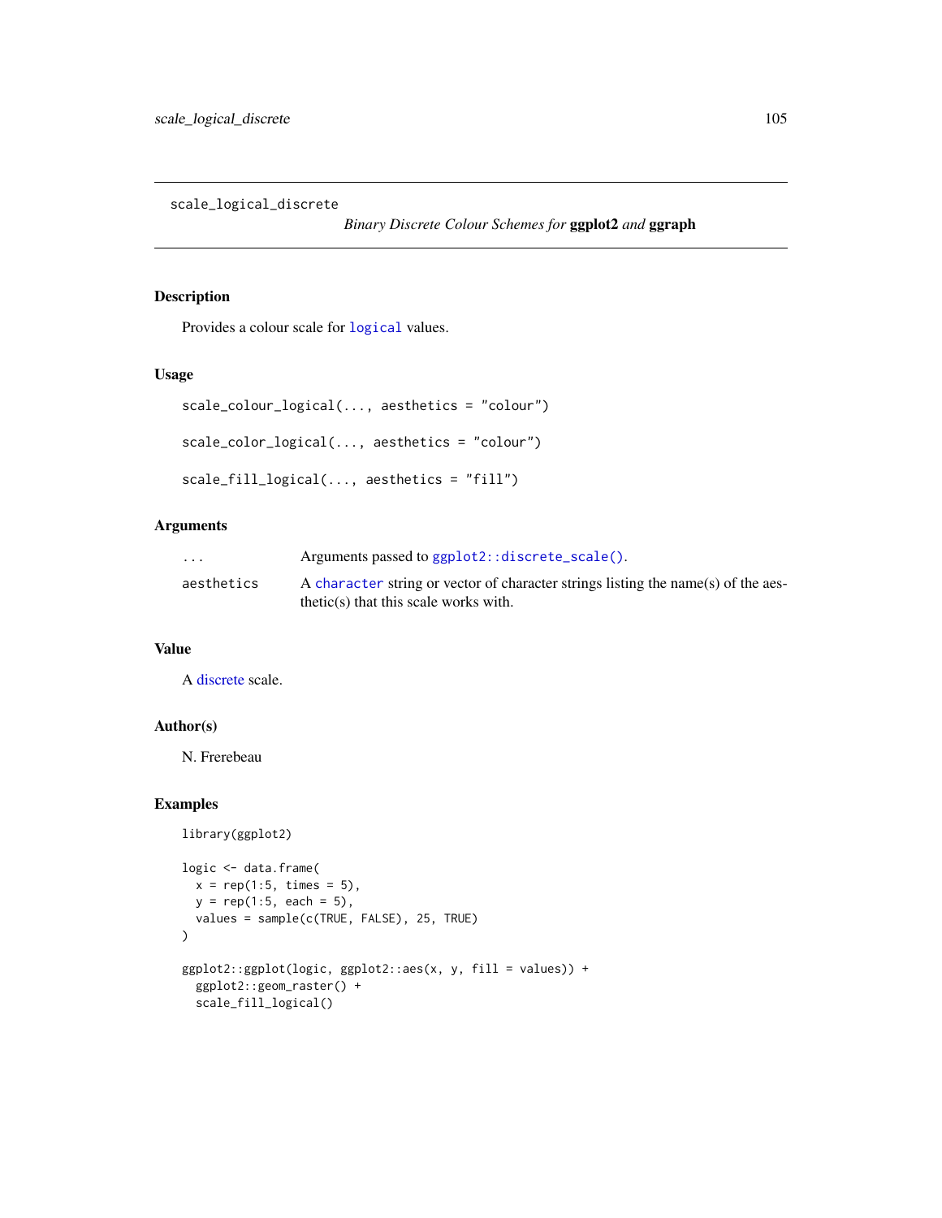scale_logical_discrete

*Binary Discrete Colour Schemes for* **ggplot2** *and* **ggraph**

## Description

Provides a colour scale for `logical` values.

## Usage

```
scale_colour_logical(..., aesthetics = "colour")

scale_color_logical(..., aesthetics = "colour")

scale_fill_logical(..., aesthetics = "fill")
```

## Arguments

| | |
|---|---|
| `...` | Arguments passed to `ggplot2::discrete_scale()`. |
| `aesthetics` | A `character` string or vector of character strings listing the name(s) of the aesthetic(s) that this scale works with. |

## Value

A discrete scale.

## Author(s)

N. Frerebeau

## Examples

```
library(ggplot2)

logic <- data.frame(
  x = rep(1:5, times = 5),
  y = rep(1:5, each = 5),
  values = sample(c(TRUE, FALSE), 25, TRUE)
)

ggplot2::ggplot(logic, ggplot2::aes(x, y, fill = values)) +
  ggplot2::geom_raster() +
  scale_fill_logical()
```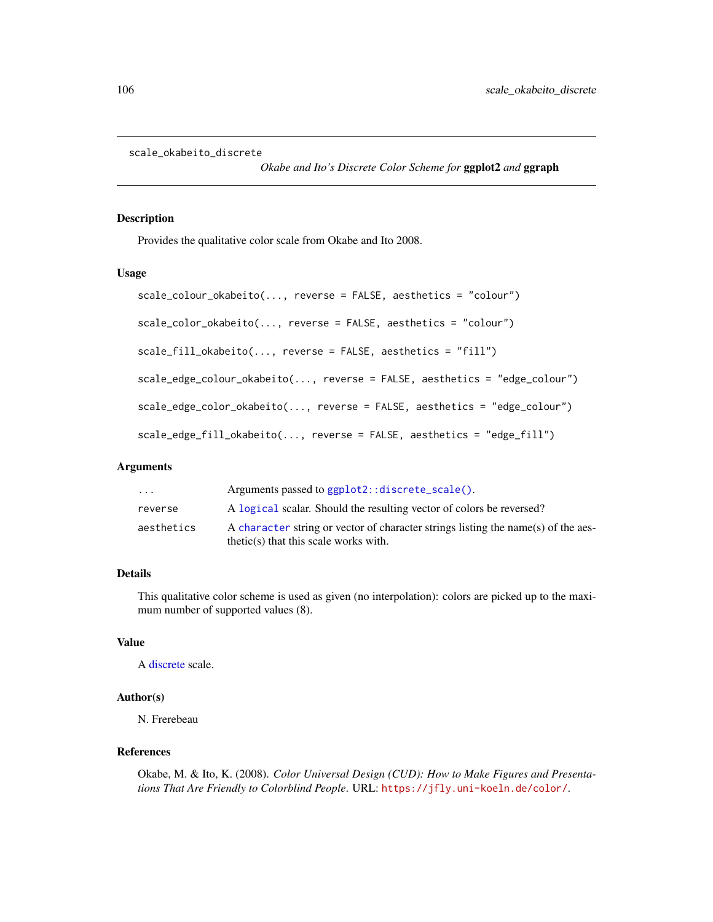scale_okabeito_discrete

# *Okabe and Ito's Discrete Color Scheme for* **ggplot2** *and* **ggraph**

## Description

Provides the qualitative color scale from Okabe and Ito 2008.

## Usage

```
scale_colour_okabeito(..., reverse = FALSE, aesthetics = "colour")

scale_color_okabeito(..., reverse = FALSE, aesthetics = "colour")

scale_fill_okabeito(..., reverse = FALSE, aesthetics = "fill")

scale_edge_colour_okabeito(..., reverse = FALSE, aesthetics = "edge_colour")

scale_edge_color_okabeito(..., reverse = FALSE, aesthetics = "edge_colour")

scale_edge_fill_okabeito(..., reverse = FALSE, aesthetics = "edge_fill")
```

## Arguments

| | |
|---|---|
| `...` | Arguments passed to `ggplot2::discrete_scale()`. |
| `reverse` | A `logical` scalar. Should the resulting vector of colors be reversed? |
| `aesthetics` | A `character` string or vector of character strings listing the name(s) of the aesthetic(s) that this scale works with. |

## Details

This qualitative color scheme is used as given (no interpolation): colors are picked up to the maximum number of supported values (8).

## Value

A discrete scale.

## Author(s)

N. Frerebeau

## References

Okabe, M. & Ito, K. (2008). *Color Universal Design (CUD): How to Make Figures and Presentations That Are Friendly to Colorblind People*. URL: https://jfly.uni-koeln.de/color/.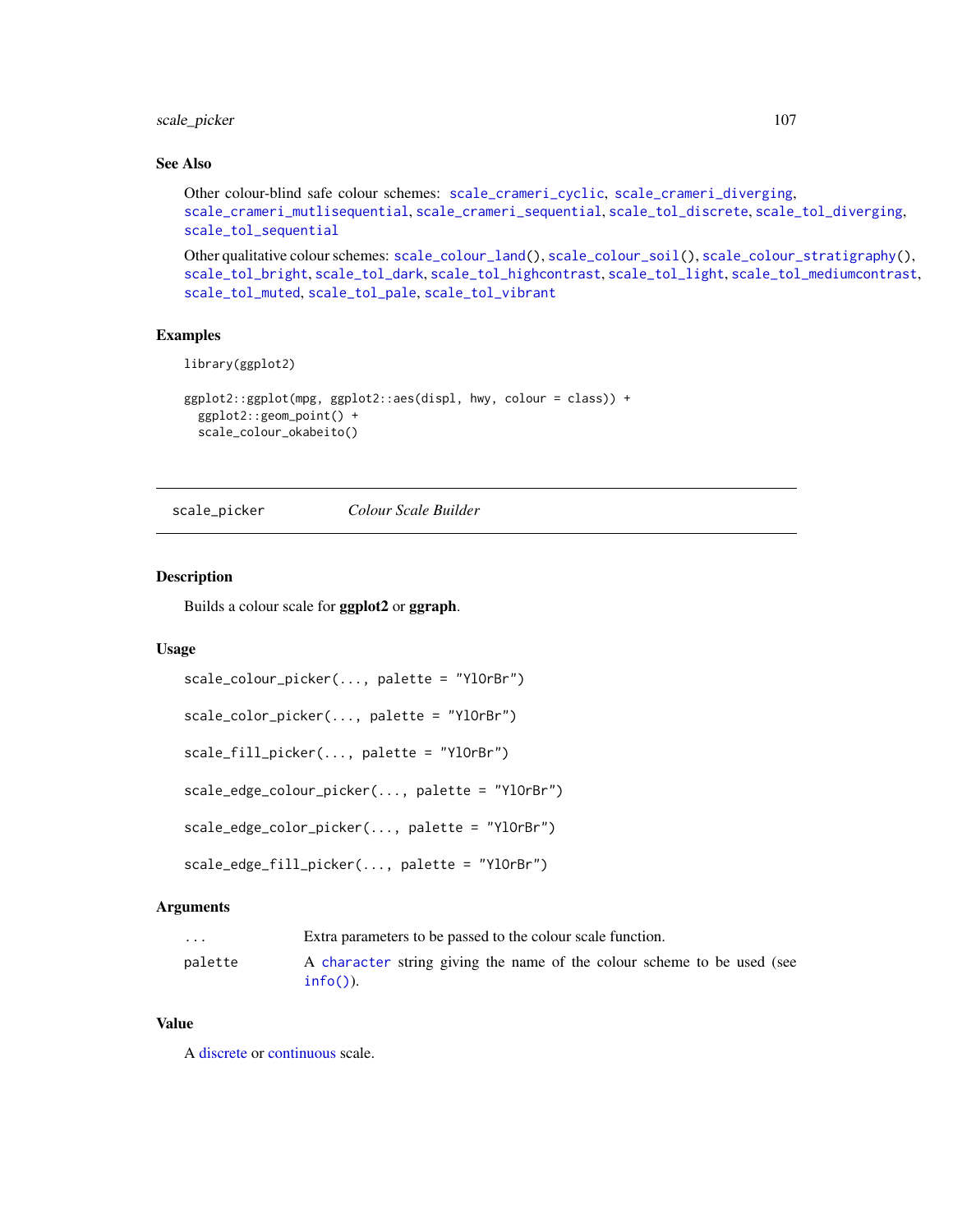### See Also

Other colour-blind safe colour schemes: scale_crameri_cyclic, scale_crameri_diverging, scale_crameri_mutlisequential, scale_crameri_sequential, scale_tol_discrete, scale_tol_diverging, scale_tol_sequential

Other qualitative colour schemes: scale_colour_land(), scale_colour_soil(), scale_colour_stratigraphy(), scale_tol_bright, scale_tol_dark, scale_tol_highcontrast, scale_tol_light, scale_tol_mediumcontrast, scale_tol_muted, scale_tol_pale, scale_tol_vibrant

### Examples

```
library(ggplot2)

ggplot2::ggplot(mpg, ggplot2::aes(displ, hwy, colour = class)) +
  ggplot2::geom_point() +
  scale_colour_okabeito()
```

---

## scale_picker *Colour Scale Builder*

---

### Description

Builds a colour scale for **ggplot2** or **ggraph**.

### Usage

```
scale_colour_picker(..., palette = "YlOrBr")

scale_color_picker(..., palette = "YlOrBr")

scale_fill_picker(..., palette = "YlOrBr")

scale_edge_colour_picker(..., palette = "YlOrBr")

scale_edge_color_picker(..., palette = "YlOrBr")

scale_edge_fill_picker(..., palette = "YlOrBr")
```

### Arguments

| | |
|---|---|
| `...` | Extra parameters to be passed to the colour scale function. |
| `palette` | A character string giving the name of the colour scheme to be used (see info()). |

### Value

A discrete or continuous scale.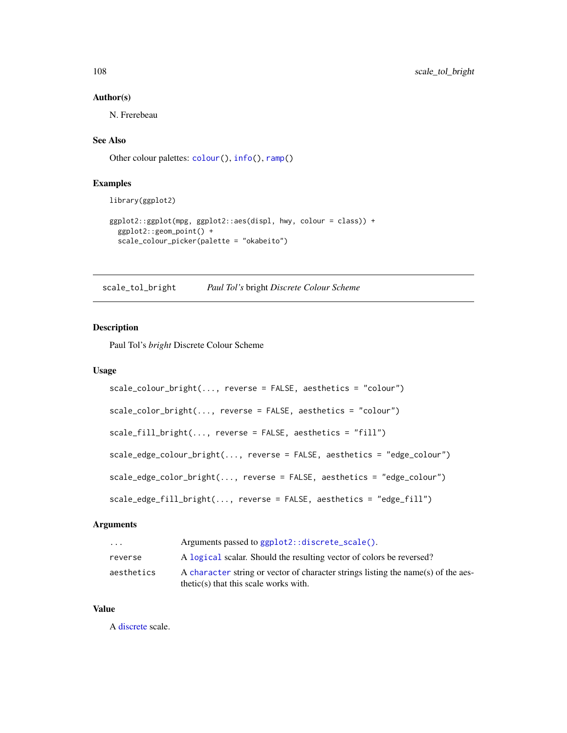### Author(s)

N. Frerebeau

### See Also

Other colour palettes: `colour()`, `info()`, `ramp()`

### Examples

```
library(ggplot2)

ggplot2::ggplot(mpg, ggplot2::aes(displ, hwy, colour = class)) +
  ggplot2::geom_point() +
  scale_colour_picker(palette = "okabeito")
```

---

## scale_tol_bright — *Paul Tol's* bright *Discrete Colour Scheme*

---

### Description

Paul Tol's *bright* Discrete Colour Scheme

### Usage

```
scale_colour_bright(..., reverse = FALSE, aesthetics = "colour")

scale_color_bright(..., reverse = FALSE, aesthetics = "colour")

scale_fill_bright(..., reverse = FALSE, aesthetics = "fill")

scale_edge_colour_bright(..., reverse = FALSE, aesthetics = "edge_colour")

scale_edge_color_bright(..., reverse = FALSE, aesthetics = "edge_colour")

scale_edge_fill_bright(..., reverse = FALSE, aesthetics = "edge_fill")
```

### Arguments

| | |
|---|---|
| `...` | Arguments passed to `ggplot2::discrete_scale()`. |
| `reverse` | A `logical` scalar. Should the resulting vector of colors be reversed? |
| `aesthetics` | A `character` string or vector of character strings listing the name(s) of the aesthetic(s) that this scale works with. |

### Value

A discrete scale.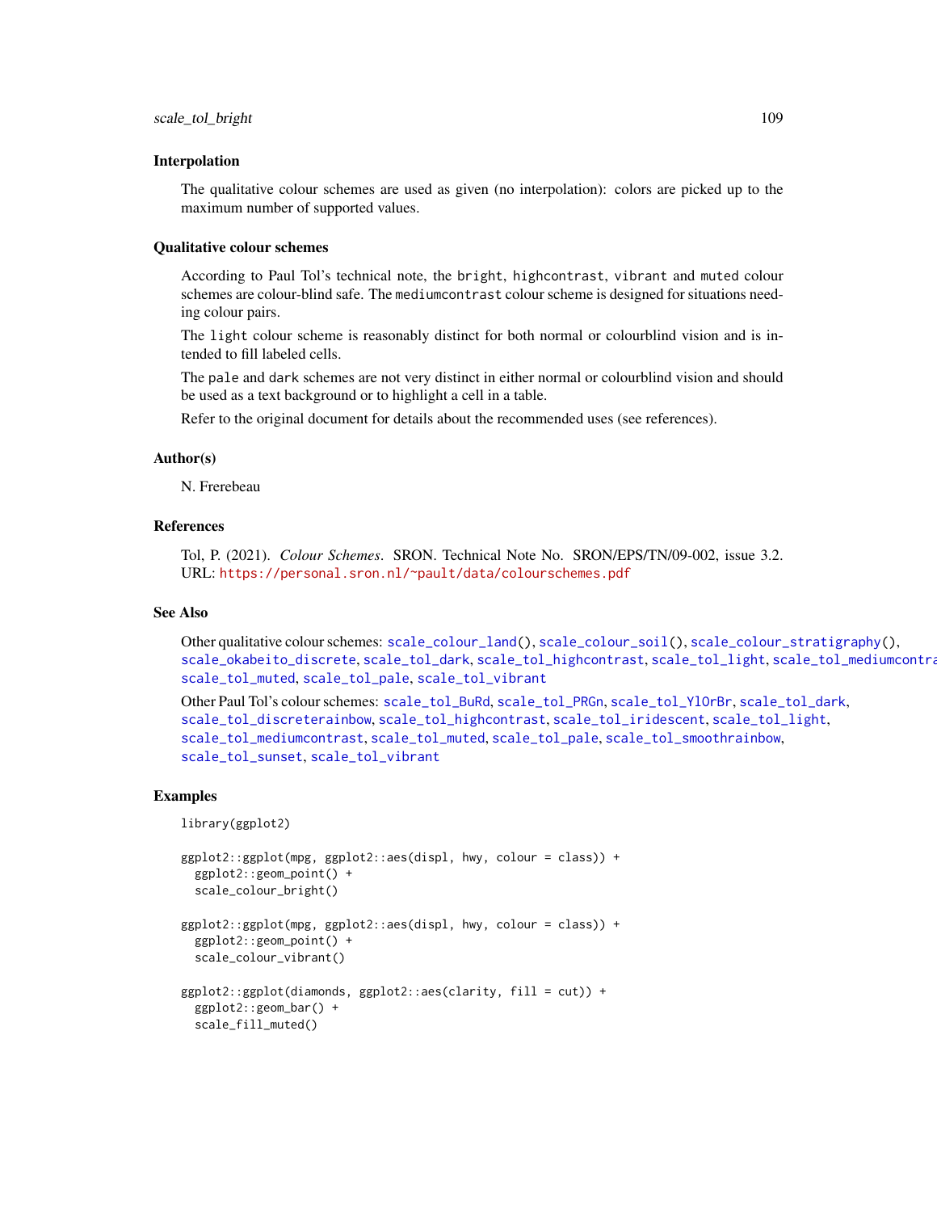## Interpolation

The qualitative colour schemes are used as given (no interpolation): colors are picked up to the maximum number of supported values.

## Qualitative colour schemes

According to Paul Tol's technical note, the `bright`, `highcontrast`, `vibrant` and `muted` colour schemes are colour-blind safe. The `mediumcontrast` colour scheme is designed for situations needing colour pairs.

The `light` colour scheme is reasonably distinct for both normal or colourblind vision and is intended to fill labeled cells.

The `pale` and `dark` schemes are not very distinct in either normal or colourblind vision and should be used as a text background or to highlight a cell in a table.

Refer to the original document for details about the recommended uses (see references).

## Author(s)

N. Frerebeau

## References

Tol, P. (2021). *Colour Schemes*. SRON. Technical Note No. SRON/EPS/TN/09-002, issue 3.2. URL: https://personal.sron.nl/~pault/data/colourschemes.pdf

## See Also

Other qualitative colour schemes: `scale_colour_land()`, `scale_colour_soil()`, `scale_colour_stratigraphy()`, `scale_okabeito_discrete`, `scale_tol_dark`, `scale_tol_highcontrast`, `scale_tol_light`, `scale_tol_mediumcontrast`, `scale_tol_muted`, `scale_tol_pale`, `scale_tol_vibrant`

Other Paul Tol's colour schemes: `scale_tol_BuRd`, `scale_tol_PRGn`, `scale_tol_YlOrBr`, `scale_tol_dark`, `scale_tol_discreterainbow`, `scale_tol_highcontrast`, `scale_tol_iridescent`, `scale_tol_light`, `scale_tol_mediumcontrast`, `scale_tol_muted`, `scale_tol_pale`, `scale_tol_smoothrainbow`, `scale_tol_sunset`, `scale_tol_vibrant`

## Examples

```
library(ggplot2)

ggplot2::ggplot(mpg, ggplot2::aes(displ, hwy, colour = class)) +
  ggplot2::geom_point() +
  scale_colour_bright()

ggplot2::ggplot(mpg, ggplot2::aes(displ, hwy, colour = class)) +
  ggplot2::geom_point() +
  scale_colour_vibrant()

ggplot2::ggplot(diamonds, ggplot2::aes(clarity, fill = cut)) +
  ggplot2::geom_bar() +
  scale_fill_muted()
```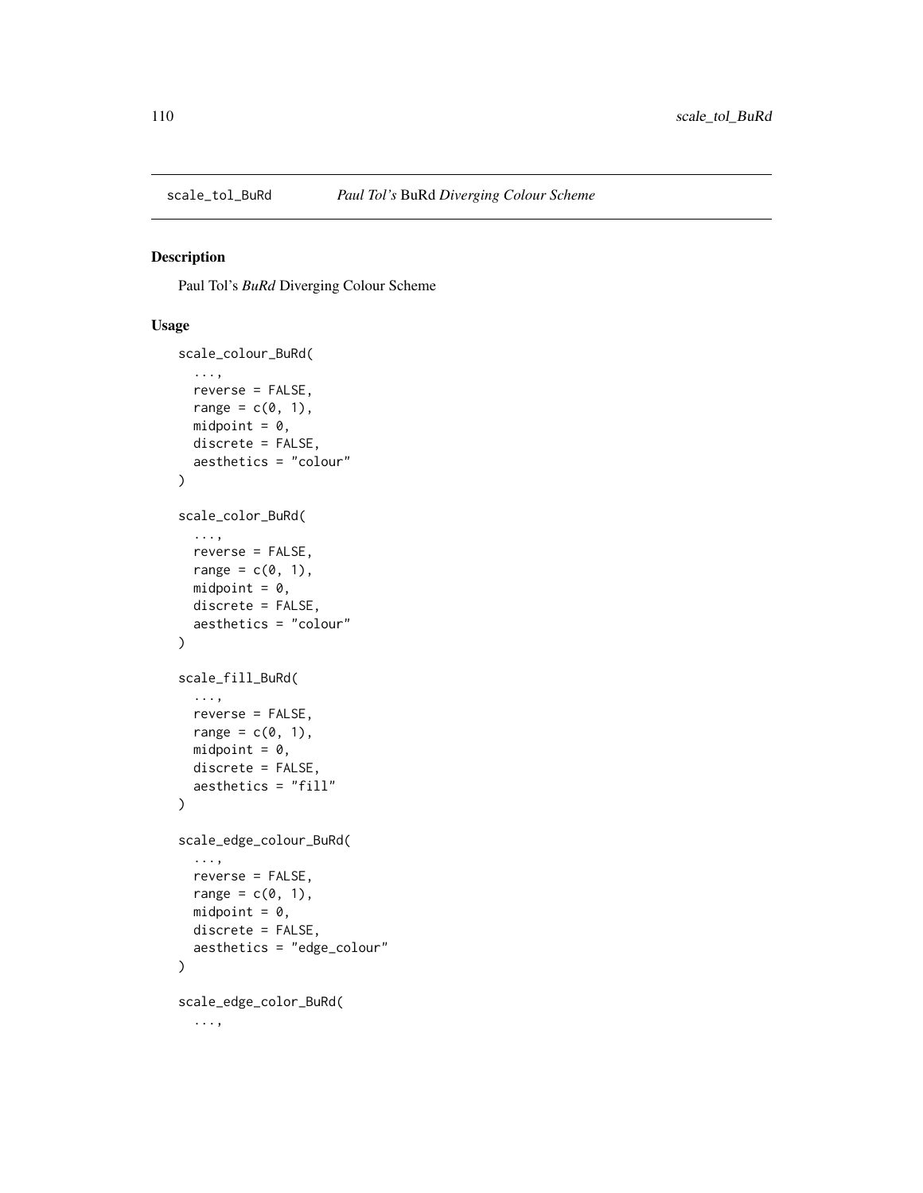## scale_tol_BuRd    *Paul Tol's* BuRd *Diverging Colour Scheme*

### Description

Paul Tol's *BuRd* Diverging Colour Scheme

### Usage

```
scale_colour_BuRd(
  ...,
  reverse = FALSE,
  range = c(0, 1),
  midpoint = 0,
  discrete = FALSE,
  aesthetics = "colour"
)

scale_color_BuRd(
  ...,
  reverse = FALSE,
  range = c(0, 1),
  midpoint = 0,
  discrete = FALSE,
  aesthetics = "colour"
)

scale_fill_BuRd(
  ...,
  reverse = FALSE,
  range = c(0, 1),
  midpoint = 0,
  discrete = FALSE,
  aesthetics = "fill"
)

scale_edge_colour_BuRd(
  ...,
  reverse = FALSE,
  range = c(0, 1),
  midpoint = 0,
  discrete = FALSE,
  aesthetics = "edge_colour"
)

scale_edge_color_BuRd(
  ...,
```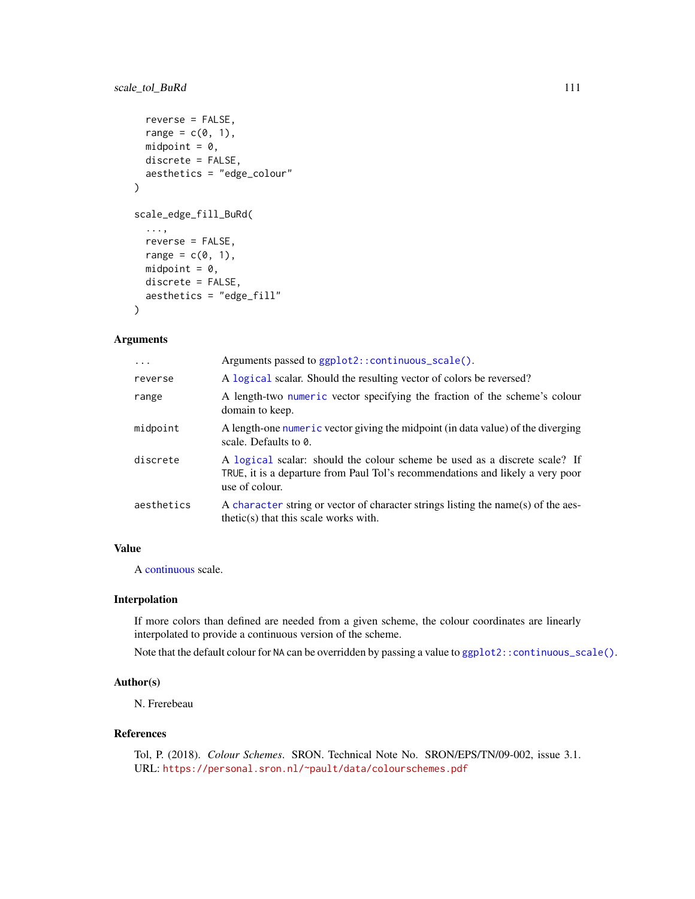```
  reverse = FALSE,
  range = c(0, 1),
  midpoint = 0,
  discrete = FALSE,
  aesthetics = "edge_colour"
)

scale_edge_fill_BuRd(
  ...,
  reverse = FALSE,
  range = c(0, 1),
  midpoint = 0,
  discrete = FALSE,
  aesthetics = "edge_fill"
)
```

## Arguments

| | |
|---|---|
| `...` | Arguments passed to `ggplot2::continuous_scale()`. |
| `reverse` | A `logical` scalar. Should the resulting vector of colors be reversed? |
| `range` | A length-two `numeric` vector specifying the fraction of the scheme's colour domain to keep. |
| `midpoint` | A length-one `numeric` vector giving the midpoint (in data value) of the diverging scale. Defaults to `0`. |
| `discrete` | A `logical` scalar: should the colour scheme be used as a discrete scale? If `TRUE`, it is a departure from Paul Tol's recommendations and likely a very poor use of colour. |
| `aesthetics` | A `character` string or vector of character strings listing the name(s) of the aesthetic(s) that this scale works with. |

## Value

A continuous scale.

## Interpolation

If more colors than defined are needed from a given scheme, the colour coordinates are linearly interpolated to provide a continuous version of the scheme.

Note that the default colour for `NA` can be overridden by passing a value to `ggplot2::continuous_scale()`.

## Author(s)

N. Frerebeau

## References

Tol, P. (2018). *Colour Schemes*. SRON. Technical Note No. SRON/EPS/TN/09-002, issue 3.1. URL: https://personal.sron.nl/~pault/data/colourschemes.pdf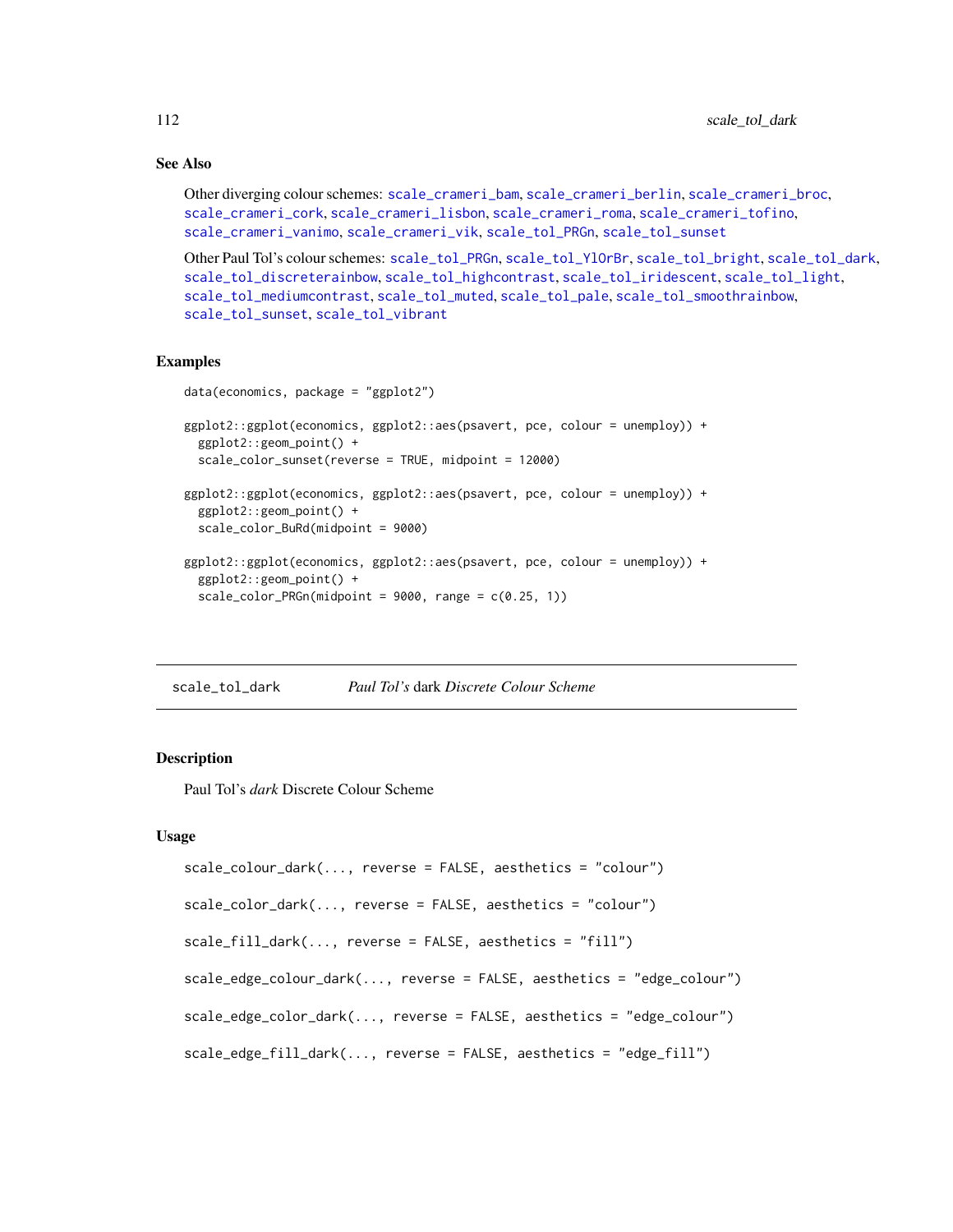### See Also

Other diverging colour schemes: scale_crameri_bam, scale_crameri_berlin, scale_crameri_broc, scale_crameri_cork, scale_crameri_lisbon, scale_crameri_roma, scale_crameri_tofino, scale_crameri_vanimo, scale_crameri_vik, scale_tol_PRGn, scale_tol_sunset

Other Paul Tol's colour schemes: scale_tol_PRGn, scale_tol_YlOrBr, scale_tol_bright, scale_tol_dark, scale_tol_discreterainbow, scale_tol_highcontrast, scale_tol_iridescent, scale_tol_light, scale_tol_mediumcontrast, scale_tol_muted, scale_tol_pale, scale_tol_smoothrainbow, scale_tol_sunset, scale_tol_vibrant

### Examples

```
data(economics, package = "ggplot2")

ggplot2::ggplot(economics, ggplot2::aes(psavert, pce, colour = unemploy)) +
  ggplot2::geom_point() +
  scale_color_sunset(reverse = TRUE, midpoint = 12000)

ggplot2::ggplot(economics, ggplot2::aes(psavert, pce, colour = unemploy)) +
  ggplot2::geom_point() +
  scale_color_BuRd(midpoint = 9000)

ggplot2::ggplot(economics, ggplot2::aes(psavert, pce, colour = unemploy)) +
  ggplot2::geom_point() +
  scale_color_PRGn(midpoint = 9000, range = c(0.25, 1))
```

---

## scale_tol_dark — *Paul Tol's* dark *Discrete Colour Scheme*

### Description

Paul Tol's *dark* Discrete Colour Scheme

### Usage

```
scale_colour_dark(..., reverse = FALSE, aesthetics = "colour")

scale_color_dark(..., reverse = FALSE, aesthetics = "colour")

scale_fill_dark(..., reverse = FALSE, aesthetics = "fill")

scale_edge_colour_dark(..., reverse = FALSE, aesthetics = "edge_colour")

scale_edge_color_dark(..., reverse = FALSE, aesthetics = "edge_colour")

scale_edge_fill_dark(..., reverse = FALSE, aesthetics = "edge_fill")
```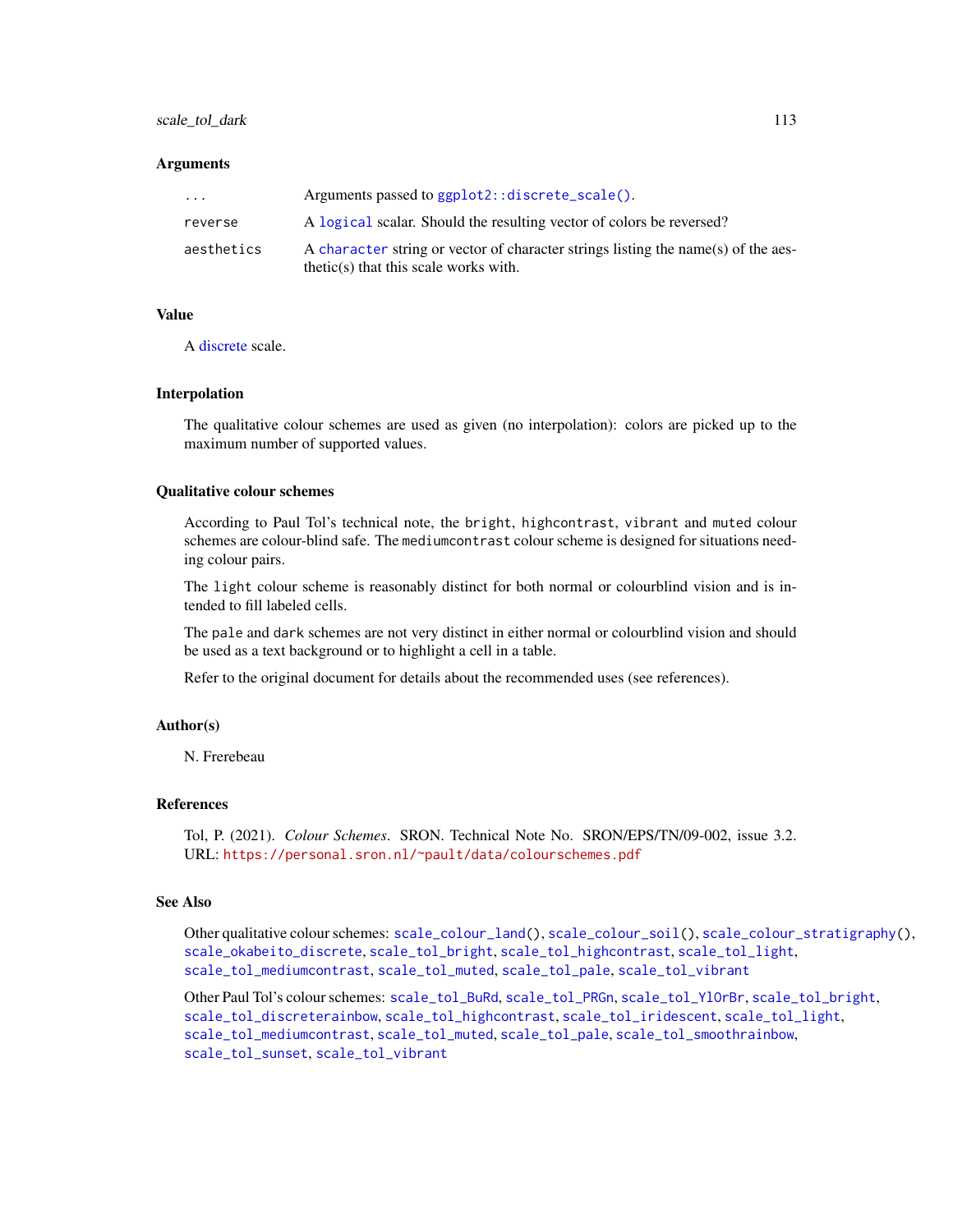## Arguments

| | |
|---|---|
| ... | Arguments passed to `ggplot2::discrete_scale()`. |
| reverse | A `logical` scalar. Should the resulting vector of colors be reversed? |
| aesthetics | A `character` string or vector of character strings listing the name(s) of the aesthetic(s) that this scale works with. |

## Value

A discrete scale.

## Interpolation

The qualitative colour schemes are used as given (no interpolation): colors are picked up to the maximum number of supported values.

## Qualitative colour schemes

According to Paul Tol's technical note, the `bright`, `highcontrast`, `vibrant` and `muted` colour schemes are colour-blind safe. The `mediumcontrast` colour scheme is designed for situations needing colour pairs.

The `light` colour scheme is reasonably distinct for both normal or colourblind vision and is intended to fill labeled cells.

The `pale` and `dark` schemes are not very distinct in either normal or colourblind vision and should be used as a text background or to highlight a cell in a table.

Refer to the original document for details about the recommended uses (see references).

## Author(s)

N. Frerebeau

## References

Tol, P. (2021). *Colour Schemes*. SRON. Technical Note No. SRON/EPS/TN/09-002, issue 3.2. URL: https://personal.sron.nl/~pault/data/colourschemes.pdf

## See Also

Other qualitative colour schemes: `scale_colour_land()`, `scale_colour_soil()`, `scale_colour_stratigraphy()`, `scale_okabeito_discrete`, `scale_tol_bright`, `scale_tol_highcontrast`, `scale_tol_light`, `scale_tol_mediumcontrast`, `scale_tol_muted`, `scale_tol_pale`, `scale_tol_vibrant`

Other Paul Tol's colour schemes: `scale_tol_BuRd`, `scale_tol_PRGn`, `scale_tol_YlOrBr`, `scale_tol_bright`, `scale_tol_discreterainbow`, `scale_tol_highcontrast`, `scale_tol_iridescent`, `scale_tol_light`, `scale_tol_mediumcontrast`, `scale_tol_muted`, `scale_tol_pale`, `scale_tol_smoothrainbow`, `scale_tol_sunset`, `scale_tol_vibrant`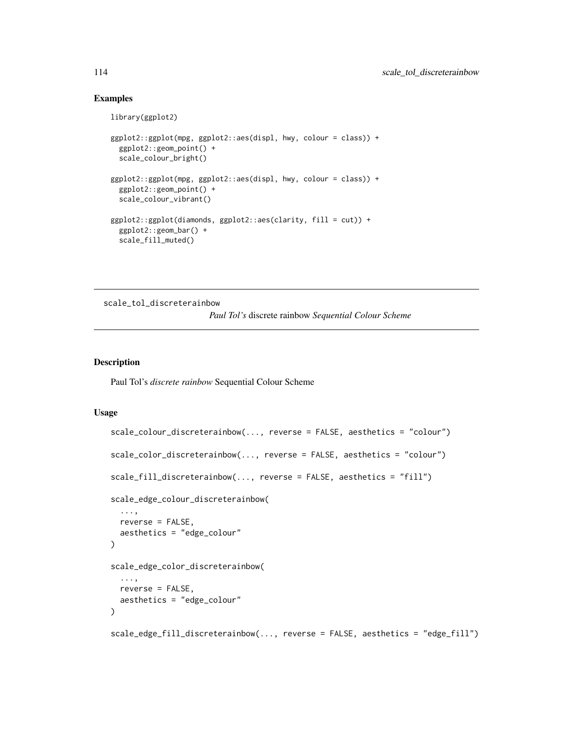## Examples

```
library(ggplot2)

ggplot2::ggplot(mpg, ggplot2::aes(displ, hwy, colour = class)) +
  ggplot2::geom_point() +
  scale_colour_bright()

ggplot2::ggplot(mpg, ggplot2::aes(displ, hwy, colour = class)) +
  ggplot2::geom_point() +
  scale_colour_vibrant()

ggplot2::ggplot(diamonds, ggplot2::aes(clarity, fill = cut)) +
  ggplot2::geom_bar() +
  scale_fill_muted()
```

---

# scale_tol_discreterainbow

*Paul Tol's* discrete rainbow *Sequential Colour Scheme*

---

## Description

Paul Tol's *discrete rainbow* Sequential Colour Scheme

## Usage

```
scale_colour_discreterainbow(..., reverse = FALSE, aesthetics = "colour")

scale_color_discreterainbow(..., reverse = FALSE, aesthetics = "colour")

scale_fill_discreterainbow(..., reverse = FALSE, aesthetics = "fill")

scale_edge_colour_discreterainbow(
  ...,
  reverse = FALSE,
  aesthetics = "edge_colour"
)

scale_edge_color_discreterainbow(
  ...,
  reverse = FALSE,
  aesthetics = "edge_colour"
)

scale_edge_fill_discreterainbow(..., reverse = FALSE, aesthetics = "edge_fill")
```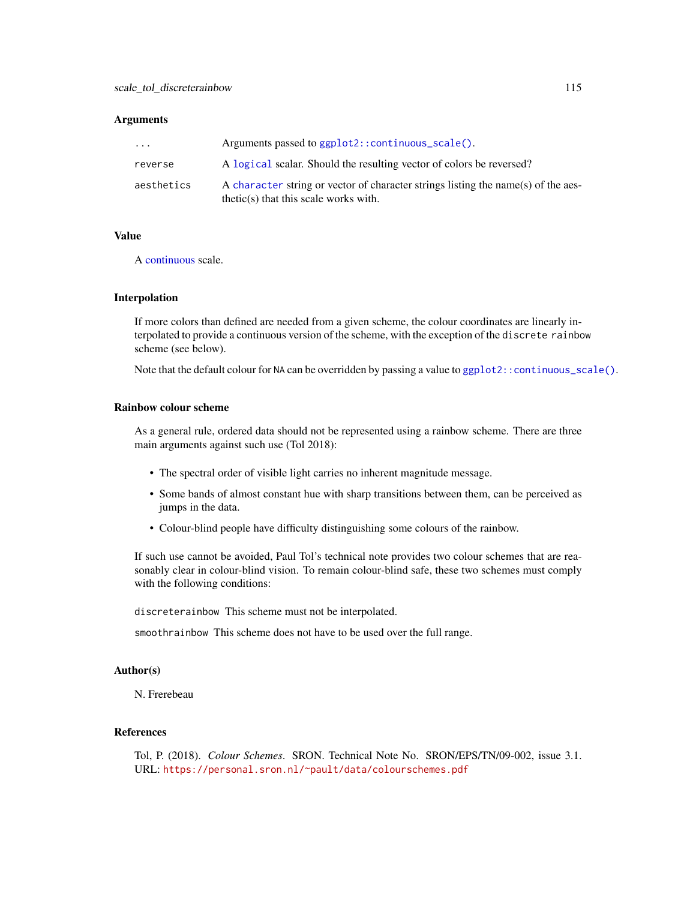### Arguments

| | |
|---|---|
| `...` | Arguments passed to `ggplot2::continuous_scale()`. |
| `reverse` | A `logical` scalar. Should the resulting vector of colors be reversed? |
| `aesthetics` | A `character` string or vector of character strings listing the name(s) of the aesthetic(s) that this scale works with. |

### Value

A continuous scale.

### Interpolation

If more colors than defined are needed from a given scheme, the colour coordinates are linearly interpolated to provide a continuous version of the scheme, with the exception of the `discrete rainbow` scheme (see below).

Note that the default colour for `NA` can be overridden by passing a value to `ggplot2::continuous_scale()`.

### Rainbow colour scheme

As a general rule, ordered data should not be represented using a rainbow scheme. There are three main arguments against such use (Tol 2018):

- The spectral order of visible light carries no inherent magnitude message.
- Some bands of almost constant hue with sharp transitions between them, can be perceived as jumps in the data.
- Colour-blind people have difficulty distinguishing some colours of the rainbow.

If such use cannot be avoided, Paul Tol's technical note provides two colour schemes that are reasonably clear in colour-blind vision. To remain colour-blind safe, these two schemes must comply with the following conditions:

`discreterainbow` This scheme must not be interpolated.

`smoothrainbow` This scheme does not have to be used over the full range.

### Author(s)

N. Frerebeau

### References

Tol, P. (2018). *Colour Schemes*. SRON. Technical Note No. SRON/EPS/TN/09-002, issue 3.1. URL: https://personal.sron.nl/~pault/data/colourschemes.pdf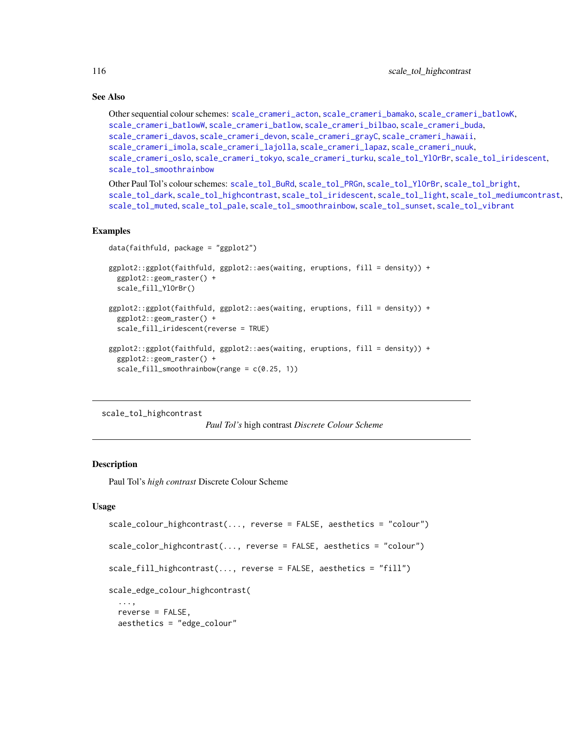## See Also

Other sequential colour schemes: scale_crameri_acton, scale_crameri_bamako, scale_crameri_batlowK, scale_crameri_batlowW, scale_crameri_batlow, scale_crameri_bilbao, scale_crameri_buda, scale_crameri_davos, scale_crameri_devon, scale_crameri_grayC, scale_crameri_hawaii, scale_crameri_imola, scale_crameri_lajolla, scale_crameri_lapaz, scale_crameri_nuuk, scale_crameri_oslo, scale_crameri_tokyo, scale_crameri_turku, scale_tol_YlOrBr, scale_tol_iridescent, scale_tol_smoothrainbow

Other Paul Tol's colour schemes: scale_tol_BuRd, scale_tol_PRGn, scale_tol_YlOrBr, scale_tol_bright, scale_tol_dark, scale_tol_highcontrast, scale_tol_iridescent, scale_tol_light, scale_tol_mediumcontrast, scale_tol_muted, scale_tol_pale, scale_tol_smoothrainbow, scale_tol_sunset, scale_tol_vibrant

## Examples

```
data(faithfuld, package = "ggplot2")

ggplot2::ggplot(faithfuld, ggplot2::aes(waiting, eruptions, fill = density)) +
  ggplot2::geom_raster() +
  scale_fill_YlOrBr()

ggplot2::ggplot(faithfuld, ggplot2::aes(waiting, eruptions, fill = density)) +
  ggplot2::geom_raster() +
  scale_fill_iridescent(reverse = TRUE)

ggplot2::ggplot(faithfuld, ggplot2::aes(waiting, eruptions, fill = density)) +
  ggplot2::geom_raster() +
  scale_fill_smoothrainbow(range = c(0.25, 1))
```

---

# scale_tol_highcontrast

*Paul Tol's* high contrast *Discrete Colour Scheme*

## Description

Paul Tol's *high contrast* Discrete Colour Scheme

## Usage

```
scale_colour_highcontrast(..., reverse = FALSE, aesthetics = "colour")

scale_color_highcontrast(..., reverse = FALSE, aesthetics = "colour")

scale_fill_highcontrast(..., reverse = FALSE, aesthetics = "fill")

scale_edge_colour_highcontrast(
  ...,
  reverse = FALSE,
  aesthetics = "edge_colour"
```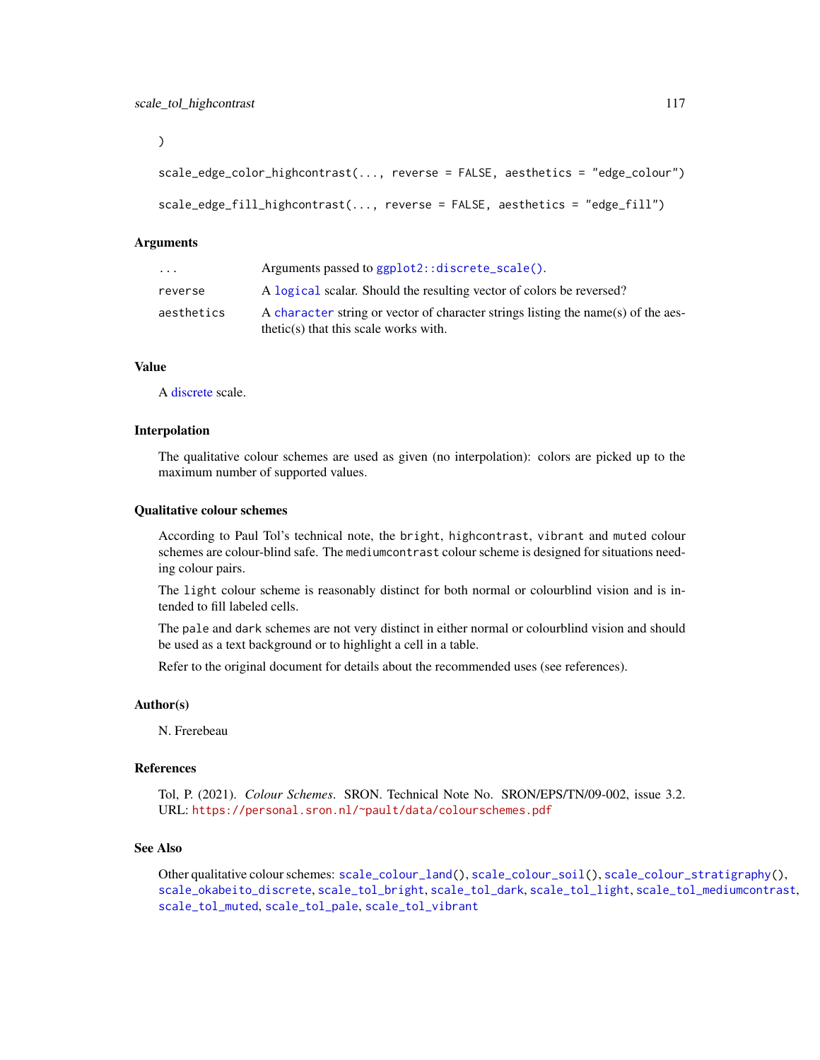```
)

scale_edge_color_highcontrast(..., reverse = FALSE, aesthetics = "edge_colour")

scale_edge_fill_highcontrast(..., reverse = FALSE, aesthetics = "edge_fill")
```

## Arguments

| | |
|---|---|
| `...` | Arguments passed to `ggplot2::discrete_scale()`. |
| `reverse` | A `logical` scalar. Should the resulting vector of colors be reversed? |
| `aesthetics` | A `character` string or vector of character strings listing the name(s) of the aesthetic(s) that this scale works with. |

## Value

A discrete scale.

## Interpolation

The qualitative colour schemes are used as given (no interpolation): colors are picked up to the maximum number of supported values.

## Qualitative colour schemes

According to Paul Tol's technical note, the `bright`, `highcontrast`, `vibrant` and `muted` colour schemes are colour-blind safe. The `mediumcontrast` colour scheme is designed for situations needing colour pairs.

The `light` colour scheme is reasonably distinct for both normal or colourblind vision and is intended to fill labeled cells.

The `pale` and `dark` schemes are not very distinct in either normal or colourblind vision and should be used as a text background or to highlight a cell in a table.

Refer to the original document for details about the recommended uses (see references).

## Author(s)

N. Frerebeau

## References

Tol, P. (2021). *Colour Schemes*. SRON. Technical Note No. SRON/EPS/TN/09-002, issue 3.2. URL: https://personal.sron.nl/~pault/data/colourschemes.pdf

## See Also

Other qualitative colour schemes: `scale_colour_land()`, `scale_colour_soil()`, `scale_colour_stratigraphy()`, `scale_okabeito_discrete`, `scale_tol_bright`, `scale_tol_dark`, `scale_tol_light`, `scale_tol_mediumcontrast`, `scale_tol_muted`, `scale_tol_pale`, `scale_tol_vibrant`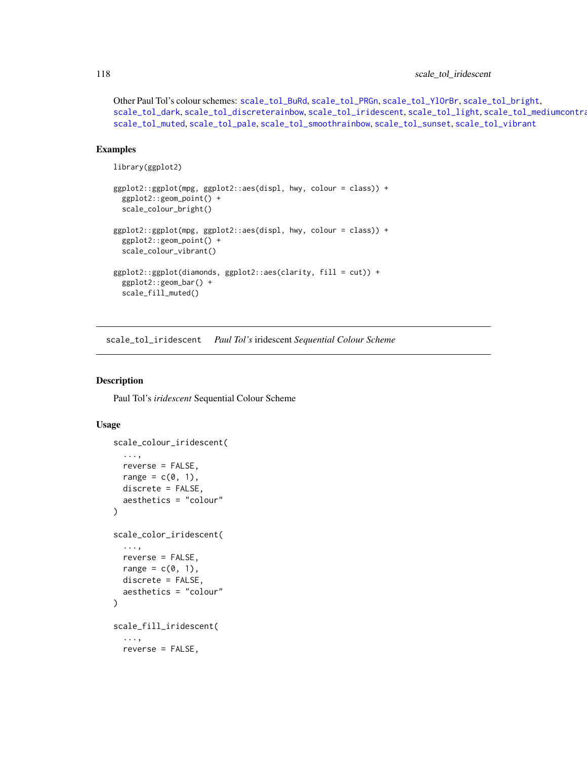Other Paul Tol's colour schemes: scale_tol_BuRd, scale_tol_PRGn, scale_tol_YlOrBr, scale_tol_bright, scale_tol_dark, scale_tol_discreterainbow, scale_tol_iridescent, scale_tol_light, scale_tol_mediumcontra scale_tol_muted, scale_tol_pale, scale_tol_smoothrainbow, scale_tol_sunset, scale_tol_vibrant

## Examples

```
library(ggplot2)

ggplot2::ggplot(mpg, ggplot2::aes(displ, hwy, colour = class)) +
  ggplot2::geom_point() +
  scale_colour_bright()

ggplot2::ggplot(mpg, ggplot2::aes(displ, hwy, colour = class)) +
  ggplot2::geom_point() +
  scale_colour_vibrant()

ggplot2::ggplot(diamonds, ggplot2::aes(clarity, fill = cut)) +
  ggplot2::geom_bar() +
  scale_fill_muted()
```

---

# scale_tol_iridescent    *Paul Tol's* iridescent *Sequential Colour Scheme*

---

## Description

Paul Tol's *iridescent* Sequential Colour Scheme

## Usage

```
scale_colour_iridescent(
  ...,
  reverse = FALSE,
  range = c(0, 1),
  discrete = FALSE,
  aesthetics = "colour"
)

scale_color_iridescent(
  ...,
  reverse = FALSE,
  range = c(0, 1),
  discrete = FALSE,
  aesthetics = "colour"
)

scale_fill_iridescent(
  ...,
  reverse = FALSE,
```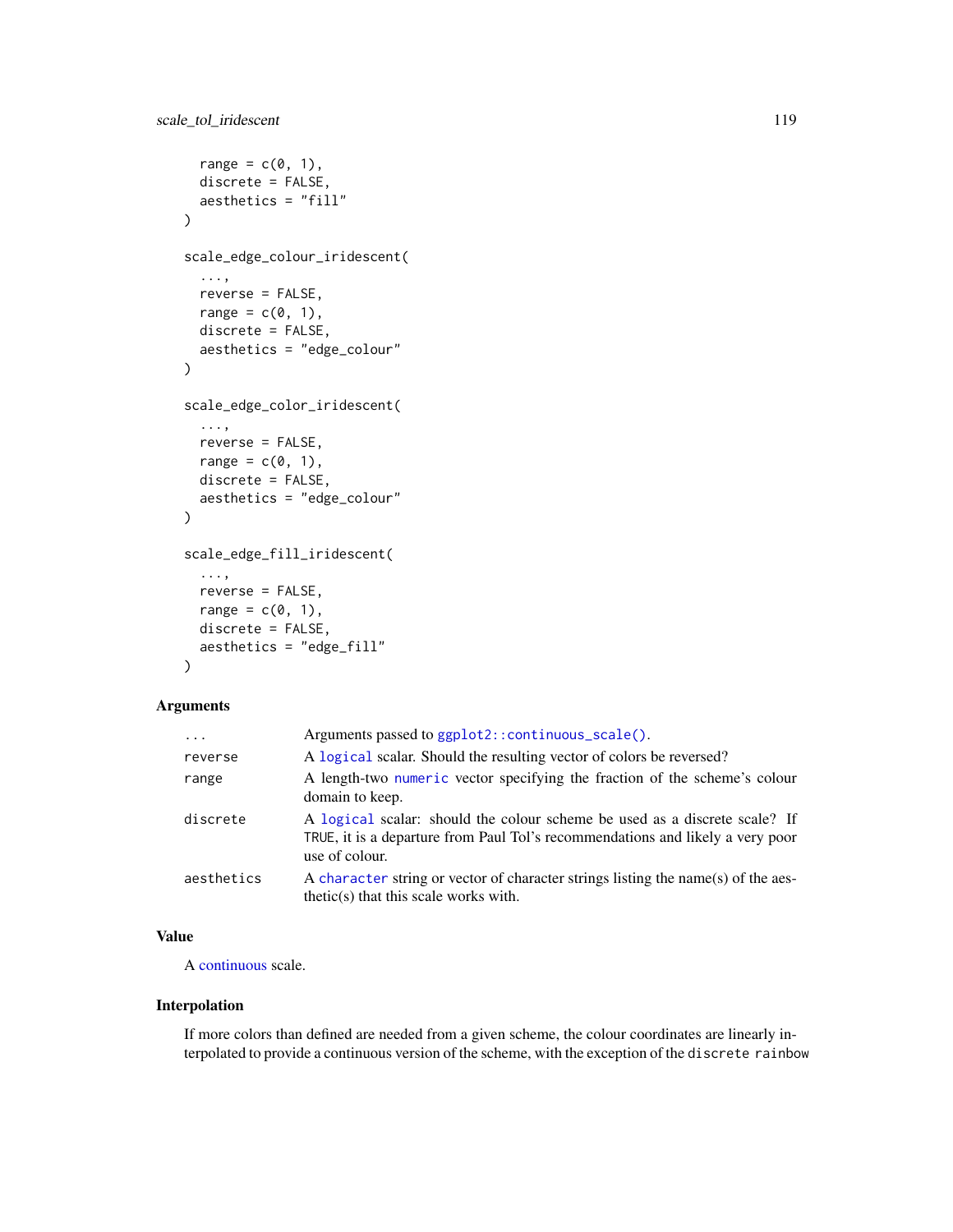```
  range = c(0, 1),
  discrete = FALSE,
  aesthetics = "fill"
)

scale_edge_colour_iridescent(
  ...,
  reverse = FALSE,
  range = c(0, 1),
  discrete = FALSE,
  aesthetics = "edge_colour"
)

scale_edge_color_iridescent(
  ...,
  reverse = FALSE,
  range = c(0, 1),
  discrete = FALSE,
  aesthetics = "edge_colour"
)

scale_edge_fill_iridescent(
  ...,
  reverse = FALSE,
  range = c(0, 1),
  discrete = FALSE,
  aesthetics = "edge_fill"
)
```

### Arguments

| | |
|---|---|
| `...` | Arguments passed to `ggplot2::continuous_scale()`. |
| `reverse` | A `logical` scalar. Should the resulting vector of colors be reversed? |
| `range` | A length-two `numeric` vector specifying the fraction of the scheme's colour domain to keep. |
| `discrete` | A `logical` scalar: should the colour scheme be used as a discrete scale? If `TRUE`, it is a departure from Paul Tol's recommendations and likely a very poor use of colour. |
| `aesthetics` | A `character` string or vector of character strings listing the name(s) of the aesthetic(s) that this scale works with. |

### Value

A continuous scale.

### Interpolation

If more colors than defined are needed from a given scheme, the colour coordinates are linearly interpolated to provide a continuous version of the scheme, with the exception of the `discrete rainbow`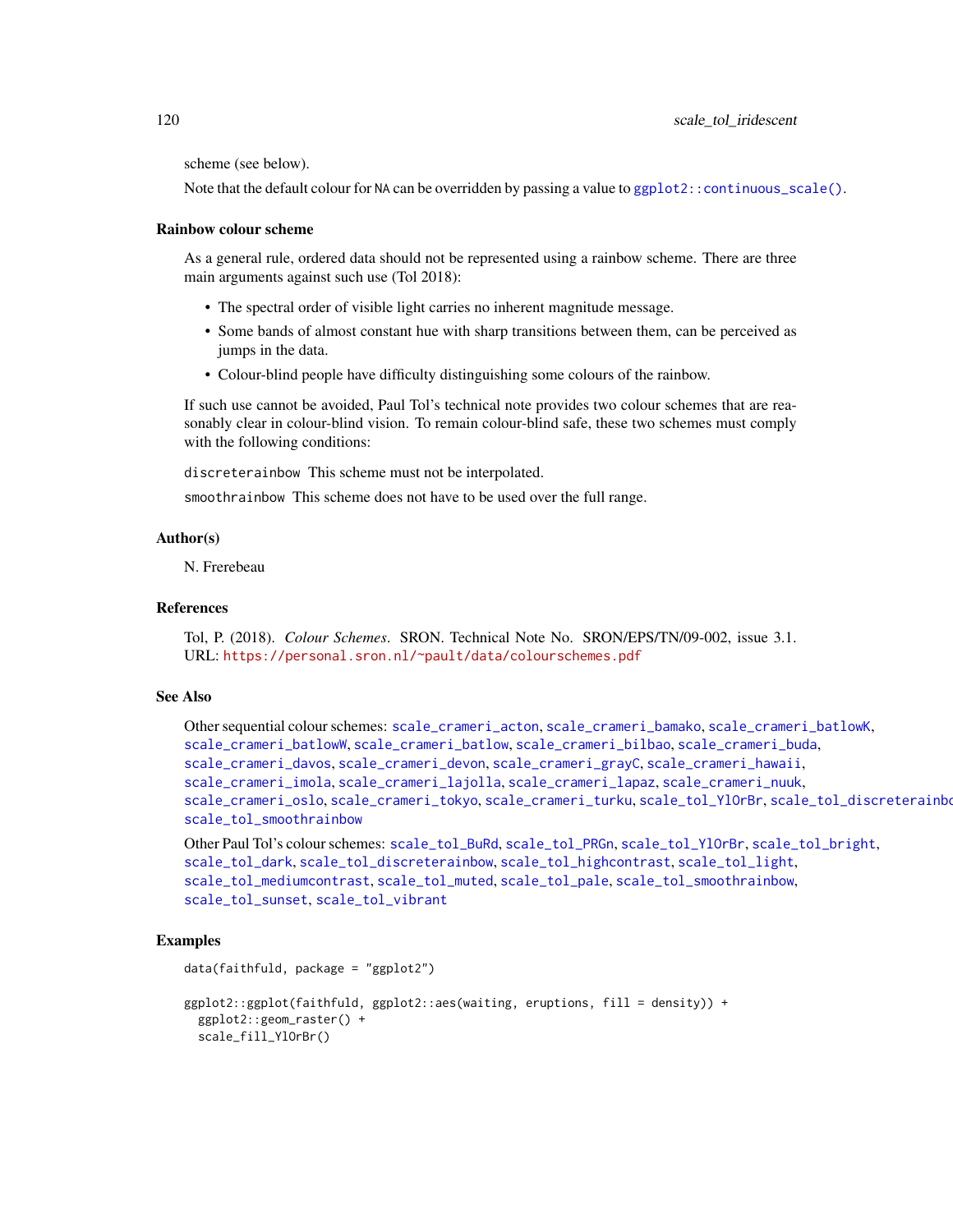scheme (see below).

Note that the default colour for NA can be overridden by passing a value to ggplot2::continuous_scale().

### Rainbow colour scheme

As a general rule, ordered data should not be represented using a rainbow scheme. There are three main arguments against such use (Tol 2018):

- The spectral order of visible light carries no inherent magnitude message.
- Some bands of almost constant hue with sharp transitions between them, can be perceived as jumps in the data.
- Colour-blind people have difficulty distinguishing some colours of the rainbow.

If such use cannot be avoided, Paul Tol's technical note provides two colour schemes that are reasonably clear in colour-blind vision. To remain colour-blind safe, these two schemes must comply with the following conditions:

discreterainbow This scheme must not be interpolated.

smoothrainbow This scheme does not have to be used over the full range.

### Author(s)

N. Frerebeau

### References

Tol, P. (2018). *Colour Schemes*. SRON. Technical Note No. SRON/EPS/TN/09-002, issue 3.1. URL: https://personal.sron.nl/~pault/data/colourschemes.pdf

### See Also

Other sequential colour schemes: scale_crameri_acton, scale_crameri_bamako, scale_crameri_batlowK, scale_crameri_batlowW, scale_crameri_batlow, scale_crameri_bilbao, scale_crameri_buda, scale_crameri_davos, scale_crameri_devon, scale_crameri_grayC, scale_crameri_hawaii, scale_crameri_imola, scale_crameri_lajolla, scale_crameri_lapaz, scale_crameri_nuuk, scale_crameri_oslo, scale_crameri_tokyo, scale_crameri_turku, scale_tol_YlOrBr, scale_tol_discreterainbow, scale_tol_smoothrainbow

Other Paul Tol's colour schemes: scale_tol_BuRd, scale_tol_PRGn, scale_tol_YlOrBr, scale_tol_bright, scale_tol_dark, scale_tol_discreterainbow, scale_tol_highcontrast, scale_tol_light, scale_tol_mediumcontrast, scale_tol_muted, scale_tol_pale, scale_tol_smoothrainbow, scale_tol_sunset, scale_tol_vibrant

### Examples

```
data(faithfuld, package = "ggplot2")

ggplot2::ggplot(faithfuld, ggplot2::aes(waiting, eruptions, fill = density)) +
  ggplot2::geom_raster() +
  scale_fill_YlOrBr()
```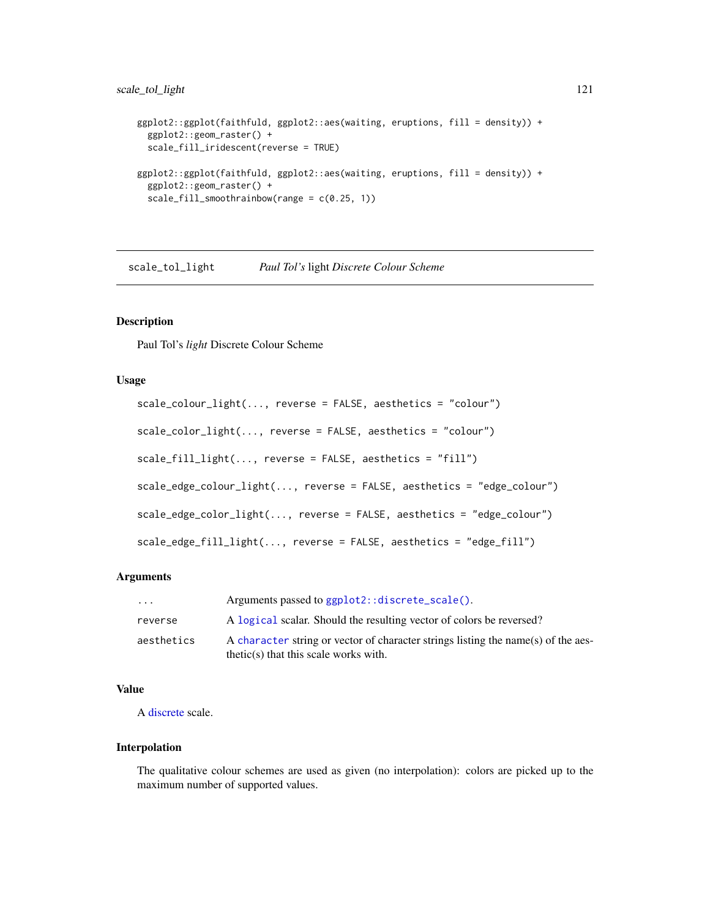```
ggplot2::ggplot(faithfuld, ggplot2::aes(waiting, eruptions, fill = density)) +
  ggplot2::geom_raster() +
  scale_fill_iridescent(reverse = TRUE)

ggplot2::ggplot(faithfuld, ggplot2::aes(waiting, eruptions, fill = density)) +
  ggplot2::geom_raster() +
  scale_fill_smoothrainbow(range = c(0.25, 1))
```

---

## scale_tol_light — *Paul Tol's* light *Discrete Colour Scheme*

### Description

Paul Tol's *light* Discrete Colour Scheme

### Usage

```
scale_colour_light(..., reverse = FALSE, aesthetics = "colour")

scale_color_light(..., reverse = FALSE, aesthetics = "colour")

scale_fill_light(..., reverse = FALSE, aesthetics = "fill")

scale_edge_colour_light(..., reverse = FALSE, aesthetics = "edge_colour")

scale_edge_color_light(..., reverse = FALSE, aesthetics = "edge_colour")

scale_edge_fill_light(..., reverse = FALSE, aesthetics = "edge_fill")
```

### Arguments

| | |
|---|---|
| `...` | Arguments passed to `ggplot2::discrete_scale()`. |
| `reverse` | A `logical` scalar. Should the resulting vector of colors be reversed? |
| `aesthetics` | A `character` string or vector of character strings listing the name(s) of the aesthetic(s) that this scale works with. |

### Value

A discrete scale.

### Interpolation

The qualitative colour schemes are used as given (no interpolation): colors are picked up to the maximum number of supported values.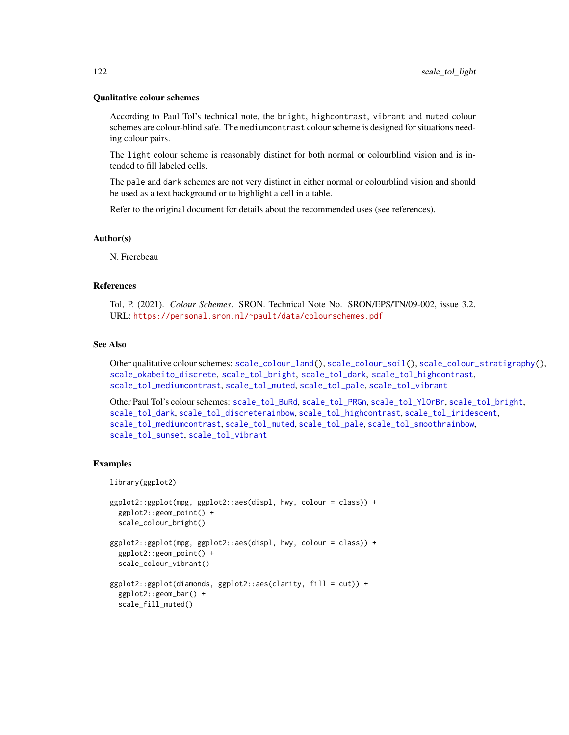### Qualitative colour schemes

According to Paul Tol's technical note, the `bright`, `highcontrast`, `vibrant` and `muted` colour schemes are colour-blind safe. The `mediumcontrast` colour scheme is designed for situations needing colour pairs.

The `light` colour scheme is reasonably distinct for both normal or colourblind vision and is intended to fill labeled cells.

The `pale` and `dark` schemes are not very distinct in either normal or colourblind vision and should be used as a text background or to highlight a cell in a table.

Refer to the original document for details about the recommended uses (see references).

### Author(s)

N. Frerebeau

### References

Tol, P. (2021). *Colour Schemes*. SRON. Technical Note No. SRON/EPS/TN/09-002, issue 3.2. URL: https://personal.sron.nl/~pault/data/colourschemes.pdf

### See Also

Other qualitative colour schemes: `scale_colour_land()`, `scale_colour_soil()`, `scale_colour_stratigraphy()`, `scale_okabeito_discrete`, `scale_tol_bright`, `scale_tol_dark`, `scale_tol_highcontrast`, `scale_tol_mediumcontrast`, `scale_tol_muted`, `scale_tol_pale`, `scale_tol_vibrant`

Other Paul Tol's colour schemes: `scale_tol_BuRd`, `scale_tol_PRGn`, `scale_tol_YlOrBr`, `scale_tol_bright`, `scale_tol_dark`, `scale_tol_discreterainbow`, `scale_tol_highcontrast`, `scale_tol_iridescent`, `scale_tol_mediumcontrast`, `scale_tol_muted`, `scale_tol_pale`, `scale_tol_smoothrainbow`, `scale_tol_sunset`, `scale_tol_vibrant`

### Examples

```
library(ggplot2)

ggplot2::ggplot(mpg, ggplot2::aes(displ, hwy, colour = class)) +
  ggplot2::geom_point() +
  scale_colour_bright()

ggplot2::ggplot(mpg, ggplot2::aes(displ, hwy, colour = class)) +
  ggplot2::geom_point() +
  scale_colour_vibrant()

ggplot2::ggplot(diamonds, ggplot2::aes(clarity, fill = cut)) +
  ggplot2::geom_bar() +
  scale_fill_muted()
```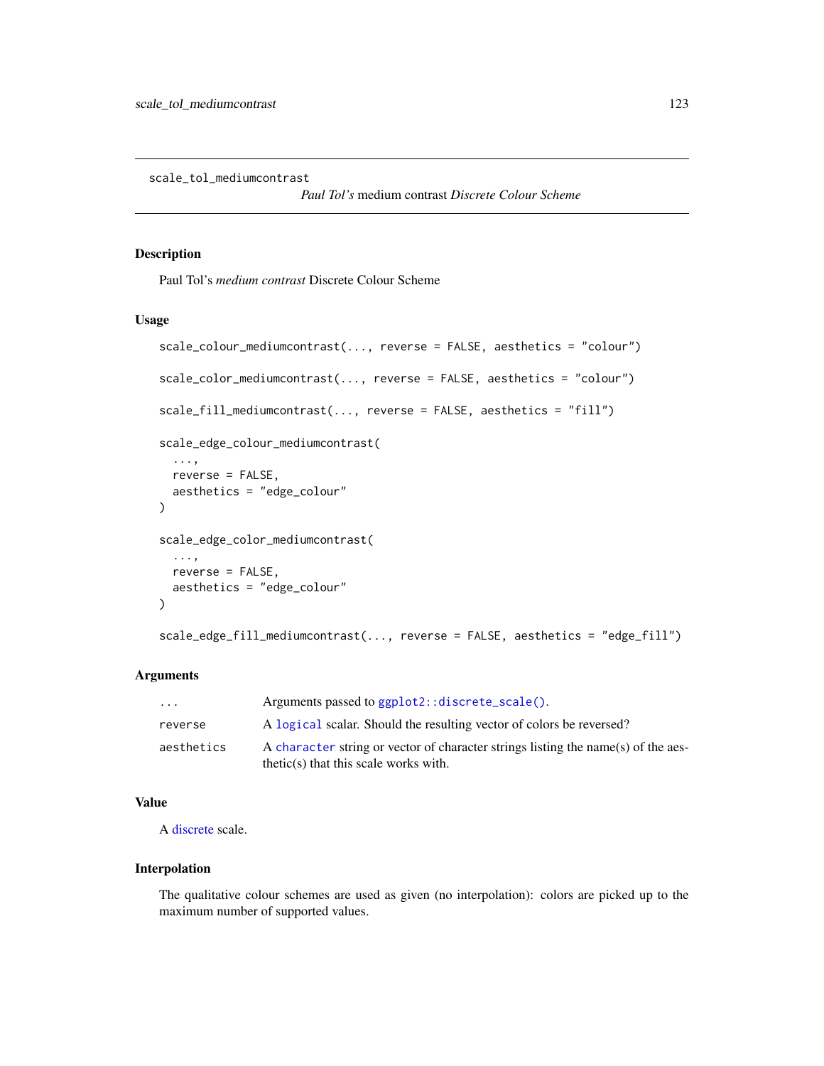`scale_tol_mediumcontrast` *Paul Tol's* medium contrast *Discrete Colour Scheme*

## Description

Paul Tol's *medium contrast* Discrete Colour Scheme

## Usage

```
scale_colour_mediumcontrast(..., reverse = FALSE, aesthetics = "colour")

scale_color_mediumcontrast(..., reverse = FALSE, aesthetics = "colour")

scale_fill_mediumcontrast(..., reverse = FALSE, aesthetics = "fill")

scale_edge_colour_mediumcontrast(
  ...,
  reverse = FALSE,
  aesthetics = "edge_colour"
)

scale_edge_color_mediumcontrast(
  ...,
  reverse = FALSE,
  aesthetics = "edge_colour"
)

scale_edge_fill_mediumcontrast(..., reverse = FALSE, aesthetics = "edge_fill")
```

## Arguments

| | |
|---|---|
| `...` | Arguments passed to `ggplot2::discrete_scale()`. |
| `reverse` | A `logical` scalar. Should the resulting vector of colors be reversed? |
| `aesthetics` | A `character` string or vector of character strings listing the name(s) of the aesthetic(s) that this scale works with. |

## Value

A discrete scale.

## Interpolation

The qualitative colour schemes are used as given (no interpolation): colors are picked up to the maximum number of supported values.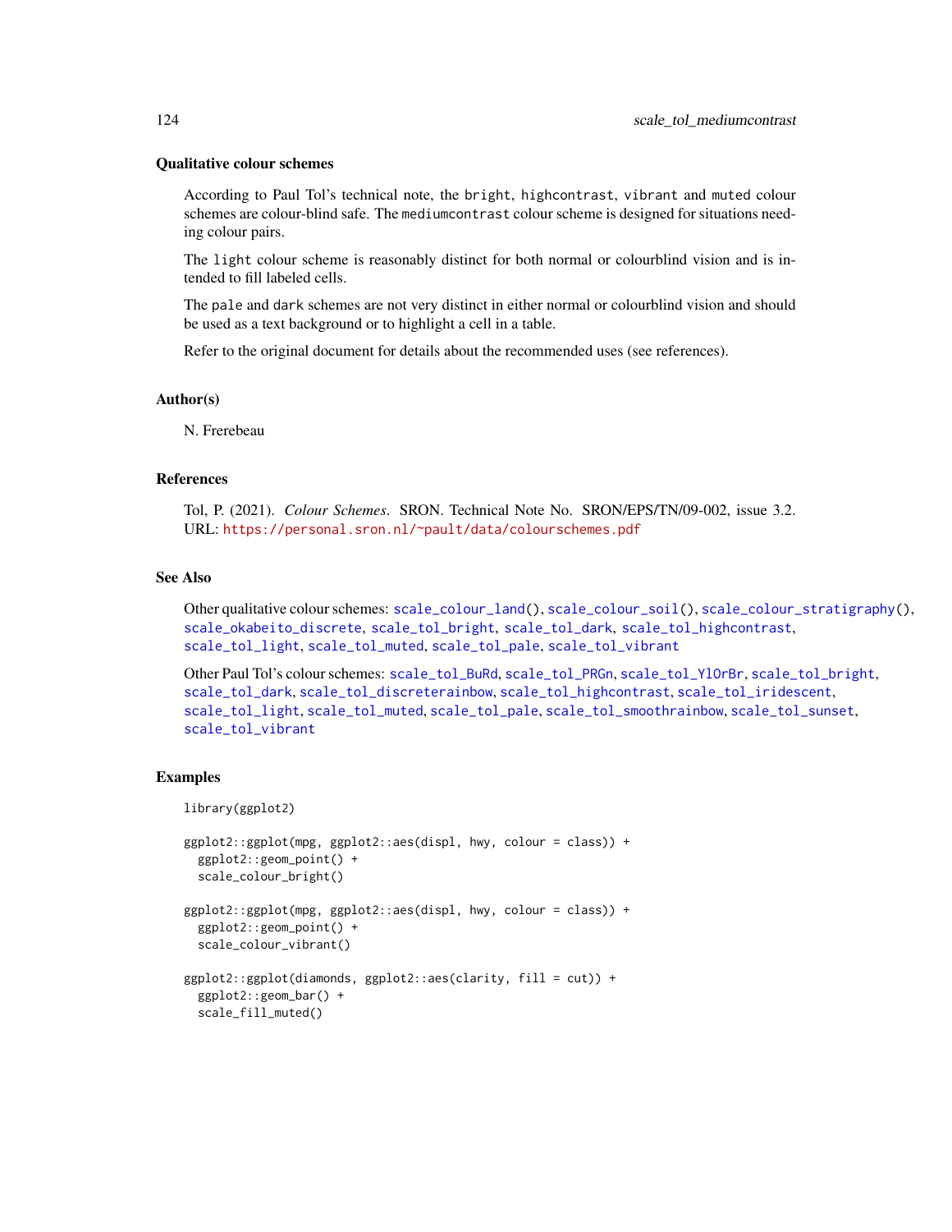### Qualitative colour schemes

According to Paul Tol's technical note, the `bright`, `highcontrast`, `vibrant` and `muted` colour schemes are colour-blind safe. The `mediumcontrast` colour scheme is designed for situations needing colour pairs.

The `light` colour scheme is reasonably distinct for both normal or colourblind vision and is intended to fill labeled cells.

The `pale` and `dark` schemes are not very distinct in either normal or colourblind vision and should be used as a text background or to highlight a cell in a table.

Refer to the original document for details about the recommended uses (see references).

### Author(s)

N. Frerebeau

### References

Tol, P. (2021). *Colour Schemes*. SRON. Technical Note No. SRON/EPS/TN/09-002, issue 3.2. URL: https://personal.sron.nl/~pault/data/colourschemes.pdf

### See Also

Other qualitative colour schemes: `scale_colour_land()`, `scale_colour_soil()`, `scale_colour_stratigraphy()`, `scale_okabeito_discrete`, `scale_tol_bright`, `scale_tol_dark`, `scale_tol_highcontrast`, `scale_tol_light`, `scale_tol_muted`, `scale_tol_pale`, `scale_tol_vibrant`

Other Paul Tol's colour schemes: `scale_tol_BuRd`, `scale_tol_PRGn`, `scale_tol_YlOrBr`, `scale_tol_bright`, `scale_tol_dark`, `scale_tol_discreterainbow`, `scale_tol_highcontrast`, `scale_tol_iridescent`, `scale_tol_light`, `scale_tol_muted`, `scale_tol_pale`, `scale_tol_smoothrainbow`, `scale_tol_sunset`, `scale_tol_vibrant`

### Examples

```
library(ggplot2)

ggplot2::ggplot(mpg, ggplot2::aes(displ, hwy, colour = class)) +
  ggplot2::geom_point() +
  scale_colour_bright()

ggplot2::ggplot(mpg, ggplot2::aes(displ, hwy, colour = class)) +
  ggplot2::geom_point() +
  scale_colour_vibrant()

ggplot2::ggplot(diamonds, ggplot2::aes(clarity, fill = cut)) +
  ggplot2::geom_bar() +
  scale_fill_muted()
```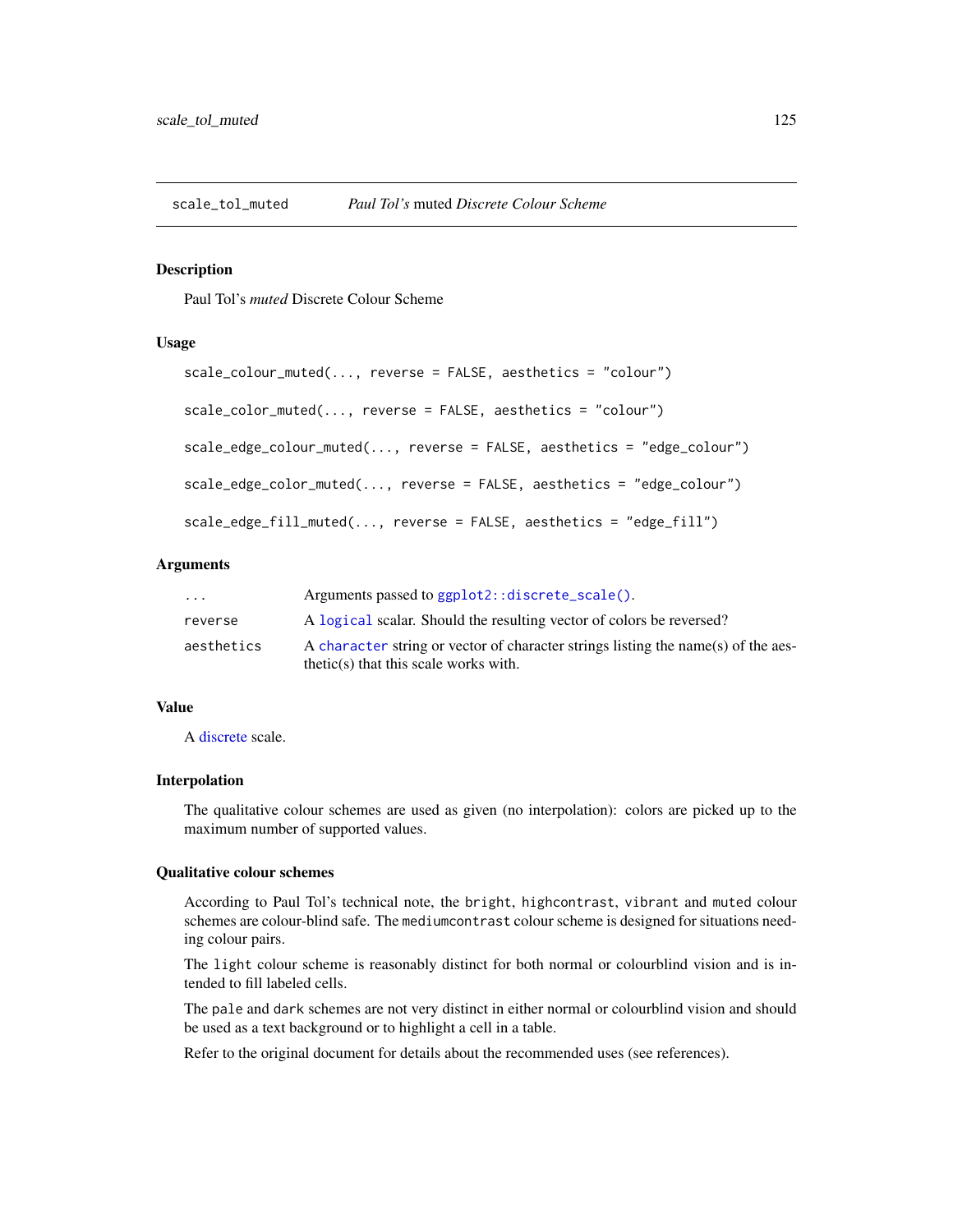## scale_tol_muted *Paul Tol's* muted *Discrete Colour Scheme*

### Description

Paul Tol's *muted* Discrete Colour Scheme

### Usage

```
scale_colour_muted(..., reverse = FALSE, aesthetics = "colour")

scale_color_muted(..., reverse = FALSE, aesthetics = "colour")

scale_edge_colour_muted(..., reverse = FALSE, aesthetics = "edge_colour")

scale_edge_color_muted(..., reverse = FALSE, aesthetics = "edge_colour")

scale_edge_fill_muted(..., reverse = FALSE, aesthetics = "edge_fill")
```

### Arguments

| | |
|---|---|
| `...` | Arguments passed to `ggplot2::discrete_scale()`. |
| `reverse` | A `logical` scalar. Should the resulting vector of colors be reversed? |
| `aesthetics` | A `character` string or vector of character strings listing the name(s) of the aesthetic(s) that this scale works with. |

### Value

A discrete scale.

### Interpolation

The qualitative colour schemes are used as given (no interpolation): colors are picked up to the maximum number of supported values.

### Qualitative colour schemes

According to Paul Tol's technical note, the `bright`, `highcontrast`, `vibrant` and `muted` colour schemes are colour-blind safe. The `mediumcontrast` colour scheme is designed for situations needing colour pairs.

The `light` colour scheme is reasonably distinct for both normal or colourblind vision and is intended to fill labeled cells.

The `pale` and `dark` schemes are not very distinct in either normal or colourblind vision and should be used as a text background or to highlight a cell in a table.

Refer to the original document for details about the recommended uses (see references).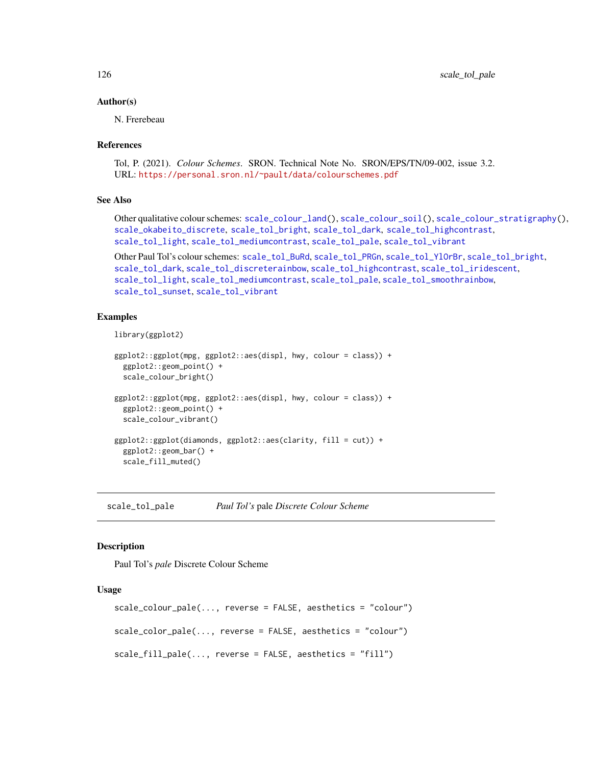### Author(s)

N. Frerebeau

### References

Tol, P. (2021). *Colour Schemes*. SRON. Technical Note No. SRON/EPS/TN/09-002, issue 3.2. URL: https://personal.sron.nl/~pault/data/colourschemes.pdf

### See Also

Other qualitative colour schemes: scale_colour_land(), scale_colour_soil(), scale_colour_stratigraphy(), scale_okabeito_discrete, scale_tol_bright, scale_tol_dark, scale_tol_highcontrast, scale_tol_light, scale_tol_mediumcontrast, scale_tol_pale, scale_tol_vibrant

Other Paul Tol's colour schemes: scale_tol_BuRd, scale_tol_PRGn, scale_tol_YlOrBr, scale_tol_bright, scale_tol_dark, scale_tol_discreterainbow, scale_tol_highcontrast, scale_tol_iridescent, scale_tol_light, scale_tol_mediumcontrast, scale_tol_pale, scale_tol_smoothrainbow, scale_tol_sunset, scale_tol_vibrant

### Examples

```
library(ggplot2)

ggplot2::ggplot(mpg, ggplot2::aes(displ, hwy, colour = class)) +
  ggplot2::geom_point() +
  scale_colour_bright()

ggplot2::ggplot(mpg, ggplot2::aes(displ, hwy, colour = class)) +
  ggplot2::geom_point() +
  scale_colour_vibrant()

ggplot2::ggplot(diamonds, ggplot2::aes(clarity, fill = cut)) +
  ggplot2::geom_bar() +
  scale_fill_muted()
```

---

## scale_tol_pale — *Paul Tol's* pale *Discrete Colour Scheme*

### Description

Paul Tol's *pale* Discrete Colour Scheme

### Usage

```
scale_colour_pale(..., reverse = FALSE, aesthetics = "colour")

scale_color_pale(..., reverse = FALSE, aesthetics = "colour")

scale_fill_pale(..., reverse = FALSE, aesthetics = "fill")
```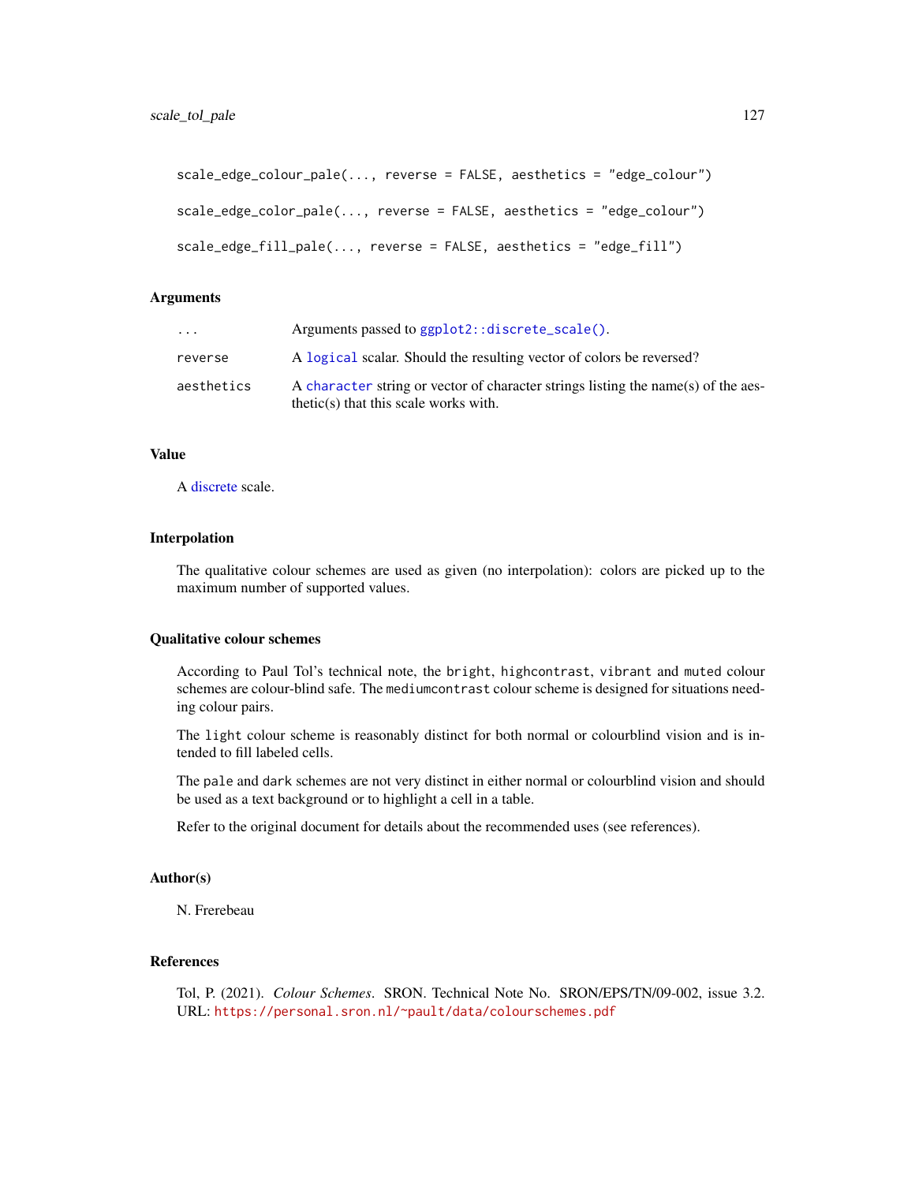```
scale_edge_colour_pale(..., reverse = FALSE, aesthetics = "edge_colour")

scale_edge_color_pale(..., reverse = FALSE, aesthetics = "edge_colour")

scale_edge_fill_pale(..., reverse = FALSE, aesthetics = "edge_fill")
```

### Arguments

| | |
|---|---|
| `...` | Arguments passed to `ggplot2::discrete_scale()`. |
| `reverse` | A `logical` scalar. Should the resulting vector of colors be reversed? |
| `aesthetics` | A `character` string or vector of character strings listing the name(s) of the aesthetic(s) that this scale works with. |

### Value

A discrete scale.

### Interpolation

The qualitative colour schemes are used as given (no interpolation): colors are picked up to the maximum number of supported values.

### Qualitative colour schemes

According to Paul Tol's technical note, the `bright`, `highcontrast`, `vibrant` and `muted` colour schemes are colour-blind safe. The `mediumcontrast` colour scheme is designed for situations needing colour pairs.

The `light` colour scheme is reasonably distinct for both normal or colourblind vision and is intended to fill labeled cells.

The `pale` and `dark` schemes are not very distinct in either normal or colourblind vision and should be used as a text background or to highlight a cell in a table.

Refer to the original document for details about the recommended uses (see references).

### Author(s)

N. Frerebeau

### References

Tol, P. (2021). *Colour Schemes*. SRON. Technical Note No. SRON/EPS/TN/09-002, issue 3.2. URL: https://personal.sron.nl/~pault/data/colourschemes.pdf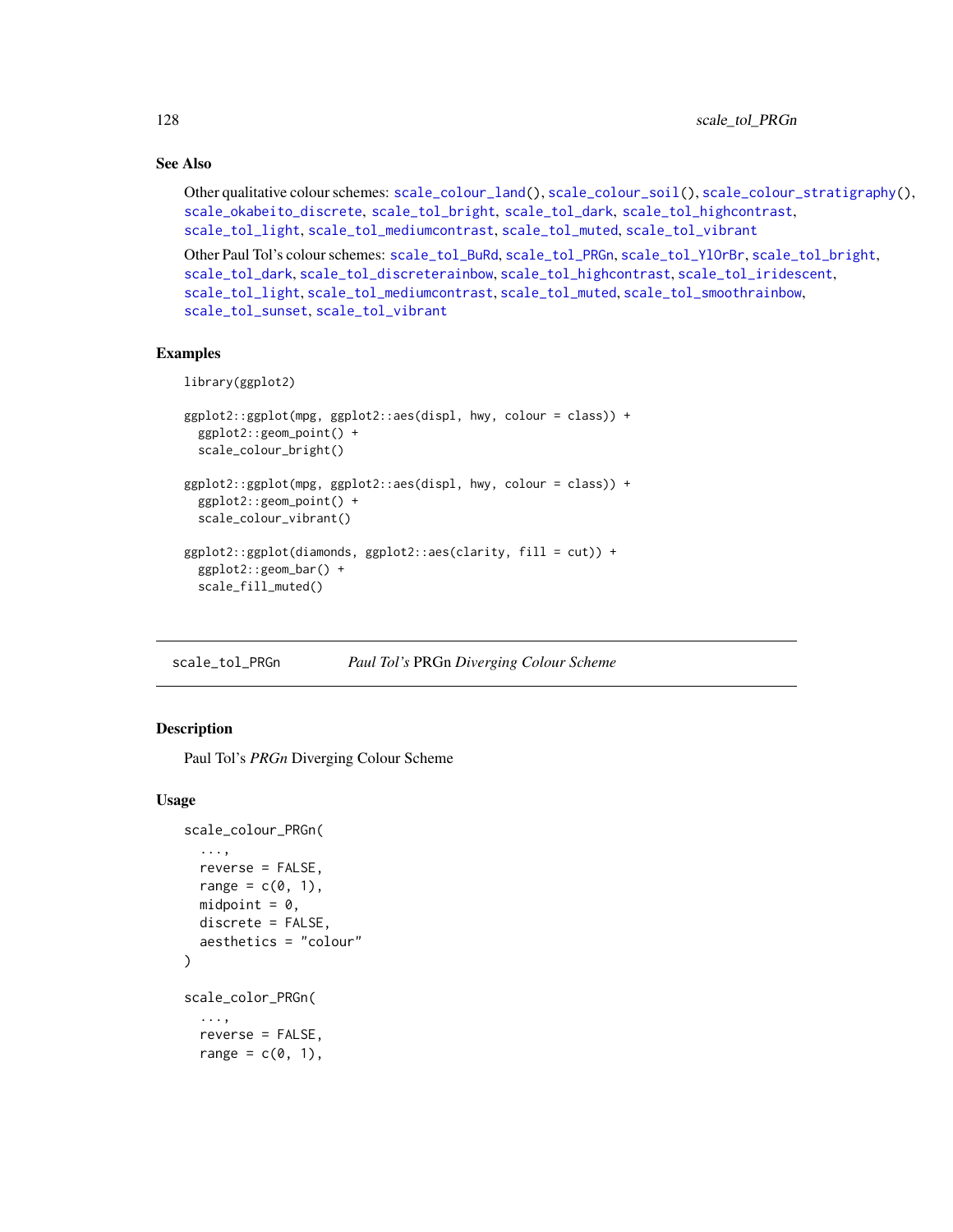### See Also

Other qualitative colour schemes: scale_colour_land(), scale_colour_soil(), scale_colour_stratigraphy(), scale_okabeito_discrete, scale_tol_bright, scale_tol_dark, scale_tol_highcontrast, scale_tol_light, scale_tol_mediumcontrast, scale_tol_muted, scale_tol_vibrant

Other Paul Tol's colour schemes: scale_tol_BuRd, scale_tol_PRGn, scale_tol_YlOrBr, scale_tol_bright, scale_tol_dark, scale_tol_discreterainbow, scale_tol_highcontrast, scale_tol_iridescent, scale_tol_light, scale_tol_mediumcontrast, scale_tol_muted, scale_tol_smoothrainbow, scale_tol_sunset, scale_tol_vibrant

### Examples

```
library(ggplot2)

ggplot2::ggplot(mpg, ggplot2::aes(displ, hwy, colour = class)) +
  ggplot2::geom_point() +
  scale_colour_bright()

ggplot2::ggplot(mpg, ggplot2::aes(displ, hwy, colour = class)) +
  ggplot2::geom_point() +
  scale_colour_vibrant()

ggplot2::ggplot(diamonds, ggplot2::aes(clarity, fill = cut)) +
  ggplot2::geom_bar() +
  scale_fill_muted()
```

---

## scale_tol_PRGn — *Paul Tol's* PRGn *Diverging Colour Scheme*

### Description

Paul Tol's *PRGn* Diverging Colour Scheme

### Usage

```
scale_colour_PRGn(
  ...,
  reverse = FALSE,
  range = c(0, 1),
  midpoint = 0,
  discrete = FALSE,
  aesthetics = "colour"
)

scale_color_PRGn(
  ...,
  reverse = FALSE,
  range = c(0, 1),
```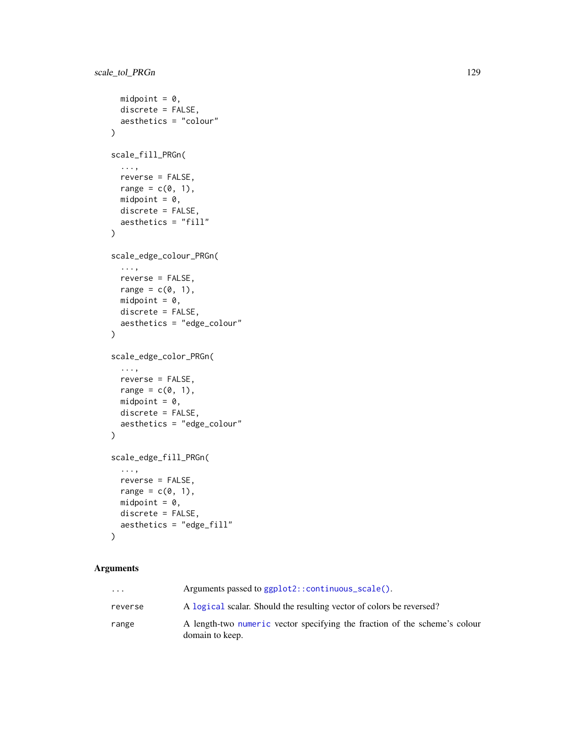```
  midpoint = 0,
  discrete = FALSE,
  aesthetics = "colour"
)

scale_fill_PRGn(
  ...,
  reverse = FALSE,
  range = c(0, 1),
  midpoint = 0,
  discrete = FALSE,
  aesthetics = "fill"
)

scale_edge_colour_PRGn(
  ...,
  reverse = FALSE,
  range = c(0, 1),
  midpoint = 0,
  discrete = FALSE,
  aesthetics = "edge_colour"
)

scale_edge_color_PRGn(
  ...,
  reverse = FALSE,
  range = c(0, 1),
  midpoint = 0,
  discrete = FALSE,
  aesthetics = "edge_colour"
)

scale_edge_fill_PRGn(
  ...,
  reverse = FALSE,
  range = c(0, 1),
  midpoint = 0,
  discrete = FALSE,
  aesthetics = "edge_fill"
)
```

## Arguments

| | |
|---|---|
| `...` | Arguments passed to `ggplot2::continuous_scale()`. |
| `reverse` | A `logical` scalar. Should the resulting vector of colors be reversed? |
| `range` | A length-two `numeric` vector specifying the fraction of the scheme's colour domain to keep. |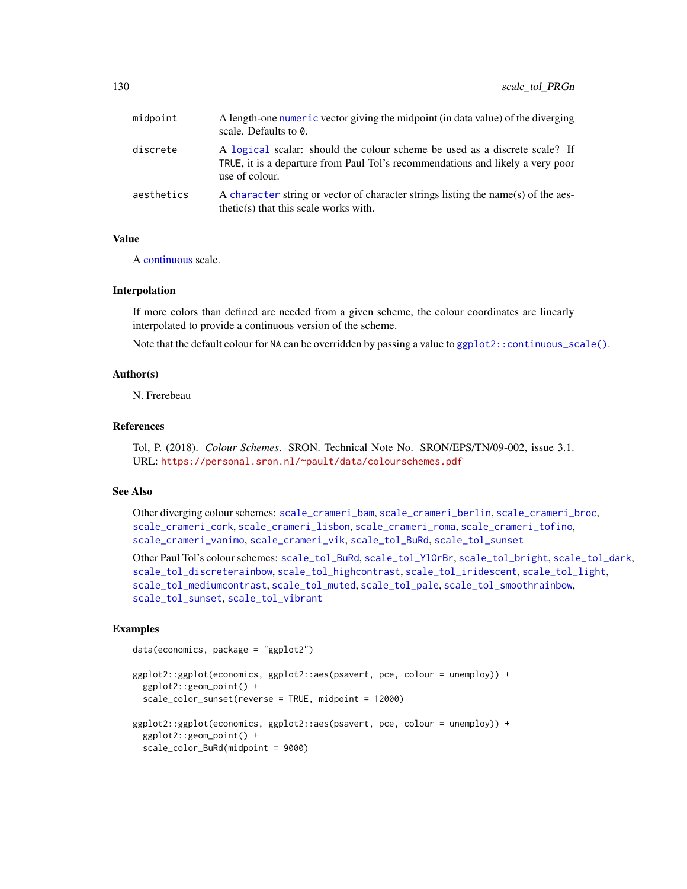| | |
|---|---|
| midpoint | A length-one `numeric` vector giving the midpoint (in data value) of the diverging scale. Defaults to `0`. |
| discrete | A `logical` scalar: should the colour scheme be used as a discrete scale? If `TRUE`, it is a departure from Paul Tol's recommendations and likely a very poor use of colour. |
| aesthetics | A `character` string or vector of character strings listing the name(s) of the aesthetic(s) that this scale works with. |

## Value

A continuous scale.

## Interpolation

If more colors than defined are needed from a given scheme, the colour coordinates are linearly interpolated to provide a continuous version of the scheme.

Note that the default colour for `NA` can be overridden by passing a value to `ggplot2::continuous_scale()`.

## Author(s)

N. Frerebeau

## References

Tol, P. (2018). *Colour Schemes*. SRON. Technical Note No. SRON/EPS/TN/09-002, issue 3.1. URL: https://personal.sron.nl/~pault/data/colourschemes.pdf

## See Also

Other diverging colour schemes: `scale_crameri_bam`, `scale_crameri_berlin`, `scale_crameri_broc`, `scale_crameri_cork`, `scale_crameri_lisbon`, `scale_crameri_roma`, `scale_crameri_tofino`, `scale_crameri_vanimo`, `scale_crameri_vik`, `scale_tol_BuRd`, `scale_tol_sunset`

Other Paul Tol's colour schemes: `scale_tol_BuRd`, `scale_tol_YlOrBr`, `scale_tol_bright`, `scale_tol_dark`, `scale_tol_discreterainbow`, `scale_tol_highcontrast`, `scale_tol_iridescent`, `scale_tol_light`, `scale_tol_mediumcontrast`, `scale_tol_muted`, `scale_tol_pale`, `scale_tol_smoothrainbow`, `scale_tol_sunset`, `scale_tol_vibrant`

## Examples

```
data(economics, package = "ggplot2")

ggplot2::ggplot(economics, ggplot2::aes(psavert, pce, colour = unemploy)) +
  ggplot2::geom_point() +
  scale_color_sunset(reverse = TRUE, midpoint = 12000)

ggplot2::ggplot(economics, ggplot2::aes(psavert, pce, colour = unemploy)) +
  ggplot2::geom_point() +
  scale_color_BuRd(midpoint = 9000)
```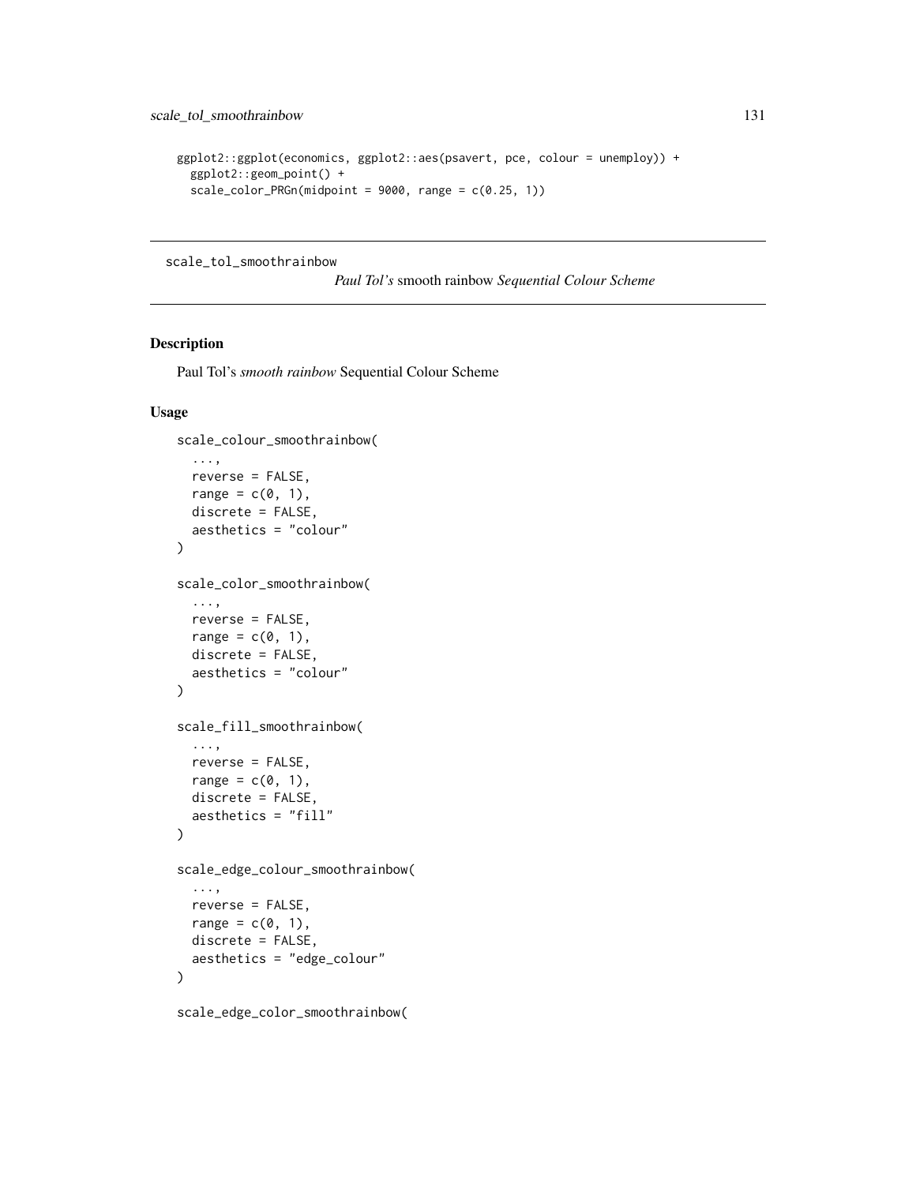```
ggplot2::ggplot(economics, ggplot2::aes(psavert, pce, colour = unemploy)) +
  ggplot2::geom_point() +
  scale_color_PRGn(midpoint = 9000, range = c(0.25, 1))
```

---

scale_tol_smoothrainbow

*Paul Tol's* smooth rainbow *Sequential Colour Scheme*

---

## Description

Paul Tol's *smooth rainbow* Sequential Colour Scheme

## Usage

```
scale_colour_smoothrainbow(
  ...,
  reverse = FALSE,
  range = c(0, 1),
  discrete = FALSE,
  aesthetics = "colour"
)

scale_color_smoothrainbow(
  ...,
  reverse = FALSE,
  range = c(0, 1),
  discrete = FALSE,
  aesthetics = "colour"
)

scale_fill_smoothrainbow(
  ...,
  reverse = FALSE,
  range = c(0, 1),
  discrete = FALSE,
  aesthetics = "fill"
)

scale_edge_colour_smoothrainbow(
  ...,
  reverse = FALSE,
  range = c(0, 1),
  discrete = FALSE,
  aesthetics = "edge_colour"
)

scale_edge_color_smoothrainbow(
```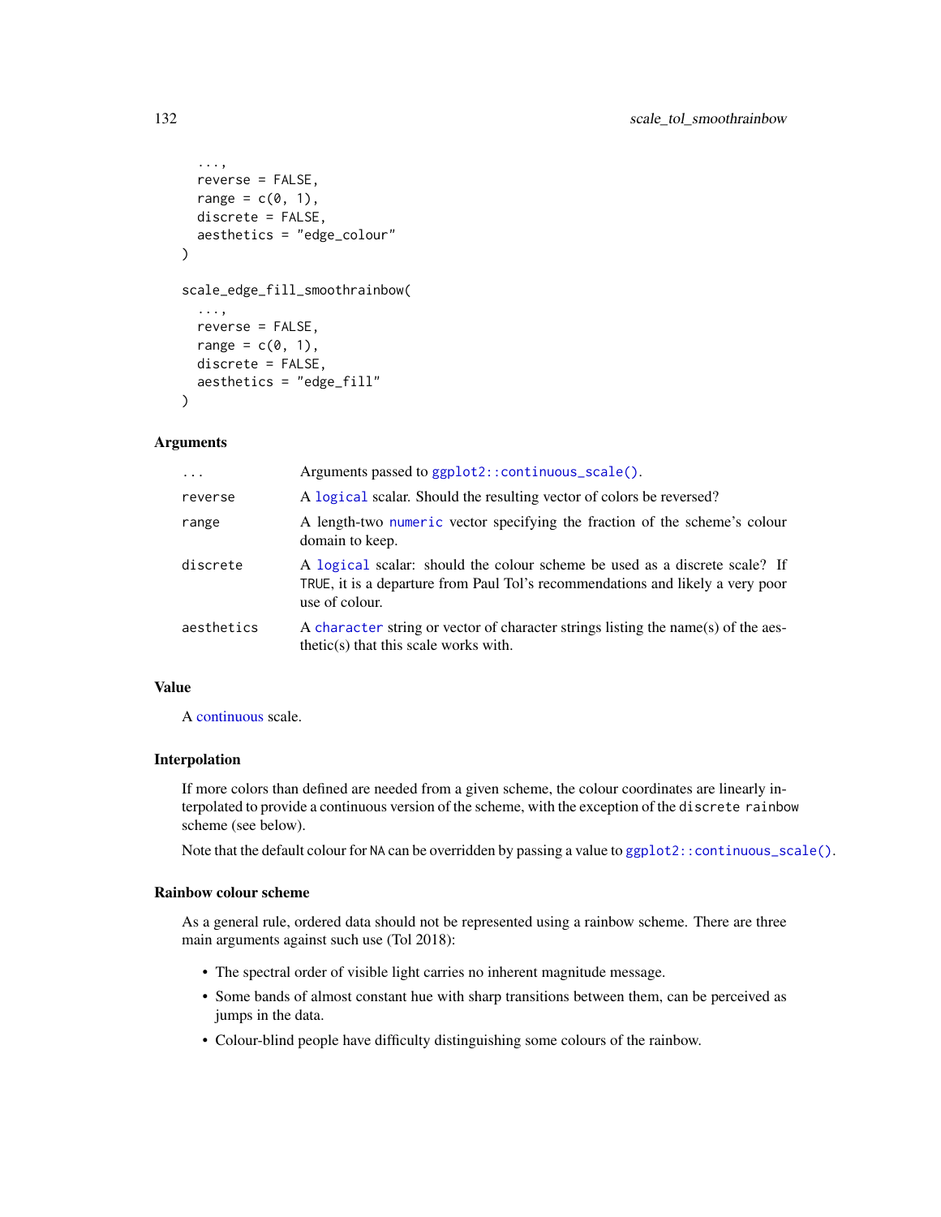```
  ...,
  reverse = FALSE,
  range = c(0, 1),
  discrete = FALSE,
  aesthetics = "edge_colour"
)

scale_edge_fill_smoothrainbow(
  ...,
  reverse = FALSE,
  range = c(0, 1),
  discrete = FALSE,
  aesthetics = "edge_fill"
)
```

## Arguments

| | |
|---|---|
| `...` | Arguments passed to `ggplot2::continuous_scale()`. |
| `reverse` | A `logical` scalar. Should the resulting vector of colors be reversed? |
| `range` | A length-two `numeric` vector specifying the fraction of the scheme's colour domain to keep. |
| `discrete` | A `logical` scalar: should the colour scheme be used as a discrete scale? If `TRUE`, it is a departure from Paul Tol's recommendations and likely a very poor use of colour. |
| `aesthetics` | A `character` string or vector of character strings listing the name(s) of the aesthetic(s) that this scale works with. |

## Value

A continuous scale.

## Interpolation

If more colors than defined are needed from a given scheme, the colour coordinates are linearly interpolated to provide a continuous version of the scheme, with the exception of the `discrete rainbow` scheme (see below).

Note that the default colour for `NA` can be overridden by passing a value to `ggplot2::continuous_scale()`.

## Rainbow colour scheme

As a general rule, ordered data should not be represented using a rainbow scheme. There are three main arguments against such use (Tol 2018):

- The spectral order of visible light carries no inherent magnitude message.
- Some bands of almost constant hue with sharp transitions between them, can be perceived as jumps in the data.
- Colour-blind people have difficulty distinguishing some colours of the rainbow.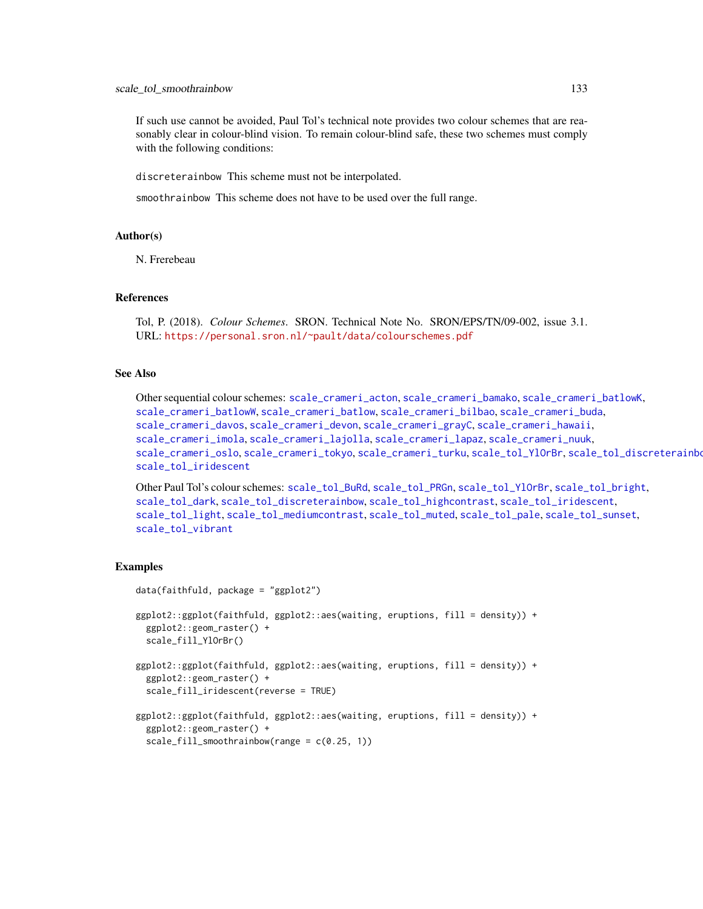If such use cannot be avoided, Paul Tol's technical note provides two colour schemes that are reasonably clear in colour-blind vision. To remain colour-blind safe, these two schemes must comply with the following conditions:

`discreterainbow` This scheme must not be interpolated.

`smoothrainbow` This scheme does not have to be used over the full range.

## Author(s)

N. Frerebeau

## References

Tol, P. (2018). *Colour Schemes*. SRON. Technical Note No. SRON/EPS/TN/09-002, issue 3.1. URL: https://personal.sron.nl/~pault/data/colourschemes.pdf

## See Also

Other sequential colour schemes: `scale_crameri_acton`, `scale_crameri_bamako`, `scale_crameri_batlowK`, `scale_crameri_batlowW`, `scale_crameri_batlow`, `scale_crameri_bilbao`, `scale_crameri_buda`, `scale_crameri_davos`, `scale_crameri_devon`, `scale_crameri_grayC`, `scale_crameri_hawaii`, `scale_crameri_imola`, `scale_crameri_lajolla`, `scale_crameri_lapaz`, `scale_crameri_nuuk`, `scale_crameri_oslo`, `scale_crameri_tokyo`, `scale_crameri_turku`, `scale_tol_YlOrBr`, `scale_tol_discreterainbow`, `scale_tol_iridescent`

Other Paul Tol's colour schemes: `scale_tol_BuRd`, `scale_tol_PRGn`, `scale_tol_YlOrBr`, `scale_tol_bright`, `scale_tol_dark`, `scale_tol_discreterainbow`, `scale_tol_highcontrast`, `scale_tol_iridescent`, `scale_tol_light`, `scale_tol_mediumcontrast`, `scale_tol_muted`, `scale_tol_pale`, `scale_tol_sunset`, `scale_tol_vibrant`

## Examples

```
data(faithfuld, package = "ggplot2")

ggplot2::ggplot(faithfuld, ggplot2::aes(waiting, eruptions, fill = density)) +
  ggplot2::geom_raster() +
  scale_fill_YlOrBr()

ggplot2::ggplot(faithfuld, ggplot2::aes(waiting, eruptions, fill = density)) +
  ggplot2::geom_raster() +
  scale_fill_iridescent(reverse = TRUE)

ggplot2::ggplot(faithfuld, ggplot2::aes(waiting, eruptions, fill = density)) +
  ggplot2::geom_raster() +
  scale_fill_smoothrainbow(range = c(0.25, 1))
```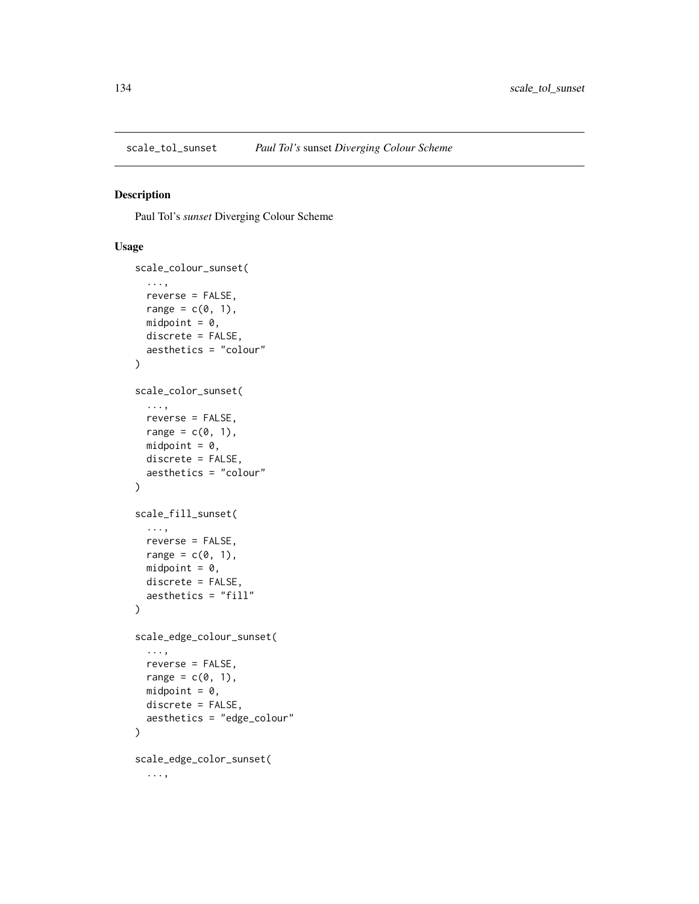scale_tol_sunset    *Paul Tol's* sunset *Diverging Colour Scheme*

## Description

Paul Tol's *sunset* Diverging Colour Scheme

## Usage

```
scale_colour_sunset(
  ...,
  reverse = FALSE,
  range = c(0, 1),
  midpoint = 0,
  discrete = FALSE,
  aesthetics = "colour"
)

scale_color_sunset(
  ...,
  reverse = FALSE,
  range = c(0, 1),
  midpoint = 0,
  discrete = FALSE,
  aesthetics = "colour"
)

scale_fill_sunset(
  ...,
  reverse = FALSE,
  range = c(0, 1),
  midpoint = 0,
  discrete = FALSE,
  aesthetics = "fill"
)

scale_edge_colour_sunset(
  ...,
  reverse = FALSE,
  range = c(0, 1),
  midpoint = 0,
  discrete = FALSE,
  aesthetics = "edge_colour"
)

scale_edge_color_sunset(
  ...,
```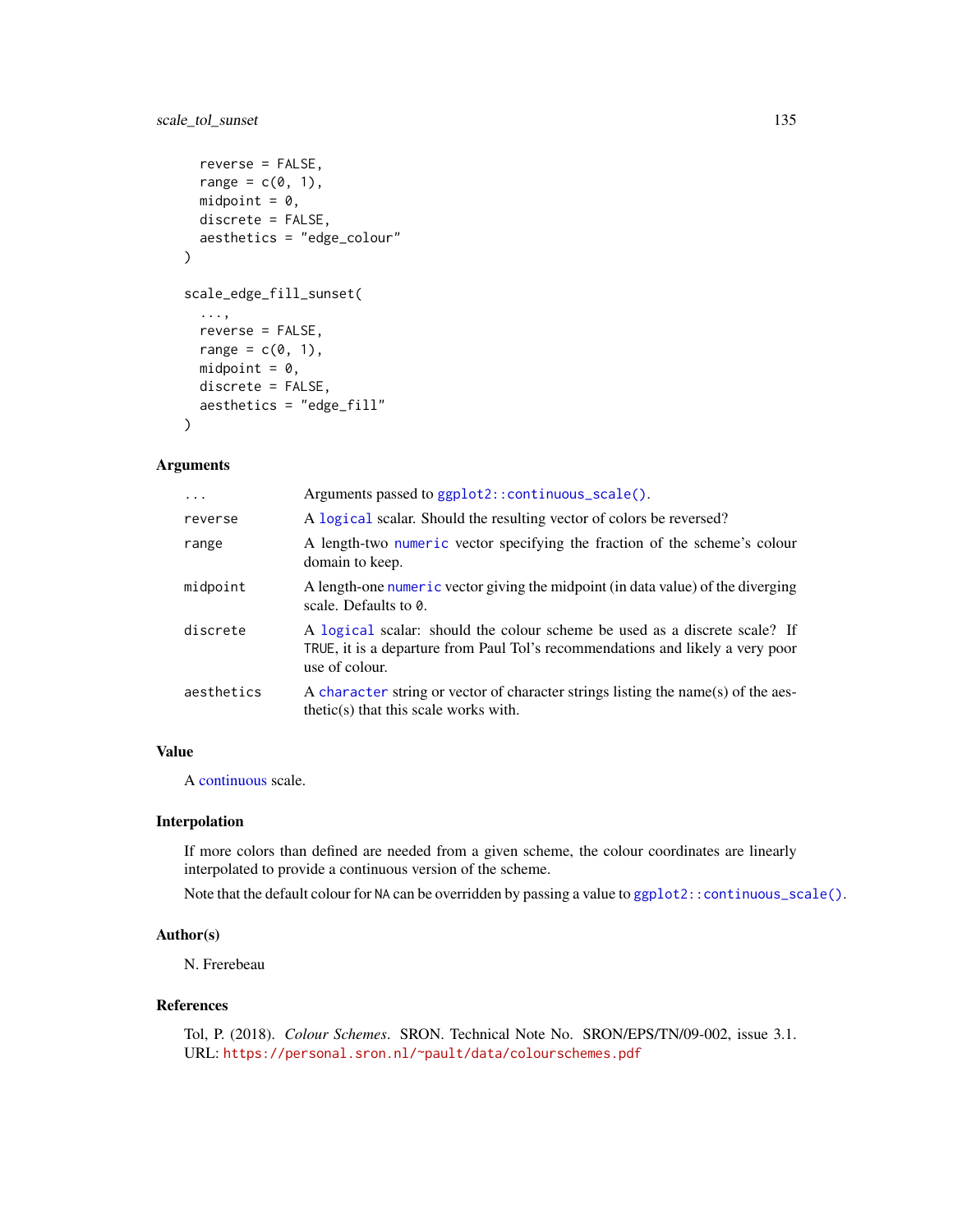```
  reverse = FALSE,
  range = c(0, 1),
  midpoint = 0,
  discrete = FALSE,
  aesthetics = "edge_colour"
)

scale_edge_fill_sunset(
  ...,
  reverse = FALSE,
  range = c(0, 1),
  midpoint = 0,
  discrete = FALSE,
  aesthetics = "edge_fill"
)
```

### Arguments

| | |
|---|---|
| `...` | Arguments passed to `ggplot2::continuous_scale()`. |
| `reverse` | A `logical` scalar. Should the resulting vector of colors be reversed? |
| `range` | A length-two `numeric` vector specifying the fraction of the scheme's colour domain to keep. |
| `midpoint` | A length-one `numeric` vector giving the midpoint (in data value) of the diverging scale. Defaults to `0`. |
| `discrete` | A `logical` scalar: should the colour scheme be used as a discrete scale? If `TRUE`, it is a departure from Paul Tol's recommendations and likely a very poor use of colour. |
| `aesthetics` | A `character` string or vector of character strings listing the name(s) of the aesthetic(s) that this scale works with. |

### Value

A continuous scale.

### Interpolation

If more colors than defined are needed from a given scheme, the colour coordinates are linearly interpolated to provide a continuous version of the scheme.

Note that the default colour for `NA` can be overridden by passing a value to `ggplot2::continuous_scale()`.

### Author(s)

N. Frerebeau

### References

Tol, P. (2018). *Colour Schemes*. SRON. Technical Note No. SRON/EPS/TN/09-002, issue 3.1. URL: https://personal.sron.nl/~pault/data/colourschemes.pdf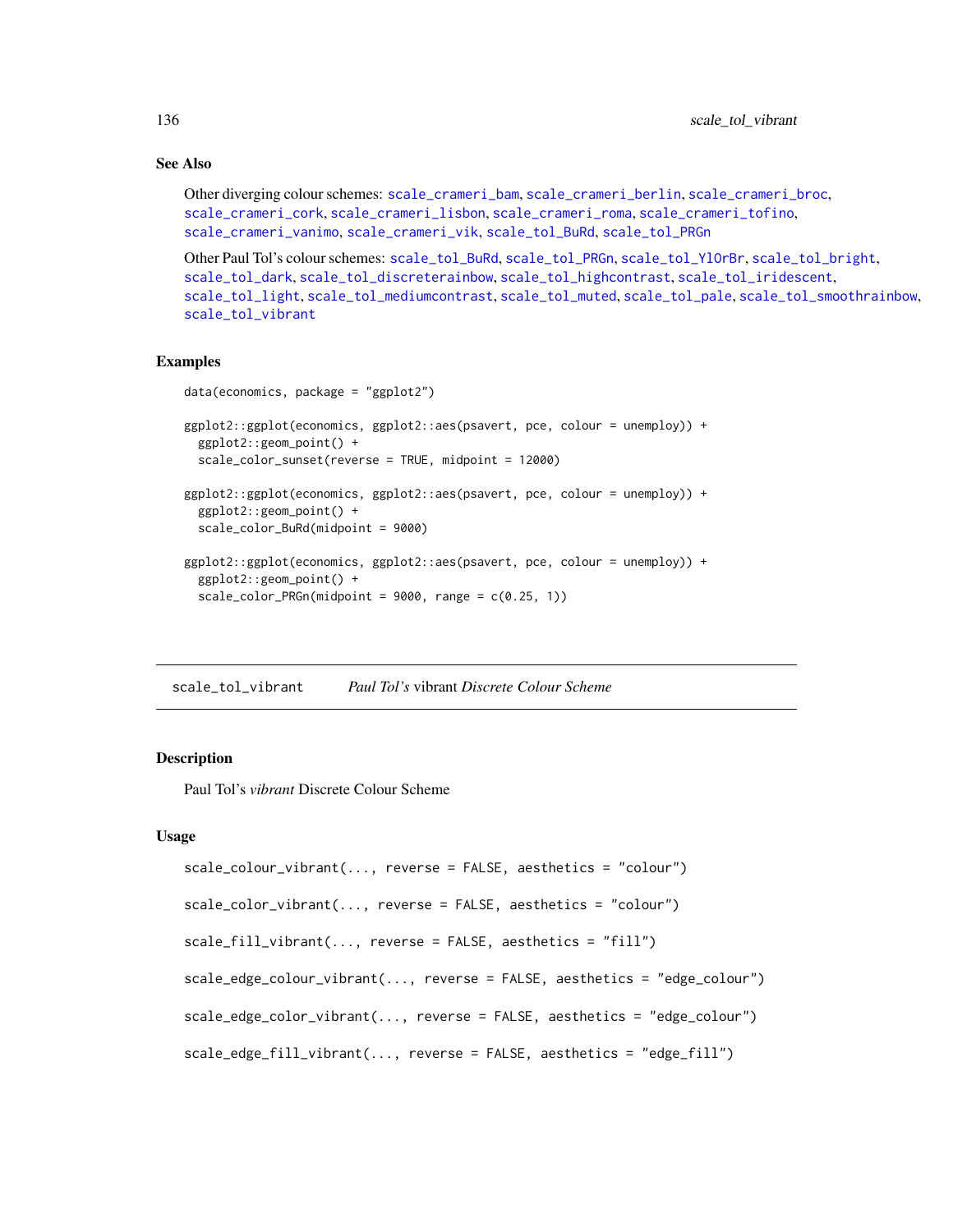### See Also

Other diverging colour schemes: `scale_crameri_bam`, `scale_crameri_berlin`, `scale_crameri_broc`, `scale_crameri_cork`, `scale_crameri_lisbon`, `scale_crameri_roma`, `scale_crameri_tofino`, `scale_crameri_vanimo`, `scale_crameri_vik`, `scale_tol_BuRd`, `scale_tol_PRGn`

Other Paul Tol's colour schemes: `scale_tol_BuRd`, `scale_tol_PRGn`, `scale_tol_YlOrBr`, `scale_tol_bright`, `scale_tol_dark`, `scale_tol_discreterainbow`, `scale_tol_highcontrast`, `scale_tol_iridescent`, `scale_tol_light`, `scale_tol_mediumcontrast`, `scale_tol_muted`, `scale_tol_pale`, `scale_tol_smoothrainbow`, `scale_tol_vibrant`

### Examples

```
data(economics, package = "ggplot2")

ggplot2::ggplot(economics, ggplot2::aes(psavert, pce, colour = unemploy)) +
  ggplot2::geom_point() +
  scale_color_sunset(reverse = TRUE, midpoint = 12000)

ggplot2::ggplot(economics, ggplot2::aes(psavert, pce, colour = unemploy)) +
  ggplot2::geom_point() +
  scale_color_BuRd(midpoint = 9000)

ggplot2::ggplot(economics, ggplot2::aes(psavert, pce, colour = unemploy)) +
  ggplot2::geom_point() +
  scale_color_PRGn(midpoint = 9000, range = c(0.25, 1))
```

---

## scale_tol_vibrant — *Paul Tol's* vibrant *Discrete Colour Scheme*

### Description

Paul Tol's *vibrant* Discrete Colour Scheme

### Usage

```
scale_colour_vibrant(..., reverse = FALSE, aesthetics = "colour")

scale_color_vibrant(..., reverse = FALSE, aesthetics = "colour")

scale_fill_vibrant(..., reverse = FALSE, aesthetics = "fill")

scale_edge_colour_vibrant(..., reverse = FALSE, aesthetics = "edge_colour")

scale_edge_color_vibrant(..., reverse = FALSE, aesthetics = "edge_colour")

scale_edge_fill_vibrant(..., reverse = FALSE, aesthetics = "edge_fill")
```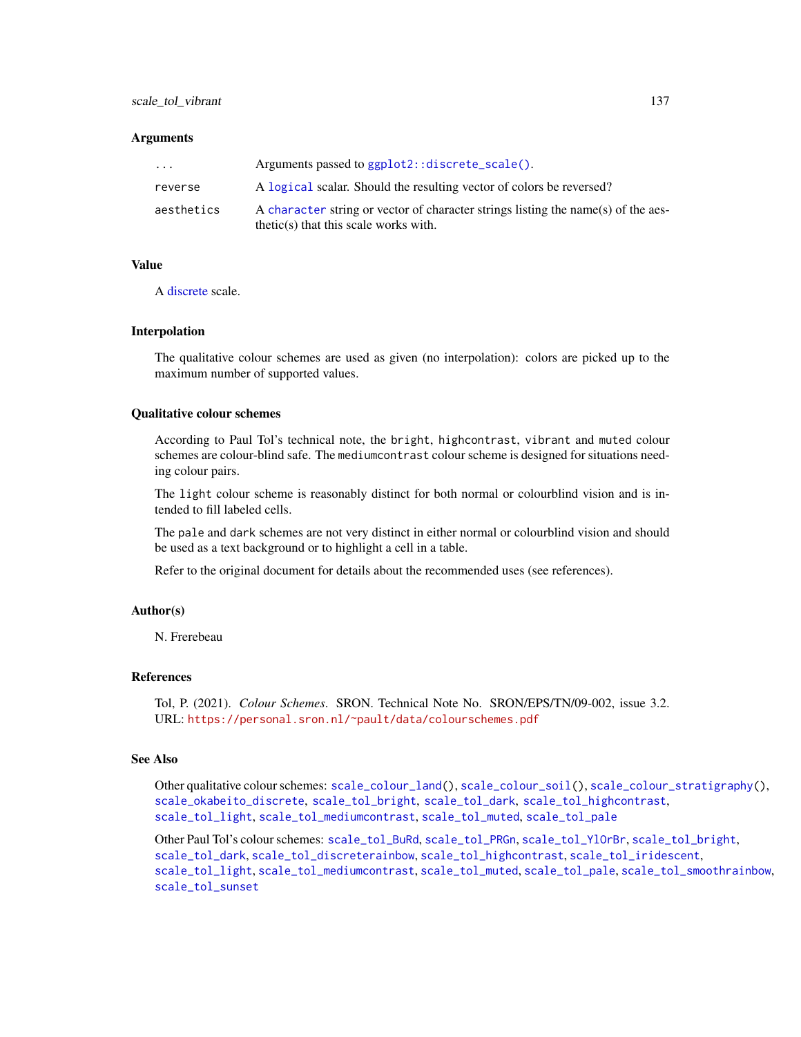## Arguments

| | |
|---|---|
| ... | Arguments passed to `ggplot2::discrete_scale()`. |
| reverse | A `logical` scalar. Should the resulting vector of colors be reversed? |
| aesthetics | A `character` string or vector of character strings listing the name(s) of the aesthetic(s) that this scale works with. |

## Value

A discrete scale.

## Interpolation

The qualitative colour schemes are used as given (no interpolation): colors are picked up to the maximum number of supported values.

## Qualitative colour schemes

According to Paul Tol's technical note, the `bright`, `highcontrast`, `vibrant` and `muted` colour schemes are colour-blind safe. The `mediumcontrast` colour scheme is designed for situations needing colour pairs.

The `light` colour scheme is reasonably distinct for both normal or colourblind vision and is intended to fill labeled cells.

The `pale` and `dark` schemes are not very distinct in either normal or colourblind vision and should be used as a text background or to highlight a cell in a table.

Refer to the original document for details about the recommended uses (see references).

## Author(s)

N. Frerebeau

## References

Tol, P. (2021). *Colour Schemes*. SRON. Technical Note No. SRON/EPS/TN/09-002, issue 3.2. URL: https://personal.sron.nl/~pault/data/colourschemes.pdf

## See Also

Other qualitative colour schemes: `scale_colour_land()`, `scale_colour_soil()`, `scale_colour_stratigraphy()`, `scale_okabeito_discrete`, `scale_tol_bright`, `scale_tol_dark`, `scale_tol_highcontrast`, `scale_tol_light`, `scale_tol_mediumcontrast`, `scale_tol_muted`, `scale_tol_pale`

Other Paul Tol's colour schemes: `scale_tol_BuRd`, `scale_tol_PRGn`, `scale_tol_YlOrBr`, `scale_tol_bright`, `scale_tol_dark`, `scale_tol_discreterainbow`, `scale_tol_highcontrast`, `scale_tol_iridescent`, `scale_tol_light`, `scale_tol_mediumcontrast`, `scale_tol_muted`, `scale_tol_pale`, `scale_tol_smoothrainbow`, `scale_tol_sunset`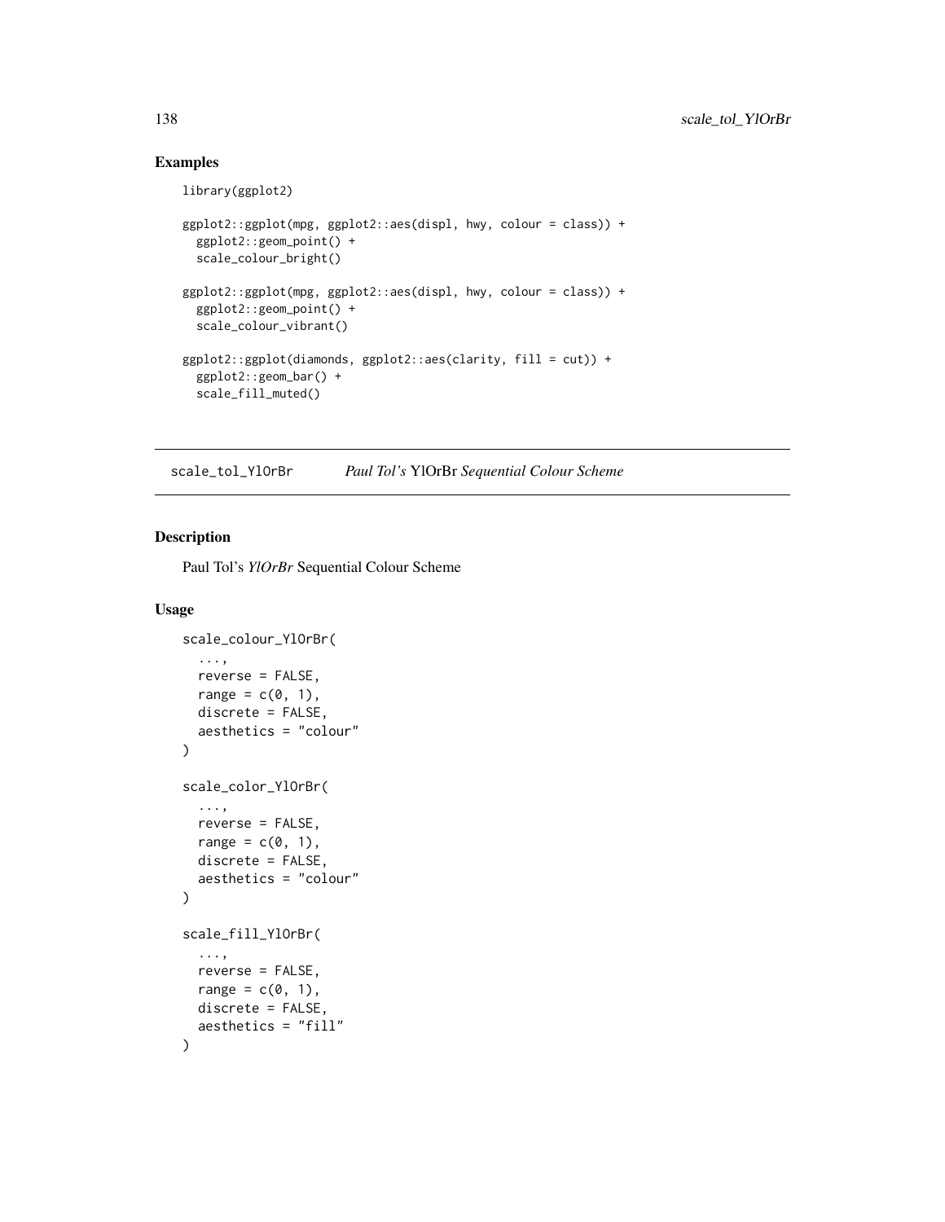## Examples

```
library(ggplot2)

ggplot2::ggplot(mpg, ggplot2::aes(displ, hwy, colour = class)) +
  ggplot2::geom_point() +
  scale_colour_bright()

ggplot2::ggplot(mpg, ggplot2::aes(displ, hwy, colour = class)) +
  ggplot2::geom_point() +
  scale_colour_vibrant()

ggplot2::ggplot(diamonds, ggplot2::aes(clarity, fill = cut)) +
  ggplot2::geom_bar() +
  scale_fill_muted()
```

---

# scale_tol_YlOrBr    *Paul Tol's* YlOrBr *Sequential Colour Scheme*

---

## Description

Paul Tol's *YlOrBr* Sequential Colour Scheme

## Usage

```
scale_colour_YlOrBr(
  ...,
  reverse = FALSE,
  range = c(0, 1),
  discrete = FALSE,
  aesthetics = "colour"
)

scale_color_YlOrBr(
  ...,
  reverse = FALSE,
  range = c(0, 1),
  discrete = FALSE,
  aesthetics = "colour"
)

scale_fill_YlOrBr(
  ...,
  reverse = FALSE,
  range = c(0, 1),
  discrete = FALSE,
  aesthetics = "fill"
)
```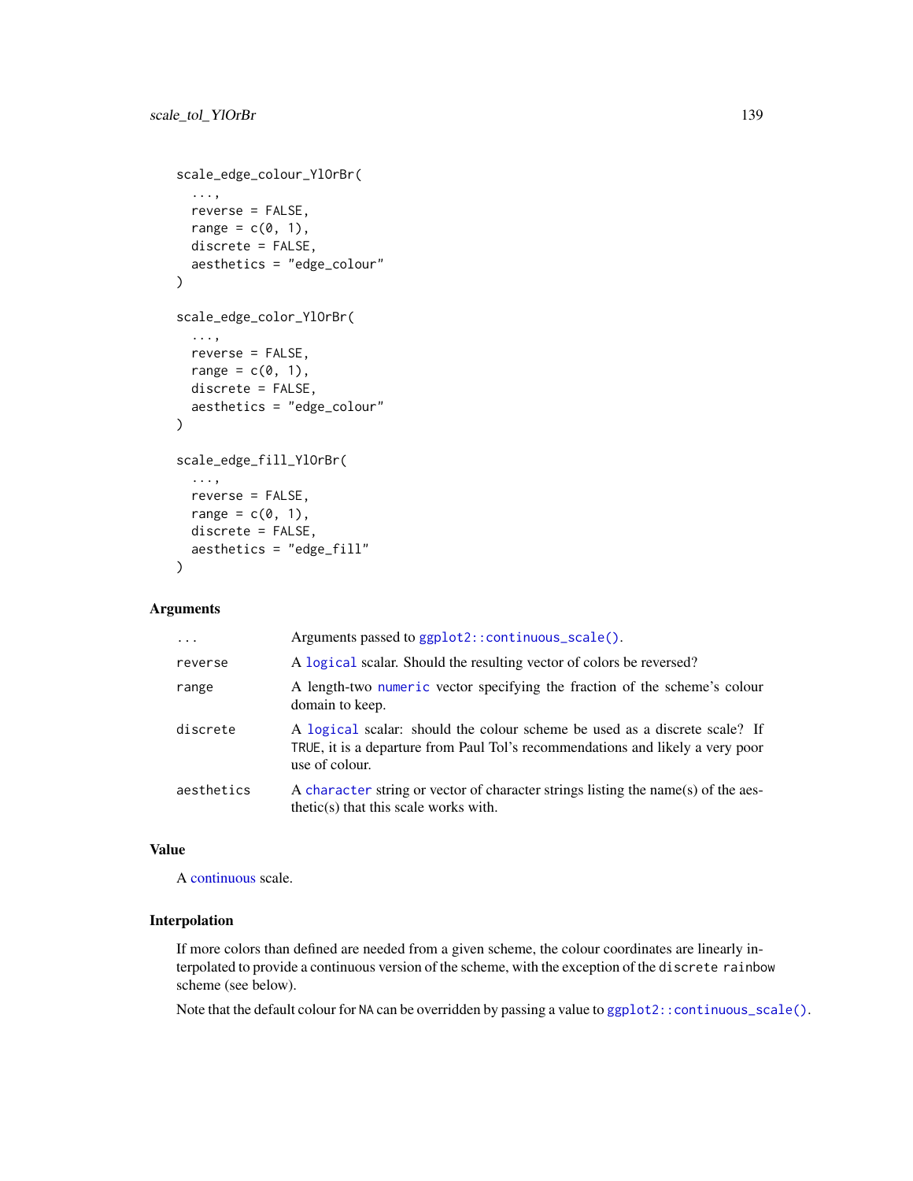```
scale_edge_colour_YlOrBr(
  ...,
  reverse = FALSE,
  range = c(0, 1),
  discrete = FALSE,
  aesthetics = "edge_colour"
)

scale_edge_color_YlOrBr(
  ...,
  reverse = FALSE,
  range = c(0, 1),
  discrete = FALSE,
  aesthetics = "edge_colour"
)

scale_edge_fill_YlOrBr(
  ...,
  reverse = FALSE,
  range = c(0, 1),
  discrete = FALSE,
  aesthetics = "edge_fill"
)
```

### Arguments

| | |
|---|---|
| `...` | Arguments passed to `ggplot2::continuous_scale()`. |
| `reverse` | A `logical` scalar. Should the resulting vector of colors be reversed? |
| `range` | A length-two `numeric` vector specifying the fraction of the scheme's colour domain to keep. |
| `discrete` | A `logical` scalar: should the colour scheme be used as a discrete scale? If `TRUE`, it is a departure from Paul Tol's recommendations and likely a very poor use of colour. |
| `aesthetics` | A `character` string or vector of character strings listing the name(s) of the aesthetic(s) that this scale works with. |

### Value

A continuous scale.

### Interpolation

If more colors than defined are needed from a given scheme, the colour coordinates are linearly interpolated to provide a continuous version of the scheme, with the exception of the `discrete rainbow` scheme (see below).

Note that the default colour for `NA` can be overridden by passing a value to `ggplot2::continuous_scale()`.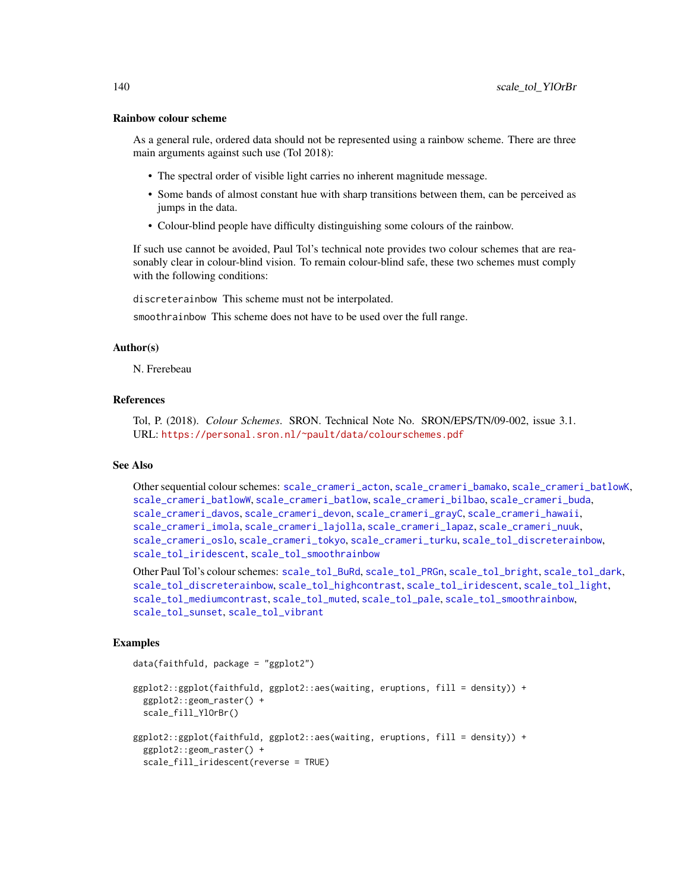### Rainbow colour scheme

As a general rule, ordered data should not be represented using a rainbow scheme. There are three main arguments against such use (Tol 2018):

- The spectral order of visible light carries no inherent magnitude message.
- Some bands of almost constant hue with sharp transitions between them, can be perceived as jumps in the data.
- Colour-blind people have difficulty distinguishing some colours of the rainbow.

If such use cannot be avoided, Paul Tol's technical note provides two colour schemes that are reasonably clear in colour-blind vision. To remain colour-blind safe, these two schemes must comply with the following conditions:

`discreterainbow` This scheme must not be interpolated.

`smoothrainbow` This scheme does not have to be used over the full range.

### Author(s)

N. Frerebeau

### References

Tol, P. (2018). *Colour Schemes*. SRON. Technical Note No. SRON/EPS/TN/09-002, issue 3.1. URL: https://personal.sron.nl/~pault/data/colourschemes.pdf

### See Also

Other sequential colour schemes: `scale_crameri_acton`, `scale_crameri_bamako`, `scale_crameri_batlowK`, `scale_crameri_batlowW`, `scale_crameri_batlow`, `scale_crameri_bilbao`, `scale_crameri_buda`, `scale_crameri_davos`, `scale_crameri_devon`, `scale_crameri_grayC`, `scale_crameri_hawaii`, `scale_crameri_imola`, `scale_crameri_lajolla`, `scale_crameri_lapaz`, `scale_crameri_nuuk`, `scale_crameri_oslo`, `scale_crameri_tokyo`, `scale_crameri_turku`, `scale_tol_discreterainbow`, `scale_tol_iridescent`, `scale_tol_smoothrainbow`

Other Paul Tol's colour schemes: `scale_tol_BuRd`, `scale_tol_PRGn`, `scale_tol_bright`, `scale_tol_dark`, `scale_tol_discreterainbow`, `scale_tol_highcontrast`, `scale_tol_iridescent`, `scale_tol_light`, `scale_tol_mediumcontrast`, `scale_tol_muted`, `scale_tol_pale`, `scale_tol_smoothrainbow`, `scale_tol_sunset`, `scale_tol_vibrant`

### Examples

```
data(faithfuld, package = "ggplot2")

ggplot2::ggplot(faithfuld, ggplot2::aes(waiting, eruptions, fill = density)) +
  ggplot2::geom_raster() +
  scale_fill_YlOrBr()

ggplot2::ggplot(faithfuld, ggplot2::aes(waiting, eruptions, fill = density)) +
  ggplot2::geom_raster() +
  scale_fill_iridescent(reverse = TRUE)
```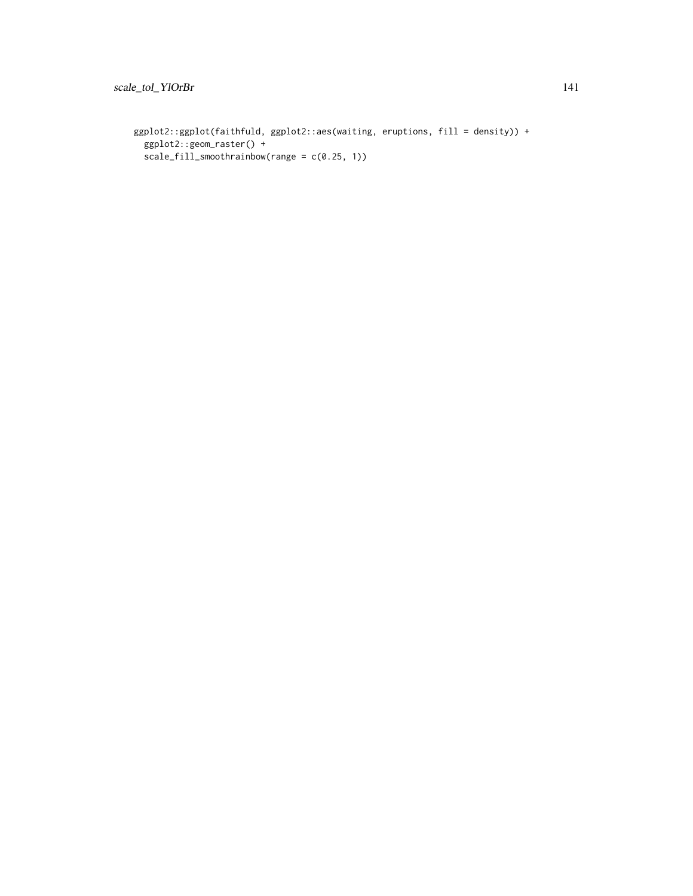```
ggplot2::ggplot(faithfuld, ggplot2::aes(waiting, eruptions, fill = density)) +
  ggplot2::geom_raster() +
  scale_fill_smoothrainbow(range = c(0.25, 1))
```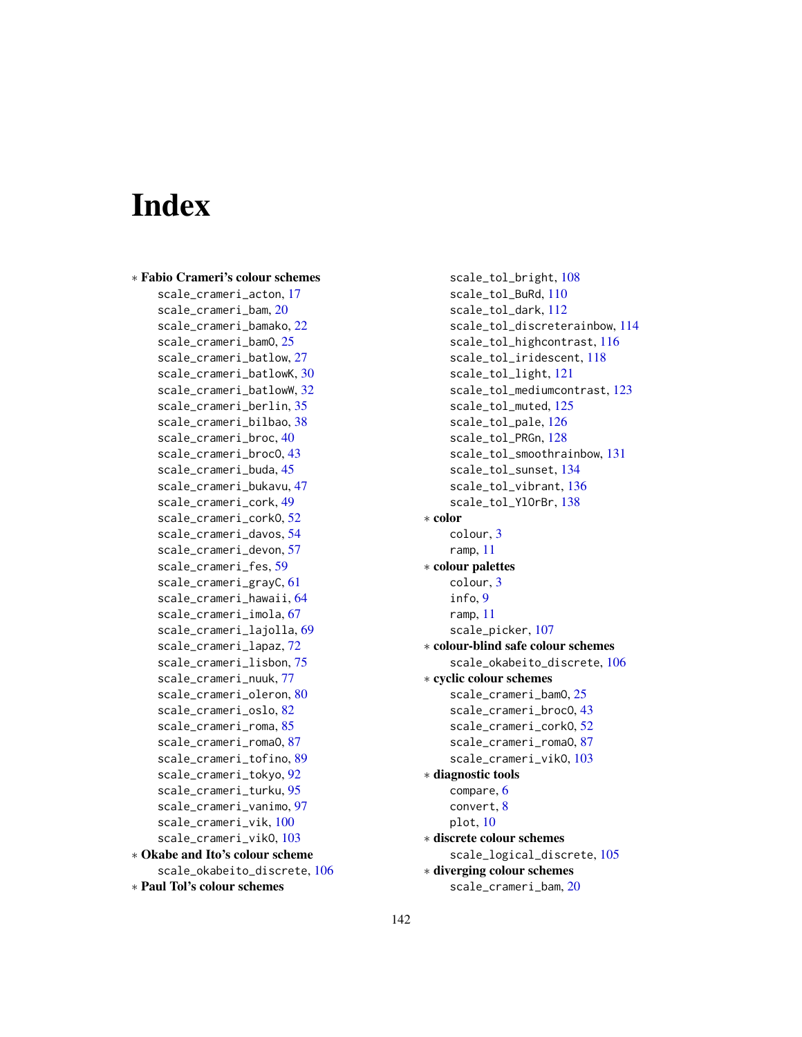# Index

∗ **Fabio Crameri's colour schemes**
- scale_crameri_acton, 17
- scale_crameri_bam, 20
- scale_crameri_bamako, 22
- scale_crameri_bamO, 25
- scale_crameri_batlow, 27
- scale_crameri_batlowK, 30
- scale_crameri_batlowW, 32
- scale_crameri_berlin, 35
- scale_crameri_bilbao, 38
- scale_crameri_broc, 40
- scale_crameri_brocO, 43
- scale_crameri_buda, 45
- scale_crameri_bukavu, 47
- scale_crameri_cork, 49
- scale_crameri_corkO, 52
- scale_crameri_davos, 54
- scale_crameri_devon, 57
- scale_crameri_fes, 59
- scale_crameri_grayC, 61
- scale_crameri_hawaii, 64
- scale_crameri_imola, 67
- scale_crameri_lajolla, 69
- scale_crameri_lapaz, 72
- scale_crameri_lisbon, 75
- scale_crameri_nuuk, 77
- scale_crameri_oleron, 80
- scale_crameri_oslo, 82
- scale_crameri_roma, 85
- scale_crameri_romaO, 87
- scale_crameri_tofino, 89
- scale_crameri_tokyo, 92
- scale_crameri_turku, 95
- scale_crameri_vanimo, 97
- scale_crameri_vik, 100
- scale_crameri_vikO, 103

∗ **Okabe and Ito's colour scheme**
- scale_okabeito_discrete, 106

∗ **Paul Tol's colour schemes**
- scale_tol_bright, 108
- scale_tol_BuRd, 110
- scale_tol_dark, 112
- scale_tol_discreterainbow, 114
- scale_tol_highcontrast, 116
- scale_tol_iridescent, 118
- scale_tol_light, 121
- scale_tol_mediumcontrast, 123
- scale_tol_muted, 125
- scale_tol_pale, 126
- scale_tol_PRGn, 128
- scale_tol_smoothrainbow, 131
- scale_tol_sunset, 134
- scale_tol_vibrant, 136
- scale_tol_YlOrBr, 138

∗ **color**
- colour, 3
- ramp, 11

∗ **colour palettes**
- colour, 3
- info, 9
- ramp, 11
- scale_picker, 107

∗ **colour-blind safe colour schemes**
- scale_okabeito_discrete, 106

∗ **cyclic colour schemes**
- scale_crameri_bamO, 25
- scale_crameri_brocO, 43
- scale_crameri_corkO, 52
- scale_crameri_romaO, 87
- scale_crameri_vikO, 103

∗ **diagnostic tools**
- compare, 6
- convert, 8
- plot, 10

∗ **discrete colour schemes**
- scale_logical_discrete, 105

∗ **diverging colour schemes**
- scale_crameri_bam, 20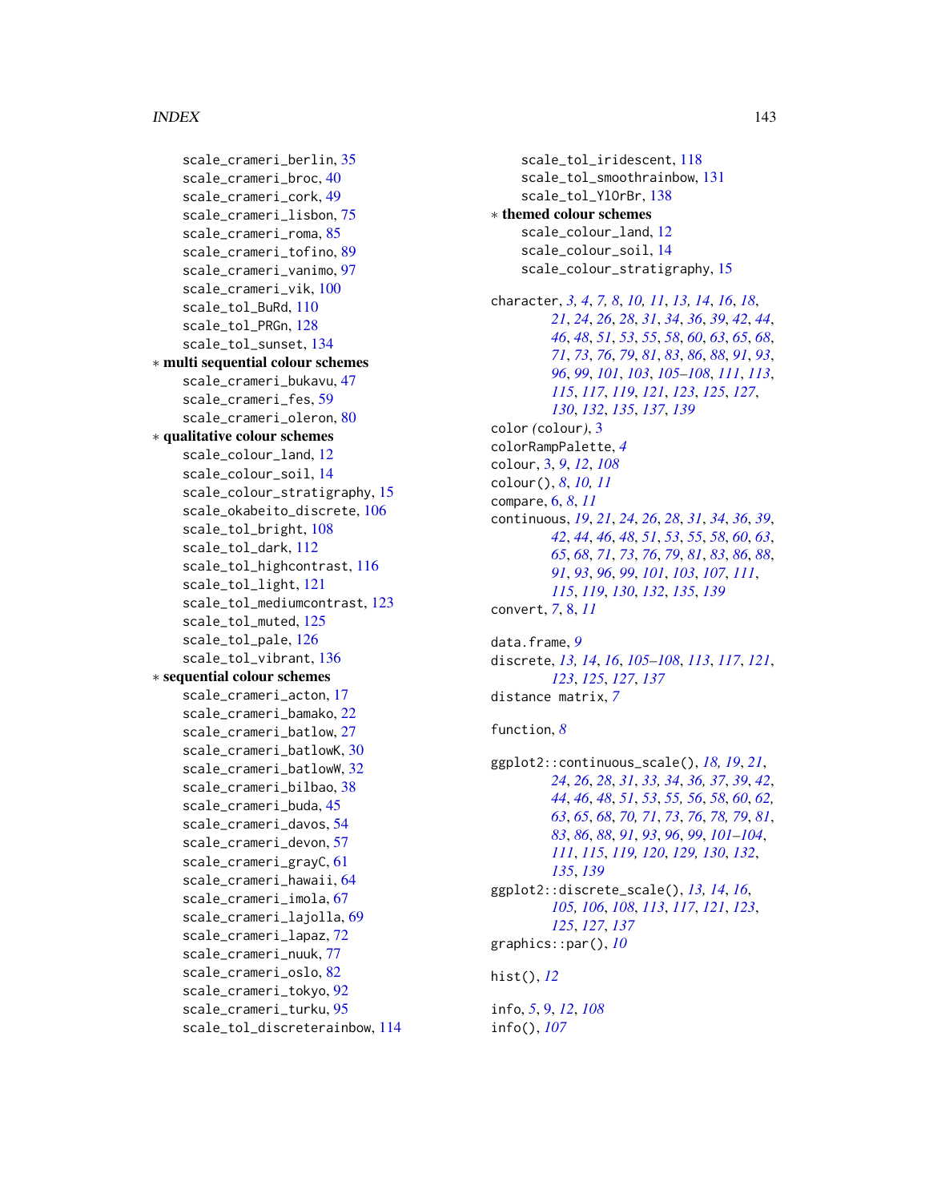scale_crameri_berlin, 35
scale_crameri_broc, 40
scale_crameri_cork, 49
scale_crameri_lisbon, 75
scale_crameri_roma, 85
scale_crameri_tofino, 89
scale_crameri_vanimo, 97
scale_crameri_vik, 100
scale_tol_BuRd, 110
scale_tol_PRGn, 128
scale_tol_sunset, 134

∗ **multi sequential colour schemes**
scale_crameri_bukavu, 47
scale_crameri_fes, 59
scale_crameri_oleron, 80

∗ **qualitative colour schemes**
scale_colour_land, 12
scale_colour_soil, 14
scale_colour_stratigraphy, 15
scale_okabeito_discrete, 106
scale_tol_bright, 108
scale_tol_dark, 112
scale_tol_highcontrast, 116
scale_tol_light, 121
scale_tol_mediumcontrast, 123
scale_tol_muted, 125
scale_tol_pale, 126
scale_tol_vibrant, 136

∗ **sequential colour schemes**
scale_crameri_acton, 17
scale_crameri_bamako, 22
scale_crameri_batlow, 27
scale_crameri_batlowK, 30
scale_crameri_batlowW, 32
scale_crameri_bilbao, 38
scale_crameri_buda, 45
scale_crameri_davos, 54
scale_crameri_devon, 57
scale_crameri_grayC, 61
scale_crameri_hawaii, 64
scale_crameri_imola, 67
scale_crameri_lajolla, 69
scale_crameri_lapaz, 72
scale_crameri_nuuk, 77
scale_crameri_oslo, 82
scale_crameri_tokyo, 92
scale_crameri_turku, 95
scale_tol_discreterainbow, 114
scale_tol_iridescent, 118
scale_tol_smoothrainbow, 131
scale_tol_YlOrBr, 138

∗ **themed colour schemes**
scale_colour_land, 12
scale_colour_soil, 14
scale_colour_stratigraphy, 15

character, *3, 4, 7, 8, 10, 11, 13, 14, 16, 18, 21, 24, 26, 28, 31, 34, 36, 39, 42, 44, 46, 48, 51, 53, 55, 58, 60, 63, 65, 68, 71, 73, 76, 79, 81, 83, 86, 88, 91, 93, 96, 99, 101, 103, 105–108, 111, 113, 115, 117, 119, 121, 123, 125, 127, 130, 132, 135, 137, 139*
color *(colour)*, 3
colorRampPalette, *4*
colour, 3, *9*, *12*, *108*
colour(), *8*, *10, 11*
compare, 6, *8*, *11*
continuous, *19, 21, 24, 26, 28, 31, 34, 36, 39, 42, 44, 46, 48, 51, 53, 55, 58, 60, 63, 65, 68, 71, 73, 76, 79, 81, 83, 86, 88, 91, 93, 96, 99, 101, 103, 107, 111, 115, 119, 130, 132, 135, 139*
convert, *7*, 8, *11*

data.frame, *9*
discrete, *13, 14, 16, 105–108, 113, 117, 121, 123, 125, 127, 137*
distance matrix, *7*

function, *8*

ggplot2::continuous_scale(), *18, 19, 21, 24, 26, 28, 31, 33, 34, 36, 37, 39, 42, 44, 46, 48, 51, 53, 55, 56, 58, 60, 62, 63, 65, 68, 70, 71, 73, 76, 78, 79, 81, 83, 86, 88, 91, 93, 96, 99, 101–104, 111, 115, 119, 120, 129, 130, 132, 135, 139*
ggplot2::discrete_scale(), *13, 14, 16, 105, 106, 108, 113, 117, 121, 123, 125, 127, 137*
graphics::par(), *10*

hist(), *12*

info, *5*, 9, *12*, *108*
info(), *107*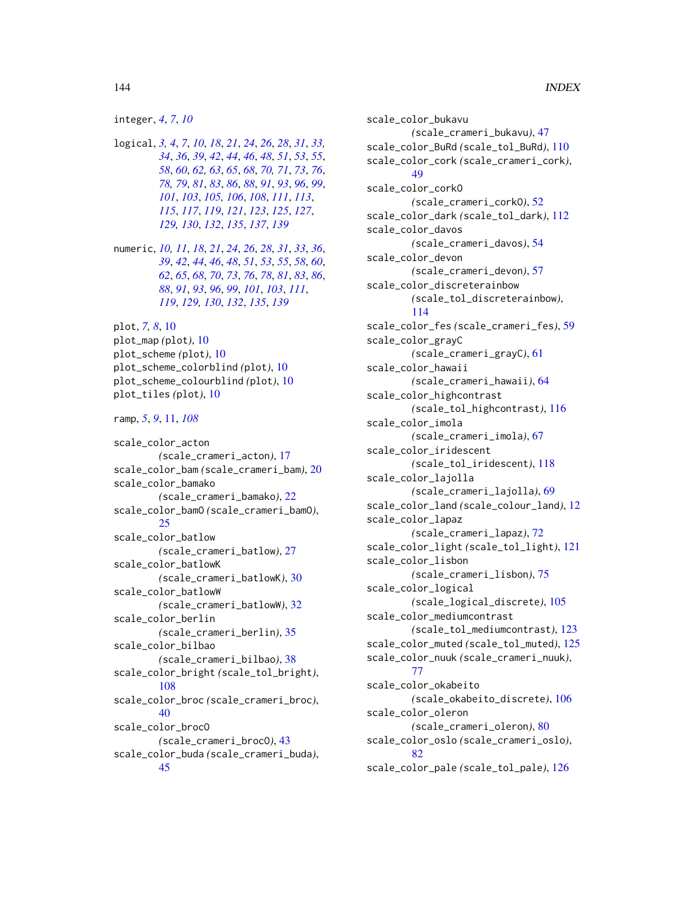integer, *4*, *7*, *10*

logical, *3, 4*, *7*, *10*, *18*, *21*, *24*, *26*, *28*, *31*, *33, 34*, *36*, *39*, *42*, *44*, *46*, *48*, *51*, *53*, *55*, *58*, *60*, *62, 63*, *65*, *68*, *70, 71*, *73*, *76*, *78, 79*, *81*, *83*, *86*, *88*, *91*, *93*, *96*, *99*, *101*, *103*, *105, 106*, *108*, *111*, *113*, *115*, *117*, *119*, *121*, *123*, *125*, *127*, *129, 130*, *132*, *135*, *137*, *139*

numeric, *10, 11*, *18*, *21*, *24*, *26*, *28*, *31*, *33*, *36*, *39*, *42*, *44*, *46*, *48*, *51*, *53*, *55*, *58*, *60*, *62*, *65*, *68*, *70*, *73*, *76*, *78*, *81*, *83*, *86*, *88*, *91*, *93*, *96*, *99*, *101*, *103*, *111*, *119*, *129, 130*, *132*, *135*, *139*

plot, *7, 8*, 10
plot_map *(*plot*)*, 10
plot_scheme *(*plot*)*, 10
plot_scheme_colorblind *(*plot*)*, 10
plot_scheme_colourblind *(*plot*)*, 10
plot_tiles *(*plot*)*, 10

ramp, *5*, *9*, 11, *108*

scale_color_acton *(*scale_crameri_acton*)*, 17
scale_color_bam *(*scale_crameri_bam*)*, 20
scale_color_bamako *(*scale_crameri_bamako*)*, 22
scale_color_bam0 *(*scale_crameri_bam0*)*, 25
scale_color_batlow *(*scale_crameri_batlow*)*, 27
scale_color_batlowK *(*scale_crameri_batlowK*)*, 30
scale_color_batlowW *(*scale_crameri_batlowW*)*, 32
scale_color_berlin *(*scale_crameri_berlin*)*, 35
scale_color_bilbao *(*scale_crameri_bilbao*)*, 38
scale_color_bright *(*scale_tol_bright*)*, 108
scale_color_broc *(*scale_crameri_broc*)*, 40
scale_color_broc0 *(*scale_crameri_broc0*)*, 43
scale_color_buda *(*scale_crameri_buda*)*, 45
scale_color_bukavu *(*scale_crameri_bukavu*)*, 47
scale_color_BuRd *(*scale_tol_BuRd*)*, 110
scale_color_cork *(*scale_crameri_cork*)*, 49
scale_color_cork0 *(*scale_crameri_cork0*)*, 52
scale_color_dark *(*scale_tol_dark*)*, 112
scale_color_davos *(*scale_crameri_davos*)*, 54
scale_color_devon *(*scale_crameri_devon*)*, 57
scale_color_discreterainbow *(*scale_tol_discreterainbow*)*, 114
scale_color_fes *(*scale_crameri_fes*)*, 59
scale_color_grayC *(*scale_crameri_grayC*)*, 61
scale_color_hawaii *(*scale_crameri_hawaii*)*, 64
scale_color_highcontrast *(*scale_tol_highcontrast*)*, 116
scale_color_imola *(*scale_crameri_imola*)*, 67
scale_color_iridescent *(*scale_tol_iridescent*)*, 118
scale_color_lajolla *(*scale_crameri_lajolla*)*, 69
scale_color_land *(*scale_colour_land*)*, 12
scale_color_lapaz *(*scale_crameri_lapaz*)*, 72
scale_color_light *(*scale_tol_light*)*, 121
scale_color_lisbon *(*scale_crameri_lisbon*)*, 75
scale_color_logical *(*scale_logical_discrete*)*, 105
scale_color_mediumcontrast *(*scale_tol_mediumcontrast*)*, 123
scale_color_muted *(*scale_tol_muted*)*, 125
scale_color_nuuk *(*scale_crameri_nuuk*)*, 77
scale_color_okabeito *(*scale_okabeito_discrete*)*, 106
scale_color_oleron *(*scale_crameri_oleron*)*, 80
scale_color_oslo *(*scale_crameri_oslo*)*, 82
scale_color_pale *(*scale_tol_pale*)*, 126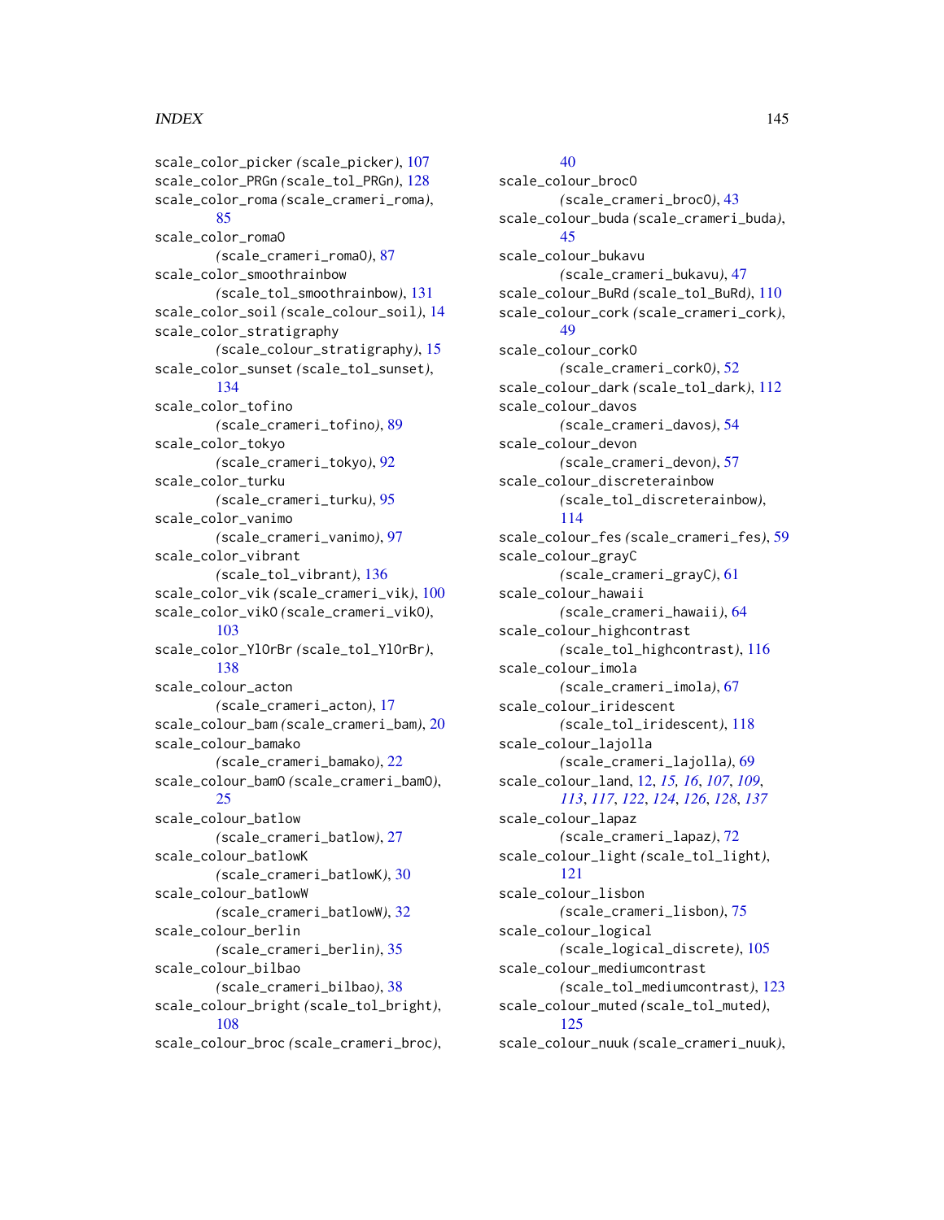scale_color_picker (scale_picker), 107
scale_color_PRGn (scale_tol_PRGn), 128
scale_color_roma (scale_crameri_roma), 85
scale_color_roma0 (scale_crameri_roma0), 87
scale_color_smoothrainbow (scale_tol_smoothrainbow), 131
scale_color_soil (scale_colour_soil), 14
scale_color_stratigraphy (scale_colour_stratigraphy), 15
scale_color_sunset (scale_tol_sunset), 134
scale_color_tofino (scale_crameri_tofino), 89
scale_color_tokyo (scale_crameri_tokyo), 92
scale_color_turku (scale_crameri_turku), 95
scale_color_vanimo (scale_crameri_vanimo), 97
scale_color_vibrant (scale_tol_vibrant), 136
scale_color_vik (scale_crameri_vik), 100
scale_color_vik0 (scale_crameri_vik0), 103
scale_color_YlOrBr (scale_tol_YlOrBr), 138
scale_colour_acton (scale_crameri_acton), 17
scale_colour_bam (scale_crameri_bam), 20
scale_colour_bamako (scale_crameri_bamako), 22
scale_colour_bam0 (scale_crameri_bam0), 25
scale_colour_batlow (scale_crameri_batlow), 27
scale_colour_batlowK (scale_crameri_batlowK), 30
scale_colour_batlowW (scale_crameri_batlowW), 32
scale_colour_berlin (scale_crameri_berlin), 35
scale_colour_bilbao (scale_crameri_bilbao), 38
scale_colour_bright (scale_tol_bright), 108
scale_colour_broc (scale_crameri_broc), 40
scale_colour_broc0 (scale_crameri_broc0), 43
scale_colour_buda (scale_crameri_buda), 45
scale_colour_bukavu (scale_crameri_bukavu), 47
scale_colour_BuRd (scale_tol_BuRd), 110
scale_colour_cork (scale_crameri_cork), 49
scale_colour_cork0 (scale_crameri_cork0), 52
scale_colour_dark (scale_tol_dark), 112
scale_colour_davos (scale_crameri_davos), 54
scale_colour_devon (scale_crameri_devon), 57
scale_colour_discreterainbow (scale_tol_discreterainbow), 114
scale_colour_fes (scale_crameri_fes), 59
scale_colour_grayC (scale_crameri_grayC), 61
scale_colour_hawaii (scale_crameri_hawaii), 64
scale_colour_highcontrast (scale_tol_highcontrast), 116
scale_colour_imola (scale_crameri_imola), 67
scale_colour_iridescent (scale_tol_iridescent), 118
scale_colour_lajolla (scale_crameri_lajolla), 69
scale_colour_land, 12, *15*, *16*, *107*, *109*, *113*, *117*, *122*, *124*, *126*, *128*, *137*
scale_colour_lapaz (scale_crameri_lapaz), 72
scale_colour_light (scale_tol_light), 121
scale_colour_lisbon (scale_crameri_lisbon), 75
scale_colour_logical (scale_logical_discrete), 105
scale_colour_mediumcontrast (scale_tol_mediumcontrast), 123
scale_colour_muted (scale_tol_muted), 125
scale_colour_nuuk (scale_crameri_nuuk),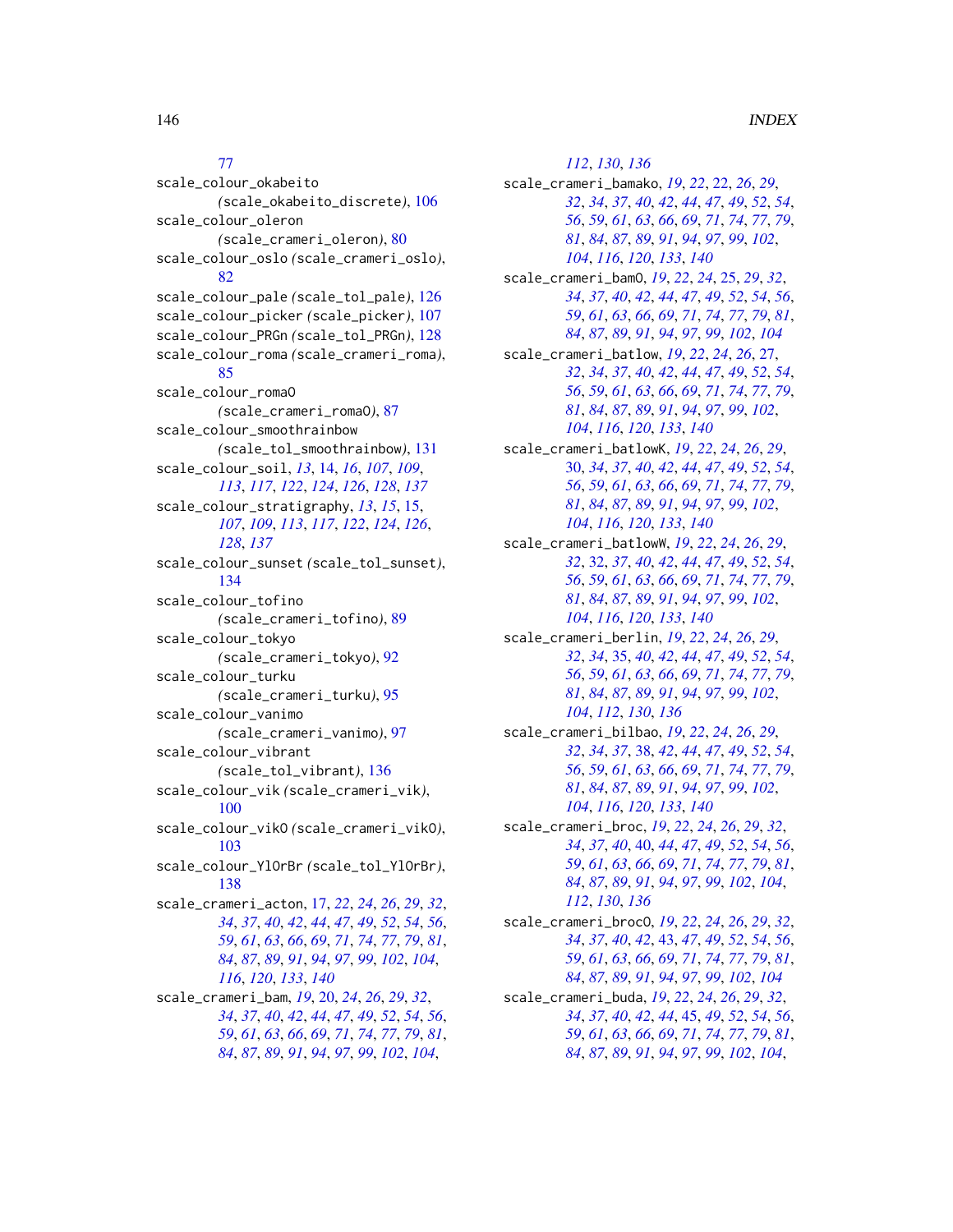77

scale_colour_okabeito (scale_okabeito_discrete), 106
scale_colour_oleron (scale_crameri_oleron), 80
scale_colour_oslo (scale_crameri_oslo), 82
scale_colour_pale (scale_tol_pale), 126
scale_colour_picker (scale_picker), 107
scale_colour_PRGn (scale_tol_PRGn), 128
scale_colour_roma (scale_crameri_roma), 85
scale_colour_roma0 (scale_crameri_roma0), 87
scale_colour_smoothrainbow (scale_tol_smoothrainbow), 131
scale_colour_soil, *13*, 14, *16*, *107*, *109*, *113*, *117*, *122*, *124*, *126*, *128*, *137*
scale_colour_stratigraphy, *13*, *15*, 15, *107*, *109*, *113*, *117*, *122*, *124*, *126*, *128*, *137*
scale_colour_sunset (scale_tol_sunset), 134
scale_colour_tofino (scale_crameri_tofino), 89
scale_colour_tokyo (scale_crameri_tokyo), 92
scale_colour_turku (scale_crameri_turku), 95
scale_colour_vanimo (scale_crameri_vanimo), 97
scale_colour_vibrant (scale_tol_vibrant), 136
scale_colour_vik (scale_crameri_vik), 100
scale_colour_vik0 (scale_crameri_vik0), 103
scale_colour_YlOrBr (scale_tol_YlOrBr), 138
scale_crameri_acton, 17, *22*, *24*, *26*, *29*, *32*, *34*, *37*, *40*, *42*, *44*, *47*, *49*, *52*, *54*, *56*, *59*, *61*, *63*, *66*, *69*, *71*, *74*, *77*, *79*, *81*, *84*, *87*, *89*, *91*, *94*, *97*, *99*, *102*, *104*, *116*, *120*, *133*, *140*
scale_crameri_bam, *19*, 20, *24*, *26*, *29*, *32*, *34*, *37*, *40*, *42*, *44*, *47*, *49*, *52*, *54*, *56*, *59*, *61*, *63*, *66*, *69*, *71*, *74*, *77*, *79*, *81*, *84*, *87*, *89*, *91*, *94*, *97*, *99*, *102*, *104*, *112*, *130*, *136*
scale_crameri_bamako, *19*, *22*, 22, *26*, *29*, *32*, *34*, *37*, *40*, *42*, *44*, *47*, *49*, *52*, *54*, *56*, *59*, *61*, *63*, *66*, *69*, *71*, *74*, *77*, *79*, *81*, *84*, *87*, *89*, *91*, *94*, *97*, *99*, *102*, *104*, *116*, *120*, *133*, *140*
scale_crameri_bam0, *19*, *22*, *24*, 25, *29*, *32*, *34*, *37*, *40*, *42*, *44*, *47*, *49*, *52*, *54*, *56*, *59*, *61*, *63*, *66*, *69*, *71*, *74*, *77*, *79*, *81*, *84*, *87*, *89*, *91*, *94*, *97*, *99*, *102*, *104*
scale_crameri_batlow, *19*, *22*, *24*, *26*, 27, *32*, *34*, *37*, *40*, *42*, *44*, *47*, *49*, *52*, *54*, *56*, *59*, *61*, *63*, *66*, *69*, *71*, *74*, *77*, *79*, *81*, *84*, *87*, *89*, *91*, *94*, *97*, *99*, *102*, *104*, *116*, *120*, *133*, *140*
scale_crameri_batlowK, *19*, *22*, *24*, *26*, *29*, 30, *34*, *37*, *40*, *42*, *44*, *47*, *49*, *52*, *54*, *56*, *59*, *61*, *63*, *66*, *69*, *71*, *74*, *77*, *79*, *81*, *84*, *87*, *89*, *91*, *94*, *97*, *99*, *102*, *104*, *116*, *120*, *133*, *140*
scale_crameri_batlowW, *19*, *22*, *24*, *26*, *29*, *32*, 32, *37*, *40*, *42*, *44*, *47*, *49*, *52*, *54*, *56*, *59*, *61*, *63*, *66*, *69*, *71*, *74*, *77*, *79*, *81*, *84*, *87*, *89*, *91*, *94*, *97*, *99*, *102*, *104*, *116*, *120*, *133*, *140*
scale_crameri_berlin, *19*, *22*, *24*, *26*, *29*, *32*, *34*, 35, *40*, *42*, *44*, *47*, *49*, *52*, *54*, *56*, *59*, *61*, *63*, *66*, *69*, *71*, *74*, *77*, *79*, *81*, *84*, *87*, *89*, *91*, *94*, *97*, *99*, *102*, *104*, *112*, *130*, *136*
scale_crameri_bilbao, *19*, *22*, *24*, *26*, *29*, *32*, *34*, *37*, 38, *42*, *44*, *47*, *49*, *52*, *54*, *56*, *59*, *61*, *63*, *66*, *69*, *71*, *74*, *77*, *79*, *81*, *84*, *87*, *89*, *91*, *94*, *97*, *99*, *102*, *104*, *116*, *120*, *133*, *140*
scale_crameri_broc, *19*, *22*, *24*, *26*, *29*, *32*, *34*, *37*, *40*, 40, *44*, *47*, *49*, *52*, *54*, *56*, *59*, *61*, *63*, *66*, *69*, *71*, *74*, *77*, *79*, *81*, *84*, *87*, *89*, *91*, *94*, *97*, *99*, *102*, *104*, *112*, *130*, *136*
scale_crameri_broc0, *19*, *22*, *24*, *26*, *29*, *32*, *34*, *37*, *40*, *42*, 43, *47*, *49*, *52*, *54*, *56*, *59*, *61*, *63*, *66*, *69*, *71*, *74*, *77*, *79*, *81*, *84*, *87*, *89*, *91*, *94*, *97*, *99*, *102*, *104*
scale_crameri_buda, *19*, *22*, *24*, *26*, *29*, *32*, *34*, *37*, *40*, *42*, *44*, 45, *49*, *52*, *54*, *56*, *59*, *61*, *63*, *66*, *69*, *71*, *74*, *77*, *79*, *81*, *84*, *87*, *89*, *91*, *94*, *97*, *99*, *102*, *104*,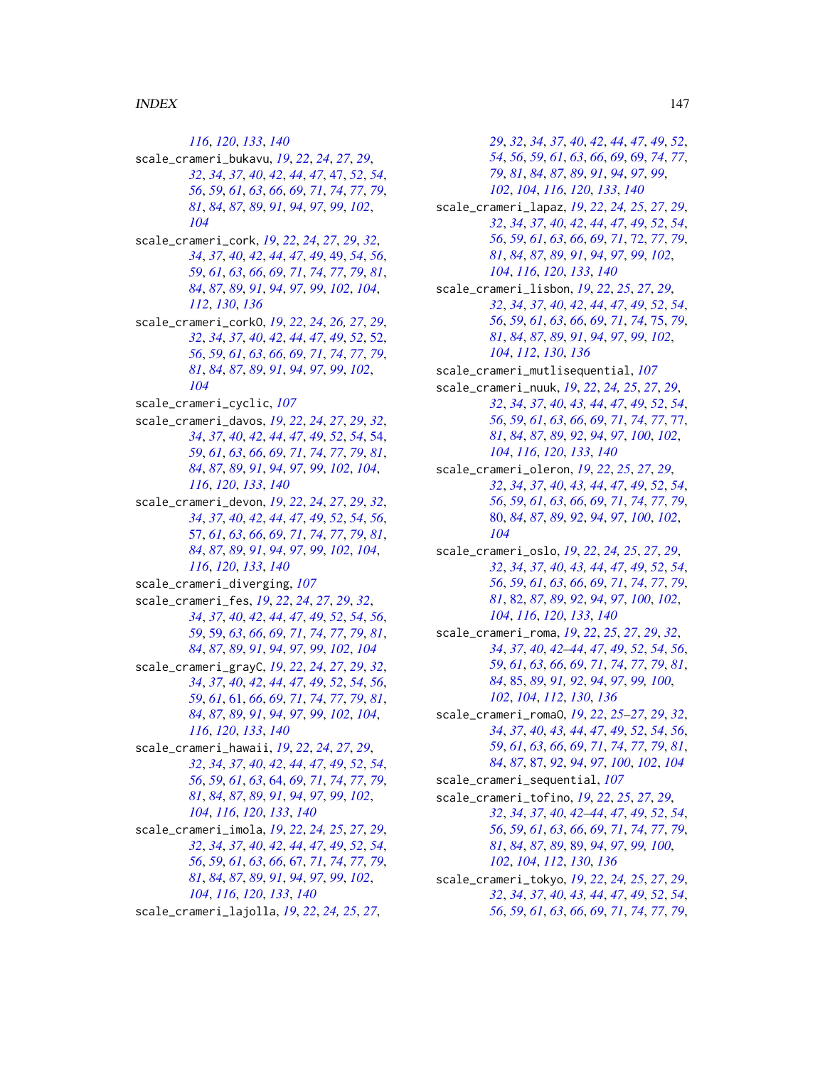116, 120, 133, 140

scale_crameri_bukavu, 19, 22, 24, 27, 29, 32, 34, 37, 40, 42, 44, 47, 47, 52, 54, 56, 59, 61, 63, 66, 69, 71, 74, 77, 79, 81, 84, 87, 89, 91, 94, 97, 99, 102, 104

scale_crameri_cork, 19, 22, 24, 27, 29, 32, 34, 37, 40, 42, 44, 47, 49, 49, 54, 56, 59, 61, 63, 66, 69, 71, 74, 77, 79, 81, 84, 87, 89, 91, 94, 97, 99, 102, 104, 112, 130, 136

scale_crameri_corkO, 19, 22, 24, 26, 27, 29, 32, 34, 37, 40, 42, 44, 47, 49, 52, 52, 56, 59, 61, 63, 66, 69, 71, 74, 77, 79, 81, 84, 87, 89, 91, 94, 97, 99, 102, 104

scale_crameri_cyclic, 107

scale_crameri_davos, 19, 22, 24, 27, 29, 32, 34, 37, 40, 42, 44, 47, 49, 52, 54, 54, 59, 61, 63, 66, 69, 71, 74, 77, 79, 81, 84, 87, 89, 91, 94, 97, 99, 102, 104, 116, 120, 133, 140

scale_crameri_devon, 19, 22, 24, 27, 29, 32, 34, 37, 40, 42, 44, 47, 49, 52, 54, 56, 57, 61, 63, 66, 69, 71, 74, 77, 79, 81, 84, 87, 89, 91, 94, 97, 99, 102, 104, 116, 120, 133, 140

scale_crameri_diverging, 107

scale_crameri_fes, 19, 22, 24, 27, 29, 32, 34, 37, 40, 42, 44, 47, 49, 52, 54, 56, 59, 59, 63, 66, 69, 71, 74, 77, 79, 81, 84, 87, 89, 91, 94, 97, 99, 102, 104

scale_crameri_grayC, 19, 22, 24, 27, 29, 32, 34, 37, 40, 42, 44, 47, 49, 52, 54, 56, 59, 61, 61, 66, 69, 71, 74, 77, 79, 81, 84, 87, 89, 91, 94, 97, 99, 102, 104, 116, 120, 133, 140

scale_crameri_hawaii, 19, 22, 24, 27, 29, 32, 34, 37, 40, 42, 44, 47, 49, 52, 54, 56, 59, 61, 63, 64, 69, 71, 74, 77, 79, 81, 84, 87, 89, 91, 94, 97, 99, 102, 104, 116, 120, 133, 140

scale_crameri_imola, 19, 22, 24, 25, 27, 29, 32, 34, 37, 40, 42, 44, 47, 49, 52, 54, 56, 59, 61, 63, 66, 67, 71, 74, 77, 79, 81, 84, 87, 89, 91, 94, 97, 99, 102, 104, 116, 120, 133, 140

scale_crameri_lajolla, 19, 22, 24, 25, 27, 29, 32, 34, 37, 40, 42, 44, 47, 49, 52, 54, 56, 59, 61, 63, 66, 69, 69, 74, 77, 79, 81, 84, 87, 89, 91, 94, 97, 99, 102, 104, 116, 120, 133, 140

scale_crameri_lapaz, 19, 22, 24, 25, 27, 29, 32, 34, 37, 40, 42, 44, 47, 49, 52, 54, 56, 59, 61, 63, 66, 69, 71, 72, 77, 79, 81, 84, 87, 89, 91, 94, 97, 99, 102, 104, 116, 120, 133, 140

scale_crameri_lisbon, 19, 22, 25, 27, 29, 32, 34, 37, 40, 42, 44, 47, 49, 52, 54, 56, 59, 61, 63, 66, 69, 71, 74, 75, 79, 81, 84, 87, 89, 91, 94, 97, 99, 102, 104, 112, 130, 136

scale_crameri_mutlisequential, 107

scale_crameri_nuuk, 19, 22, 24, 25, 27, 29, 32, 34, 37, 40, 43, 44, 47, 49, 52, 54, 56, 59, 61, 63, 66, 69, 71, 74, 77, 77, 81, 84, 87, 89, 92, 94, 97, 100, 102, 104, 116, 120, 133, 140

scale_crameri_oleron, 19, 22, 25, 27, 29, 32, 34, 37, 40, 43, 44, 47, 49, 52, 54, 56, 59, 61, 63, 66, 69, 71, 74, 77, 79, 80, 84, 87, 89, 92, 94, 97, 100, 102, 104

scale_crameri_oslo, 19, 22, 24, 25, 27, 29, 32, 34, 37, 40, 43, 44, 47, 49, 52, 54, 56, 59, 61, 63, 66, 69, 71, 74, 77, 79, 81, 82, 87, 89, 92, 94, 97, 100, 102, 104, 116, 120, 133, 140

scale_crameri_roma, 19, 22, 25, 27, 29, 32, 34, 37, 40, 42–44, 47, 49, 52, 54, 56, 59, 61, 63, 66, 69, 71, 74, 77, 79, 81, 84, 85, 89, 91, 92, 94, 97, 99, 100, 102, 104, 112, 130, 136

scale_crameri_romaO, 19, 22, 25–27, 29, 32, 34, 37, 40, 43, 44, 47, 49, 52, 54, 56, 59, 61, 63, 66, 69, 71, 74, 77, 79, 81, 84, 87, 87, 92, 94, 97, 100, 102, 104

scale_crameri_sequential, 107

scale_crameri_tofino, 19, 22, 25, 27, 29, 32, 34, 37, 40, 42–44, 47, 49, 52, 54, 56, 59, 61, 63, 66, 69, 71, 74, 77, 79, 81, 84, 87, 89, 89, 94, 97, 99, 100, 102, 104, 112, 130, 136

scale_crameri_tokyo, 19, 22, 24, 25, 27, 29, 32, 34, 37, 40, 43, 44, 47, 49, 52, 54, 56, 59, 61, 63, 66, 69, 71, 74, 77, 79,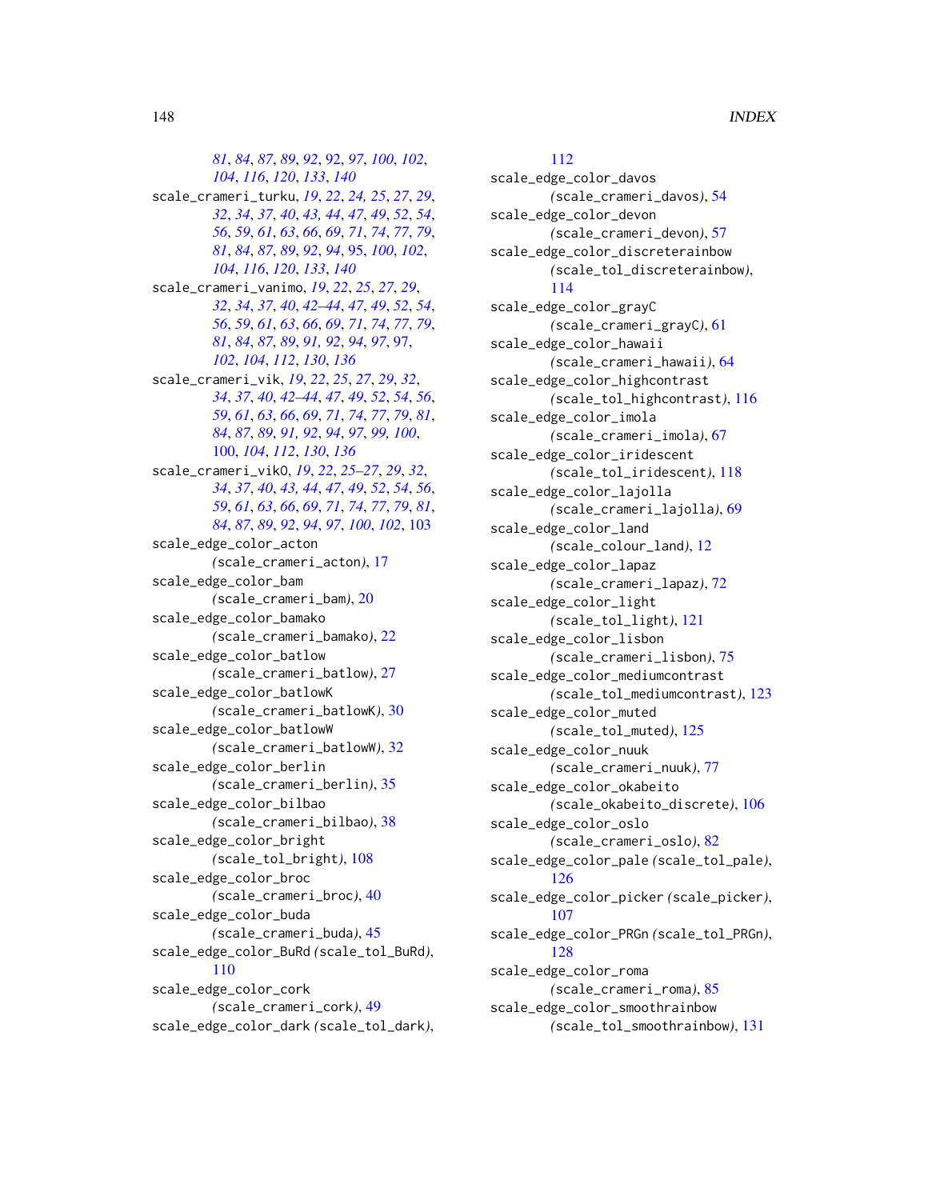*81*, *84*, *87*, *89*, *92*, 92, *97*, *100*, *102*, *104*, *116*, *120*, *133*, *140*

scale_crameri_turku, *19*, *22*, *24, 25*, *27*, *29*, *32*, *34*, *37*, *40*, *43, 44*, *47*, *49*, *52*, *54*, *56*, *59*, *61*, *63*, *66*, *69*, *71*, *74*, *77*, *79*, *81*, *84*, *87*, *89*, *92*, *94*, 95, *100*, *102*, *104*, *116*, *120*, *133*, *140*

scale_crameri_vanimo, *19*, *22*, *25*, *27*, *29*, *32*, *34*, *37*, *40*, *42–44*, *47*, *49*, *52*, *54*, *56*, *59*, *61*, *63*, *66*, *69*, *71*, *74*, *77*, *79*, *81*, *84*, *87*, *89*, *91, 92*, *94*, *97*, 97, *102*, *104*, *112*, *130*, *136*

scale_crameri_vik, *19*, *22*, *25*, *27*, *29*, *32*, *34*, *37*, *40*, *42–44*, *47*, *49*, *52*, *54*, *56*, *59*, *61*, *63*, *66*, *69*, *71*, *74*, *77*, *79*, *81*, *84*, *87*, *89*, *91, 92*, *94*, *97*, *99, 100*, 100, *104*, *112*, *130*, *136*

scale_crameri_vikO, *19*, *22*, *25–27*, *29*, *32*, *34*, *37*, *40*, *43, 44*, *47*, *49*, *52*, *54*, *56*, *59*, *61*, *63*, *66*, *69*, *71*, *74*, *77*, *79*, *81*, *84*, *87*, *89*, *92*, *94*, *97*, *100*, *102*, 103

scale_edge_color_acton (scale_crameri_acton), 17

scale_edge_color_bam (scale_crameri_bam), 20

scale_edge_color_bamako (scale_crameri_bamako), 22

scale_edge_color_batlow (scale_crameri_batlow), 27

scale_edge_color_batlowK (scale_crameri_batlowK), 30

scale_edge_color_batlowW (scale_crameri_batlowW), 32

scale_edge_color_berlin (scale_crameri_berlin), 35

scale_edge_color_bilbao (scale_crameri_bilbao), 38

scale_edge_color_bright (scale_tol_bright), 108

scale_edge_color_broc (scale_crameri_broc), 40

scale_edge_color_buda (scale_crameri_buda), 45

scale_edge_color_BuRd (scale_tol_BuRd), 110

scale_edge_color_cork (scale_crameri_cork), 49

scale_edge_color_dark (scale_tol_dark), 112

scale_edge_color_davos (scale_crameri_davos), 54

scale_edge_color_devon (scale_crameri_devon), 57

scale_edge_color_discreterainbow (scale_tol_discreterainbow), 114

scale_edge_color_grayC (scale_crameri_grayC), 61

scale_edge_color_hawaii (scale_crameri_hawaii), 64

scale_edge_color_highcontrast (scale_tol_highcontrast), 116

scale_edge_color_imola (scale_crameri_imola), 67

scale_edge_color_iridescent (scale_tol_iridescent), 118

scale_edge_color_lajolla (scale_crameri_lajolla), 69

scale_edge_color_land (scale_colour_land), 12

scale_edge_color_lapaz (scale_crameri_lapaz), 72

scale_edge_color_light (scale_tol_light), 121

scale_edge_color_lisbon (scale_crameri_lisbon), 75

scale_edge_color_mediumcontrast (scale_tol_mediumcontrast), 123

scale_edge_color_muted (scale_tol_muted), 125

scale_edge_color_nuuk (scale_crameri_nuuk), 77

scale_edge_color_okabeito (scale_okabeito_discrete), 106

scale_edge_color_oslo (scale_crameri_oslo), 82

scale_edge_color_pale (scale_tol_pale), 126

scale_edge_color_picker (scale_picker), 107

scale_edge_color_PRGn (scale_tol_PRGn), 128

scale_edge_color_roma (scale_crameri_roma), 85

scale_edge_color_smoothrainbow (scale_tol_smoothrainbow), 131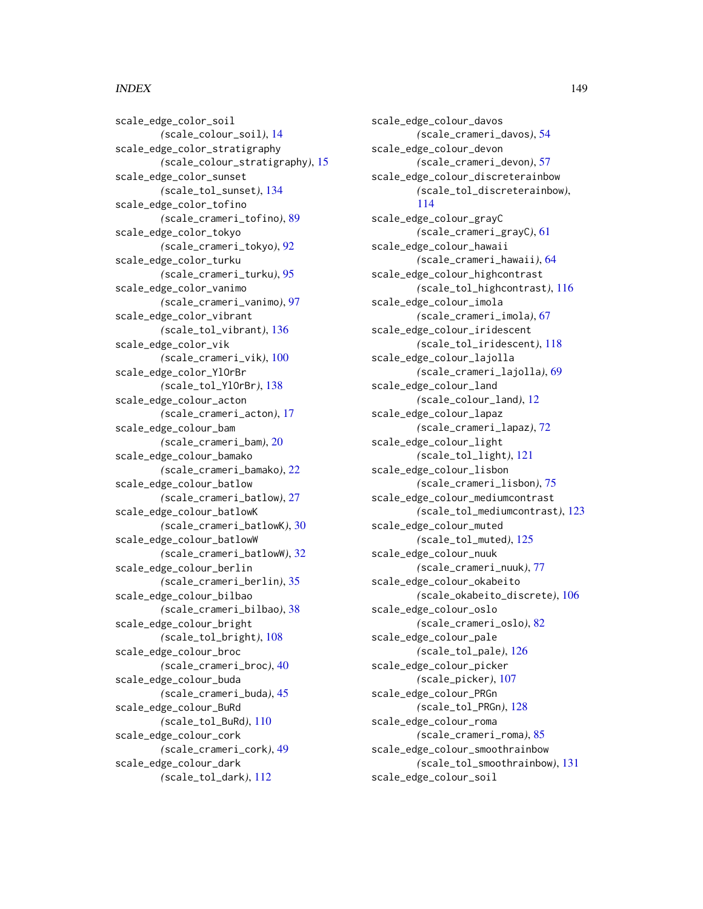scale_edge_color_soil
  (scale_colour_soil), 14
scale_edge_color_stratigraphy
  (scale_colour_stratigraphy), 15
scale_edge_color_sunset
  (scale_tol_sunset), 134
scale_edge_color_tofino
  (scale_crameri_tofino), 89
scale_edge_color_tokyo
  (scale_crameri_tokyo), 92
scale_edge_color_turku
  (scale_crameri_turku), 95
scale_edge_color_vanimo
  (scale_crameri_vanimo), 97
scale_edge_color_vibrant
  (scale_tol_vibrant), 136
scale_edge_color_vik
  (scale_crameri_vik), 100
scale_edge_color_YlOrBr
  (scale_tol_YlOrBr), 138
scale_edge_colour_acton
  (scale_crameri_acton), 17
scale_edge_colour_bam
  (scale_crameri_bam), 20
scale_edge_colour_bamako
  (scale_crameri_bamako), 22
scale_edge_colour_batlow
  (scale_crameri_batlow), 27
scale_edge_colour_batlowK
  (scale_crameri_batlowK), 30
scale_edge_colour_batlowW
  (scale_crameri_batlowW), 32
scale_edge_colour_berlin
  (scale_crameri_berlin), 35
scale_edge_colour_bilbao
  (scale_crameri_bilbao), 38
scale_edge_colour_bright
  (scale_tol_bright), 108
scale_edge_colour_broc
  (scale_crameri_broc), 40
scale_edge_colour_buda
  (scale_crameri_buda), 45
scale_edge_colour_BuRd
  (scale_tol_BuRd), 110
scale_edge_colour_cork
  (scale_crameri_cork), 49
scale_edge_colour_dark
  (scale_tol_dark), 112
scale_edge_colour_davos
  (scale_crameri_davos), 54
scale_edge_colour_devon
  (scale_crameri_devon), 57
scale_edge_colour_discreterainbow
  (scale_tol_discreterainbow), 114
scale_edge_colour_grayC
  (scale_crameri_grayC), 61
scale_edge_colour_hawaii
  (scale_crameri_hawaii), 64
scale_edge_colour_highcontrast
  (scale_tol_highcontrast), 116
scale_edge_colour_imola
  (scale_crameri_imola), 67
scale_edge_colour_iridescent
  (scale_tol_iridescent), 118
scale_edge_colour_lajolla
  (scale_crameri_lajolla), 69
scale_edge_colour_land
  (scale_colour_land), 12
scale_edge_colour_lapaz
  (scale_crameri_lapaz), 72
scale_edge_colour_light
  (scale_tol_light), 121
scale_edge_colour_lisbon
  (scale_crameri_lisbon), 75
scale_edge_colour_mediumcontrast
  (scale_tol_mediumcontrast), 123
scale_edge_colour_muted
  (scale_tol_muted), 125
scale_edge_colour_nuuk
  (scale_crameri_nuuk), 77
scale_edge_colour_okabeito
  (scale_okabeito_discrete), 106
scale_edge_colour_oslo
  (scale_crameri_oslo), 82
scale_edge_colour_pale
  (scale_tol_pale), 126
scale_edge_colour_picker
  (scale_picker), 107
scale_edge_colour_PRGn
  (scale_tol_PRGn), 128
scale_edge_colour_roma
  (scale_crameri_roma), 85
scale_edge_colour_smoothrainbow
  (scale_tol_smoothrainbow), 131
scale_edge_colour_soil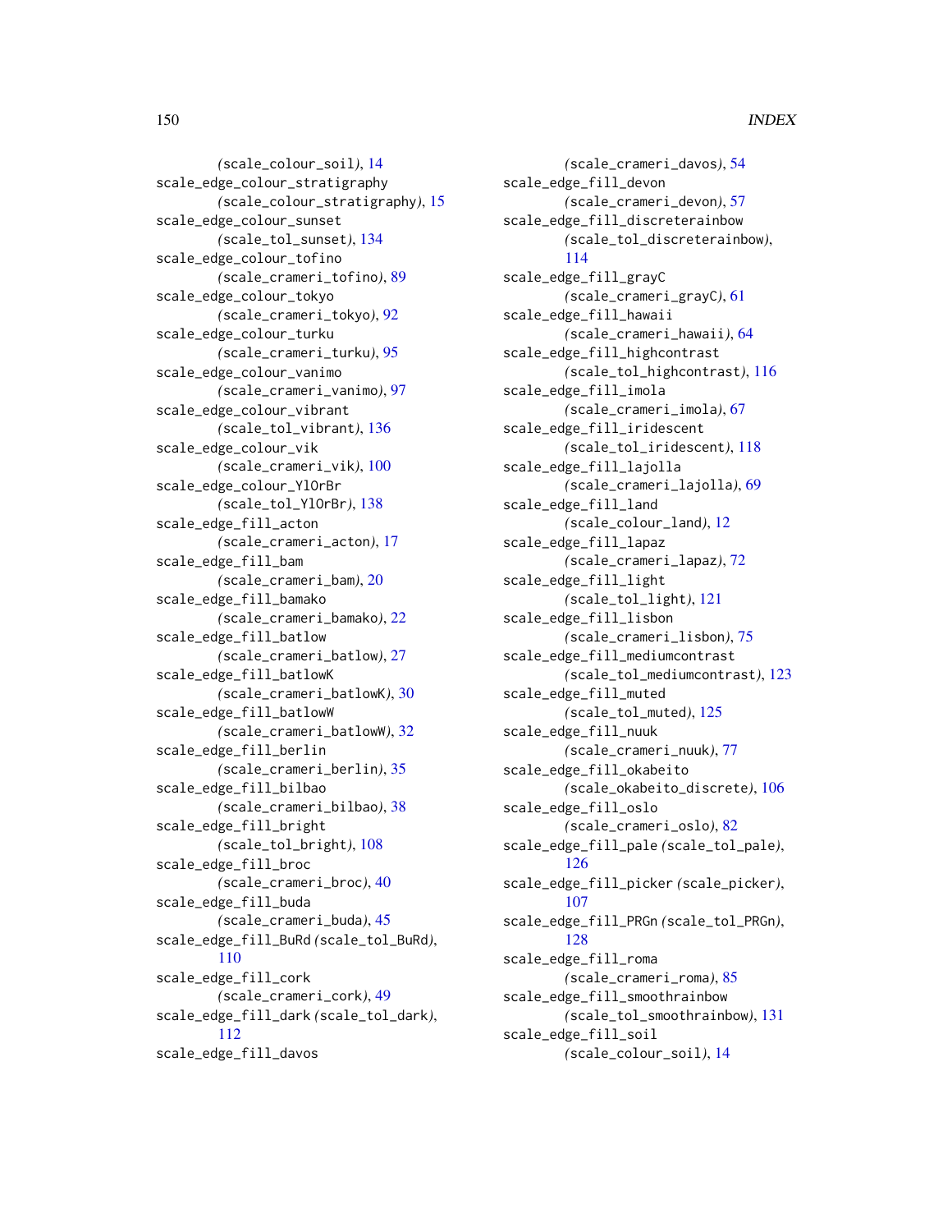(scale_colour_soil), 14
scale_edge_colour_stratigraphy (scale_colour_stratigraphy), 15
scale_edge_colour_sunset (scale_tol_sunset), 134
scale_edge_colour_tofino (scale_crameri_tofino), 89
scale_edge_colour_tokyo (scale_crameri_tokyo), 92
scale_edge_colour_turku (scale_crameri_turku), 95
scale_edge_colour_vanimo (scale_crameri_vanimo), 97
scale_edge_colour_vibrant (scale_tol_vibrant), 136
scale_edge_colour_vik (scale_crameri_vik), 100
scale_edge_colour_YlOrBr (scale_tol_YlOrBr), 138
scale_edge_fill_acton (scale_crameri_acton), 17
scale_edge_fill_bam (scale_crameri_bam), 20
scale_edge_fill_bamako (scale_crameri_bamako), 22
scale_edge_fill_batlow (scale_crameri_batlow), 27
scale_edge_fill_batlowK (scale_crameri_batlowK), 30
scale_edge_fill_batlowW (scale_crameri_batlowW), 32
scale_edge_fill_berlin (scale_crameri_berlin), 35
scale_edge_fill_bilbao (scale_crameri_bilbao), 38
scale_edge_fill_bright (scale_tol_bright), 108
scale_edge_fill_broc (scale_crameri_broc), 40
scale_edge_fill_buda (scale_crameri_buda), 45
scale_edge_fill_BuRd (scale_tol_BuRd), 110
scale_edge_fill_cork (scale_crameri_cork), 49
scale_edge_fill_dark (scale_tol_dark), 112
scale_edge_fill_davos (scale_crameri_davos), 54
scale_edge_fill_devon (scale_crameri_devon), 57
scale_edge_fill_discreterainbow (scale_tol_discreterainbow), 114
scale_edge_fill_grayC (scale_crameri_grayC), 61
scale_edge_fill_hawaii (scale_crameri_hawaii), 64
scale_edge_fill_highcontrast (scale_tol_highcontrast), 116
scale_edge_fill_imola (scale_crameri_imola), 67
scale_edge_fill_iridescent (scale_tol_iridescent), 118
scale_edge_fill_lajolla (scale_crameri_lajolla), 69
scale_edge_fill_land (scale_colour_land), 12
scale_edge_fill_lapaz (scale_crameri_lapaz), 72
scale_edge_fill_light (scale_tol_light), 121
scale_edge_fill_lisbon (scale_crameri_lisbon), 75
scale_edge_fill_mediumcontrast (scale_tol_mediumcontrast), 123
scale_edge_fill_muted (scale_tol_muted), 125
scale_edge_fill_nuuk (scale_crameri_nuuk), 77
scale_edge_fill_okabeito (scale_okabeito_discrete), 106
scale_edge_fill_oslo (scale_crameri_oslo), 82
scale_edge_fill_pale (scale_tol_pale), 126
scale_edge_fill_picker (scale_picker), 107
scale_edge_fill_PRGn (scale_tol_PRGn), 128
scale_edge_fill_roma (scale_crameri_roma), 85
scale_edge_fill_smoothrainbow (scale_tol_smoothrainbow), 131
scale_edge_fill_soil (scale_colour_soil), 14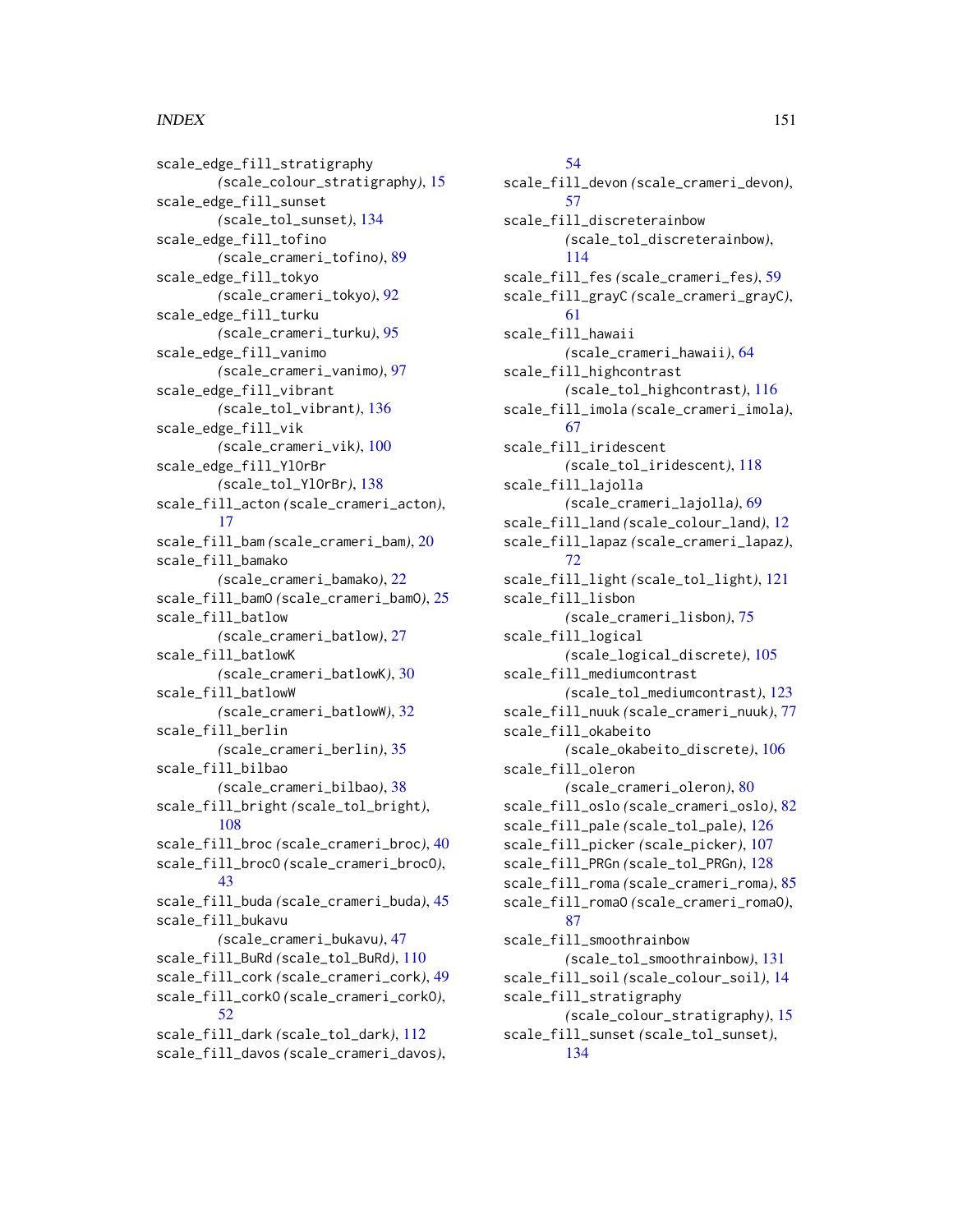scale_edge_fill_stratigraphy (scale_colour_stratigraphy), 15
scale_edge_fill_sunset (scale_tol_sunset), 134
scale_edge_fill_tofino (scale_crameri_tofino), 89
scale_edge_fill_tokyo (scale_crameri_tokyo), 92
scale_edge_fill_turku (scale_crameri_turku), 95
scale_edge_fill_vanimo (scale_crameri_vanimo), 97
scale_edge_fill_vibrant (scale_tol_vibrant), 136
scale_edge_fill_vik (scale_crameri_vik), 100
scale_edge_fill_YlOrBr (scale_tol_YlOrBr), 138
scale_fill_acton (scale_crameri_acton), 17
scale_fill_bam (scale_crameri_bam), 20
scale_fill_bamako (scale_crameri_bamako), 22
scale_fill_bamO (scale_crameri_bamO), 25
scale_fill_batlow (scale_crameri_batlow), 27
scale_fill_batlowK (scale_crameri_batlowK), 30
scale_fill_batlowW (scale_crameri_batlowW), 32
scale_fill_berlin (scale_crameri_berlin), 35
scale_fill_bilbao (scale_crameri_bilbao), 38
scale_fill_bright (scale_tol_bright), 108
scale_fill_broc (scale_crameri_broc), 40
scale_fill_brocO (scale_crameri_brocO), 43
scale_fill_buda (scale_crameri_buda), 45
scale_fill_bukavu (scale_crameri_bukavu), 47
scale_fill_BuRd (scale_tol_BuRd), 110
scale_fill_cork (scale_crameri_cork), 49
scale_fill_corkO (scale_crameri_corkO), 52
scale_fill_dark (scale_tol_dark), 112
scale_fill_davos (scale_crameri_davos), 54
scale_fill_devon (scale_crameri_devon), 57
scale_fill_discreterainbow (scale_tol_discreterainbow), 114
scale_fill_fes (scale_crameri_fes), 59
scale_fill_grayC (scale_crameri_grayC), 61
scale_fill_hawaii (scale_crameri_hawaii), 64
scale_fill_highcontrast (scale_tol_highcontrast), 116
scale_fill_imola (scale_crameri_imola), 67
scale_fill_iridescent (scale_tol_iridescent), 118
scale_fill_lajolla (scale_crameri_lajolla), 69
scale_fill_land (scale_colour_land), 12
scale_fill_lapaz (scale_crameri_lapaz), 72
scale_fill_light (scale_tol_light), 121
scale_fill_lisbon (scale_crameri_lisbon), 75
scale_fill_logical (scale_logical_discrete), 105
scale_fill_mediumcontrast (scale_tol_mediumcontrast), 123
scale_fill_nuuk (scale_crameri_nuuk), 77
scale_fill_okabeito (scale_okabeito_discrete), 106
scale_fill_oleron (scale_crameri_oleron), 80
scale_fill_oslo (scale_crameri_oslo), 82
scale_fill_pale (scale_tol_pale), 126
scale_fill_picker (scale_picker), 107
scale_fill_PRGn (scale_tol_PRGn), 128
scale_fill_roma (scale_crameri_roma), 85
scale_fill_romaO (scale_crameri_romaO), 87
scale_fill_smoothrainbow (scale_tol_smoothrainbow), 131
scale_fill_soil (scale_colour_soil), 14
scale_fill_stratigraphy (scale_colour_stratigraphy), 15
scale_fill_sunset (scale_tol_sunset), 134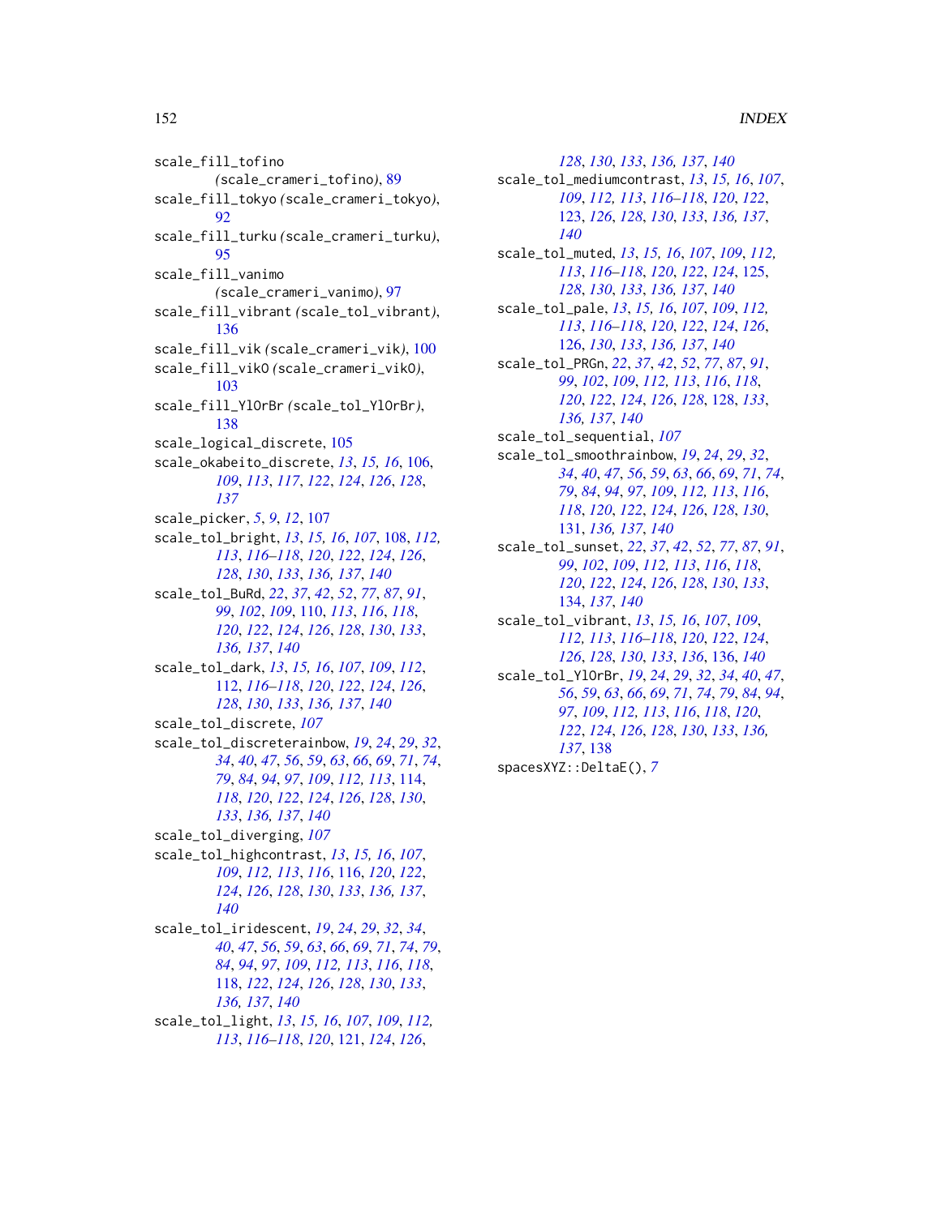scale_fill_tofino (scale_crameri_tofino), 89
scale_fill_tokyo (scale_crameri_tokyo), 92
scale_fill_turku (scale_crameri_turku), 95
scale_fill_vanimo (scale_crameri_vanimo), 97
scale_fill_vibrant (scale_tol_vibrant), 136
scale_fill_vik (scale_crameri_vik), 100
scale_fill_vikO (scale_crameri_vikO), 103
scale_fill_YlOrBr (scale_tol_YlOrBr), 138
scale_logical_discrete, 105
scale_okabeito_discrete, *13*, *15, 16*, 106, *109*, *113*, *117*, *122*, *124*, *126*, *128*, *137*
scale_picker, *5*, *9*, *12*, 107
scale_tol_bright, *13*, *15, 16*, *107*, 108, *112, 113*, *116–118*, *120*, *122*, *124*, *126*, *128*, *130*, *133*, *136, 137*, *140*
scale_tol_BuRd, *22*, *37*, *42*, *52*, *77*, *87*, *91*, *99*, *102*, *109*, 110, *113*, *116*, *118*, *120*, *122*, *124*, *126*, *128*, *130*, *133*, *136, 137*, *140*
scale_tol_dark, *13*, *15, 16*, *107*, *109*, *112*, 112, *116–118*, *120*, *122*, *124*, *126*, *128*, *130*, *133*, *136, 137*, *140*
scale_tol_discrete, *107*
scale_tol_discreterainbow, *19*, *24*, *29*, *32*, *34*, *40*, *47*, *56*, *59*, *63*, *66*, *69*, *71*, *74*, *79*, *84*, *94*, *97*, *109*, *112, 113*, 114, *118*, *120*, *122*, *124*, *126*, *128*, *130*, *133*, *136, 137*, *140*
scale_tol_diverging, *107*
scale_tol_highcontrast, *13*, *15, 16*, *107*, *109*, *112, 113*, *116*, 116, *120*, *122*, *124*, *126*, *128*, *130*, *133*, *136, 137*, *140*
scale_tol_iridescent, *19*, *24*, *29*, *32*, *34*, *40*, *47*, *56*, *59*, *63*, *66*, *69*, *71*, *74*, *79*, *84*, *94*, *97*, *109*, *112, 113*, *116*, *118*, 118, *122*, *124*, *126*, *128*, *130*, *133*, *136, 137*, *140*
scale_tol_light, *13*, *15, 16*, *107*, *109*, *112, 113*, *116–118*, *120*, 121, *124*, *126*, *128*, *130*, *133*, *136, 137*, *140*
scale_tol_mediumcontrast, *13*, *15, 16*, *107*, *109*, *112, 113*, *116–118*, *120*, *122*, 123, *126*, *128*, *130*, *133*, *136, 137*, *140*
scale_tol_muted, *13*, *15, 16*, *107*, *109*, *112, 113*, *116–118*, *120*, *122*, *124*, 125, *128*, *130*, *133*, *136, 137*, *140*
scale_tol_pale, *13*, *15, 16*, *107*, *109*, *112, 113*, *116–118*, *120*, *122*, *124*, *126*, 126, *130*, *133*, *136, 137*, *140*
scale_tol_PRGn, *22*, *37*, *42*, *52*, *77*, *87*, *91*, *99*, *102*, *109*, *112, 113*, *116*, *118*, *120*, *122*, *124*, *126*, *128*, 128, *133*, *136, 137*, *140*
scale_tol_sequential, *107*
scale_tol_smoothrainbow, *19*, *24*, *29*, *32*, *34*, *40*, *47*, *56*, *59*, *63*, *66*, *69*, *71*, *74*, *79*, *84*, *94*, *97*, *109*, *112, 113*, *116*, *118*, *120*, *122*, *124*, *126*, *128*, *130*, 131, *136, 137*, *140*
scale_tol_sunset, *22*, *37*, *42*, *52*, *77*, *87*, *91*, *99*, *102*, *109*, *112, 113*, *116*, *118*, *120*, *122*, *124*, *126*, *128*, *130*, *133*, 134, *137*, *140*
scale_tol_vibrant, *13*, *15, 16*, *107*, *109*, *112, 113*, *116–118*, *120*, *122*, *124*, *126*, *128*, *130*, *133*, *136*, 136, *140*
scale_tol_YlOrBr, *19*, *24*, *29*, *32*, *34*, *40*, *47*, *56*, *59*, *63*, *66*, *69*, *71*, *74*, *79*, *84*, *94*, *97*, *109*, *112, 113*, *116*, *118*, *120*, *122*, *124*, *126*, *128*, *130*, *133*, *136, 137*, 138
spacesXYZ::DeltaE(), *7*